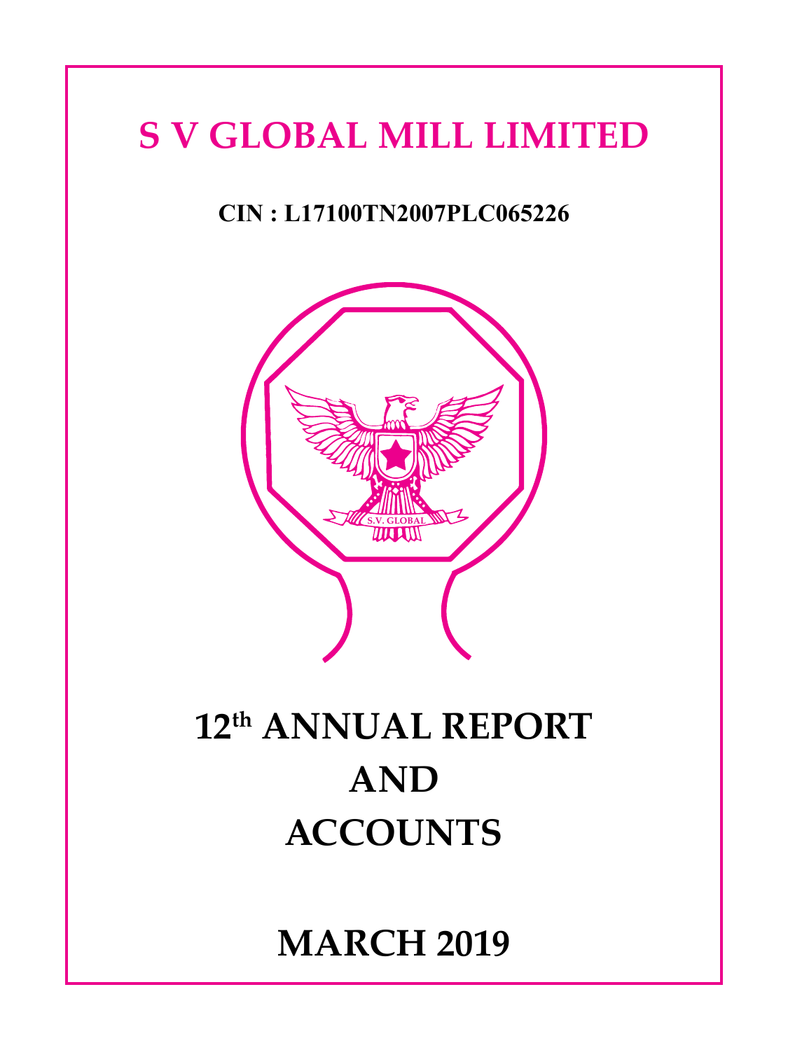# S V GLOBAL MILL LIMITED

**CIN : L17100TN2007PLC065226**

# 12th ANNUAL REPORT AND ACCOUNTS

# MARCH 2019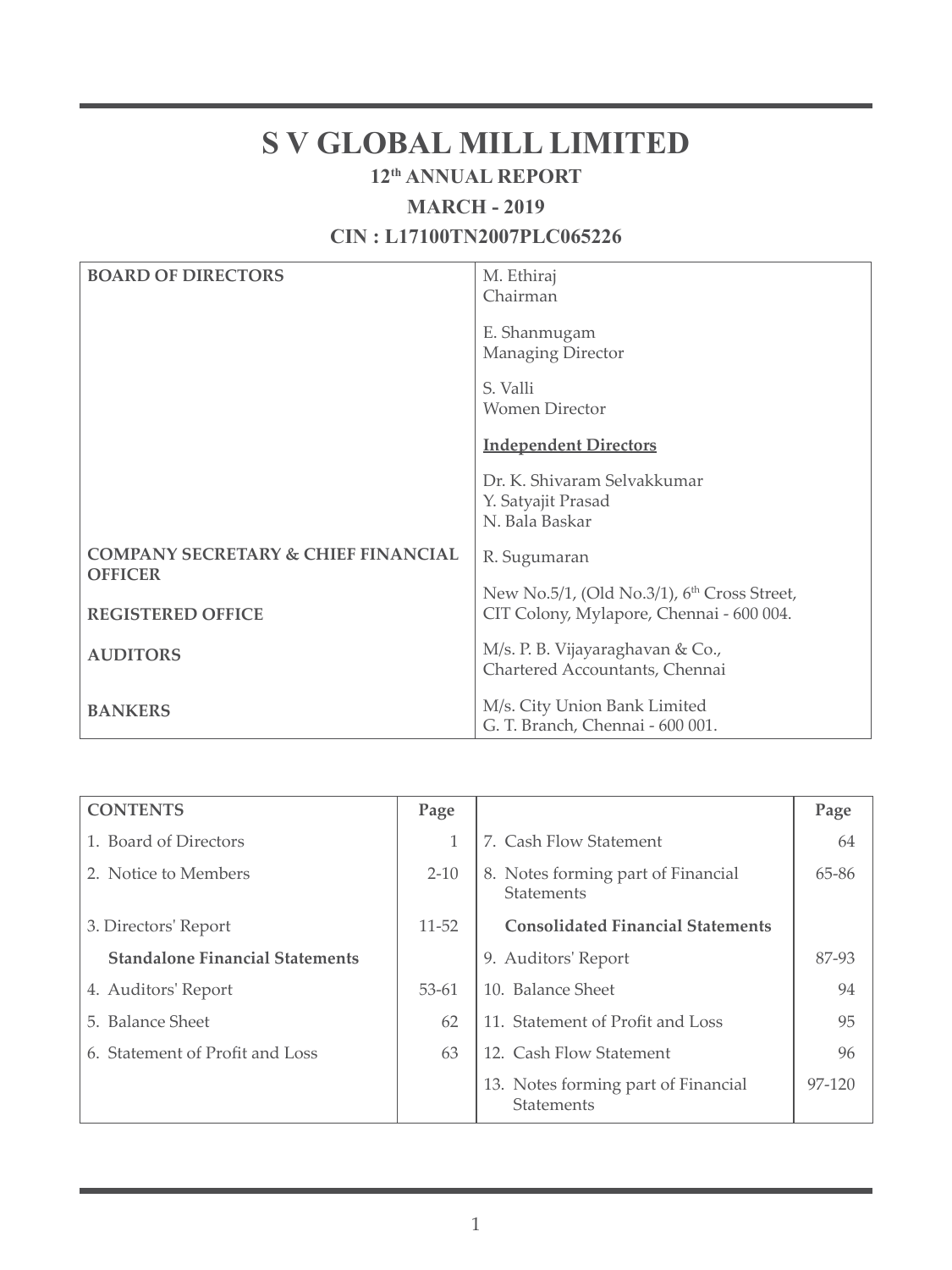# S V GLOBAL MILL LIMITED

**12th ANNUAL REPORT**

**MARCH - 2019**

**CIN : L17100TN2007PLC065226**

| | |
|---|---|
| **BOARD OF DIRECTORS** | M. Ethiraj<br>Chairman<br><br>E. Shanmugam<br>Managing Director<br><br>S. Valli<br>Women Director<br><br>**Independent Directors**<br><br>Dr. K. Shivaram Selvakkumar<br>Y. Satyajit Prasad<br>N. Bala Baskar |
| **COMPANY SECRETARY & CHIEF FINANCIAL OFFICER** | R. Sugumaran |
| **REGISTERED OFFICE** | New No.5/1, (Old No.3/1), 6th Cross Street, CIT Colony, Mylapore, Chennai - 600 004. |
| **AUDITORS** | M/s. P. B. Vijayaraghavan & Co.,<br>Chartered Accountants, Chennai |
| **BANKERS** | M/s. City Union Bank Limited<br>G. T. Branch, Chennai - 600 001. |

| CONTENTS | Page | | Page |
|---|---|---|---|
| 1. Board of Directors | 1 | 7. Cash Flow Statement | 64 |
| 2. Notice to Members | 2-10 | 8. Notes forming part of Financial Statements | 65-86 |
| 3. Directors' Report | 11-52 | **Consolidated Financial Statements** | |
| **Standalone Financial Statements** | | 9. Auditors' Report | 87-93 |
| 4. Auditors' Report | 53-61 | 10. Balance Sheet | 94 |
| 5. Balance Sheet | 62 | 11. Statement of Profit and Loss | 95 |
| 6. Statement of Profit and Loss | 63 | 12. Cash Flow Statement | 96 |
| | | 13. Notes forming part of Financial Statements | 97-120 |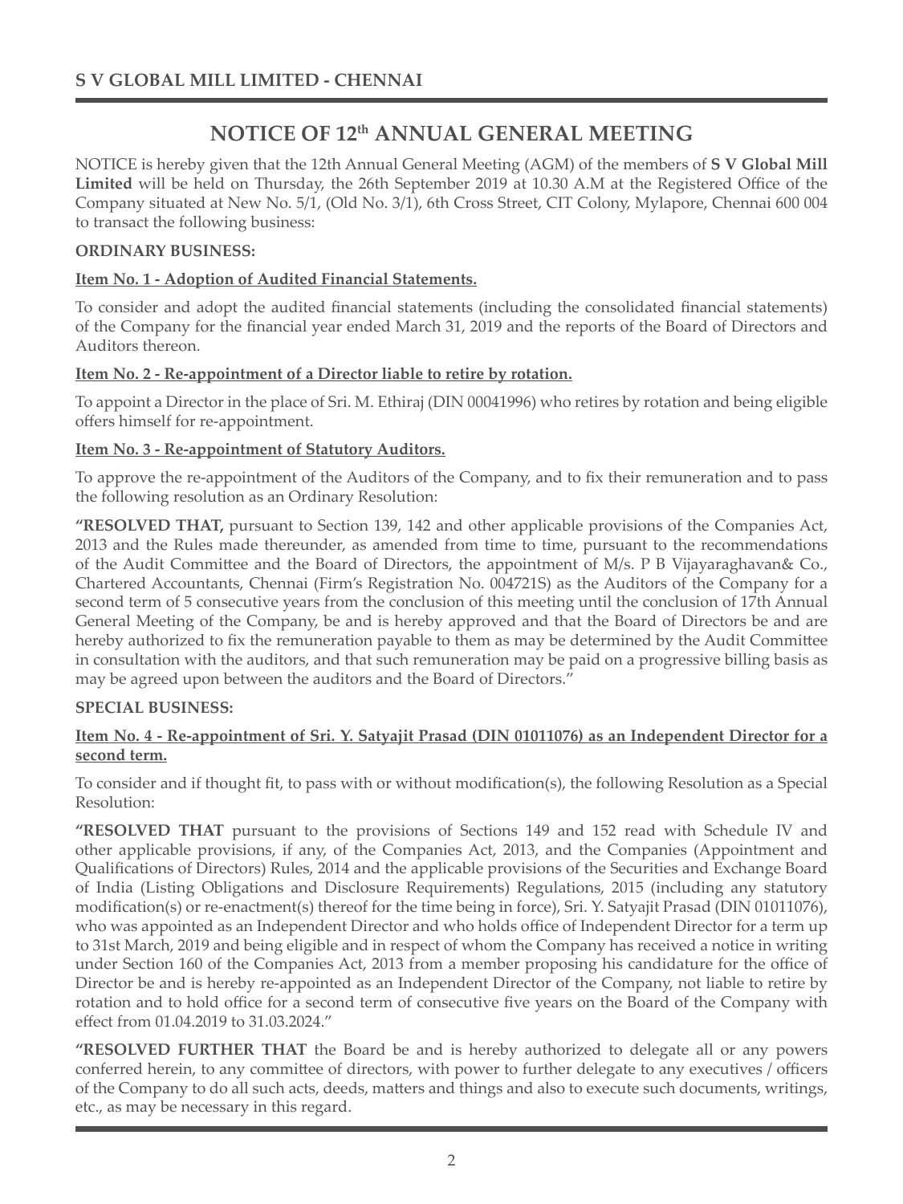# NOTICE OF 12th ANNUAL GENERAL MEETING

NOTICE is hereby given that the 12th Annual General Meeting (AGM) of the members of **S V Global Mill Limited** will be held on Thursday, the 26th September 2019 at 10.30 A.M at the Registered Office of the Company situated at New No. 5/1, (Old No. 3/1), 6th Cross Street, CIT Colony, Mylapore, Chennai 600 004 to transact the following business:

**ORDINARY BUSINESS:**

**Item No. 1 - Adoption of Audited Financial Statements.**

To consider and adopt the audited financial statements (including the consolidated financial statements) of the Company for the financial year ended March 31, 2019 and the reports of the Board of Directors and Auditors thereon.

**Item No. 2 - Re-appointment of a Director liable to retire by rotation.**

To appoint a Director in the place of Sri. M. Ethiraj (DIN 00041996) who retires by rotation and being eligible offers himself for re-appointment.

**Item No. 3 - Re-appointment of Statutory Auditors.**

To approve the re-appointment of the Auditors of the Company, and to fix their remuneration and to pass the following resolution as an Ordinary Resolution:

**"RESOLVED THAT,** pursuant to Section 139, 142 and other applicable provisions of the Companies Act, 2013 and the Rules made thereunder, as amended from time to time, pursuant to the recommendations of the Audit Committee and the Board of Directors, the appointment of M/s. P B Vijayaraghavan& Co., Chartered Accountants, Chennai (Firm's Registration No. 004721S) as the Auditors of the Company for a second term of 5 consecutive years from the conclusion of this meeting until the conclusion of 17th Annual General Meeting of the Company, be and is hereby approved and that the Board of Directors be and are hereby authorized to fix the remuneration payable to them as may be determined by the Audit Committee in consultation with the auditors, and that such remuneration may be paid on a progressive billing basis as may be agreed upon between the auditors and the Board of Directors."

**SPECIAL BUSINESS:**

**Item No. 4 - Re-appointment of Sri. Y. Satyajit Prasad (DIN 01011076) as an Independent Director for a second term.**

To consider and if thought fit, to pass with or without modification(s), the following Resolution as a Special Resolution:

**"RESOLVED THAT** pursuant to the provisions of Sections 149 and 152 read with Schedule IV and other applicable provisions, if any, of the Companies Act, 2013, and the Companies (Appointment and Qualifications of Directors) Rules, 2014 and the applicable provisions of the Securities and Exchange Board of India (Listing Obligations and Disclosure Requirements) Regulations, 2015 (including any statutory modification(s) or re-enactment(s) thereof for the time being in force), Sri. Y. Satyajit Prasad (DIN 01011076), who was appointed as an Independent Director and who holds office of Independent Director for a term up to 31st March, 2019 and being eligible and in respect of whom the Company has received a notice in writing under Section 160 of the Companies Act, 2013 from a member proposing his candidature for the office of Director be and is hereby re-appointed as an Independent Director of the Company, not liable to retire by rotation and to hold office for a second term of consecutive five years on the Board of the Company with effect from 01.04.2019 to 31.03.2024."

**"RESOLVED FURTHER THAT** the Board be and is hereby authorized to delegate all or any powers conferred herein, to any committee of directors, with power to further delegate to any executives / officers of the Company to do all such acts, deeds, matters and things and also to execute such documents, writings, etc., as may be necessary in this regard.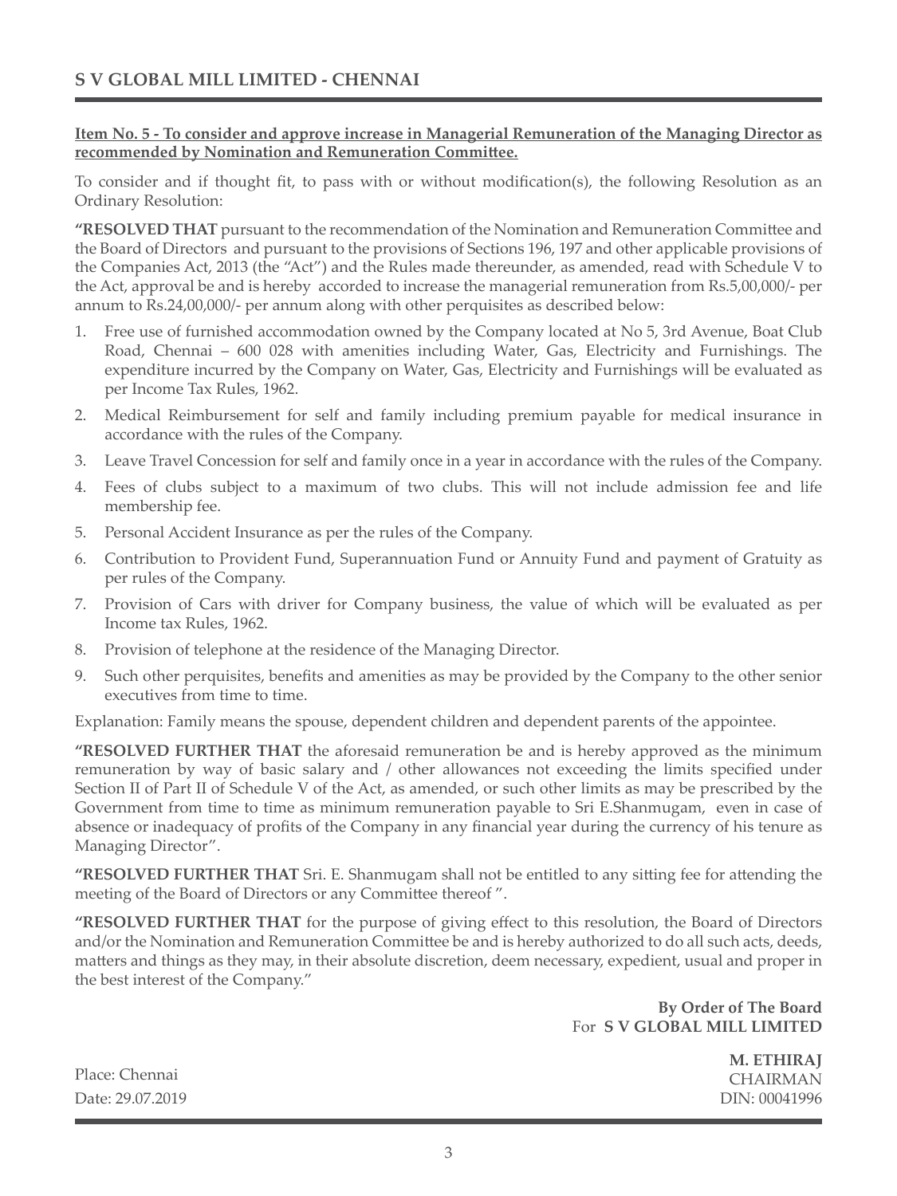**Item No. 5 - To consider and approve increase in Managerial Remuneration of the Managing Director as recommended by Nomination and Remuneration Committee.**

To consider and if thought fit, to pass with or without modification(s), the following Resolution as an Ordinary Resolution:

**"RESOLVED THAT** pursuant to the recommendation of the Nomination and Remuneration Committee and the Board of Directors and pursuant to the provisions of Sections 196, 197 and other applicable provisions of the Companies Act, 2013 (the "Act") and the Rules made thereunder, as amended, read with Schedule V to the Act, approval be and is hereby accorded to increase the managerial remuneration from Rs.5,00,000/- per annum to Rs.24,00,000/- per annum along with other perquisites as described below:

1. Free use of furnished accommodation owned by the Company located at No 5, 3rd Avenue, Boat Club Road, Chennai – 600 028 with amenities including Water, Gas, Electricity and Furnishings. The expenditure incurred by the Company on Water, Gas, Electricity and Furnishings will be evaluated as per Income Tax Rules, 1962.
2. Medical Reimbursement for self and family including premium payable for medical insurance in accordance with the rules of the Company.
3. Leave Travel Concession for self and family once in a year in accordance with the rules of the Company.
4. Fees of clubs subject to a maximum of two clubs. This will not include admission fee and life membership fee.
5. Personal Accident Insurance as per the rules of the Company.
6. Contribution to Provident Fund, Superannuation Fund or Annuity Fund and payment of Gratuity as per rules of the Company.
7. Provision of Cars with driver for Company business, the value of which will be evaluated as per Income tax Rules, 1962.
8. Provision of telephone at the residence of the Managing Director.
9. Such other perquisites, benefits and amenities as may be provided by the Company to the other senior executives from time to time.

Explanation: Family means the spouse, dependent children and dependent parents of the appointee.

**"RESOLVED FURTHER THAT** the aforesaid remuneration be and is hereby approved as the minimum remuneration by way of basic salary and / other allowances not exceeding the limits specified under Section II of Part II of Schedule V of the Act, as amended, or such other limits as may be prescribed by the Government from time to time as minimum remuneration payable to Sri E.Shanmugam, even in case of absence or inadequacy of profits of the Company in any financial year during the currency of his tenure as Managing Director".

**"RESOLVED FURTHER THAT** Sri. E. Shanmugam shall not be entitled to any sitting fee for attending the meeting of the Board of Directors or any Committee thereof ".

**"RESOLVED FURTHER THAT** for the purpose of giving effect to this resolution, the Board of Directors and/or the Nomination and Remuneration Committee be and is hereby authorized to do all such acts, deeds, matters and things as they may, in their absolute discretion, deem necessary, expedient, usual and proper in the best interest of the Company."

**By Order of The Board**
For **S V GLOBAL MILL LIMITED**

**M. ETHIRAJ**
CHAIRMAN
DIN: 00041996

Place: Chennai
Date: 29.07.2019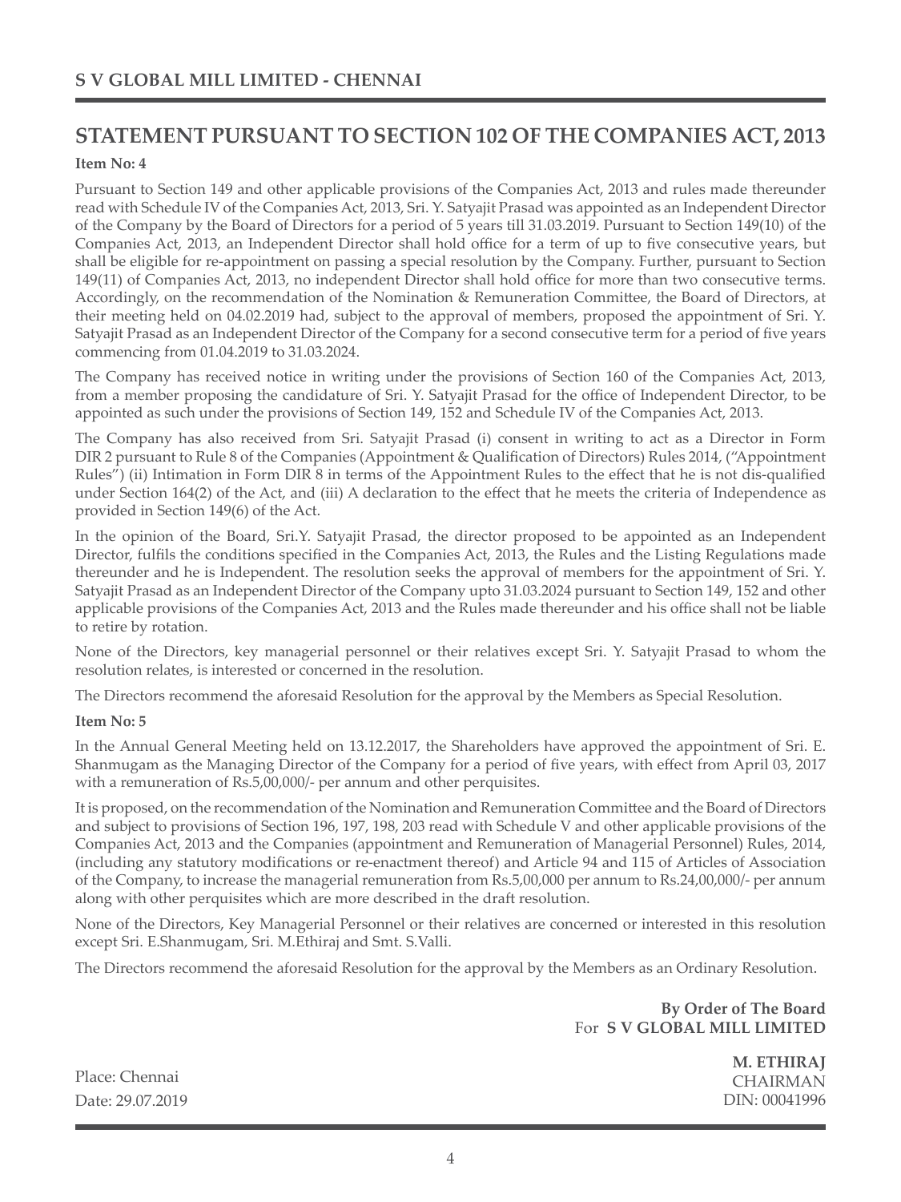# STATEMENT PURSUANT TO SECTION 102 OF THE COMPANIES ACT, 2013

**Item No: 4**

Pursuant to Section 149 and other applicable provisions of the Companies Act, 2013 and rules made thereunder read with Schedule IV of the Companies Act, 2013, Sri. Y. Satyajit Prasad was appointed as an Independent Director of the Company by the Board of Directors for a period of 5 years till 31.03.2019. Pursuant to Section 149(10) of the Companies Act, 2013, an Independent Director shall hold office for a term of up to five consecutive years, but shall be eligible for re-appointment on passing a special resolution by the Company. Further, pursuant to Section 149(11) of Companies Act, 2013, no independent Director shall hold office for more than two consecutive terms. Accordingly, on the recommendation of the Nomination & Remuneration Committee, the Board of Directors, at their meeting held on 04.02.2019 had, subject to the approval of members, proposed the appointment of Sri. Y. Satyajit Prasad as an Independent Director of the Company for a second consecutive term for a period of five years commencing from 01.04.2019 to 31.03.2024.

The Company has received notice in writing under the provisions of Section 160 of the Companies Act, 2013, from a member proposing the candidature of Sri. Y. Satyajit Prasad for the office of Independent Director, to be appointed as such under the provisions of Section 149, 152 and Schedule IV of the Companies Act, 2013.

The Company has also received from Sri. Satyajit Prasad (i) consent in writing to act as a Director in Form DIR 2 pursuant to Rule 8 of the Companies (Appointment & Qualification of Directors) Rules 2014, ("Appointment Rules") (ii) Intimation in Form DIR 8 in terms of the Appointment Rules to the effect that he is not dis-qualified under Section 164(2) of the Act, and (iii) A declaration to the effect that he meets the criteria of Independence as provided in Section 149(6) of the Act.

In the opinion of the Board, Sri.Y. Satyajit Prasad, the director proposed to be appointed as an Independent Director, fulfils the conditions specified in the Companies Act, 2013, the Rules and the Listing Regulations made thereunder and he is Independent. The resolution seeks the approval of members for the appointment of Sri. Y. Satyajit Prasad as an Independent Director of the Company upto 31.03.2024 pursuant to Section 149, 152 and other applicable provisions of the Companies Act, 2013 and the Rules made thereunder and his office shall not be liable to retire by rotation.

None of the Directors, key managerial personnel or their relatives except Sri. Y. Satyajit Prasad to whom the resolution relates, is interested or concerned in the resolution.

The Directors recommend the aforesaid Resolution for the approval by the Members as Special Resolution.

**Item No: 5**

In the Annual General Meeting held on 13.12.2017, the Shareholders have approved the appointment of Sri. E. Shanmugam as the Managing Director of the Company for a period of five years, with effect from April 03, 2017 with a remuneration of Rs.5,00,000/- per annum and other perquisites.

It is proposed, on the recommendation of the Nomination and Remuneration Committee and the Board of Directors and subject to provisions of Section 196, 197, 198, 203 read with Schedule V and other applicable provisions of the Companies Act, 2013 and the Companies (appointment and Remuneration of Managerial Personnel) Rules, 2014, (including any statutory modifications or re-enactment thereof) and Article 94 and 115 of Articles of Association of the Company, to increase the managerial remuneration from Rs.5,00,000 per annum to Rs.24,00,000/- per annum along with other perquisites which are more described in the draft resolution.

None of the Directors, Key Managerial Personnel or their relatives are concerned or interested in this resolution except Sri. E.Shanmugam, Sri. M.Ethiraj and Smt. S.Valli.

The Directors recommend the aforesaid Resolution for the approval by the Members as an Ordinary Resolution.

**By Order of The Board**
For **S V GLOBAL MILL LIMITED**

**M. ETHIRAJ**
CHAIRMAN
DIN: 00041996

Place: Chennai
Date: 29.07.2019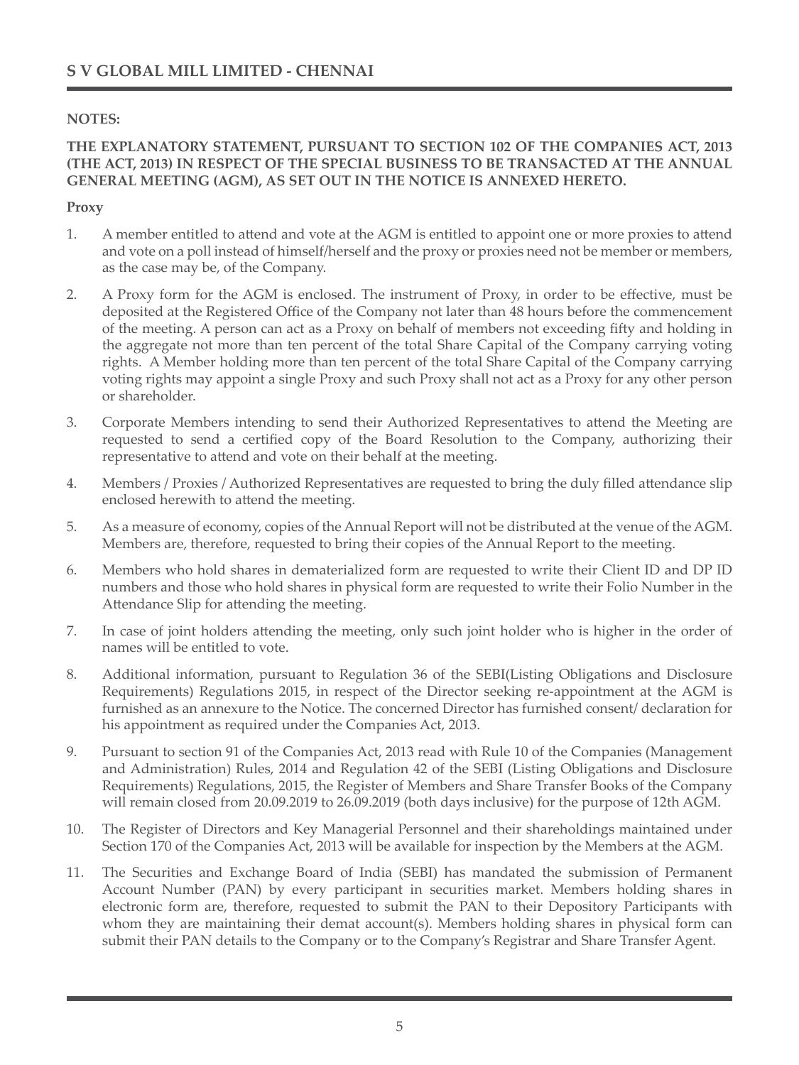## NOTES:

**THE EXPLANATORY STATEMENT, PURSUANT TO SECTION 102 OF THE COMPANIES ACT, 2013 (THE ACT, 2013) IN RESPECT OF THE SPECIAL BUSINESS TO BE TRANSACTED AT THE ANNUAL GENERAL MEETING (AGM), AS SET OUT IN THE NOTICE IS ANNEXED HERETO.**

**Proxy**

1. A member entitled to attend and vote at the AGM is entitled to appoint one or more proxies to attend and vote on a poll instead of himself/herself and the proxy or proxies need not be member or members, as the case may be, of the Company.

2. A Proxy form for the AGM is enclosed. The instrument of Proxy, in order to be effective, must be deposited at the Registered Office of the Company not later than 48 hours before the commencement of the meeting. A person can act as a Proxy on behalf of members not exceeding fifty and holding in the aggregate not more than ten percent of the total Share Capital of the Company carrying voting rights. A Member holding more than ten percent of the total Share Capital of the Company carrying voting rights may appoint a single Proxy and such Proxy shall not act as a Proxy for any other person or shareholder.

3. Corporate Members intending to send their Authorized Representatives to attend the Meeting are requested to send a certified copy of the Board Resolution to the Company, authorizing their representative to attend and vote on their behalf at the meeting.

4. Members / Proxies / Authorized Representatives are requested to bring the duly filled attendance slip enclosed herewith to attend the meeting.

5. As a measure of economy, copies of the Annual Report will not be distributed at the venue of the AGM. Members are, therefore, requested to bring their copies of the Annual Report to the meeting.

6. Members who hold shares in dematerialized form are requested to write their Client ID and DP ID numbers and those who hold shares in physical form are requested to write their Folio Number in the Attendance Slip for attending the meeting.

7. In case of joint holders attending the meeting, only such joint holder who is higher in the order of names will be entitled to vote.

8. Additional information, pursuant to Regulation 36 of the SEBI(Listing Obligations and Disclosure Requirements) Regulations 2015, in respect of the Director seeking re-appointment at the AGM is furnished as an annexure to the Notice. The concerned Director has furnished consent/ declaration for his appointment as required under the Companies Act, 2013.

9. Pursuant to section 91 of the Companies Act, 2013 read with Rule 10 of the Companies (Management and Administration) Rules, 2014 and Regulation 42 of the SEBI (Listing Obligations and Disclosure Requirements) Regulations, 2015, the Register of Members and Share Transfer Books of the Company will remain closed from 20.09.2019 to 26.09.2019 (both days inclusive) for the purpose of 12th AGM.

10. The Register of Directors and Key Managerial Personnel and their shareholdings maintained under Section 170 of the Companies Act, 2013 will be available for inspection by the Members at the AGM.

11. The Securities and Exchange Board of India (SEBI) has mandated the submission of Permanent Account Number (PAN) by every participant in securities market. Members holding shares in electronic form are, therefore, requested to submit the PAN to their Depository Participants with whom they are maintaining their demat account(s). Members holding shares in physical form can submit their PAN details to the Company or to the Company's Registrar and Share Transfer Agent.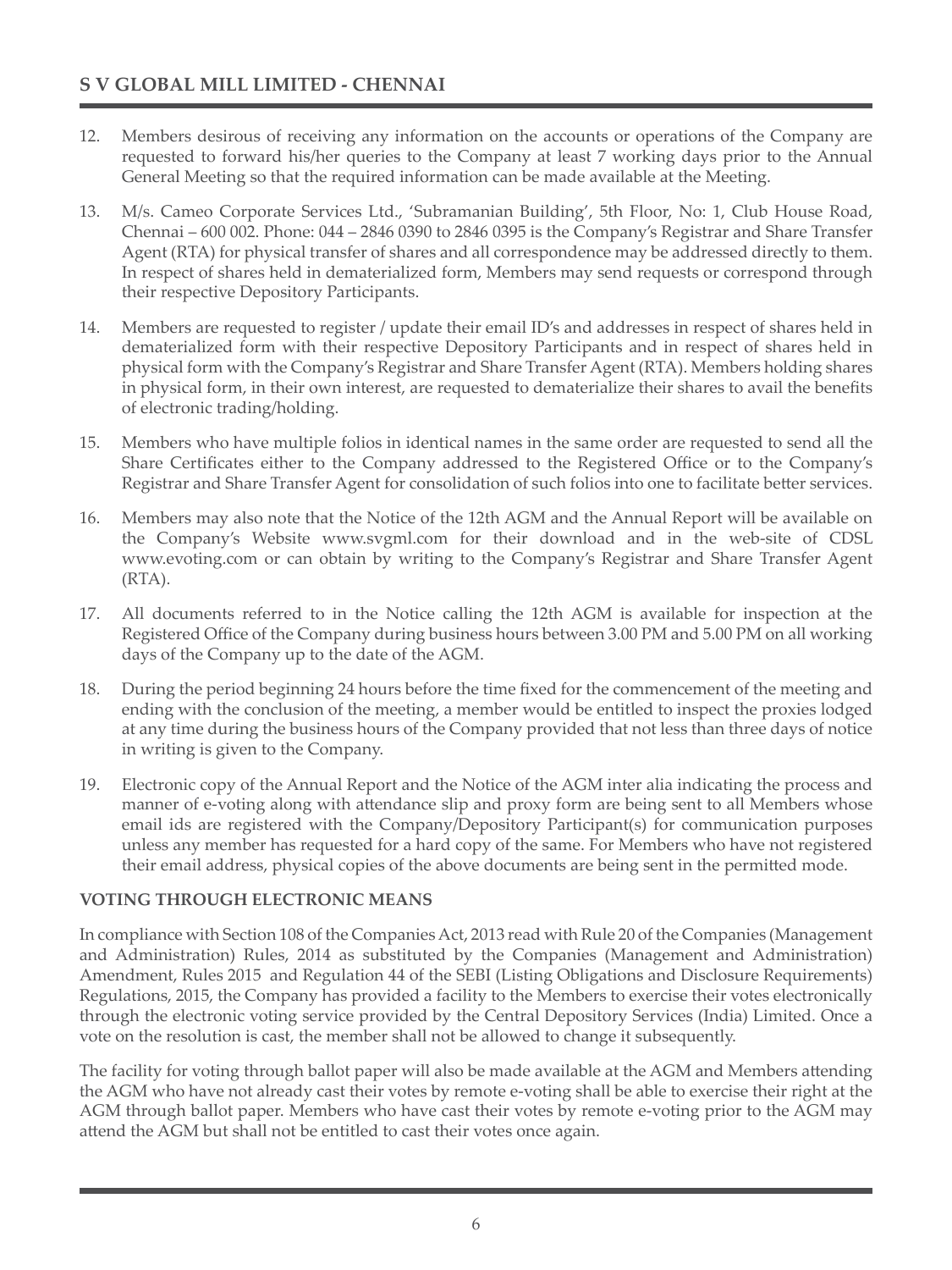12. Members desirous of receiving any information on the accounts or operations of the Company are requested to forward his/her queries to the Company at least 7 working days prior to the Annual General Meeting so that the required information can be made available at the Meeting.

13. M/s. Cameo Corporate Services Ltd., 'Subramanian Building', 5th Floor, No: 1, Club House Road, Chennai – 600 002. Phone: 044 – 2846 0390 to 2846 0395 is the Company's Registrar and Share Transfer Agent (RTA) for physical transfer of shares and all correspondence may be addressed directly to them. In respect of shares held in dematerialized form, Members may send requests or correspond through their respective Depository Participants.

14. Members are requested to register / update their email ID's and addresses in respect of shares held in dematerialized form with their respective Depository Participants and in respect of shares held in physical form with the Company's Registrar and Share Transfer Agent (RTA). Members holding shares in physical form, in their own interest, are requested to dematerialize their shares to avail the benefits of electronic trading/holding.

15. Members who have multiple folios in identical names in the same order are requested to send all the Share Certificates either to the Company addressed to the Registered Office or to the Company's Registrar and Share Transfer Agent for consolidation of such folios into one to facilitate better services.

16. Members may also note that the Notice of the 12th AGM and the Annual Report will be available on the Company's Website www.svgml.com for their download and in the web-site of CDSL www.evoting.com or can obtain by writing to the Company's Registrar and Share Transfer Agent (RTA).

17. All documents referred to in the Notice calling the 12th AGM is available for inspection at the Registered Office of the Company during business hours between 3.00 PM and 5.00 PM on all working days of the Company up to the date of the AGM.

18. During the period beginning 24 hours before the time fixed for the commencement of the meeting and ending with the conclusion of the meeting, a member would be entitled to inspect the proxies lodged at any time during the business hours of the Company provided that not less than three days of notice in writing is given to the Company.

19. Electronic copy of the Annual Report and the Notice of the AGM inter alia indicating the process and manner of e-voting along with attendance slip and proxy form are being sent to all Members whose email ids are registered with the Company/Depository Participant(s) for communication purposes unless any member has requested for a hard copy of the same. For Members who have not registered their email address, physical copies of the above documents are being sent in the permitted mode.

**VOTING THROUGH ELECTRONIC MEANS**

In compliance with Section 108 of the Companies Act, 2013 read with Rule 20 of the Companies (Management and Administration) Rules, 2014 as substituted by the Companies (Management and Administration) Amendment, Rules 2015 and Regulation 44 of the SEBI (Listing Obligations and Disclosure Requirements) Regulations, 2015, the Company has provided a facility to the Members to exercise their votes electronically through the electronic voting service provided by the Central Depository Services (India) Limited. Once a vote on the resolution is cast, the member shall not be allowed to change it subsequently.

The facility for voting through ballot paper will also be made available at the AGM and Members attending the AGM who have not already cast their votes by remote e-voting shall be able to exercise their right at the AGM through ballot paper. Members who have cast their votes by remote e-voting prior to the AGM may attend the AGM but shall not be entitled to cast their votes once again.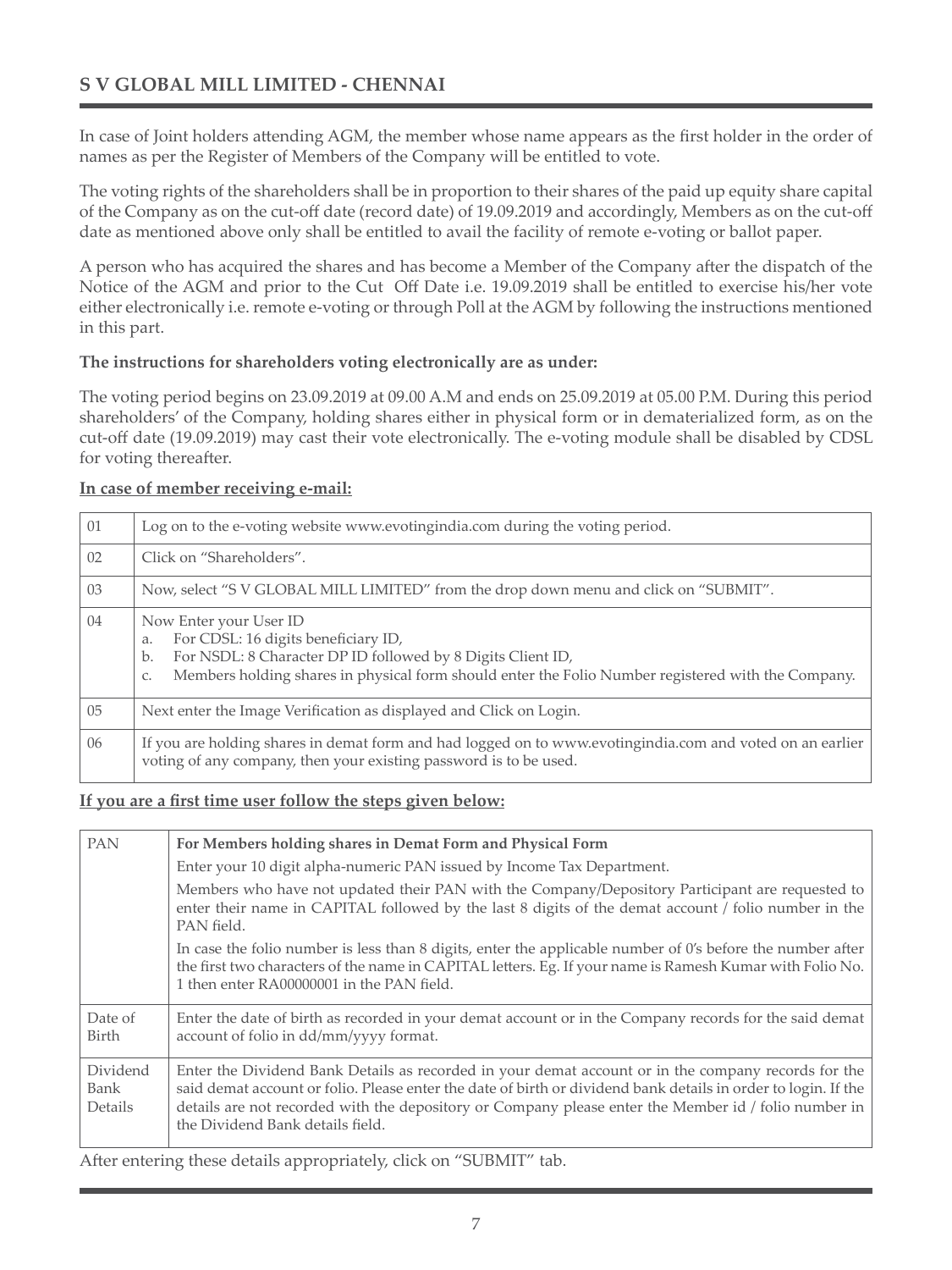In case of Joint holders attending AGM, the member whose name appears as the first holder in the order of names as per the Register of Members of the Company will be entitled to vote.

The voting rights of the shareholders shall be in proportion to their shares of the paid up equity share capital of the Company as on the cut-off date (record date) of 19.09.2019 and accordingly, Members as on the cut-off date as mentioned above only shall be entitled to avail the facility of remote e-voting or ballot paper.

A person who has acquired the shares and has become a Member of the Company after the dispatch of the Notice of the AGM and prior to the Cut Off Date i.e. 19.09.2019 shall be entitled to exercise his/her vote either electronically i.e. remote e-voting or through Poll at the AGM by following the instructions mentioned in this part.

**The instructions for shareholders voting electronically are as under:**

The voting period begins on 23.09.2019 at 09.00 A.M and ends on 25.09.2019 at 05.00 P.M. During this period shareholders' of the Company, holding shares either in physical form or in dematerialized form, as on the cut-off date (19.09.2019) may cast their vote electronically. The e-voting module shall be disabled by CDSL for voting thereafter.

**In case of member receiving e-mail:**

| | |
|---|---|
| 01 | Log on to the e-voting website www.evotingindia.com during the voting period. |
| 02 | Click on "Shareholders". |
| 03 | Now, select "S V GLOBAL MILL LIMITED" from the drop down menu and click on "SUBMIT". |
| 04 | Now Enter your User ID<br>a. For CDSL: 16 digits beneficiary ID,<br>b. For NSDL: 8 Character DP ID followed by 8 Digits Client ID,<br>c. Members holding shares in physical form should enter the Folio Number registered with the Company. |
| 05 | Next enter the Image Verification as displayed and Click on Login. |
| 06 | If you are holding shares in demat form and had logged on to www.evotingindia.com and voted on an earlier voting of any company, then your existing password is to be used. |

**If you are a first time user follow the steps given below:**

| | |
|---|---|
| PAN | **For Members holding shares in Demat Form and Physical Form**<br>Enter your 10 digit alpha-numeric PAN issued by Income Tax Department.<br>Members who have not updated their PAN with the Company/Depository Participant are requested to enter their name in CAPITAL followed by the last 8 digits of the demat account / folio number in the PAN field.<br>In case the folio number is less than 8 digits, enter the applicable number of 0's before the number after the first two characters of the name in CAPITAL letters. Eg. If your name is Ramesh Kumar with Folio No. 1 then enter RA00000001 in the PAN field. |
| Date of Birth | Enter the date of birth as recorded in your demat account or in the Company records for the said demat account of folio in dd/mm/yyyy format. |
| Dividend Bank Details | Enter the Dividend Bank Details as recorded in your demat account or in the company records for the said demat account or folio. Please enter the date of birth or dividend bank details in order to login. If the details are not recorded with the depository or Company please enter the Member id / folio number in the Dividend Bank details field. |

After entering these details appropriately, click on "SUBMIT" tab.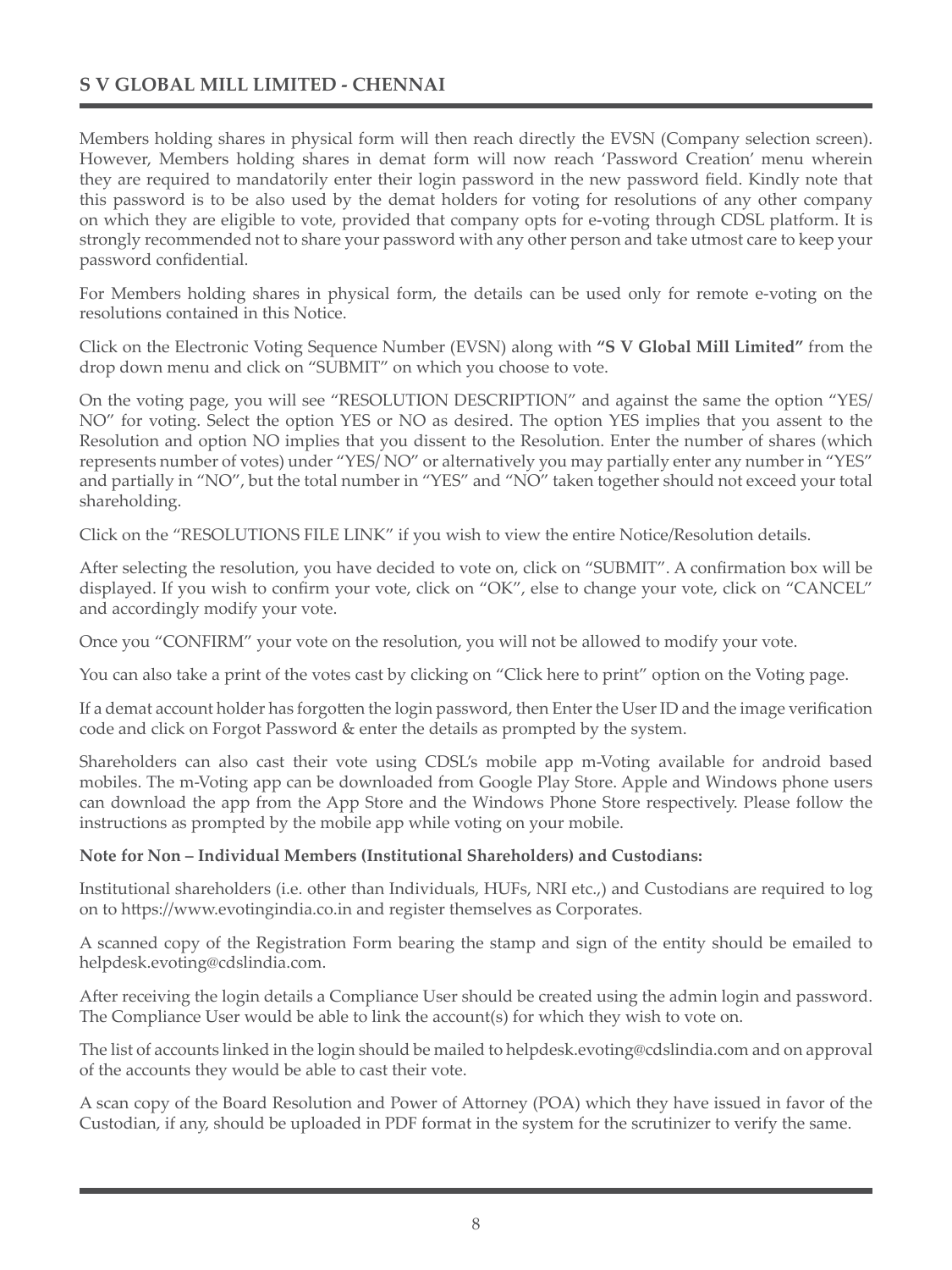Members holding shares in physical form will then reach directly the EVSN (Company selection screen). However, Members holding shares in demat form will now reach 'Password Creation' menu wherein they are required to mandatorily enter their login password in the new password field. Kindly note that this password is to be also used by the demat holders for voting for resolutions of any other company on which they are eligible to vote, provided that company opts for e-voting through CDSL platform. It is strongly recommended not to share your password with any other person and take utmost care to keep your password confidential.

For Members holding shares in physical form, the details can be used only for remote e-voting on the resolutions contained in this Notice.

Click on the Electronic Voting Sequence Number (EVSN) along with **"S V Global Mill Limited"** from the drop down menu and click on "SUBMIT" on which you choose to vote.

On the voting page, you will see "RESOLUTION DESCRIPTION" and against the same the option "YES/ NO" for voting. Select the option YES or NO as desired. The option YES implies that you assent to the Resolution and option NO implies that you dissent to the Resolution. Enter the number of shares (which represents number of votes) under "YES/ NO" or alternatively you may partially enter any number in "YES" and partially in "NO", but the total number in "YES" and "NO" taken together should not exceed your total shareholding.

Click on the "RESOLUTIONS FILE LINK" if you wish to view the entire Notice/Resolution details.

After selecting the resolution, you have decided to vote on, click on "SUBMIT". A confirmation box will be displayed. If you wish to confirm your vote, click on "OK", else to change your vote, click on "CANCEL" and accordingly modify your vote.

Once you "CONFIRM" your vote on the resolution, you will not be allowed to modify your vote.

You can also take a print of the votes cast by clicking on "Click here to print" option on the Voting page.

If a demat account holder has forgotten the login password, then Enter the User ID and the image verification code and click on Forgot Password & enter the details as prompted by the system.

Shareholders can also cast their vote using CDSL's mobile app m-Voting available for android based mobiles. The m-Voting app can be downloaded from Google Play Store. Apple and Windows phone users can download the app from the App Store and the Windows Phone Store respectively. Please follow the instructions as prompted by the mobile app while voting on your mobile.

**Note for Non – Individual Members (Institutional Shareholders) and Custodians:**

Institutional shareholders (i.e. other than Individuals, HUFs, NRI etc.,) and Custodians are required to log on to https://www.evotingindia.co.in and register themselves as Corporates.

A scanned copy of the Registration Form bearing the stamp and sign of the entity should be emailed to helpdesk.evoting@cdslindia.com.

After receiving the login details a Compliance User should be created using the admin login and password. The Compliance User would be able to link the account(s) for which they wish to vote on.

The list of accounts linked in the login should be mailed to helpdesk.evoting@cdslindia.com and on approval of the accounts they would be able to cast their vote.

A scan copy of the Board Resolution and Power of Attorney (POA) which they have issued in favor of the Custodian, if any, should be uploaded in PDF format in the system for the scrutinizer to verify the same.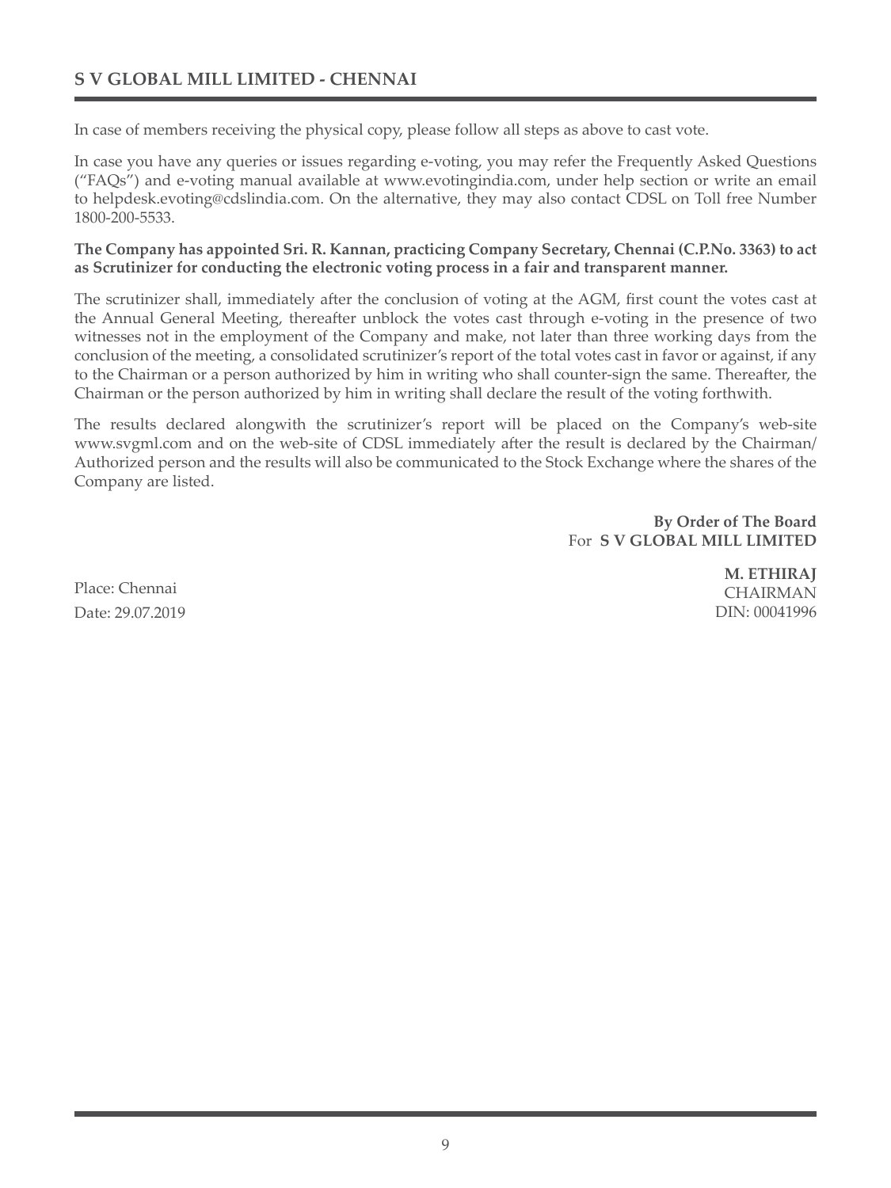In case of members receiving the physical copy, please follow all steps as above to cast vote.

In case you have any queries or issues regarding e-voting, you may refer the Frequently Asked Questions ("FAQs") and e-voting manual available at www.evotingindia.com, under help section or write an email to helpdesk.evoting@cdslindia.com. On the alternative, they may also contact CDSL on Toll free Number 1800-200-5533.

**The Company has appointed Sri. R. Kannan, practicing Company Secretary, Chennai (C.P.No. 3363) to act as Scrutinizer for conducting the electronic voting process in a fair and transparent manner.**

The scrutinizer shall, immediately after the conclusion of voting at the AGM, first count the votes cast at the Annual General Meeting, thereafter unblock the votes cast through e-voting in the presence of two witnesses not in the employment of the Company and make, not later than three working days from the conclusion of the meeting, a consolidated scrutinizer's report of the total votes cast in favor or against, if any to the Chairman or a person authorized by him in writing who shall counter-sign the same. Thereafter, the Chairman or the person authorized by him in writing shall declare the result of the voting forthwith.

The results declared alongwith the scrutinizer's report will be placed on the Company's web-site www.svgml.com and on the web-site of CDSL immediately after the result is declared by the Chairman/ Authorized person and the results will also be communicated to the Stock Exchange where the shares of the Company are listed.

**By Order of The Board**
For **S V GLOBAL MILL LIMITED**

**M. ETHIRAJ**
CHAIRMAN
DIN: 00041996

Place: Chennai
Date: 29.07.2019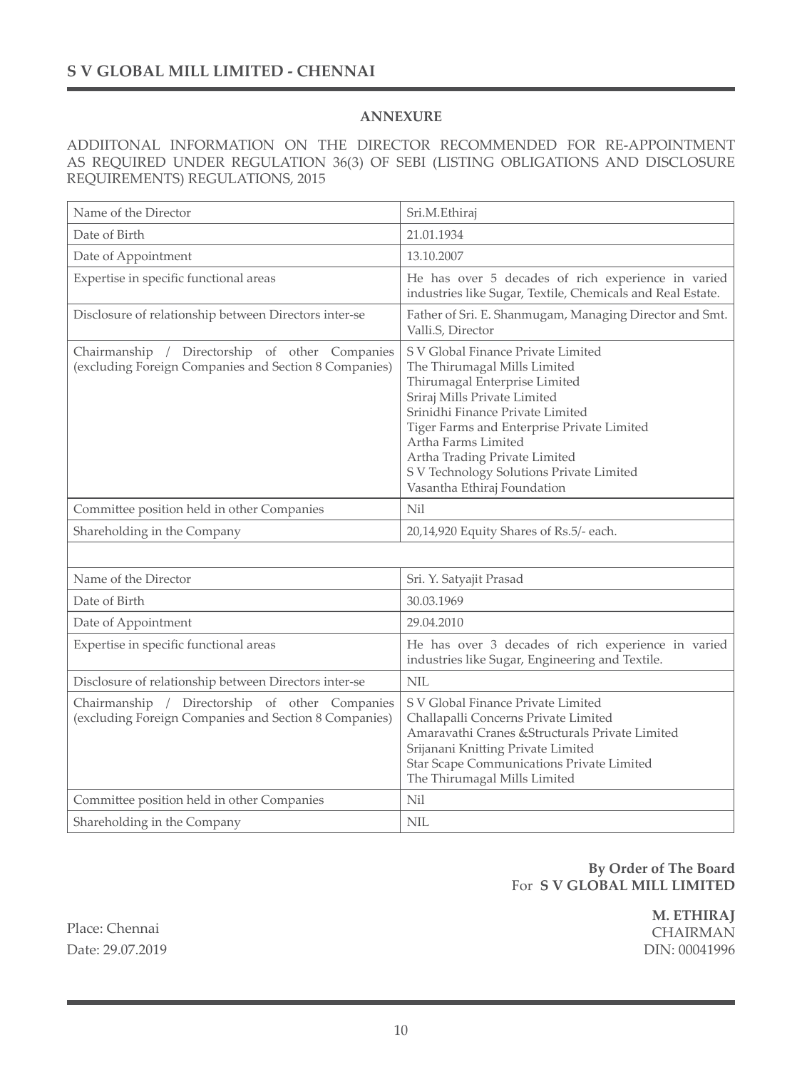## ANNEXURE

ADDIITONAL INFORMATION ON THE DIRECTOR RECOMMENDED FOR RE-APPOINTMENT AS REQUIRED UNDER REGULATION 36(3) OF SEBI (LISTING OBLIGATIONS AND DISCLOSURE REQUIREMENTS) REGULATIONS, 2015

| | |
|---|---|
| Name of the Director | Sri.M.Ethiraj |
| Date of Birth | 21.01.1934 |
| Date of Appointment | 13.10.2007 |
| Expertise in specific functional areas | He has over 5 decades of rich experience in varied industries like Sugar, Textile, Chemicals and Real Estate. |
| Disclosure of relationship between Directors inter-se | Father of Sri. E. Shanmugam, Managing Director and Smt. Valli.S, Director |
| Chairmanship / Directorship of other Companies (excluding Foreign Companies and Section 8 Companies) | S V Global Finance Private Limited<br>The Thirumagal Mills Limited<br>Thirumagal Enterprise Limited<br>Sriraj Mills Private Limited<br>Srinidhi Finance Private Limited<br>Tiger Farms and Enterprise Private Limited<br>Artha Farms Limited<br>Artha Trading Private Limited<br>S V Technology Solutions Private Limited<br>Vasantha Ethiraj Foundation |
| Committee position held in other Companies | Nil |
| Shareholding in the Company | 20,14,920 Equity Shares of Rs.5/- each. |
| | |
| Name of the Director | Sri. Y. Satyajit Prasad |
| Date of Birth | 30.03.1969 |
| Date of Appointment | 29.04.2010 |
| Expertise in specific functional areas | He has over 3 decades of rich experience in varied industries like Sugar, Engineering and Textile. |
| Disclosure of relationship between Directors inter-se | NIL |
| Chairmanship / Directorship of other Companies (excluding Foreign Companies and Section 8 Companies) | S V Global Finance Private Limited<br>Challapalli Concerns Private Limited<br>Amaravathi Cranes &Structurals Private Limited<br>Srijanani Knitting Private Limited<br>Star Scape Communications Private Limited<br>The Thirumagal Mills Limited |
| Committee position held in other Companies | Nil |
| Shareholding in the Company | NIL |

**By Order of The Board**
For **S V GLOBAL MILL LIMITED**

Place: Chennai
Date: 29.07.2019

**M. ETHIRAJ**
CHAIRMAN
DIN: 00041996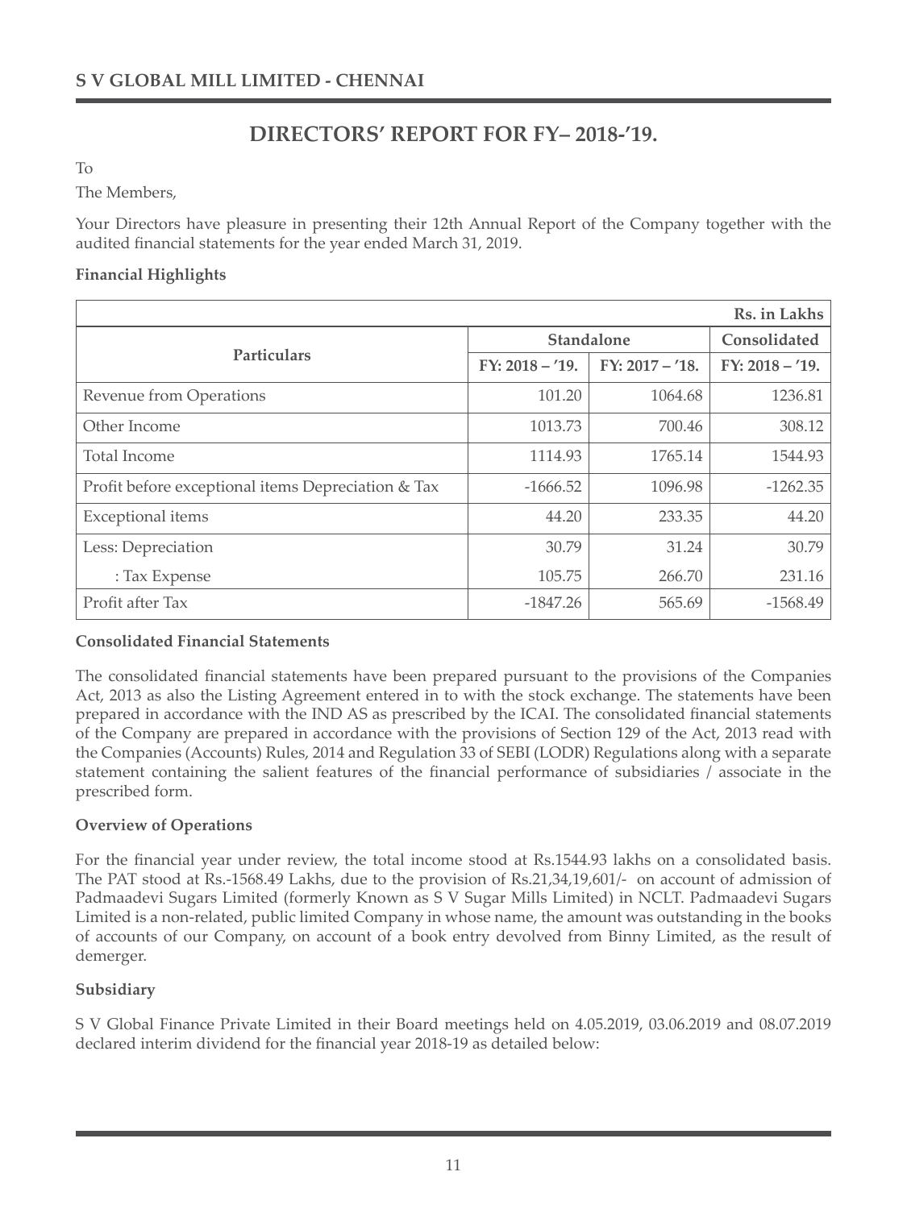# DIRECTORS' REPORT FOR FY– 2018-'19.

To

The Members,

Your Directors have pleasure in presenting their 12th Annual Report of the Company together with the audited financial statements for the year ended March 31, 2019.

**Financial Highlights**

| | | | Rs. in Lakhs |
|---|---|---|---|
| **Particulars** | **Standalone** | | **Consolidated** |
| | **FY: 2018 – '19.** | **FY: 2017 – '18.** | **FY: 2018 – '19.** |
| Revenue from Operations | 101.20 | 1064.68 | 1236.81 |
| Other Income | 1013.73 | 700.46 | 308.12 |
| Total Income | 1114.93 | 1765.14 | 1544.93 |
| Profit before exceptional items Depreciation & Tax | -1666.52 | 1096.98 | -1262.35 |
| Exceptional items | 44.20 | 233.35 | 44.20 |
| Less: Depreciation | 30.79 | 31.24 | 30.79 |
| : Tax Expense | 105.75 | 266.70 | 231.16 |
| Profit after Tax | -1847.26 | 565.69 | -1568.49 |

**Consolidated Financial Statements**

The consolidated financial statements have been prepared pursuant to the provisions of the Companies Act, 2013 as also the Listing Agreement entered in to with the stock exchange. The statements have been prepared in accordance with the IND AS as prescribed by the ICAI. The consolidated financial statements of the Company are prepared in accordance with the provisions of Section 129 of the Act, 2013 read with the Companies (Accounts) Rules, 2014 and Regulation 33 of SEBI (LODR) Regulations along with a separate statement containing the salient features of the financial performance of subsidiaries / associate in the prescribed form.

**Overview of Operations**

For the financial year under review, the total income stood at Rs.1544.93 lakhs on a consolidated basis. The PAT stood at Rs.-1568.49 Lakhs, due to the provision of Rs.21,34,19,601/- on account of admission of Padmaadevi Sugars Limited (formerly Known as S V Sugar Mills Limited) in NCLT. Padmaadevi Sugars Limited is a non-related, public limited Company in whose name, the amount was outstanding in the books of accounts of our Company, on account of a book entry devolved from Binny Limited, as the result of demerger.

**Subsidiary**

S V Global Finance Private Limited in their Board meetings held on 4.05.2019, 03.06.2019 and 08.07.2019 declared interim dividend for the financial year 2018-19 as detailed below: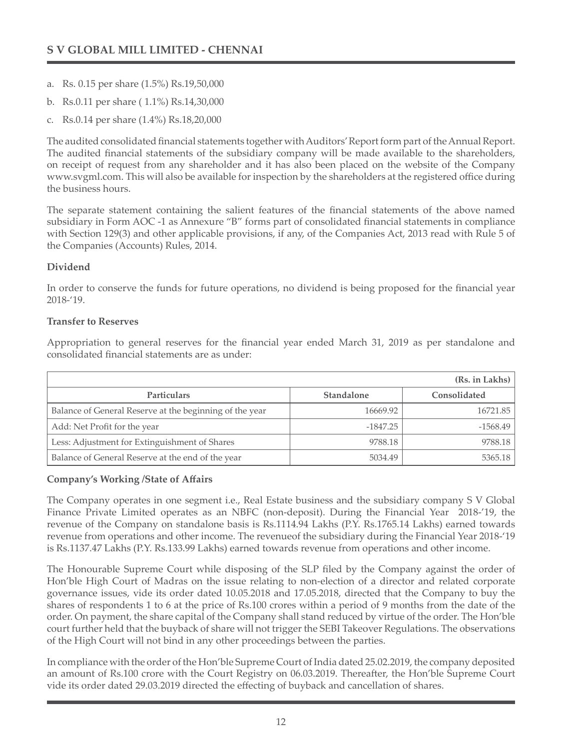a. Rs. 0.15 per share (1.5%) Rs.19,50,000

b. Rs.0.11 per share ( 1.1%) Rs.14,30,000

c. Rs.0.14 per share (1.4%) Rs.18,20,000

The audited consolidated financial statements together with Auditors' Report form part of the Annual Report. The audited financial statements of the subsidiary company will be made available to the shareholders, on receipt of request from any shareholder and it has also been placed on the website of the Company www.svgml.com. This will also be available for inspection by the shareholders at the registered office during the business hours.

The separate statement containing the salient features of the financial statements of the above named subsidiary in Form AOC -1 as Annexure "B" forms part of consolidated financial statements in compliance with Section 129(3) and other applicable provisions, if any, of the Companies Act, 2013 read with Rule 5 of the Companies (Accounts) Rules, 2014.

**Dividend**

In order to conserve the funds for future operations, no dividend is being proposed for the financial year 2018-'19.

**Transfer to Reserves**

Appropriation to general reserves for the financial year ended March 31, 2019 as per standalone and consolidated financial statements are as under:

| | | (Rs. in Lakhs) |
|---|---|---|
| **Particulars** | **Standalone** | **Consolidated** |
| Balance of General Reserve at the beginning of the year | 16669.92 | 16721.85 |
| Add: Net Profit for the year | -1847.25 | -1568.49 |
| Less: Adjustment for Extinguishment of Shares | 9788.18 | 9788.18 |
| Balance of General Reserve at the end of the year | 5034.49 | 5365.18 |

**Company's Working /State of Affairs**

The Company operates in one segment i.e., Real Estate business and the subsidiary company S V Global Finance Private Limited operates as an NBFC (non-deposit). During the Financial Year 2018-'19, the revenue of the Company on standalone basis is Rs.1114.94 Lakhs (P.Y. Rs.1765.14 Lakhs) earned towards revenue from operations and other income. The revenueof the subsidiary during the Financial Year 2018-'19 is Rs.1137.47 Lakhs (P.Y. Rs.133.99 Lakhs) earned towards revenue from operations and other income.

The Honourable Supreme Court while disposing of the SLP filed by the Company against the order of Hon'ble High Court of Madras on the issue relating to non-election of a director and related corporate governance issues, vide its order dated 10.05.2018 and 17.05.2018, directed that the Company to buy the shares of respondents 1 to 6 at the price of Rs.100 crores within a period of 9 months from the date of the order. On payment, the share capital of the Company shall stand reduced by virtue of the order. The Hon'ble court further held that the buyback of share will not trigger the SEBI Takeover Regulations. The observations of the High Court will not bind in any other proceedings between the parties.

In compliance with the order of the Hon'ble Supreme Court of India dated 25.02.2019, the company deposited an amount of Rs.100 crore with the Court Registry on 06.03.2019. Thereafter, the Hon'ble Supreme Court vide its order dated 29.03.2019 directed the effecting of buyback and cancellation of shares.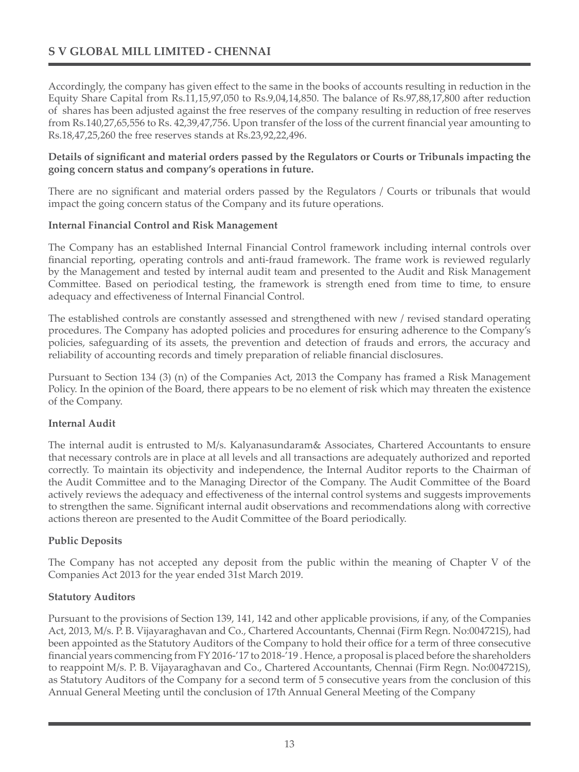Accordingly, the company has given effect to the same in the books of accounts resulting in reduction in the Equity Share Capital from Rs.11,15,97,050 to Rs.9,04,14,850. The balance of Rs.97,88,17,800 after reduction of shares has been adjusted against the free reserves of the company resulting in reduction of free reserves from Rs.140,27,65,556 to Rs. 42,39,47,756. Upon transfer of the loss of the current financial year amounting to Rs.18,47,25,260 the free reserves stands at Rs.23,92,22,496.

**Details of significant and material orders passed by the Regulators or Courts or Tribunals impacting the going concern status and company's operations in future.**

There are no significant and material orders passed by the Regulators / Courts or tribunals that would impact the going concern status of the Company and its future operations.

**Internal Financial Control and Risk Management**

The Company has an established Internal Financial Control framework including internal controls over financial reporting, operating controls and anti-fraud framework. The frame work is reviewed regularly by the Management and tested by internal audit team and presented to the Audit and Risk Management Committee. Based on periodical testing, the framework is strength ened from time to time, to ensure adequacy and effectiveness of Internal Financial Control.

The established controls are constantly assessed and strengthened with new / revised standard operating procedures. The Company has adopted policies and procedures for ensuring adherence to the Company's policies, safeguarding of its assets, the prevention and detection of frauds and errors, the accuracy and reliability of accounting records and timely preparation of reliable financial disclosures.

Pursuant to Section 134 (3) (n) of the Companies Act, 2013 the Company has framed a Risk Management Policy. In the opinion of the Board, there appears to be no element of risk which may threaten the existence of the Company.

**Internal Audit**

The internal audit is entrusted to M/s. Kalyanasundaram& Associates, Chartered Accountants to ensure that necessary controls are in place at all levels and all transactions are adequately authorized and reported correctly. To maintain its objectivity and independence, the Internal Auditor reports to the Chairman of the Audit Committee and to the Managing Director of the Company. The Audit Committee of the Board actively reviews the adequacy and effectiveness of the internal control systems and suggests improvements to strengthen the same. Significant internal audit observations and recommendations along with corrective actions thereon are presented to the Audit Committee of the Board periodically.

**Public Deposits**

The Company has not accepted any deposit from the public within the meaning of Chapter V of the Companies Act 2013 for the year ended 31st March 2019.

**Statutory Auditors**

Pursuant to the provisions of Section 139, 141, 142 and other applicable provisions, if any, of the Companies Act, 2013, M/s. P. B. Vijayaraghavan and Co., Chartered Accountants, Chennai (Firm Regn. No:004721S), had been appointed as the Statutory Auditors of the Company to hold their office for a term of three consecutive financial years commencing from FY 2016-'17 to 2018-'19 . Hence, a proposal is placed before the shareholders to reappoint M/s. P. B. Vijayaraghavan and Co., Chartered Accountants, Chennai (Firm Regn. No:004721S), as Statutory Auditors of the Company for a second term of 5 consecutive years from the conclusion of this Annual General Meeting until the conclusion of 17th Annual General Meeting of the Company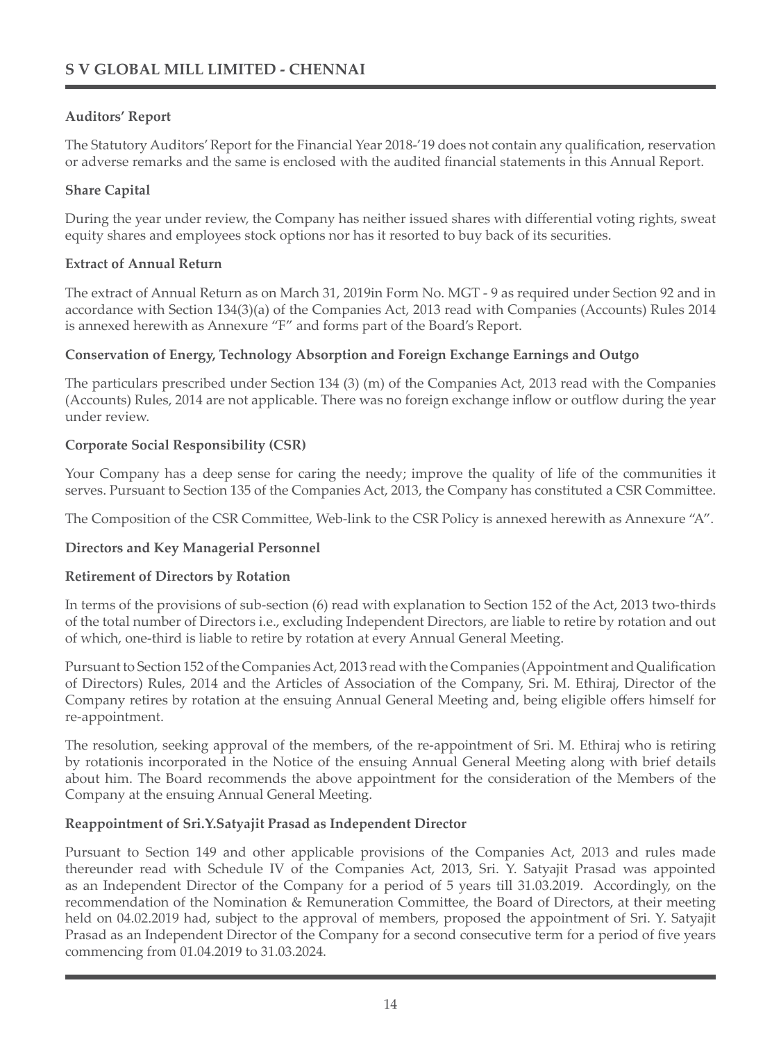## Auditors' Report

The Statutory Auditors' Report for the Financial Year 2018-'19 does not contain any qualification, reservation or adverse remarks and the same is enclosed with the audited financial statements in this Annual Report.

## Share Capital

During the year under review, the Company has neither issued shares with differential voting rights, sweat equity shares and employees stock options nor has it resorted to buy back of its securities.

## Extract of Annual Return

The extract of Annual Return as on March 31, 2019in Form No. MGT - 9 as required under Section 92 and in accordance with Section 134(3)(a) of the Companies Act, 2013 read with Companies (Accounts) Rules 2014 is annexed herewith as Annexure "F" and forms part of the Board's Report.

## Conservation of Energy, Technology Absorption and Foreign Exchange Earnings and Outgo

The particulars prescribed under Section 134 (3) (m) of the Companies Act, 2013 read with the Companies (Accounts) Rules, 2014 are not applicable. There was no foreign exchange inflow or outflow during the year under review.

## Corporate Social Responsibility (CSR)

Your Company has a deep sense for caring the needy; improve the quality of life of the communities it serves. Pursuant to Section 135 of the Companies Act, 2013, the Company has constituted a CSR Committee.

The Composition of the CSR Committee, Web-link to the CSR Policy is annexed herewith as Annexure "A".

## Directors and Key Managerial Personnel

### Retirement of Directors by Rotation

In terms of the provisions of sub-section (6) read with explanation to Section 152 of the Act, 2013 two-thirds of the total number of Directors i.e., excluding Independent Directors, are liable to retire by rotation and out of which, one-third is liable to retire by rotation at every Annual General Meeting.

Pursuant to Section 152 of the Companies Act, 2013 read with the Companies (Appointment and Qualification of Directors) Rules, 2014 and the Articles of Association of the Company, Sri. M. Ethiraj, Director of the Company retires by rotation at the ensuing Annual General Meeting and, being eligible offers himself for re-appointment.

The resolution, seeking approval of the members, of the re-appointment of Sri. M. Ethiraj who is retiring by rotationis incorporated in the Notice of the ensuing Annual General Meeting along with brief details about him. The Board recommends the above appointment for the consideration of the Members of the Company at the ensuing Annual General Meeting.

### Reappointment of Sri.Y.Satyajit Prasad as Independent Director

Pursuant to Section 149 and other applicable provisions of the Companies Act, 2013 and rules made thereunder read with Schedule IV of the Companies Act, 2013, Sri. Y. Satyajit Prasad was appointed as an Independent Director of the Company for a period of 5 years till 31.03.2019. Accordingly, on the recommendation of the Nomination & Remuneration Committee, the Board of Directors, at their meeting held on 04.02.2019 had, subject to the approval of members, proposed the appointment of Sri. Y. Satyajit Prasad as an Independent Director of the Company for a second consecutive term for a period of five years commencing from 01.04.2019 to 31.03.2024.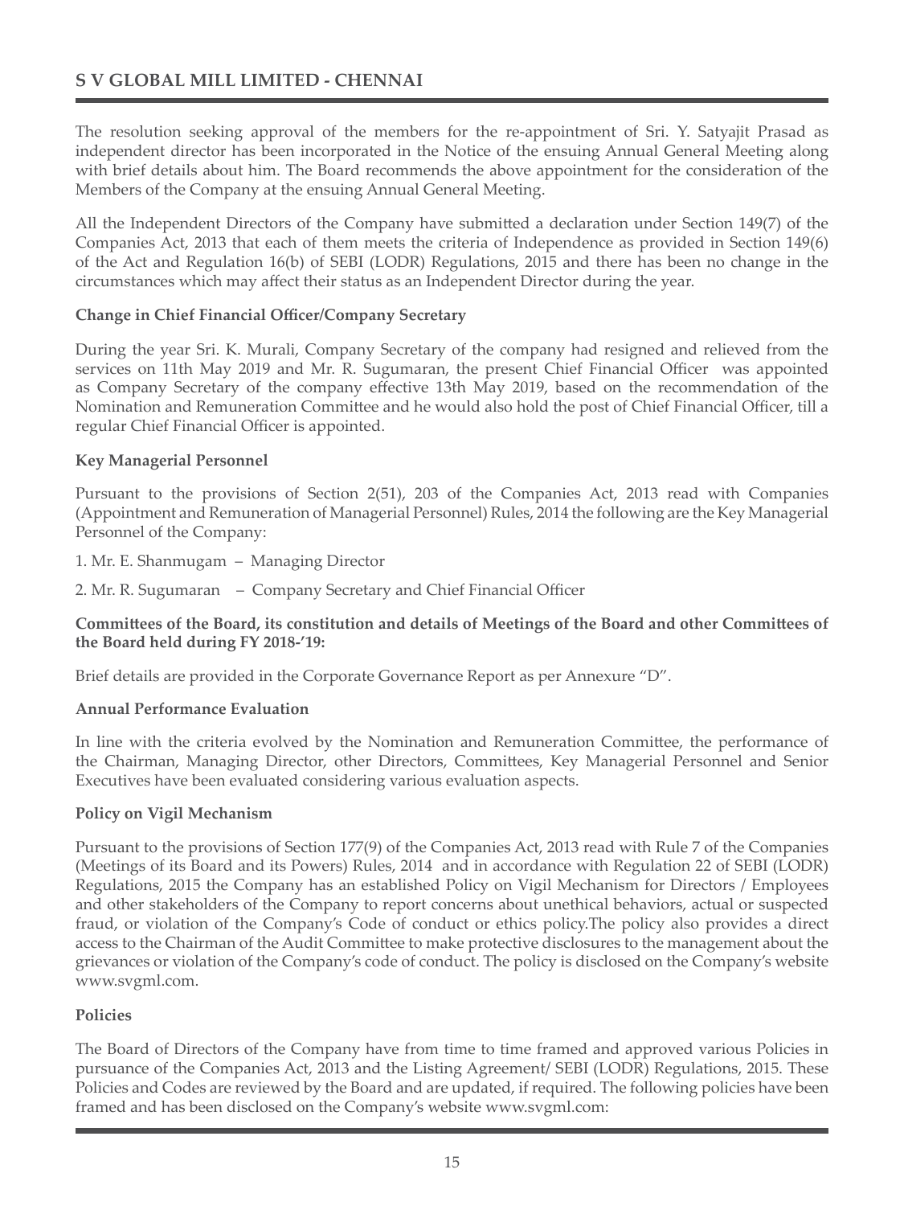The resolution seeking approval of the members for the re-appointment of Sri. Y. Satyajit Prasad as independent director has been incorporated in the Notice of the ensuing Annual General Meeting along with brief details about him. The Board recommends the above appointment for the consideration of the Members of the Company at the ensuing Annual General Meeting.

All the Independent Directors of the Company have submitted a declaration under Section 149(7) of the Companies Act, 2013 that each of them meets the criteria of Independence as provided in Section 149(6) of the Act and Regulation 16(b) of SEBI (LODR) Regulations, 2015 and there has been no change in the circumstances which may affect their status as an Independent Director during the year.

**Change in Chief Financial Officer/Company Secretary**

During the year Sri. K. Murali, Company Secretary of the company had resigned and relieved from the services on 11th May 2019 and Mr. R. Sugumaran, the present Chief Financial Officer was appointed as Company Secretary of the company effective 13th May 2019, based on the recommendation of the Nomination and Remuneration Committee and he would also hold the post of Chief Financial Officer, till a regular Chief Financial Officer is appointed.

**Key Managerial Personnel**

Pursuant to the provisions of Section 2(51), 203 of the Companies Act, 2013 read with Companies (Appointment and Remuneration of Managerial Personnel) Rules, 2014 the following are the Key Managerial Personnel of the Company:

1. Mr. E. Shanmugam – Managing Director
2. Mr. R. Sugumaran – Company Secretary and Chief Financial Officer

**Committees of the Board, its constitution and details of Meetings of the Board and other Committees of the Board held during FY 2018-'19:**

Brief details are provided in the Corporate Governance Report as per Annexure "D".

**Annual Performance Evaluation**

In line with the criteria evolved by the Nomination and Remuneration Committee, the performance of the Chairman, Managing Director, other Directors, Committees, Key Managerial Personnel and Senior Executives have been evaluated considering various evaluation aspects.

**Policy on Vigil Mechanism**

Pursuant to the provisions of Section 177(9) of the Companies Act, 2013 read with Rule 7 of the Companies (Meetings of its Board and its Powers) Rules, 2014 and in accordance with Regulation 22 of SEBI (LODR) Regulations, 2015 the Company has an established Policy on Vigil Mechanism for Directors / Employees and other stakeholders of the Company to report concerns about unethical behaviors, actual or suspected fraud, or violation of the Company's Code of conduct or ethics policy.The policy also provides a direct access to the Chairman of the Audit Committee to make protective disclosures to the management about the grievances or violation of the Company's code of conduct. The policy is disclosed on the Company's website www.svgml.com.

**Policies**

The Board of Directors of the Company have from time to time framed and approved various Policies in pursuance of the Companies Act, 2013 and the Listing Agreement/ SEBI (LODR) Regulations, 2015. These Policies and Codes are reviewed by the Board and are updated, if required. The following policies have been framed and has been disclosed on the Company's website www.svgml.com: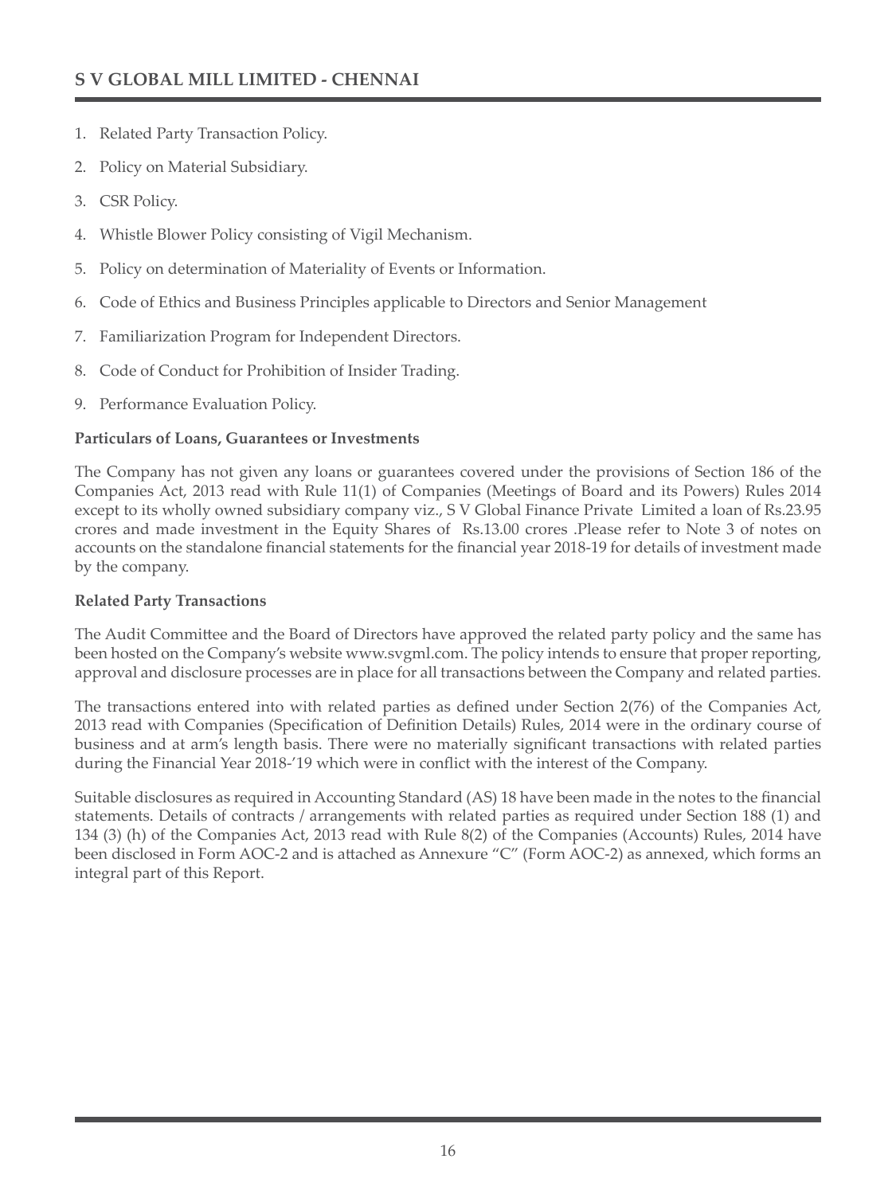1. Related Party Transaction Policy.
2. Policy on Material Subsidiary.
3. CSR Policy.
4. Whistle Blower Policy consisting of Vigil Mechanism.
5. Policy on determination of Materiality of Events or Information.
6. Code of Ethics and Business Principles applicable to Directors and Senior Management
7. Familiarization Program for Independent Directors.
8. Code of Conduct for Prohibition of Insider Trading.
9. Performance Evaluation Policy.

**Particulars of Loans, Guarantees or Investments**

The Company has not given any loans or guarantees covered under the provisions of Section 186 of the Companies Act, 2013 read with Rule 11(1) of Companies (Meetings of Board and its Powers) Rules 2014 except to its wholly owned subsidiary company viz., S V Global Finance Private Limited a loan of Rs.23.95 crores and made investment in the Equity Shares of Rs.13.00 crores .Please refer to Note 3 of notes on accounts on the standalone financial statements for the financial year 2018-19 for details of investment made by the company.

**Related Party Transactions**

The Audit Committee and the Board of Directors have approved the related party policy and the same has been hosted on the Company's website www.svgml.com. The policy intends to ensure that proper reporting, approval and disclosure processes are in place for all transactions between the Company and related parties.

The transactions entered into with related parties as defined under Section 2(76) of the Companies Act, 2013 read with Companies (Specification of Definition Details) Rules, 2014 were in the ordinary course of business and at arm's length basis. There were no materially significant transactions with related parties during the Financial Year 2018-'19 which were in conflict with the interest of the Company.

Suitable disclosures as required in Accounting Standard (AS) 18 have been made in the notes to the financial statements. Details of contracts / arrangements with related parties as required under Section 188 (1) and 134 (3) (h) of the Companies Act, 2013 read with Rule 8(2) of the Companies (Accounts) Rules, 2014 have been disclosed in Form AOC-2 and is attached as Annexure "C" (Form AOC-2) as annexed, which forms an integral part of this Report.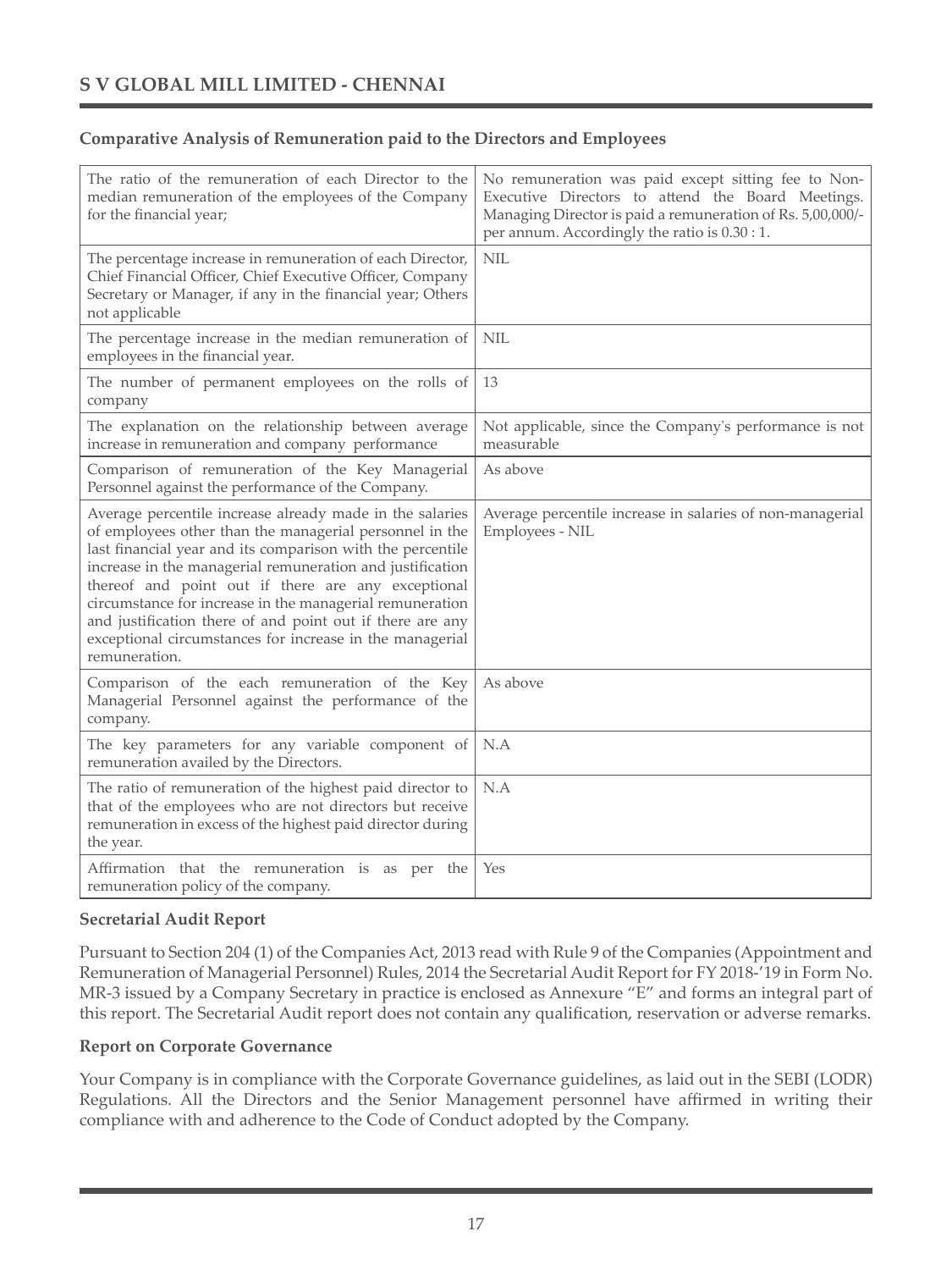**Comparative Analysis of Remuneration paid to the Directors and Employees**

| | |
|---|---|
| The ratio of the remuneration of each Director to the median remuneration of the employees of the Company for the financial year; | No remuneration was paid except sitting fee to Non-Executive Directors to attend the Board Meetings. Managing Director is paid a remuneration of Rs. 5,00,000/- per annum. Accordingly the ratio is 0.30 : 1. |
| The percentage increase in remuneration of each Director, Chief Financial Officer, Chief Executive Officer, Company Secretary or Manager, if any in the financial year; Others not applicable | NIL |
| The percentage increase in the median remuneration of employees in the financial year. | NIL |
| The number of permanent employees on the rolls of company | 13 |
| The explanation on the relationship between average increase in remuneration and company performance | Not applicable, since the Company's performance is not measurable |
| Comparison of remuneration of the Key Managerial Personnel against the performance of the Company. | As above |
| Average percentile increase already made in the salaries of employees other than the managerial personnel in the last financial year and its comparison with the percentile increase in the managerial remuneration and justification thereof and point out if there are any exceptional circumstance for increase in the managerial remuneration and justification there of and point out if there are any exceptional circumstances for increase in the managerial remuneration. | Average percentile increase in salaries of non-managerial Employees - NIL |
| Comparison of the each remuneration of the Key Managerial Personnel against the performance of the company. | As above |
| The key parameters for any variable component of remuneration availed by the Directors. | N.A |
| The ratio of remuneration of the highest paid director to that of the employees who are not directors but receive remuneration in excess of the highest paid director during the year. | N.A |
| Affirmation that the remuneration is as per the remuneration policy of the company. | Yes |

**Secretarial Audit Report**

Pursuant to Section 204 (1) of the Companies Act, 2013 read with Rule 9 of the Companies (Appointment and Remuneration of Managerial Personnel) Rules, 2014 the Secretarial Audit Report for FY 2018-'19 in Form No. MR-3 issued by a Company Secretary in practice is enclosed as Annexure "E" and forms an integral part of this report. The Secretarial Audit report does not contain any qualification, reservation or adverse remarks.

**Report on Corporate Governance**

Your Company is in compliance with the Corporate Governance guidelines, as laid out in the SEBI (LODR) Regulations. All the Directors and the Senior Management personnel have affirmed in writing their compliance with and adherence to the Code of Conduct adopted by the Company.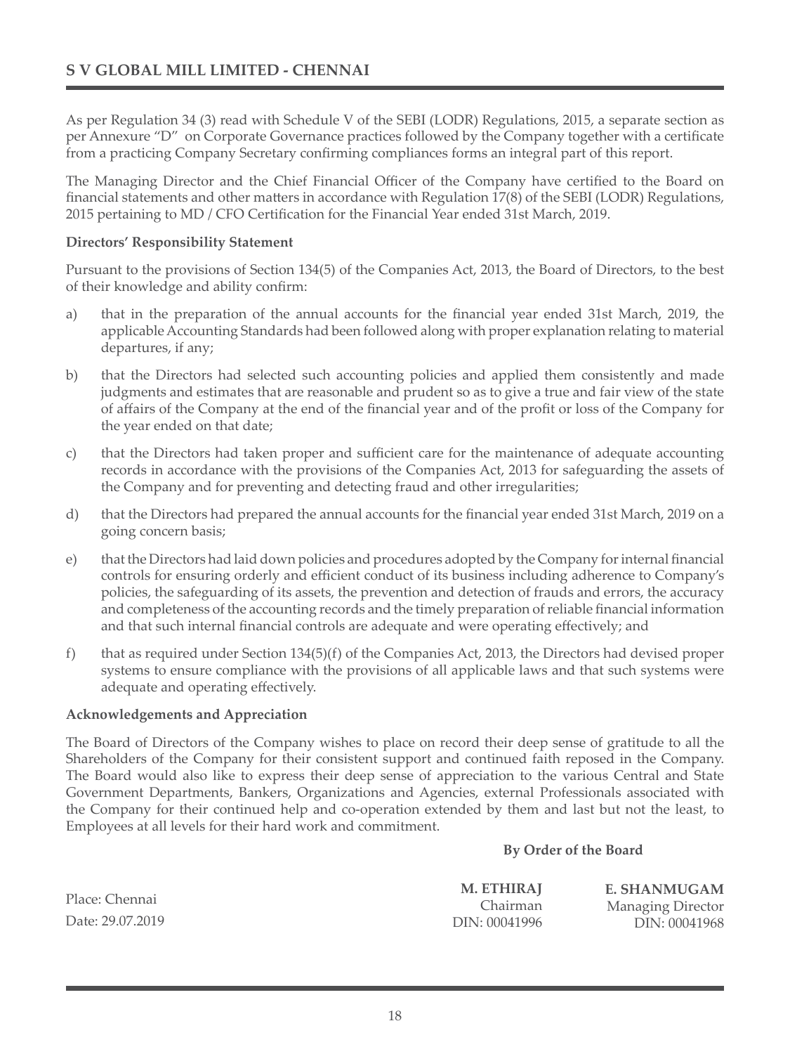As per Regulation 34 (3) read with Schedule V of the SEBI (LODR) Regulations, 2015, a separate section as per Annexure "D" on Corporate Governance practices followed by the Company together with a certificate from a practicing Company Secretary confirming compliances forms an integral part of this report.

The Managing Director and the Chief Financial Officer of the Company have certified to the Board on financial statements and other matters in accordance with Regulation 17(8) of the SEBI (LODR) Regulations, 2015 pertaining to MD / CFO Certification for the Financial Year ended 31st March, 2019.

**Directors' Responsibility Statement**

Pursuant to the provisions of Section 134(5) of the Companies Act, 2013, the Board of Directors, to the best of their knowledge and ability confirm:

a) that in the preparation of the annual accounts for the financial year ended 31st March, 2019, the applicable Accounting Standards had been followed along with proper explanation relating to material departures, if any;

b) that the Directors had selected such accounting policies and applied them consistently and made judgments and estimates that are reasonable and prudent so as to give a true and fair view of the state of affairs of the Company at the end of the financial year and of the profit or loss of the Company for the year ended on that date;

c) that the Directors had taken proper and sufficient care for the maintenance of adequate accounting records in accordance with the provisions of the Companies Act, 2013 for safeguarding the assets of the Company and for preventing and detecting fraud and other irregularities;

d) that the Directors had prepared the annual accounts for the financial year ended 31st March, 2019 on a going concern basis;

e) that the Directors had laid down policies and procedures adopted by the Company for internal financial controls for ensuring orderly and efficient conduct of its business including adherence to Company's policies, the safeguarding of its assets, the prevention and detection of frauds and errors, the accuracy and completeness of the accounting records and the timely preparation of reliable financial information and that such internal financial controls are adequate and were operating effectively; and

f) that as required under Section 134(5)(f) of the Companies Act, 2013, the Directors had devised proper systems to ensure compliance with the provisions of all applicable laws and that such systems were adequate and operating effectively.

**Acknowledgements and Appreciation**

The Board of Directors of the Company wishes to place on record their deep sense of gratitude to all the Shareholders of the Company for their consistent support and continued faith reposed in the Company. The Board would also like to express their deep sense of appreciation to the various Central and State Government Departments, Bankers, Organizations and Agencies, external Professionals associated with the Company for their continued help and co-operation extended by them and last but not the least, to Employees at all levels for their hard work and commitment.

**By Order of the Board**

Place: Chennai
Date: 29.07.2019

**M. ETHIRAJ**
Chairman
DIN: 00041996

**E. SHANMUGAM**
Managing Director
DIN: 00041968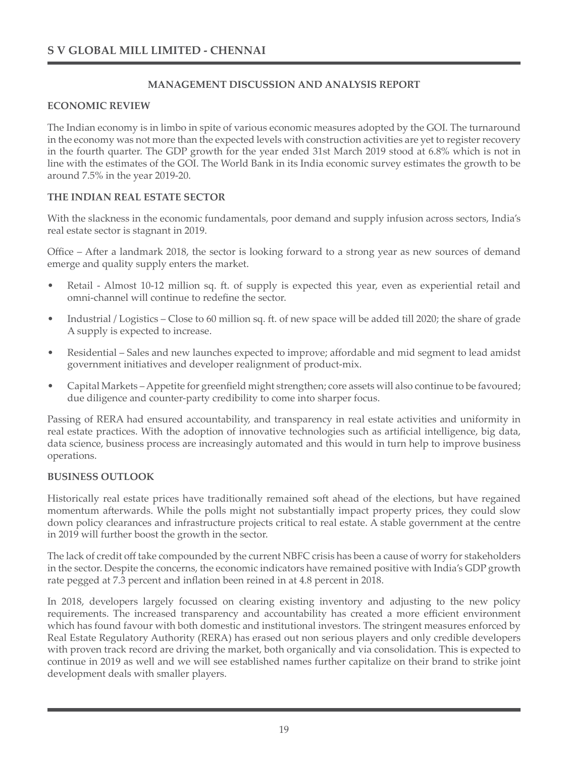## MANAGEMENT DISCUSSION AND ANALYSIS REPORT

### ECONOMIC REVIEW

The Indian economy is in limbo in spite of various economic measures adopted by the GOI. The turnaround in the economy was not more than the expected levels with construction activities are yet to register recovery in the fourth quarter. The GDP growth for the year ended 31st March 2019 stood at 6.8% which is not in line with the estimates of the GOI. The World Bank in its India economic survey estimates the growth to be around 7.5% in the year 2019-20.

### THE INDIAN REAL ESTATE SECTOR

With the slackness in the economic fundamentals, poor demand and supply infusion across sectors, India's real estate sector is stagnant in 2019.

Office – After a landmark 2018, the sector is looking forward to a strong year as new sources of demand emerge and quality supply enters the market.

- Retail - Almost 10-12 million sq. ft. of supply is expected this year, even as experiential retail and omni-channel will continue to redefine the sector.
- Industrial / Logistics – Close to 60 million sq. ft. of new space will be added till 2020; the share of grade A supply is expected to increase.
- Residential – Sales and new launches expected to improve; affordable and mid segment to lead amidst government initiatives and developer realignment of product-mix.
- Capital Markets – Appetite for greenfield might strengthen; core assets will also continue to be favoured; due diligence and counter-party credibility to come into sharper focus.

Passing of RERA had ensured accountability, and transparency in real estate activities and uniformity in real estate practices. With the adoption of innovative technologies such as artificial intelligence, big data, data science, business process are increasingly automated and this would in turn help to improve business operations.

### BUSINESS OUTLOOK

Historically real estate prices have traditionally remained soft ahead of the elections, but have regained momentum afterwards. While the polls might not substantially impact property prices, they could slow down policy clearances and infrastructure projects critical to real estate. A stable government at the centre in 2019 will further boost the growth in the sector.

The lack of credit off take compounded by the current NBFC crisis has been a cause of worry for stakeholders in the sector. Despite the concerns, the economic indicators have remained positive with India's GDP growth rate pegged at 7.3 percent and inflation been reined in at 4.8 percent in 2018.

In 2018, developers largely focussed on clearing existing inventory and adjusting to the new policy requirements. The increased transparency and accountability has created a more efficient environment which has found favour with both domestic and institutional investors. The stringent measures enforced by Real Estate Regulatory Authority (RERA) has erased out non serious players and only credible developers with proven track record are driving the market, both organically and via consolidation. This is expected to continue in 2019 as well and we will see established names further capitalize on their brand to strike joint development deals with smaller players.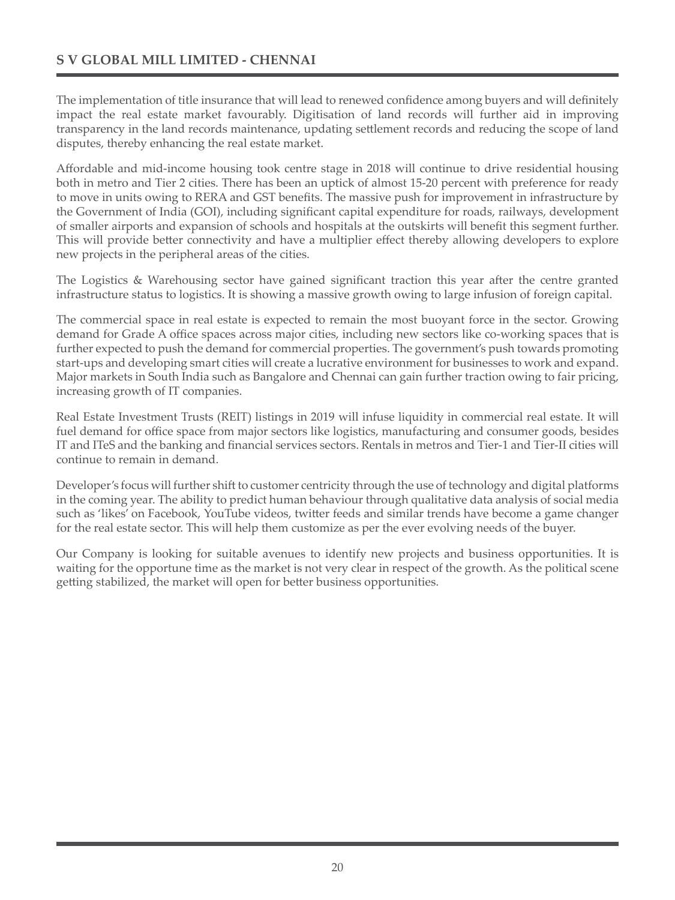The implementation of title insurance that will lead to renewed confidence among buyers and will definitely impact the real estate market favourably. Digitisation of land records will further aid in improving transparency in the land records maintenance, updating settlement records and reducing the scope of land disputes, thereby enhancing the real estate market.

Affordable and mid-income housing took centre stage in 2018 will continue to drive residential housing both in metro and Tier 2 cities. There has been an uptick of almost 15-20 percent with preference for ready to move in units owing to RERA and GST benefits. The massive push for improvement in infrastructure by the Government of India (GOI), including significant capital expenditure for roads, railways, development of smaller airports and expansion of schools and hospitals at the outskirts will benefit this segment further. This will provide better connectivity and have a multiplier effect thereby allowing developers to explore new projects in the peripheral areas of the cities.

The Logistics & Warehousing sector have gained significant traction this year after the centre granted infrastructure status to logistics. It is showing a massive growth owing to large infusion of foreign capital.

The commercial space in real estate is expected to remain the most buoyant force in the sector. Growing demand for Grade A office spaces across major cities, including new sectors like co-working spaces that is further expected to push the demand for commercial properties. The government's push towards promoting start-ups and developing smart cities will create a lucrative environment for businesses to work and expand. Major markets in South India such as Bangalore and Chennai can gain further traction owing to fair pricing, increasing growth of IT companies.

Real Estate Investment Trusts (REIT) listings in 2019 will infuse liquidity in commercial real estate. It will fuel demand for office space from major sectors like logistics, manufacturing and consumer goods, besides IT and ITeS and the banking and financial services sectors. Rentals in metros and Tier-1 and Tier-II cities will continue to remain in demand.

Developer's focus will further shift to customer centricity through the use of technology and digital platforms in the coming year. The ability to predict human behaviour through qualitative data analysis of social media such as 'likes' on Facebook, YouTube videos, twitter feeds and similar trends have become a game changer for the real estate sector. This will help them customize as per the ever evolving needs of the buyer.

Our Company is looking for suitable avenues to identify new projects and business opportunities. It is waiting for the opportune time as the market is not very clear in respect of the growth. As the political scene getting stabilized, the market will open for better business opportunities.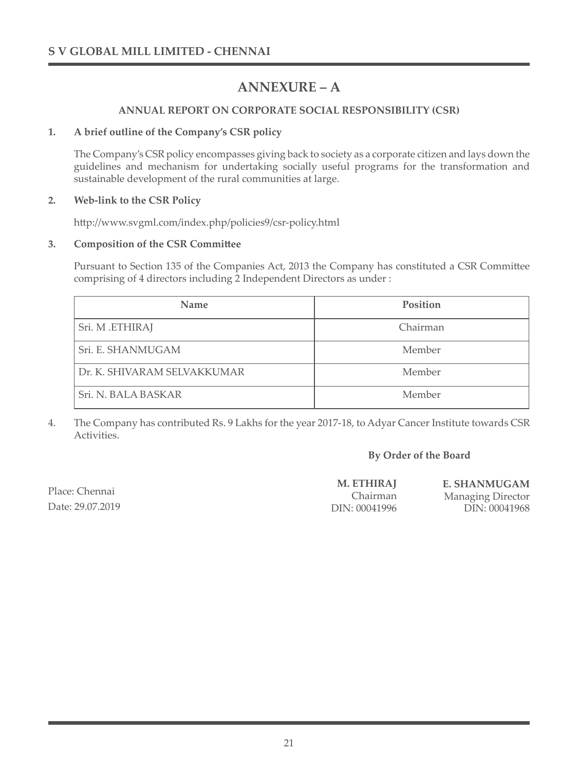# ANNEXURE – A

### ANNUAL REPORT ON CORPORATE SOCIAL RESPONSIBILITY (CSR)

**1. A brief outline of the Company's CSR policy**

The Company's CSR policy encompasses giving back to society as a corporate citizen and lays down the guidelines and mechanism for undertaking socially useful programs for the transformation and sustainable development of the rural communities at large.

**2. Web-link to the CSR Policy**

http://www.svgml.com/index.php/policies9/csr-policy.html

**3. Composition of the CSR Committee**

Pursuant to Section 135 of the Companies Act, 2013 the Company has constituted a CSR Committee comprising of 4 directors including 2 Independent Directors as under :

| Name | Position |
|---|---|
| Sri. M .ETHIRAJ | Chairman |
| Sri. E. SHANMUGAM | Member |
| Dr. K. SHIVARAM SELVAKKUMAR | Member |
| Sri. N. BALA BASKAR | Member |

4. The Company has contributed Rs. 9 Lakhs for the year 2017-18, to Adyar Cancer Institute towards CSR Activities.

**By Order of the Board**

Place: Chennai
Date: 29.07.2019

**M. ETHIRAJ**
Chairman
DIN: 00041996

**E. SHANMUGAM**
Managing Director
DIN: 00041968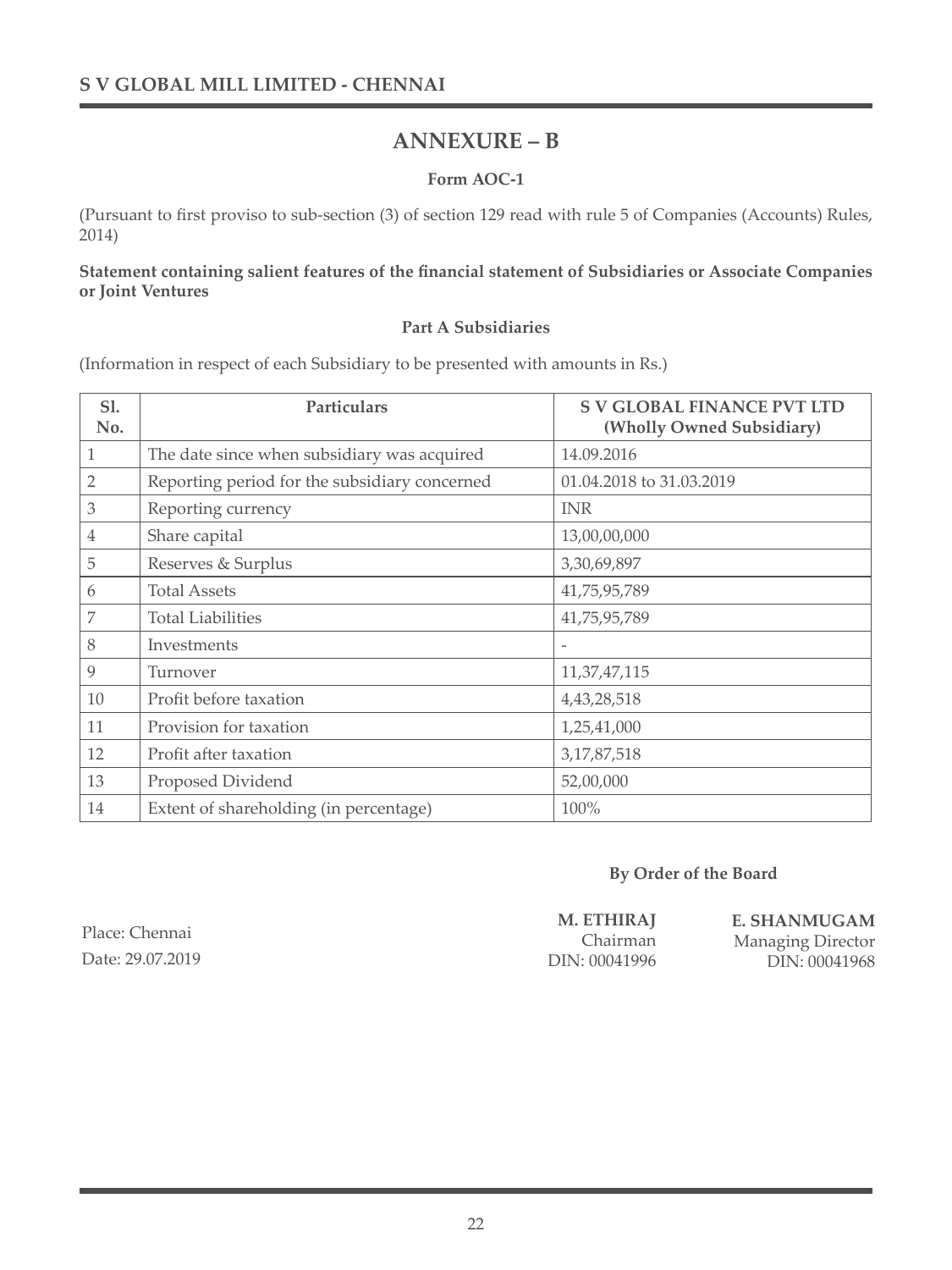# ANNEXURE – B

**Form AOC-1**

(Pursuant to first proviso to sub-section (3) of section 129 read with rule 5 of Companies (Accounts) Rules, 2014)

**Statement containing salient features of the financial statement of Subsidiaries or Associate Companies or Joint Ventures**

**Part A Subsidiaries**

(Information in respect of each Subsidiary to be presented with amounts in Rs.)

| Sl. No. | Particulars | S V GLOBAL FINANCE PVT LTD (Wholly Owned Subsidiary) |
|---|---|---|
| 1 | The date since when subsidiary was acquired | 14.09.2016 |
| 2 | Reporting period for the subsidiary concerned | 01.04.2018 to 31.03.2019 |
| 3 | Reporting currency | INR |
| 4 | Share capital | 13,00,00,000 |
| 5 | Reserves & Surplus | 3,30,69,897 |
| 6 | Total Assets | 41,75,95,789 |
| 7 | Total Liabilities | 41,75,95,789 |
| 8 | Investments | - |
| 9 | Turnover | 11,37,47,115 |
| 10 | Profit before taxation | 4,43,28,518 |
| 11 | Provision for taxation | 1,25,41,000 |
| 12 | Profit after taxation | 3,17,87,518 |
| 13 | Proposed Dividend | 52,00,000 |
| 14 | Extent of shareholding (in percentage) | 100% |

**By Order of the Board**

Place: Chennai
Date: 29.07.2019

**M. ETHIRAJ**
Chairman
DIN: 00041996

**E. SHANMUGAM**
Managing Director
DIN: 00041968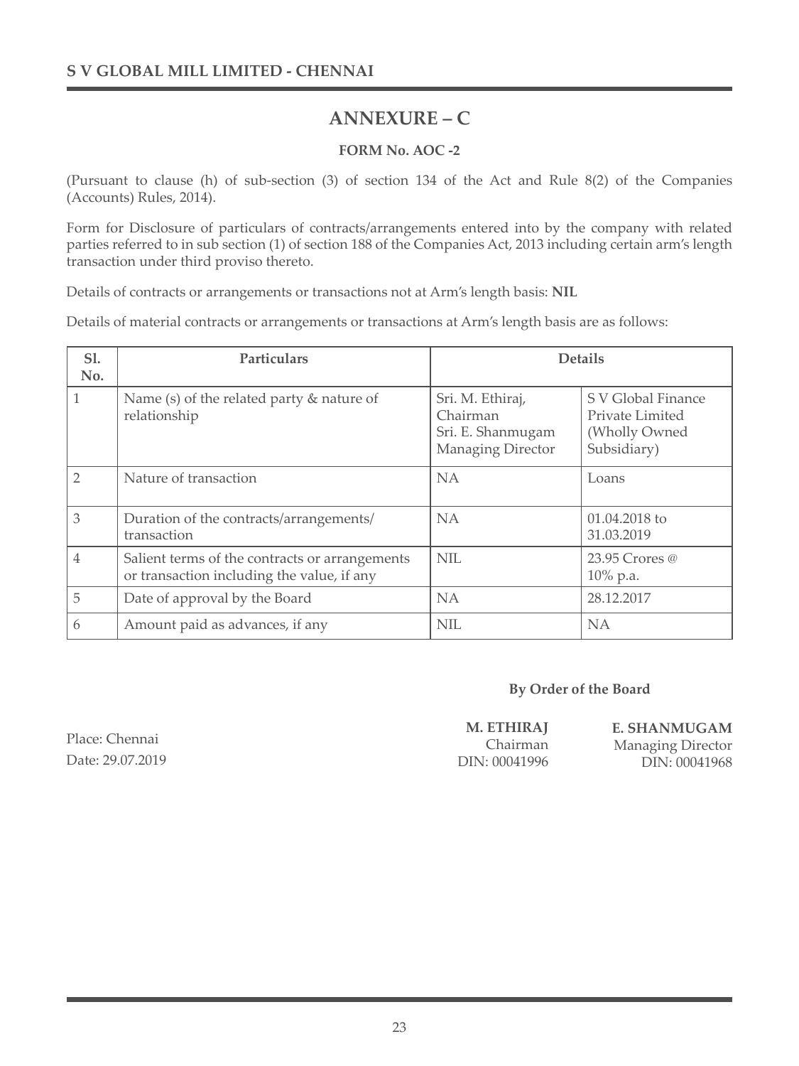# ANNEXURE – C

### FORM No. AOC -2

(Pursuant to clause (h) of sub-section (3) of section 134 of the Act and Rule 8(2) of the Companies (Accounts) Rules, 2014).

Form for Disclosure of particulars of contracts/arrangements entered into by the company with related parties referred to in sub section (1) of section 188 of the Companies Act, 2013 including certain arm's length transaction under third proviso thereto.

Details of contracts or arrangements or transactions not at Arm's length basis: **NIL**

Details of material contracts or arrangements or transactions at Arm's length basis are as follows:

| Sl. No. | Particulars | Details | |
|---|---|---|---|
| 1 | Name (s) of the related party & nature of relationship | Sri. M. Ethiraj, Chairman<br>Sri. E. Shanmugam Managing Director | S V Global Finance Private Limited (Wholly Owned Subsidiary) |
| 2 | Nature of transaction | NA | Loans |
| 3 | Duration of the contracts/arrangements/ transaction | NA | 01.04.2018 to 31.03.2019 |
| 4 | Salient terms of the contracts or arrangements or transaction including the value, if any | NIL | 23.95 Crores @ 10% p.a. |
| 5 | Date of approval by the Board | NA | 28.12.2017 |
| 6 | Amount paid as advances, if any | NIL | NA |

**By Order of the Board**

Place: Chennai
Date: 29.07.2019

**M. ETHIRAJ**
Chairman
DIN: 00041996

**E. SHANMUGAM**
Managing Director
DIN: 00041968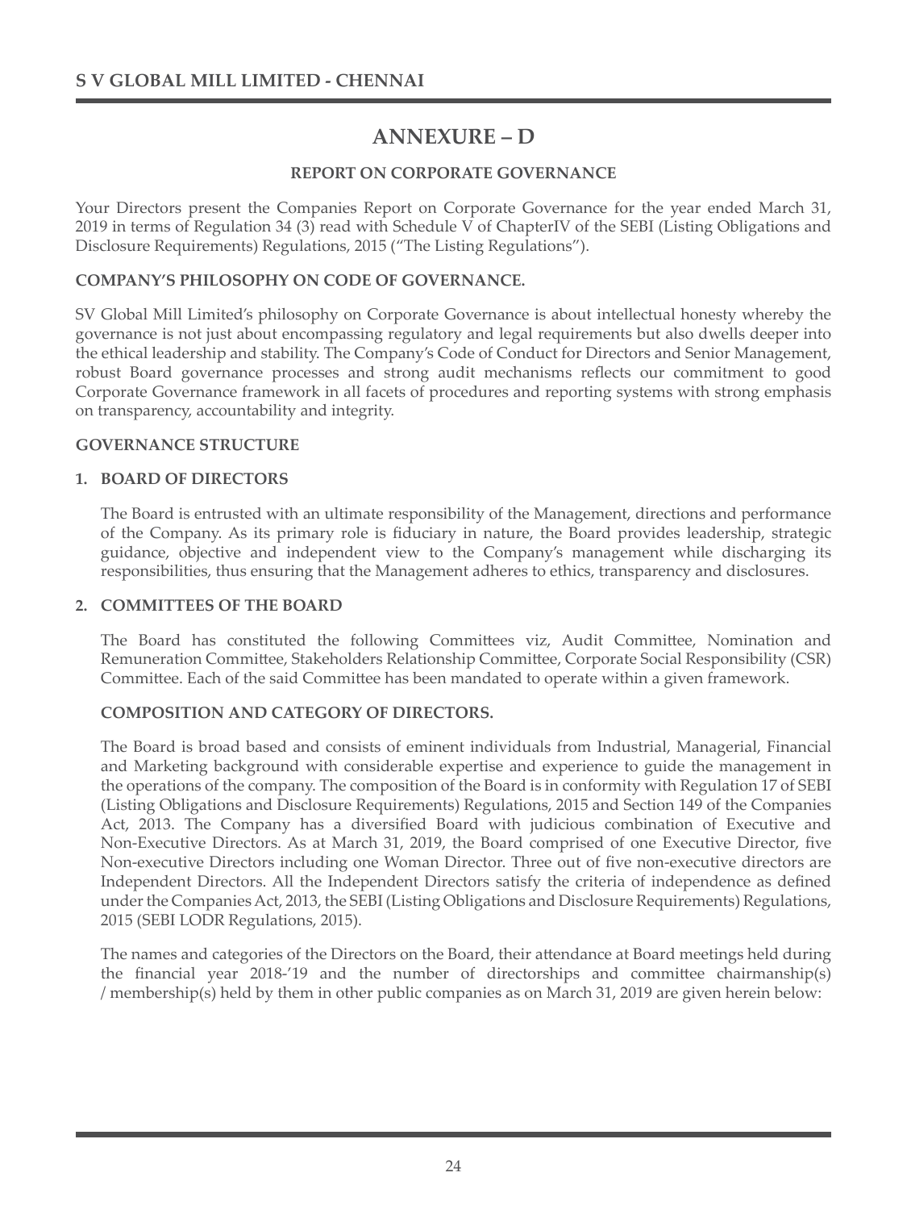# ANNEXURE – D

## REPORT ON CORPORATE GOVERNANCE

Your Directors present the Companies Report on Corporate Governance for the year ended March 31, 2019 in terms of Regulation 34 (3) read with Schedule V of ChapterIV of the SEBI (Listing Obligations and Disclosure Requirements) Regulations, 2015 ("The Listing Regulations").

### COMPANY'S PHILOSOPHY ON CODE OF GOVERNANCE.

SV Global Mill Limited's philosophy on Corporate Governance is about intellectual honesty whereby the governance is not just about encompassing regulatory and legal requirements but also dwells deeper into the ethical leadership and stability. The Company's Code of Conduct for Directors and Senior Management, robust Board governance processes and strong audit mechanisms reflects our commitment to good Corporate Governance framework in all facets of procedures and reporting systems with strong emphasis on transparency, accountability and integrity.

### GOVERNANCE STRUCTURE

### 1. BOARD OF DIRECTORS

The Board is entrusted with an ultimate responsibility of the Management, directions and performance of the Company. As its primary role is fiduciary in nature, the Board provides leadership, strategic guidance, objective and independent view to the Company's management while discharging its responsibilities, thus ensuring that the Management adheres to ethics, transparency and disclosures.

### 2. COMMITTEES OF THE BOARD

The Board has constituted the following Committees viz, Audit Committee, Nomination and Remuneration Committee, Stakeholders Relationship Committee, Corporate Social Responsibility (CSR) Committee. Each of the said Committee has been mandated to operate within a given framework.

### COMPOSITION AND CATEGORY OF DIRECTORS.

The Board is broad based and consists of eminent individuals from Industrial, Managerial, Financial and Marketing background with considerable expertise and experience to guide the management in the operations of the company. The composition of the Board is in conformity with Regulation 17 of SEBI (Listing Obligations and Disclosure Requirements) Regulations, 2015 and Section 149 of the Companies Act, 2013. The Company has a diversified Board with judicious combination of Executive and Non-Executive Directors. As at March 31, 2019, the Board comprised of one Executive Director, five Non-executive Directors including one Woman Director. Three out of five non-executive directors are Independent Directors. All the Independent Directors satisfy the criteria of independence as defined under the Companies Act, 2013, the SEBI (Listing Obligations and Disclosure Requirements) Regulations, 2015 (SEBI LODR Regulations, 2015).

The names and categories of the Directors on the Board, their attendance at Board meetings held during the financial year 2018-'19 and the number of directorships and committee chairmanship(s) / membership(s) held by them in other public companies as on March 31, 2019 are given herein below: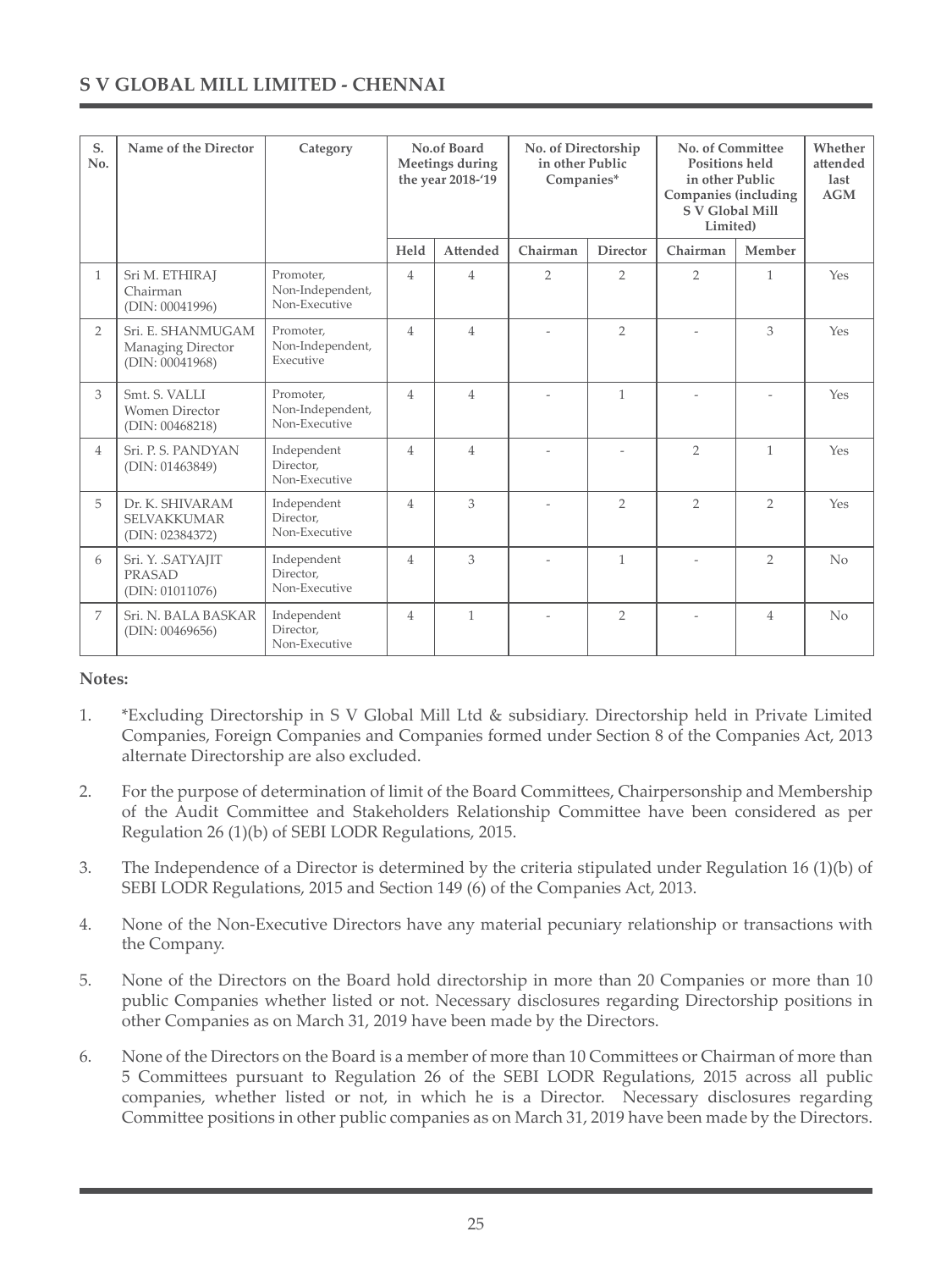| S. No. | Name of the Director | Category | No.of Board Meetings during the year 2018-'19 | | No. of Directorship in other Public Companies* | | No. of Committee Positions held in other Public Companies (including S V Global Mill Limited) | | Whether attended last AGM |
|---|---|---|---|---|---|---|---|---|---|
| | | | Held | Attended | Chairman | Director | Chairman | Member | |
| 1 | Sri M. ETHIRAJ Chairman (DIN: 00041996) | Promoter, Non-Independent, Non-Executive | 4 | 4 | 2 | 2 | 2 | 1 | Yes |
| 2 | Sri. E. SHANMUGAM Managing Director (DIN: 00041968) | Promoter, Non-Independent, Executive | 4 | 4 | - | 2 | - | 3 | Yes |
| 3 | Smt. S. VALLI Women Director (DIN: 00468218) | Promoter, Non-Independent, Non-Executive | 4 | 4 | - | 1 | - | - | Yes |
| 4 | Sri. P. S. PANDYAN (DIN: 01463849) | Independent Director, Non-Executive | 4 | 4 | - | - | 2 | 1 | Yes |
| 5 | Dr. K. SHIVARAM SELVAKKUMAR (DIN: 02384372) | Independent Director, Non-Executive | 4 | 3 | - | 2 | 2 | 2 | Yes |
| 6 | Sri. Y. .SATYAJIT PRASAD (DIN: 01011076) | Independent Director, Non-Executive | 4 | 3 | - | 1 | - | 2 | No |
| 7 | Sri. N. BALA BASKAR (DIN: 00469656) | Independent Director, Non-Executive | 4 | 1 | - | 2 | - | 4 | No |

**Notes:**

1. *Excluding Directorship in S V Global Mill Ltd & subsidiary. Directorship held in Private Limited Companies, Foreign Companies and Companies formed under Section 8 of the Companies Act, 2013 alternate Directorship are also excluded.

2. For the purpose of determination of limit of the Board Committees, Chairpersonship and Membership of the Audit Committee and Stakeholders Relationship Committee have been considered as per Regulation 26 (1)(b) of SEBI LODR Regulations, 2015.

3. The Independence of a Director is determined by the criteria stipulated under Regulation 16 (1)(b) of SEBI LODR Regulations, 2015 and Section 149 (6) of the Companies Act, 2013.

4. None of the Non-Executive Directors have any material pecuniary relationship or transactions with the Company.

5. None of the Directors on the Board hold directorship in more than 20 Companies or more than 10 public Companies whether listed or not. Necessary disclosures regarding Directorship positions in other Companies as on March 31, 2019 have been made by the Directors.

6. None of the Directors on the Board is a member of more than 10 Committees or Chairman of more than 5 Committees pursuant to Regulation 26 of the SEBI LODR Regulations, 2015 across all public companies, whether listed or not, in which he is a Director. Necessary disclosures regarding Committee positions in other public companies as on March 31, 2019 have been made by the Directors.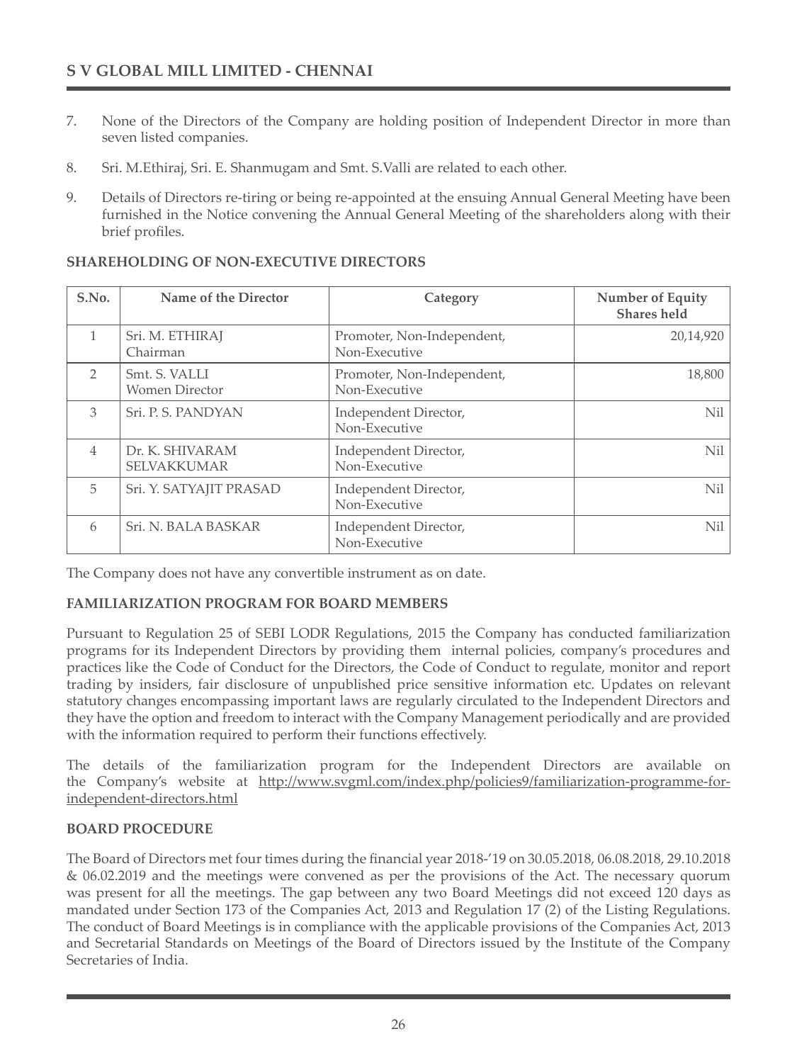7. None of the Directors of the Company are holding position of Independent Director in more than seven listed companies.

8. Sri. M.Ethiraj, Sri. E. Shanmugam and Smt. S.Valli are related to each other.

9. Details of Directors re-tiring or being re-appointed at the ensuing Annual General Meeting have been furnished in the Notice convening the Annual General Meeting of the shareholders along with their brief profiles.

**SHAREHOLDING OF NON-EXECUTIVE DIRECTORS**

| S.No. | Name of the Director | Category | Number of Equity Shares held |
|---|---|---|---|
| 1 | Sri. M. ETHIRAJ<br>Chairman | Promoter, Non-Independent, Non-Executive | 20,14,920 |
| 2 | Smt. S. VALLI<br>Women Director | Promoter, Non-Independent, Non-Executive | 18,800 |
| 3 | Sri. P. S. PANDYAN | Independent Director, Non-Executive | Nil |
| 4 | Dr. K. SHIVARAM SELVAKKUMAR | Independent Director, Non-Executive | Nil |
| 5 | Sri. Y. SATYAJIT PRASAD | Independent Director, Non-Executive | Nil |
| 6 | Sri. N. BALA BASKAR | Independent Director, Non-Executive | Nil |

The Company does not have any convertible instrument as on date.

**FAMILIARIZATION PROGRAM FOR BOARD MEMBERS**

Pursuant to Regulation 25 of SEBI LODR Regulations, 2015 the Company has conducted familiarization programs for its Independent Directors by providing them internal policies, company's procedures and practices like the Code of Conduct for the Directors, the Code of Conduct to regulate, monitor and report trading by insiders, fair disclosure of unpublished price sensitive information etc. Updates on relevant statutory changes encompassing important laws are regularly circulated to the Independent Directors and they have the option and freedom to interact with the Company Management periodically and are provided with the information required to perform their functions effectively.

The details of the familiarization program for the Independent Directors are available on the Company's website at http://www.svgml.com/index.php/policies9/familiarization-programme-for-independent-directors.html

**BOARD PROCEDURE**

The Board of Directors met four times during the financial year 2018-'19 on 30.05.2018, 06.08.2018, 29.10.2018 & 06.02.2019 and the meetings were convened as per the provisions of the Act. The necessary quorum was present for all the meetings. The gap between any two Board Meetings did not exceed 120 days as mandated under Section 173 of the Companies Act, 2013 and Regulation 17 (2) of the Listing Regulations. The conduct of Board Meetings is in compliance with the applicable provisions of the Companies Act, 2013 and Secretarial Standards on Meetings of the Board of Directors issued by the Institute of the Company Secretaries of India.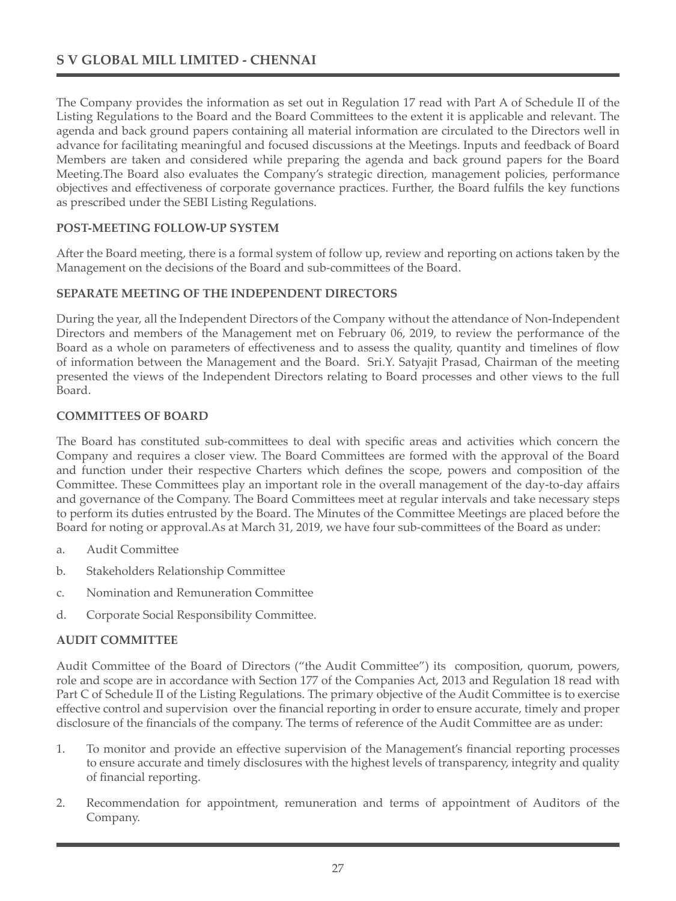The Company provides the information as set out in Regulation 17 read with Part A of Schedule II of the Listing Regulations to the Board and the Board Committees to the extent it is applicable and relevant. The agenda and back ground papers containing all material information are circulated to the Directors well in advance for facilitating meaningful and focused discussions at the Meetings. Inputs and feedback of Board Members are taken and considered while preparing the agenda and back ground papers for the Board Meeting.The Board also evaluates the Company's strategic direction, management policies, performance objectives and effectiveness of corporate governance practices. Further, the Board fulfils the key functions as prescribed under the SEBI Listing Regulations.

**POST-MEETING FOLLOW-UP SYSTEM**

After the Board meeting, there is a formal system of follow up, review and reporting on actions taken by the Management on the decisions of the Board and sub-committees of the Board.

**SEPARATE MEETING OF THE INDEPENDENT DIRECTORS**

During the year, all the Independent Directors of the Company without the attendance of Non-Independent Directors and members of the Management met on February 06, 2019, to review the performance of the Board as a whole on parameters of effectiveness and to assess the quality, quantity and timelines of flow of information between the Management and the Board. Sri.Y. Satyajit Prasad, Chairman of the meeting presented the views of the Independent Directors relating to Board processes and other views to the full Board.

**COMMITTEES OF BOARD**

The Board has constituted sub-committees to deal with specific areas and activities which concern the Company and requires a closer view. The Board Committees are formed with the approval of the Board and function under their respective Charters which defines the scope, powers and composition of the Committee. These Committees play an important role in the overall management of the day-to-day affairs and governance of the Company. The Board Committees meet at regular intervals and take necessary steps to perform its duties entrusted by the Board. The Minutes of the Committee Meetings are placed before the Board for noting or approval.As at March 31, 2019, we have four sub-committees of the Board as under:

a. Audit Committee

b. Stakeholders Relationship Committee

c. Nomination and Remuneration Committee

d. Corporate Social Responsibility Committee.

**AUDIT COMMITTEE**

Audit Committee of the Board of Directors ("the Audit Committee") its composition, quorum, powers, role and scope are in accordance with Section 177 of the Companies Act, 2013 and Regulation 18 read with Part C of Schedule II of the Listing Regulations. The primary objective of the Audit Committee is to exercise effective control and supervision over the financial reporting in order to ensure accurate, timely and proper disclosure of the financials of the company. The terms of reference of the Audit Committee are as under:

1. To monitor and provide an effective supervision of the Management's financial reporting processes to ensure accurate and timely disclosures with the highest levels of transparency, integrity and quality of financial reporting.

2. Recommendation for appointment, remuneration and terms of appointment of Auditors of the Company.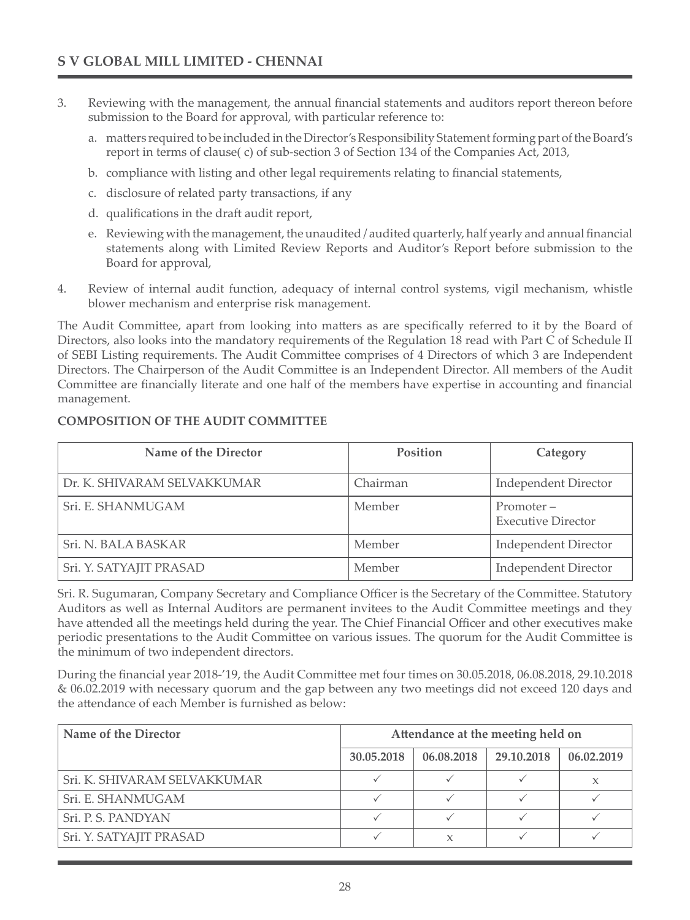3. Reviewing with the management, the annual financial statements and auditors report thereon before submission to the Board for approval, with particular reference to:

   a. matters required to be included in the Director's Responsibility Statement forming part of the Board's report in terms of clause( c) of sub-section 3 of Section 134 of the Companies Act, 2013,

   b. compliance with listing and other legal requirements relating to financial statements,

   c. disclosure of related party transactions, if any

   d. qualifications in the draft audit report,

   e. Reviewing with the management, the unaudited / audited quarterly, half yearly and annual financial statements along with Limited Review Reports and Auditor's Report before submission to the Board for approval,

4. Review of internal audit function, adequacy of internal control systems, vigil mechanism, whistle blower mechanism and enterprise risk management.

The Audit Committee, apart from looking into matters as are specifically referred to it by the Board of Directors, also looks into the mandatory requirements of the Regulation 18 read with Part C of Schedule II of SEBI Listing requirements. The Audit Committee comprises of 4 Directors of which 3 are Independent Directors. The Chairperson of the Audit Committee is an Independent Director. All members of the Audit Committee are financially literate and one half of the members have expertise in accounting and financial management.

**COMPOSITION OF THE AUDIT COMMITTEE**

| Name of the Director | Position | Category |
|---|---|---|
| Dr. K. SHIVARAM SELVAKKUMAR | Chairman | Independent Director |
| Sri. E. SHANMUGAM | Member | Promoter – Executive Director |
| Sri. N. BALA BASKAR | Member | Independent Director |
| Sri. Y. SATYAJIT PRASAD | Member | Independent Director |

Sri. R. Sugumaran, Company Secretary and Compliance Officer is the Secretary of the Committee. Statutory Auditors as well as Internal Auditors are permanent invitees to the Audit Committee meetings and they have attended all the meetings held during the year. The Chief Financial Officer and other executives make periodic presentations to the Audit Committee on various issues. The quorum for the Audit Committee is the minimum of two independent directors.

During the financial year 2018-'19, the Audit Committee met four times on 30.05.2018, 06.08.2018, 29.10.2018 & 06.02.2019 with necessary quorum and the gap between any two meetings did not exceed 120 days and the attendance of each Member is furnished as below:

| Name of the Director | Attendance at the meeting held on | | | |
|---|---|---|---|---|
| | 30.05.2018 | 06.08.2018 | 29.10.2018 | 06.02.2019 |
| Sri. K. SHIVARAM SELVAKKUMAR | ✓ | ✓ | ✓ | x |
| Sri. E. SHANMUGAM | ✓ | ✓ | ✓ | ✓ |
| Sri. P. S. PANDYAN | ✓ | ✓ | ✓ | ✓ |
| Sri. Y. SATYAJIT PRASAD | ✓ | x | ✓ | ✓ |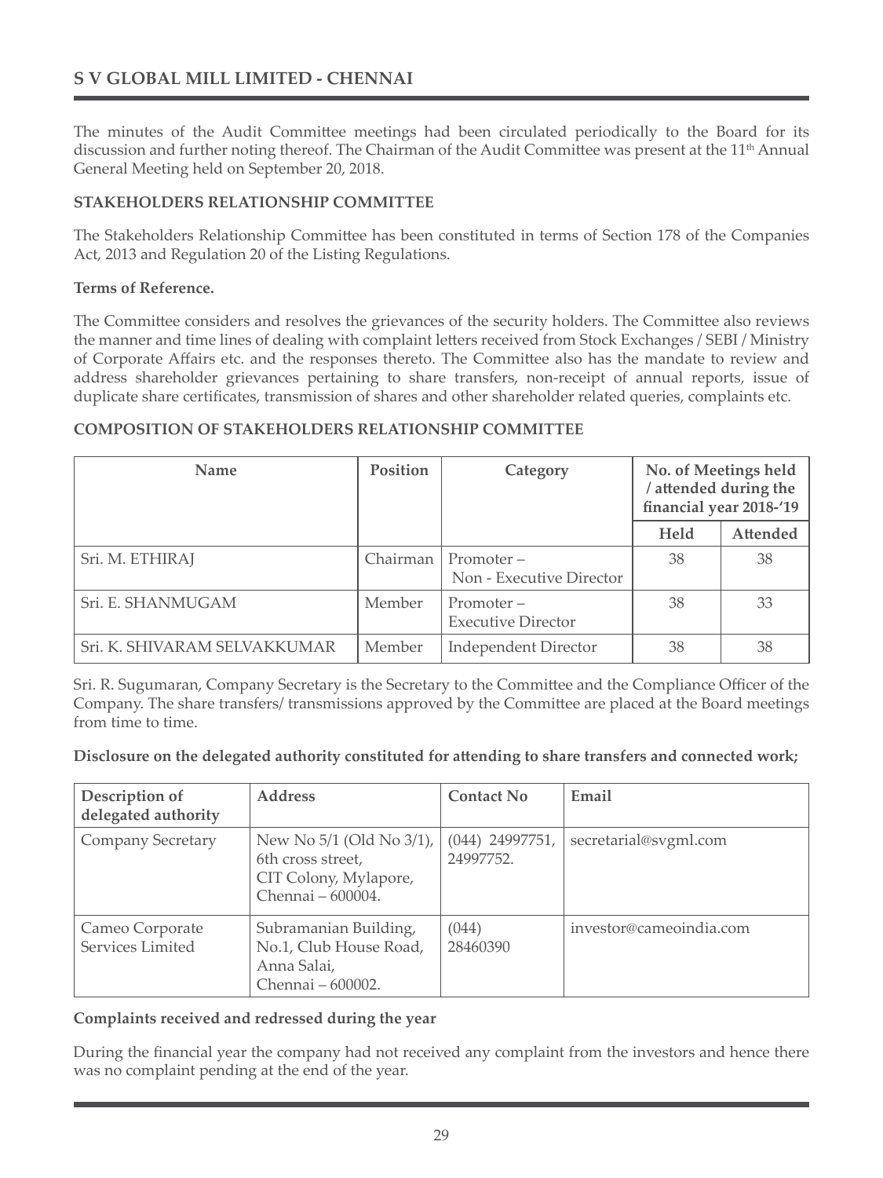The minutes of the Audit Committee meetings had been circulated periodically to the Board for its discussion and further noting thereof. The Chairman of the Audit Committee was present at the 11th Annual General Meeting held on September 20, 2018.

**STAKEHOLDERS RELATIONSHIP COMMITTEE**

The Stakeholders Relationship Committee has been constituted in terms of Section 178 of the Companies Act, 2013 and Regulation 20 of the Listing Regulations.

**Terms of Reference.**

The Committee considers and resolves the grievances of the security holders. The Committee also reviews the manner and time lines of dealing with complaint letters received from Stock Exchanges / SEBI / Ministry of Corporate Affairs etc. and the responses thereto. The Committee also has the mandate to review and address shareholder grievances pertaining to share transfers, non-receipt of annual reports, issue of duplicate share certificates, transmission of shares and other shareholder related queries, complaints etc.

**COMPOSITION OF STAKEHOLDERS RELATIONSHIP COMMITTEE**

| Name | Position | Category | No. of Meetings held / attended during the financial year 2018-'19 | |
|---|---|---|---|---|
| | | | Held | Attended |
| Sri. M. ETHIRAJ | Chairman | Promoter – Non - Executive Director | 38 | 38 |
| Sri. E. SHANMUGAM | Member | Promoter – Executive Director | 38 | 33 |
| Sri. K. SHIVARAM SELVAKKUMAR | Member | Independent Director | 38 | 38 |

Sri. R. Sugumaran, Company Secretary is the Secretary to the Committee and the Compliance Officer of the Company. The share transfers/ transmissions approved by the Committee are placed at the Board meetings from time to time.

**Disclosure on the delegated authority constituted for attending to share transfers and connected work;**

| Description of delegated authority | Address | Contact No | Email |
|---|---|---|---|
| Company Secretary | New No 5/1 (Old No 3/1), 6th cross street, CIT Colony, Mylapore, Chennai – 600004. | (044) 24997751, 24997752. | secretarial@svgml.com |
| Cameo Corporate Services Limited | Subramanian Building, No.1, Club House Road, Anna Salai, Chennai – 600002. | (044) 28460390 | investor@cameoindia.com |

**Complaints received and redressed during the year**

During the financial year the company had not received any complaint from the investors and hence there was no complaint pending at the end of the year.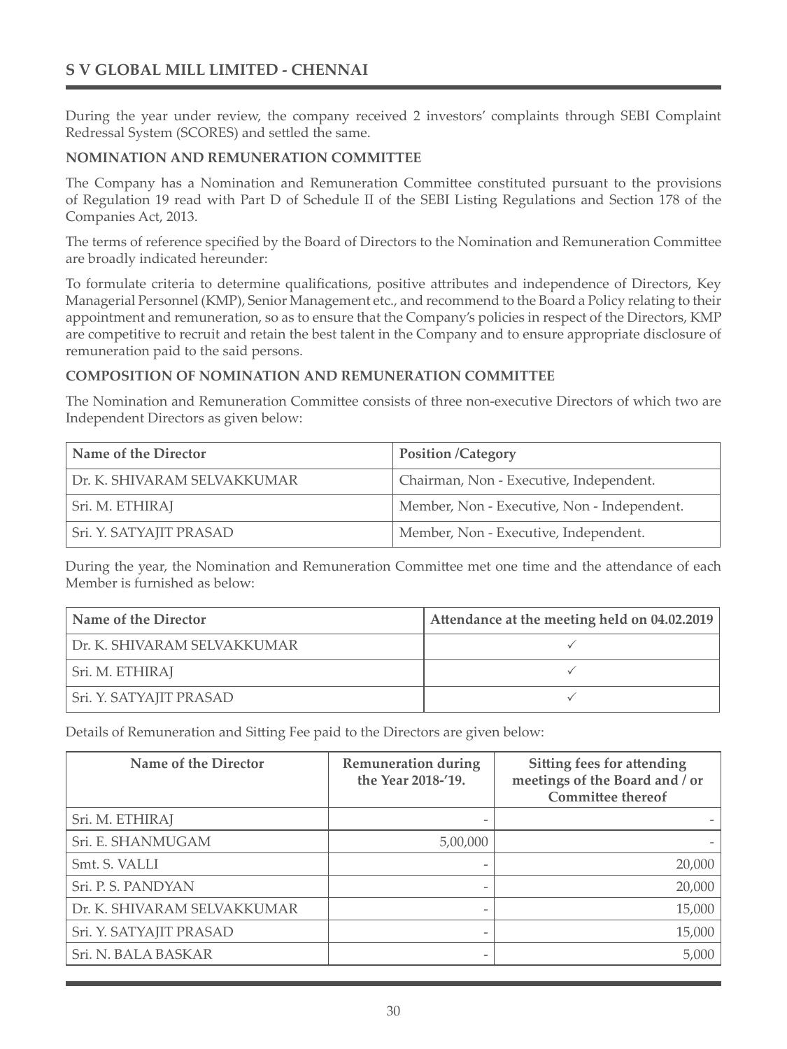During the year under review, the company received 2 investors' complaints through SEBI Complaint Redressal System (SCORES) and settled the same.

**NOMINATION AND REMUNERATION COMMITTEE**

The Company has a Nomination and Remuneration Committee constituted pursuant to the provisions of Regulation 19 read with Part D of Schedule II of the SEBI Listing Regulations and Section 178 of the Companies Act, 2013.

The terms of reference specified by the Board of Directors to the Nomination and Remuneration Committee are broadly indicated hereunder:

To formulate criteria to determine qualifications, positive attributes and independence of Directors, Key Managerial Personnel (KMP), Senior Management etc., and recommend to the Board a Policy relating to their appointment and remuneration, so as to ensure that the Company's policies in respect of the Directors, KMP are competitive to recruit and retain the best talent in the Company and to ensure appropriate disclosure of remuneration paid to the said persons.

**COMPOSITION OF NOMINATION AND REMUNERATION COMMITTEE**

The Nomination and Remuneration Committee consists of three non-executive Directors of which two are Independent Directors as given below:

| Name of the Director | Position /Category |
|---|---|
| Dr. K. SHIVARAM SELVAKKUMAR | Chairman, Non - Executive, Independent. |
| Sri. M. ETHIRAJ | Member, Non - Executive, Non - Independent. |
| Sri. Y. SATYAJIT PRASAD | Member, Non - Executive, Independent. |

During the year, the Nomination and Remuneration Committee met one time and the attendance of each Member is furnished as below:

| Name of the Director | Attendance at the meeting held on 04.02.2019 |
|---|---|
| Dr. K. SHIVARAM SELVAKKUMAR | ✓ |
| Sri. M. ETHIRAJ | ✓ |
| Sri. Y. SATYAJIT PRASAD | ✓ |

Details of Remuneration and Sitting Fee paid to the Directors are given below:

| Name of the Director | Remuneration during the Year 2018-'19. | Sitting fees for attending meetings of the Board and / or Committee thereof |
|---|---|---|
| Sri. M. ETHIRAJ | - | - |
| Sri. E. SHANMUGAM | 5,00,000 | - |
| Smt. S. VALLI | - | 20,000 |
| Sri. P. S. PANDYAN | - | 20,000 |
| Dr. K. SHIVARAM SELVAKKUMAR | - | 15,000 |
| Sri. Y. SATYAJIT PRASAD | - | 15,000 |
| Sri. N. BALA BASKAR | - | 5,000 |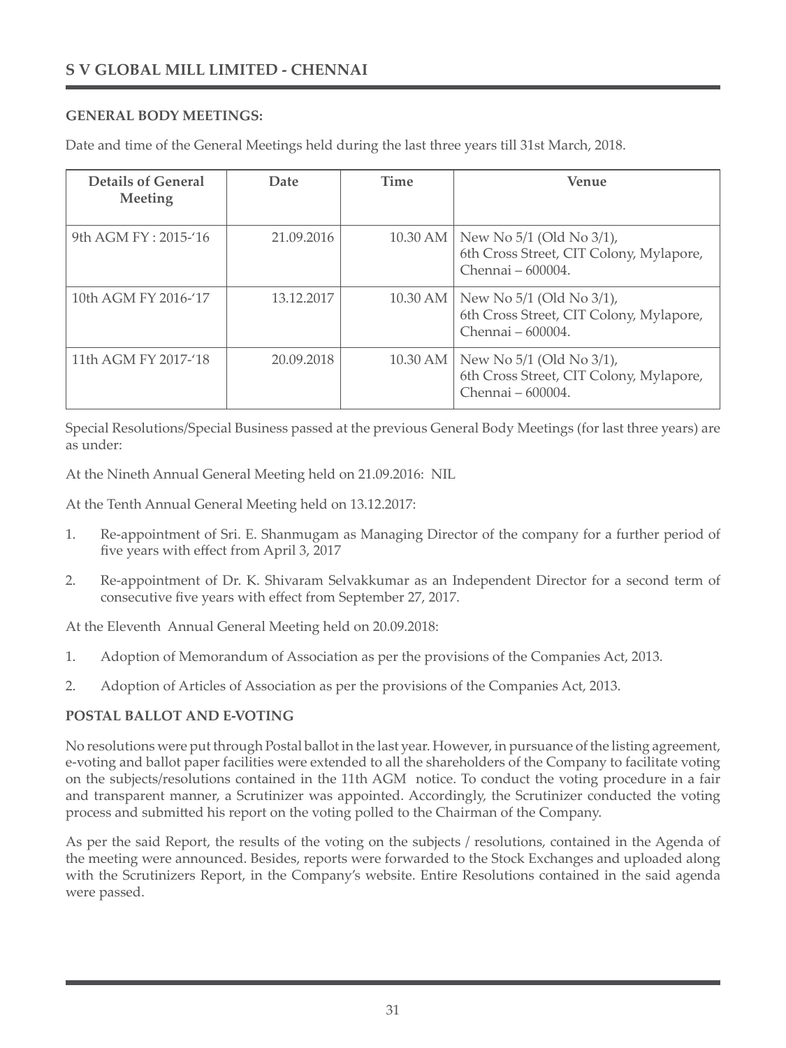**GENERAL BODY MEETINGS:**

Date and time of the General Meetings held during the last three years till 31st March, 2018.

| Details of General Meeting | Date | Time | Venue |
|---|---|---|---|
| 9th AGM FY : 2015-'16 | 21.09.2016 | 10.30 AM | New No 5/1 (Old No 3/1), 6th Cross Street, CIT Colony, Mylapore, Chennai – 600004. |
| 10th AGM FY 2016-'17 | 13.12.2017 | 10.30 AM | New No 5/1 (Old No 3/1), 6th Cross Street, CIT Colony, Mylapore, Chennai – 600004. |
| 11th AGM FY 2017-'18 | 20.09.2018 | 10.30 AM | New No 5/1 (Old No 3/1), 6th Cross Street, CIT Colony, Mylapore, Chennai – 600004. |

Special Resolutions/Special Business passed at the previous General Body Meetings (for last three years) are as under:

At the Nineth Annual General Meeting held on 21.09.2016: NIL

At the Tenth Annual General Meeting held on 13.12.2017:

1. Re-appointment of Sri. E. Shanmugam as Managing Director of the company for a further period of five years with effect from April 3, 2017
2. Re-appointment of Dr. K. Shivaram Selvakkumar as an Independent Director for a second term of consecutive five years with effect from September 27, 2017.

At the Eleventh Annual General Meeting held on 20.09.2018:

1. Adoption of Memorandum of Association as per the provisions of the Companies Act, 2013.
2. Adoption of Articles of Association as per the provisions of the Companies Act, 2013.

**POSTAL BALLOT AND E-VOTING**

No resolutions were put through Postal ballot in the last year. However, in pursuance of the listing agreement, e-voting and ballot paper facilities were extended to all the shareholders of the Company to facilitate voting on the subjects/resolutions contained in the 11th AGM notice. To conduct the voting procedure in a fair and transparent manner, a Scrutinizer was appointed. Accordingly, the Scrutinizer conducted the voting process and submitted his report on the voting polled to the Chairman of the Company.

As per the said Report, the results of the voting on the subjects / resolutions, contained in the Agenda of the meeting were announced. Besides, reports were forwarded to the Stock Exchanges and uploaded along with the Scrutinizers Report, in the Company's website. Entire Resolutions contained in the said agenda were passed.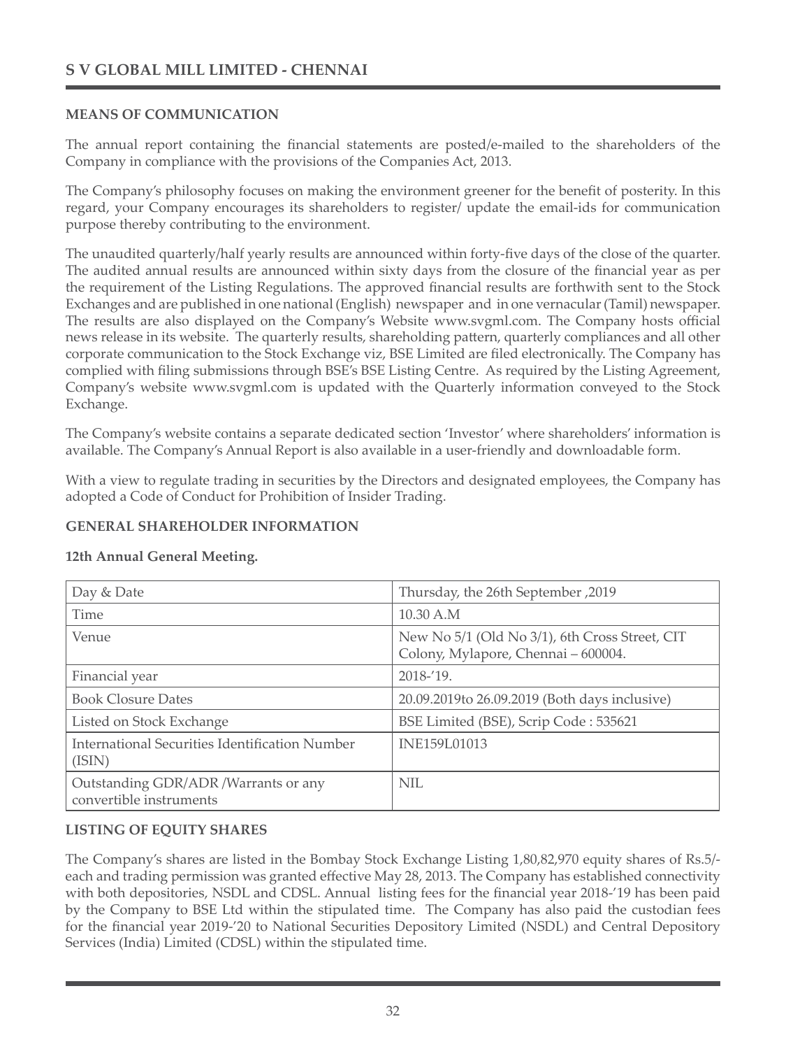## MEANS OF COMMUNICATION

The annual report containing the financial statements are posted/e-mailed to the shareholders of the Company in compliance with the provisions of the Companies Act, 2013.

The Company's philosophy focuses on making the environment greener for the benefit of posterity. In this regard, your Company encourages its shareholders to register/ update the email-ids for communication purpose thereby contributing to the environment.

The unaudited quarterly/half yearly results are announced within forty-five days of the close of the quarter. The audited annual results are announced within sixty days from the closure of the financial year as per the requirement of the Listing Regulations. The approved financial results are forthwith sent to the Stock Exchanges and are published in one national (English) newspaper and in one vernacular (Tamil) newspaper. The results are also displayed on the Company's Website www.svgml.com. The Company hosts official news release in its website. The quarterly results, shareholding pattern, quarterly compliances and all other corporate communication to the Stock Exchange viz, BSE Limited are filed electronically. The Company has complied with filing submissions through BSE's BSE Listing Centre. As required by the Listing Agreement, Company's website www.svgml.com is updated with the Quarterly information conveyed to the Stock Exchange.

The Company's website contains a separate dedicated section 'Investor' where shareholders' information is available. The Company's Annual Report is also available in a user-friendly and downloadable form.

With a view to regulate trading in securities by the Directors and designated employees, the Company has adopted a Code of Conduct for Prohibition of Insider Trading.

## GENERAL SHAREHOLDER INFORMATION

**12th Annual General Meeting.**

| | |
|---|---|
| Day & Date | Thursday, the 26th September ,2019 |
| Time | 10.30 A.M |
| Venue | New No 5/1 (Old No 3/1), 6th Cross Street, CIT Colony, Mylapore, Chennai – 600004. |
| Financial year | 2018-'19. |
| Book Closure Dates | 20.09.2019to 26.09.2019 (Both days inclusive) |
| Listed on Stock Exchange | BSE Limited (BSE), Scrip Code : 535621 |
| International Securities Identification Number (ISIN) | INE159L01013 |
| Outstanding GDR/ADR /Warrants or any convertible instruments | NIL |

## LISTING OF EQUITY SHARES

The Company's shares are listed in the Bombay Stock Exchange Listing 1,80,82,970 equity shares of Rs.5/- each and trading permission was granted effective May 28, 2013. The Company has established connectivity with both depositories, NSDL and CDSL. Annual listing fees for the financial year 2018-'19 has been paid by the Company to BSE Ltd within the stipulated time. The Company has also paid the custodian fees for the financial year 2019-'20 to National Securities Depository Limited (NSDL) and Central Depository Services (India) Limited (CDSL) within the stipulated time.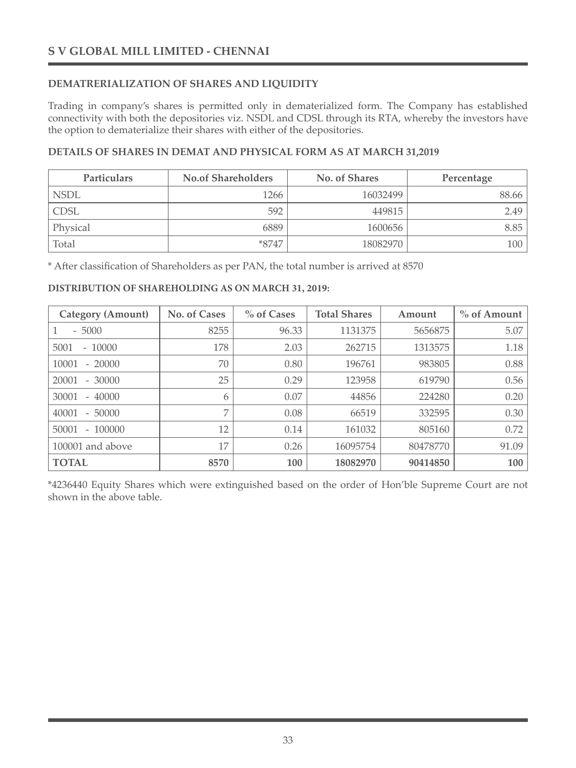## DEMATRERIALIZATION OF SHARES AND LIQUIDITY

Trading in company's shares is permitted only in dematerialized form. The Company has established connectivity with both the depositories viz. NSDL and CDSL through its RTA, whereby the investors have the option to dematerialize their shares with either of the depositories.

### DETAILS OF SHARES IN DEMAT AND PHYSICAL FORM AS AT MARCH 31,2019

| Particulars | No.of Shareholders | No. of Shares | Percentage |
|---|---|---|---|
| NSDL | 1266 | 16032499 | 88.66 |
| CDSL | 592 | 449815 | 2.49 |
| Physical | 6889 | 1600656 | 8.85 |
| Total | *8747 | 18082970 | 100 |

* After classification of Shareholders as per PAN, the total number is arrived at 8570

### DISTRIBUTION OF SHAREHOLDING AS ON MARCH 31, 2019:

| Category (Amount) | No. of Cases | % of Cases | Total Shares | Amount | % of Amount |
|---|---|---|---|---|---|
| 1 - 5000 | 8255 | 96.33 | 1131375 | 5656875 | 5.07 |
| 5001 - 10000 | 178 | 2.03 | 262715 | 1313575 | 1.18 |
| 10001 - 20000 | 70 | 0.80 | 196761 | 983805 | 0.88 |
| 20001 - 30000 | 25 | 0.29 | 123958 | 619790 | 0.56 |
| 30001 - 40000 | 6 | 0.07 | 44856 | 224280 | 0.20 |
| 40001 - 50000 | 7 | 0.08 | 66519 | 332595 | 0.30 |
| 50001 - 100000 | 12 | 0.14 | 161032 | 805160 | 0.72 |
| 100001 and above | 17 | 0.26 | 16095754 | 80478770 | 91.09 |
| **TOTAL** | **8570** | **100** | **18082970** | **90414850** | **100** |

*4236440 Equity Shares which were extinguished based on the order of Hon'ble Supreme Court are not shown in the above table.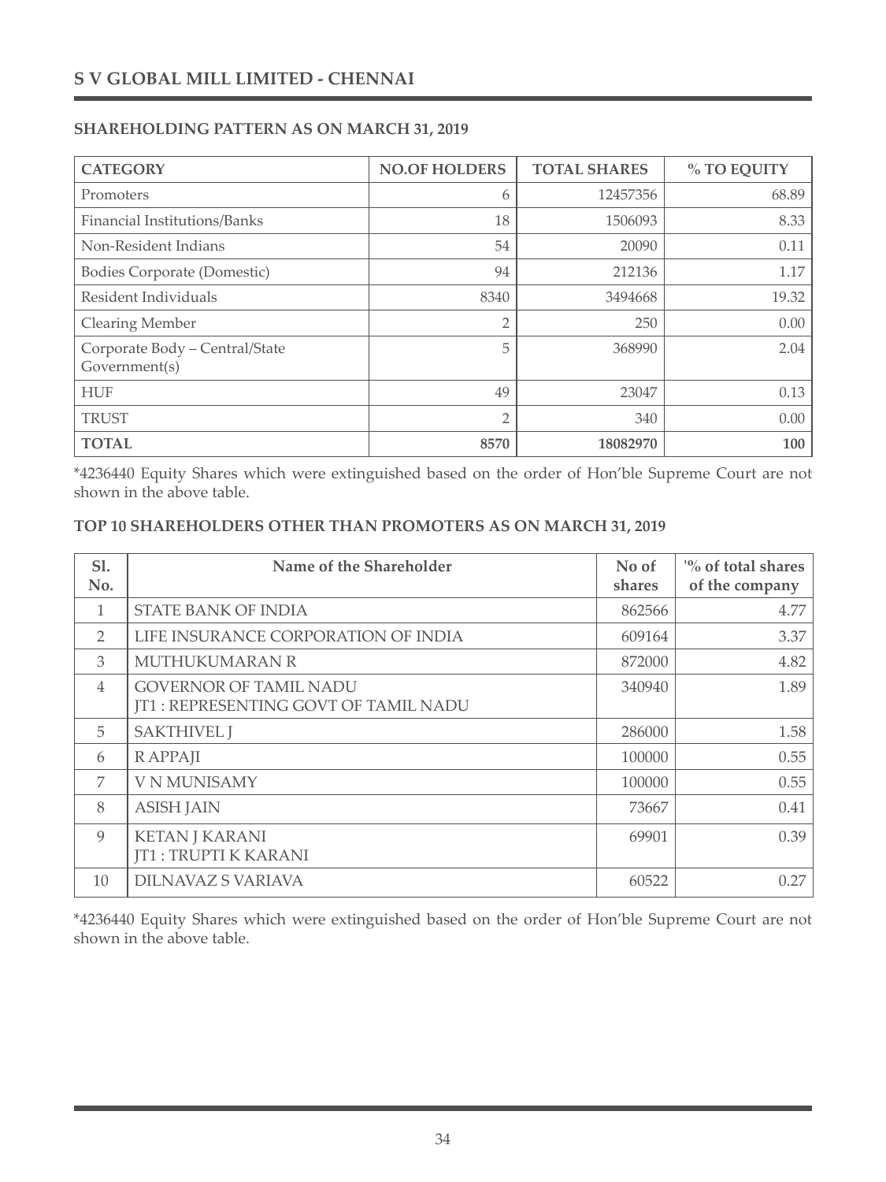## SHAREHOLDING PATTERN AS ON MARCH 31, 2019

| CATEGORY | NO.OF HOLDERS | TOTAL SHARES | % TO EQUITY |
|---|---|---|---|
| Promoters | 6 | 12457356 | 68.89 |
| Financial Institutions/Banks | 18 | 1506093 | 8.33 |
| Non-Resident Indians | 54 | 20090 | 0.11 |
| Bodies Corporate (Domestic) | 94 | 212136 | 1.17 |
| Resident Individuals | 8340 | 3494668 | 19.32 |
| Clearing Member | 2 | 250 | 0.00 |
| Corporate Body – Central/State Government(s) | 5 | 368990 | 2.04 |
| HUF | 49 | 23047 | 0.13 |
| TRUST | 2 | 340 | 0.00 |
| **TOTAL** | **8570** | **18082970** | **100** |

*4236440 Equity Shares which were extinguished based on the order of Hon'ble Supreme Court are not shown in the above table.

## TOP 10 SHAREHOLDERS OTHER THAN PROMOTERS AS ON MARCH 31, 2019

| Sl. No. | Name of the Shareholder | No of shares | '% of total shares of the company |
|---|---|---|---|
| 1 | STATE BANK OF INDIA | 862566 | 4.77 |
| 2 | LIFE INSURANCE CORPORATION OF INDIA | 609164 | 3.37 |
| 3 | MUTHUKUMARAN R | 872000 | 4.82 |
| 4 | GOVERNOR OF TAMIL NADU JT1 : REPRESENTING GOVT OF TAMIL NADU | 340940 | 1.89 |
| 5 | SAKTHIVEL J | 286000 | 1.58 |
| 6 | R APPAJI | 100000 | 0.55 |
| 7 | V N MUNISAMY | 100000 | 0.55 |
| 8 | ASISH JAIN | 73667 | 0.41 |
| 9 | KETAN J KARANI JT1 : TRUPTI K KARANI | 69901 | 0.39 |
| 10 | DILNAVAZ S VARIAVA | 60522 | 0.27 |

*4236440 Equity Shares which were extinguished based on the order of Hon'ble Supreme Court are not shown in the above table.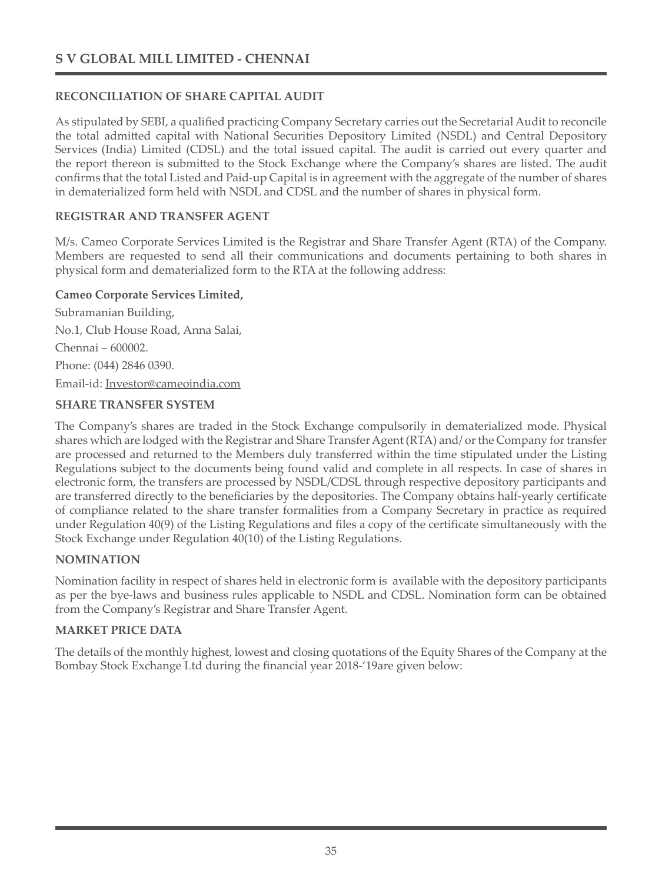### RECONCILIATION OF SHARE CAPITAL AUDIT

As stipulated by SEBI, a qualified practicing Company Secretary carries out the Secretarial Audit to reconcile the total admitted capital with National Securities Depository Limited (NSDL) and Central Depository Services (India) Limited (CDSL) and the total issued capital. The audit is carried out every quarter and the report thereon is submitted to the Stock Exchange where the Company's shares are listed. The audit confirms that the total Listed and Paid-up Capital is in agreement with the aggregate of the number of shares in dematerialized form held with NSDL and CDSL and the number of shares in physical form.

### REGISTRAR AND TRANSFER AGENT

M/s. Cameo Corporate Services Limited is the Registrar and Share Transfer Agent (RTA) of the Company. Members are requested to send all their communications and documents pertaining to both shares in physical form and dematerialized form to the RTA at the following address:

**Cameo Corporate Services Limited,**

Subramanian Building,

No.1, Club House Road, Anna Salai,

Chennai – 600002.

Phone: (044) 2846 0390.

Email-id: Investor@cameoindia.com

### SHARE TRANSFER SYSTEM

The Company's shares are traded in the Stock Exchange compulsorily in dematerialized mode. Physical shares which are lodged with the Registrar and Share Transfer Agent (RTA) and/ or the Company for transfer are processed and returned to the Members duly transferred within the time stipulated under the Listing Regulations subject to the documents being found valid and complete in all respects. In case of shares in electronic form, the transfers are processed by NSDL/CDSL through respective depository participants and are transferred directly to the beneficiaries by the depositories. The Company obtains half-yearly certificate of compliance related to the share transfer formalities from a Company Secretary in practice as required under Regulation 40(9) of the Listing Regulations and files a copy of the certificate simultaneously with the Stock Exchange under Regulation 40(10) of the Listing Regulations.

### NOMINATION

Nomination facility in respect of shares held in electronic form is available with the depository participants as per the bye-laws and business rules applicable to NSDL and CDSL. Nomination form can be obtained from the Company's Registrar and Share Transfer Agent.

### MARKET PRICE DATA

The details of the monthly highest, lowest and closing quotations of the Equity Shares of the Company at the Bombay Stock Exchange Ltd during the financial year 2018-'19are given below: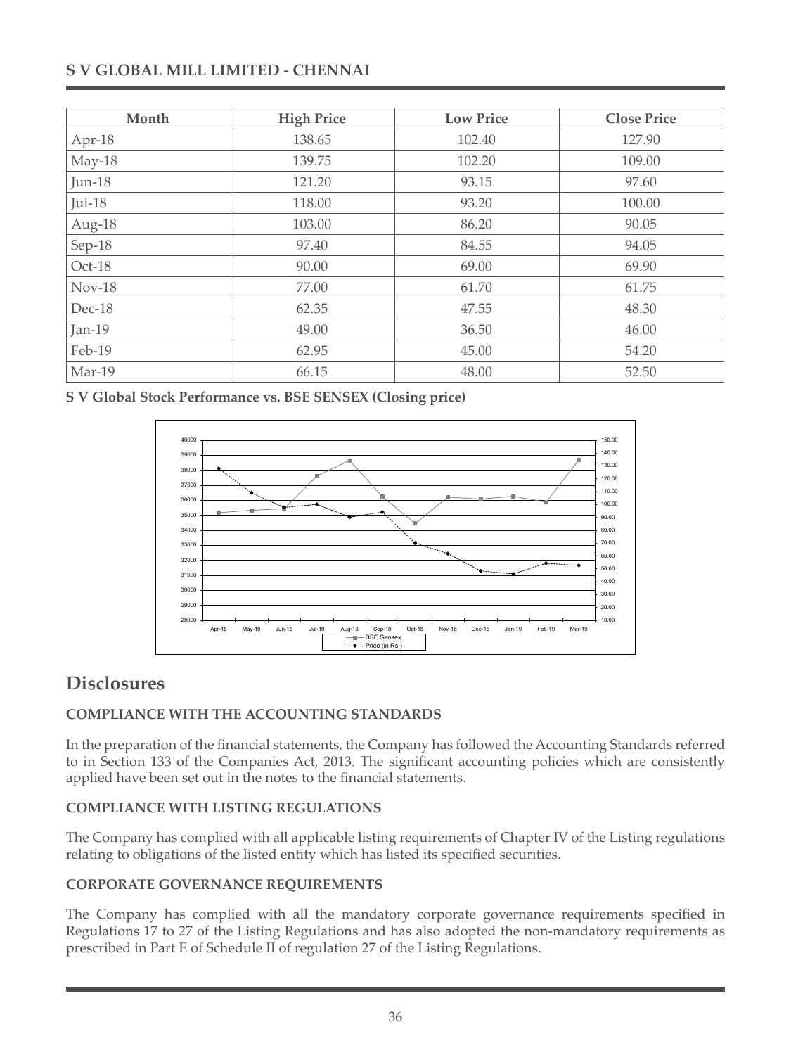| Month | High Price | Low Price | Close Price |
|---|---|---|---|
| Apr-18 | 138.65 | 102.40 | 127.90 |
| May-18 | 139.75 | 102.20 | 109.00 |
| Jun-18 | 121.20 | 93.15 | 97.60 |
| Jul-18 | 118.00 | 93.20 | 100.00 |
| Aug-18 | 103.00 | 86.20 | 90.05 |
| Sep-18 | 97.40 | 84.55 | 94.05 |
| Oct-18 | 90.00 | 69.00 | 69.90 |
| Nov-18 | 77.00 | 61.70 | 61.75 |
| Dec-18 | 62.35 | 47.55 | 48.30 |
| Jan-19 | 49.00 | 36.50 | 46.00 |
| Feb-19 | 62.95 | 45.00 | 54.20 |
| Mar-19 | 66.15 | 48.00 | 52.50 |

**S V Global Stock Performance vs. BSE SENSEX (Closing price)**

# Disclosures

### COMPLIANCE WITH THE ACCOUNTING STANDARDS

In the preparation of the financial statements, the Company has followed the Accounting Standards referred to in Section 133 of the Companies Act, 2013. The significant accounting policies which are consistently applied have been set out in the notes to the financial statements.

### COMPLIANCE WITH LISTING REGULATIONS

The Company has complied with all applicable listing requirements of Chapter IV of the Listing regulations relating to obligations of the listed entity which has listed its specified securities.

### CORPORATE GOVERNANCE REQUIREMENTS

The Company has complied with all the mandatory corporate governance requirements specified in Regulations 17 to 27 of the Listing Regulations and has also adopted the non-mandatory requirements as prescribed in Part E of Schedule II of regulation 27 of the Listing Regulations.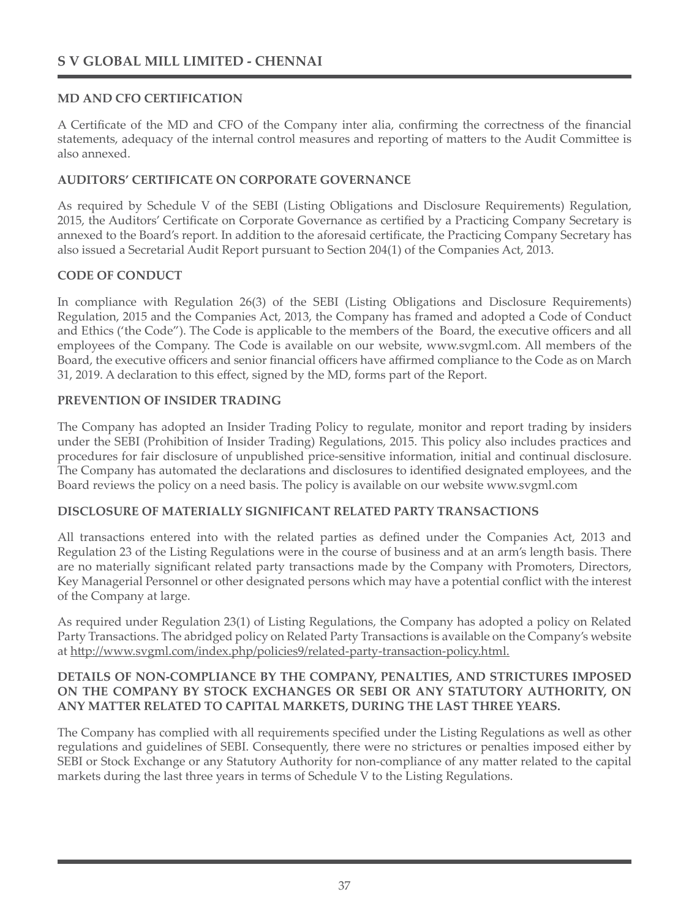## MD AND CFO CERTIFICATION

A Certificate of the MD and CFO of the Company inter alia, confirming the correctness of the financial statements, adequacy of the internal control measures and reporting of matters to the Audit Committee is also annexed.

## AUDITORS' CERTIFICATE ON CORPORATE GOVERNANCE

As required by Schedule V of the SEBI (Listing Obligations and Disclosure Requirements) Regulation, 2015, the Auditors' Certificate on Corporate Governance as certified by a Practicing Company Secretary is annexed to the Board's report. In addition to the aforesaid certificate, the Practicing Company Secretary has also issued a Secretarial Audit Report pursuant to Section 204(1) of the Companies Act, 2013.

## CODE OF CONDUCT

In compliance with Regulation 26(3) of the SEBI (Listing Obligations and Disclosure Requirements) Regulation, 2015 and the Companies Act, 2013, the Company has framed and adopted a Code of Conduct and Ethics ('the Code"). The Code is applicable to the members of the Board, the executive officers and all employees of the Company. The Code is available on our website, www.svgml.com. All members of the Board, the executive officers and senior financial officers have affirmed compliance to the Code as on March 31, 2019. A declaration to this effect, signed by the MD, forms part of the Report.

## PREVENTION OF INSIDER TRADING

The Company has adopted an Insider Trading Policy to regulate, monitor and report trading by insiders under the SEBI (Prohibition of Insider Trading) Regulations, 2015. This policy also includes practices and procedures for fair disclosure of unpublished price-sensitive information, initial and continual disclosure. The Company has automated the declarations and disclosures to identified designated employees, and the Board reviews the policy on a need basis. The policy is available on our website www.svgml.com

## DISCLOSURE OF MATERIALLY SIGNIFICANT RELATED PARTY TRANSACTIONS

All transactions entered into with the related parties as defined under the Companies Act, 2013 and Regulation 23 of the Listing Regulations were in the course of business and at an arm's length basis. There are no materially significant related party transactions made by the Company with Promoters, Directors, Key Managerial Personnel or other designated persons which may have a potential conflict with the interest of the Company at large.

As required under Regulation 23(1) of Listing Regulations, the Company has adopted a policy on Related Party Transactions. The abridged policy on Related Party Transactions is available on the Company's website at http://www.svgml.com/index.php/policies9/related-party-transaction-policy.html.

## DETAILS OF NON-COMPLIANCE BY THE COMPANY, PENALTIES, AND STRICTURES IMPOSED ON THE COMPANY BY STOCK EXCHANGES OR SEBI OR ANY STATUTORY AUTHORITY, ON ANY MATTER RELATED TO CAPITAL MARKETS, DURING THE LAST THREE YEARS.

The Company has complied with all requirements specified under the Listing Regulations as well as other regulations and guidelines of SEBI. Consequently, there were no strictures or penalties imposed either by SEBI or Stock Exchange or any Statutory Authority for non-compliance of any matter related to the capital markets during the last three years in terms of Schedule V to the Listing Regulations.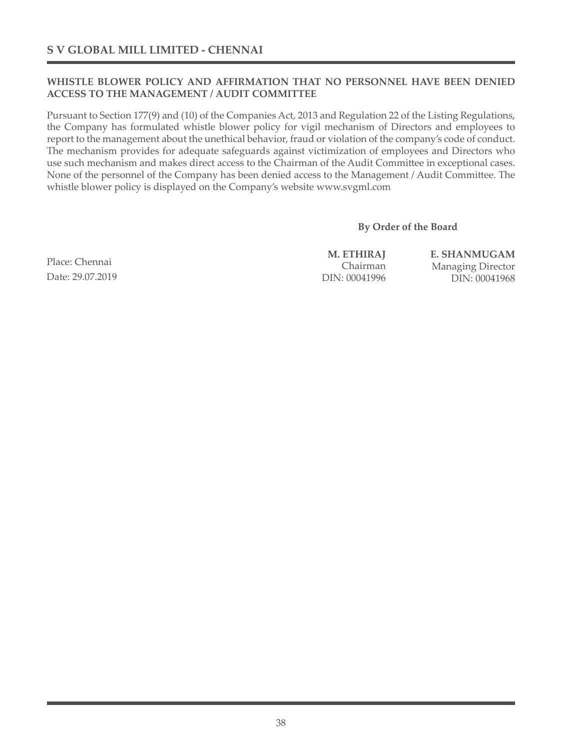## WHISTLE BLOWER POLICY AND AFFIRMATION THAT NO PERSONNEL HAVE BEEN DENIED ACCESS TO THE MANAGEMENT / AUDIT COMMITTEE

Pursuant to Section 177(9) and (10) of the Companies Act, 2013 and Regulation 22 of the Listing Regulations, the Company has formulated whistle blower policy for vigil mechanism of Directors and employees to report to the management about the unethical behavior, fraud or violation of the company's code of conduct. The mechanism provides for adequate safeguards against victimization of employees and Directors who use such mechanism and makes direct access to the Chairman of the Audit Committee in exceptional cases. None of the personnel of the Company has been denied access to the Management / Audit Committee. The whistle blower policy is displayed on the Company's website www.svgml.com

**By Order of the Board**

| | | |
|---|---|---|
| Place: Chennai | **M. ETHIRAJ** | **E. SHANMUGAM** |
| Date: 29.07.2019 | Chairman | Managing Director |
| | DIN: 00041996 | DIN: 00041968 |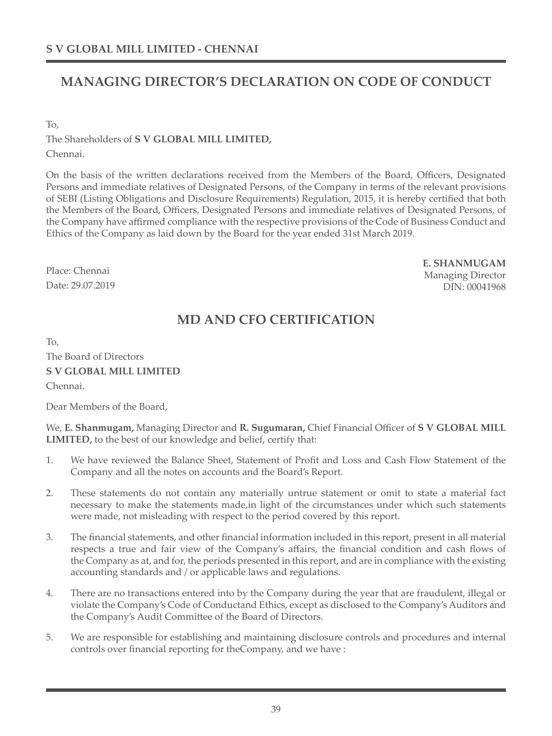## MANAGING DIRECTOR'S DECLARATION ON CODE OF CONDUCT

To,

The Shareholders of **S V GLOBAL MILL LIMITED,**

Chennai.

On the basis of the written declarations received from the Members of the Board, Officers, Designated Persons and immediate relatives of Designated Persons, of the Company in terms of the relevant provisions of SEBI (Listing Obligations and Disclosure Requirements) Regulation, 2015, it is hereby certified that both the Members of the Board, Officers, Designated Persons and immediate relatives of Designated Persons, of the Company have affirmed compliance with the respective provisions of the Code of Business Conduct and Ethics of the Company as laid down by the Board for the year ended 31st March 2019.

Place: Chennai

Date: 29.07.2019

**E. SHANMUGAM**

Managing Director

DIN: 00041968

## MD AND CFO CERTIFICATION

To,

The Board of Directors

**S V GLOBAL MILL LIMITED**

Chennai.

Dear Members of the Board,

We, **E. Shanmugam,** Managing Director and **R. Sugumaran,** Chief Financial Officer of **S V GLOBAL MILL LIMITED,** to the best of our knowledge and belief, certify that:

1. We have reviewed the Balance Sheet, Statement of Profit and Loss and Cash Flow Statement of the Company and all the notes on accounts and the Board's Report.
2. These statements do not contain any materially untrue statement or omit to state a material fact necessary to make the statements made,in light of the circumstances under which such statements were made, not misleading with respect to the period covered by this report.
3. The financial statements, and other financial information included in this report, present in all material respects a true and fair view of the Company's affairs, the financial condition and cash flows of the Company as at, and for, the periods presented in this report, and are in compliance with the existing accounting standards and / or applicable laws and regulations.
4. There are no transactions entered into by the Company during the year that are fraudulent, illegal or violate the Company's Code of Conductand Ethics, except as disclosed to the Company's Auditors and the Company's Audit Committee of the Board of Directors.
5. We are responsible for establishing and maintaining disclosure controls and procedures and internal controls over financial reporting for theCompany, and we have :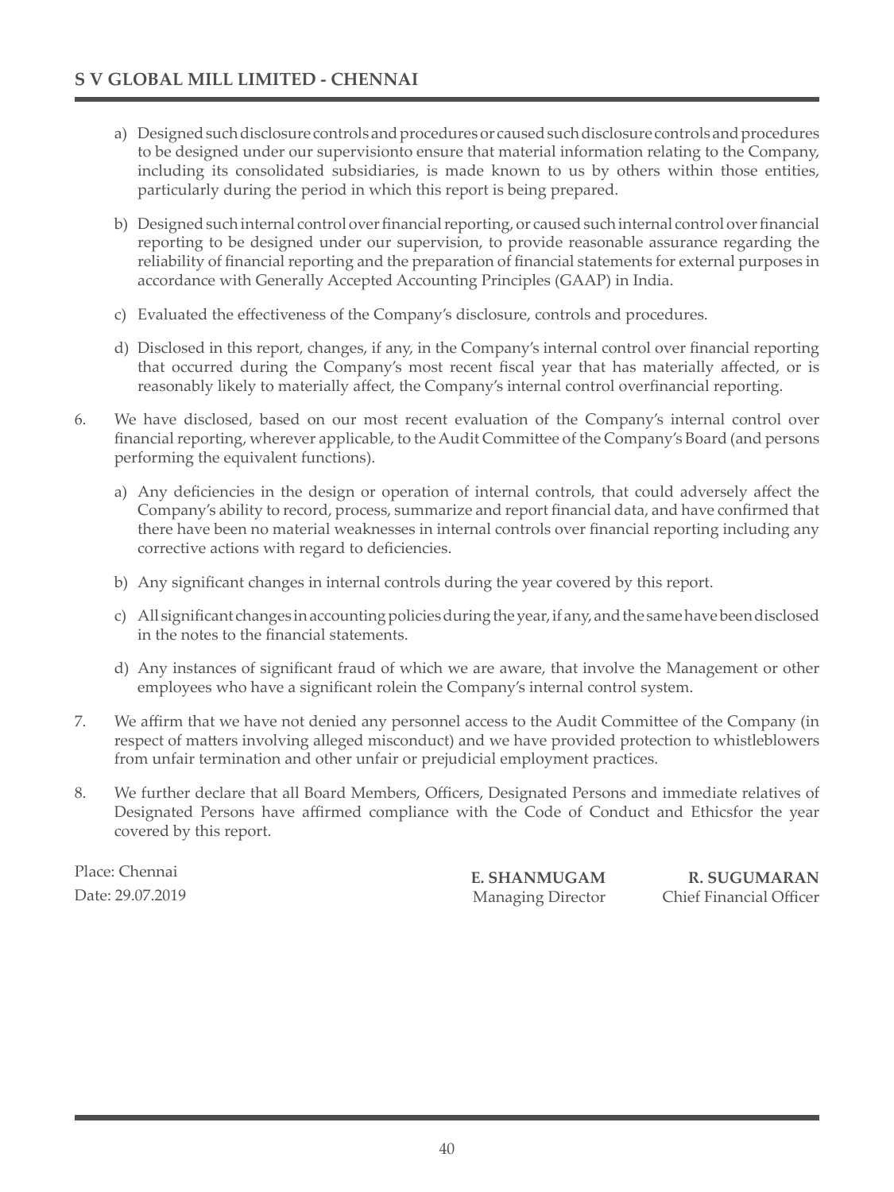a) Designed such disclosure controls and procedures or caused such disclosure controls and procedures to be designed under our supervisionto ensure that material information relating to the Company, including its consolidated subsidiaries, is made known to us by others within those entities, particularly during the period in which this report is being prepared.

b) Designed such internal control over financial reporting, or caused such internal control over financial reporting to be designed under our supervision, to provide reasonable assurance regarding the reliability of financial reporting and the preparation of financial statements for external purposes in accordance with Generally Accepted Accounting Principles (GAAP) in India.

c) Evaluated the effectiveness of the Company's disclosure, controls and procedures.

d) Disclosed in this report, changes, if any, in the Company's internal control over financial reporting that occurred during the Company's most recent fiscal year that has materially affected, or is reasonably likely to materially affect, the Company's internal control overfinancial reporting.

6. We have disclosed, based on our most recent evaluation of the Company's internal control over financial reporting, wherever applicable, to the Audit Committee of the Company's Board (and persons performing the equivalent functions).

   a) Any deficiencies in the design or operation of internal controls, that could adversely affect the Company's ability to record, process, summarize and report financial data, and have confirmed that there have been no material weaknesses in internal controls over financial reporting including any corrective actions with regard to deficiencies.

   b) Any significant changes in internal controls during the year covered by this report.

   c) All significant changes in accounting policies during the year, if any, and the same have been disclosed in the notes to the financial statements.

   d) Any instances of significant fraud of which we are aware, that involve the Management or other employees who have a significant rolein the Company's internal control system.

7. We affirm that we have not denied any personnel access to the Audit Committee of the Company (in respect of matters involving alleged misconduct) and we have provided protection to whistleblowers from unfair termination and other unfair or prejudicial employment practices.

8. We further declare that all Board Members, Officers, Designated Persons and immediate relatives of Designated Persons have affirmed compliance with the Code of Conduct and Ethicsfor the year covered by this report.

Place: Chennai
Date: 29.07.2019

**E. SHANMUGAM**
Managing Director

**R. SUGUMARAN**
Chief Financial Officer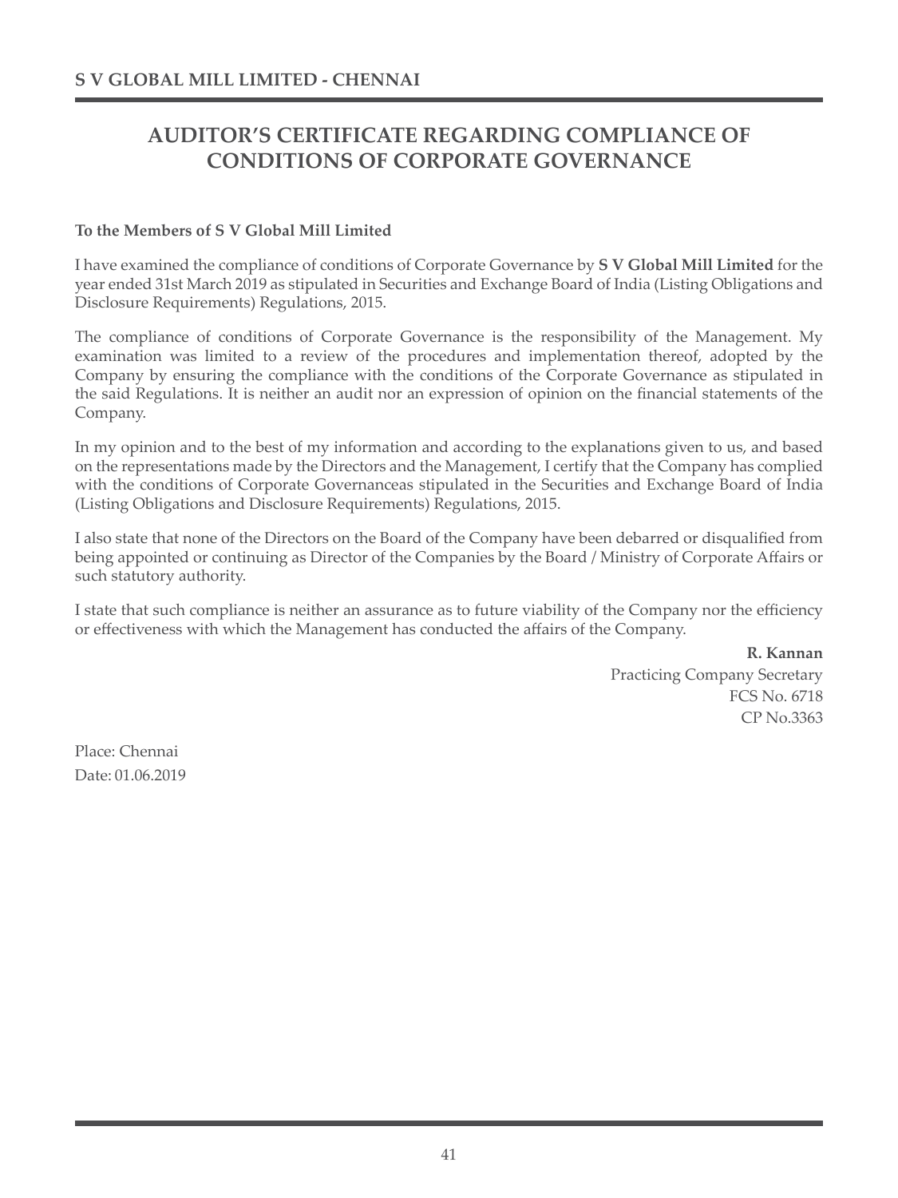# AUDITOR'S CERTIFICATE REGARDING COMPLIANCE OF CONDITIONS OF CORPORATE GOVERNANCE

**To the Members of S V Global Mill Limited**

I have examined the compliance of conditions of Corporate Governance by **S V Global Mill Limited** for the year ended 31st March 2019 as stipulated in Securities and Exchange Board of India (Listing Obligations and Disclosure Requirements) Regulations, 2015.

The compliance of conditions of Corporate Governance is the responsibility of the Management. My examination was limited to a review of the procedures and implementation thereof, adopted by the Company by ensuring the compliance with the conditions of the Corporate Governance as stipulated in the said Regulations. It is neither an audit nor an expression of opinion on the financial statements of the Company.

In my opinion and to the best of my information and according to the explanations given to us, and based on the representations made by the Directors and the Management, I certify that the Company has complied with the conditions of Corporate Governanceas stipulated in the Securities and Exchange Board of India (Listing Obligations and Disclosure Requirements) Regulations, 2015.

I also state that none of the Directors on the Board of the Company have been debarred or disqualified from being appointed or continuing as Director of the Companies by the Board / Ministry of Corporate Affairs or such statutory authority.

I state that such compliance is neither an assurance as to future viability of the Company nor the efficiency or effectiveness with which the Management has conducted the affairs of the Company.

**R. Kannan**
Practicing Company Secretary
FCS No. 6718
CP No.3363

Place: Chennai
Date: 01.06.2019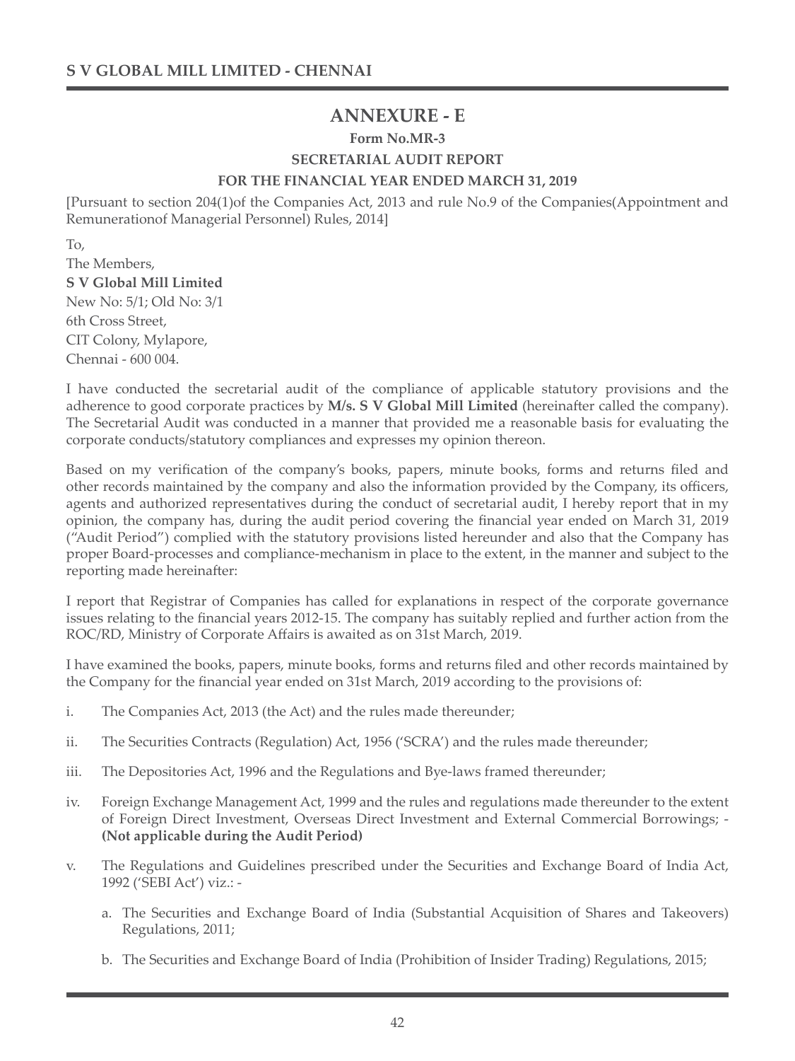# ANNEXURE - E

### Form No.MR-3

### SECRETARIAL AUDIT REPORT

### FOR THE FINANCIAL YEAR ENDED MARCH 31, 2019

[Pursuant to section 204(1)of the Companies Act, 2013 and rule No.9 of the Companies(Appointment and Remunerationof Managerial Personnel) Rules, 2014]

To,
The Members,
**S V Global Mill Limited**
New No: 5/1; Old No: 3/1
6th Cross Street,
CIT Colony, Mylapore,
Chennai - 600 004.

I have conducted the secretarial audit of the compliance of applicable statutory provisions and the adherence to good corporate practices by **M/s. S V Global Mill Limited** (hereinafter called the company). The Secretarial Audit was conducted in a manner that provided me a reasonable basis for evaluating the corporate conducts/statutory compliances and expresses my opinion thereon.

Based on my verification of the company's books, papers, minute books, forms and returns filed and other records maintained by the company and also the information provided by the Company, its officers, agents and authorized representatives during the conduct of secretarial audit, I hereby report that in my opinion, the company has, during the audit period covering the financial year ended on March 31, 2019 ("Audit Period") complied with the statutory provisions listed hereunder and also that the Company has proper Board-processes and compliance-mechanism in place to the extent, in the manner and subject to the reporting made hereinafter:

I report that Registrar of Companies has called for explanations in respect of the corporate governance issues relating to the financial years 2012-15. The company has suitably replied and further action from the ROC/RD, Ministry of Corporate Affairs is awaited as on 31st March, 2019.

I have examined the books, papers, minute books, forms and returns filed and other records maintained by the Company for the financial year ended on 31st March, 2019 according to the provisions of:

i. The Companies Act, 2013 (the Act) and the rules made thereunder;

ii. The Securities Contracts (Regulation) Act, 1956 ('SCRA') and the rules made thereunder;

iii. The Depositories Act, 1996 and the Regulations and Bye-laws framed thereunder;

iv. Foreign Exchange Management Act, 1999 and the rules and regulations made thereunder to the extent of Foreign Direct Investment, Overseas Direct Investment and External Commercial Borrowings; - **(Not applicable during the Audit Period)**

v. The Regulations and Guidelines prescribed under the Securities and Exchange Board of India Act, 1992 ('SEBI Act') viz.: -

   a. The Securities and Exchange Board of India (Substantial Acquisition of Shares and Takeovers) Regulations, 2011;

   b. The Securities and Exchange Board of India (Prohibition of Insider Trading) Regulations, 2015;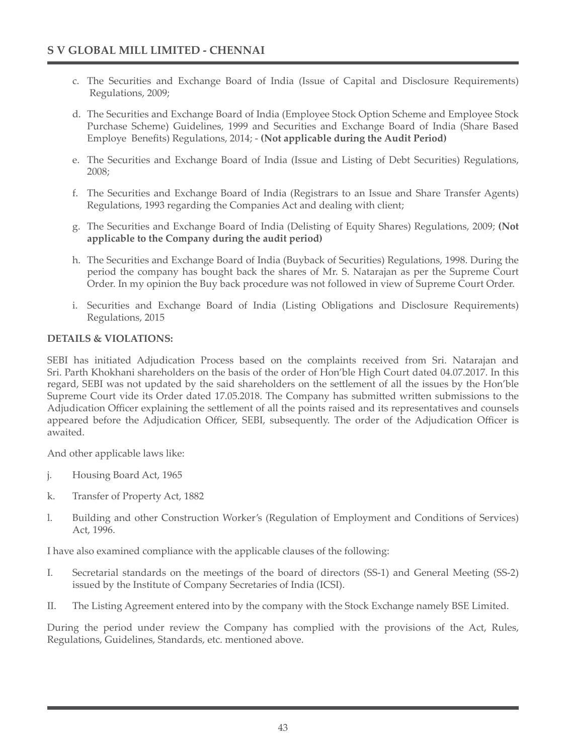c. The Securities and Exchange Board of India (Issue of Capital and Disclosure Requirements) Regulations, 2009;

d. The Securities and Exchange Board of India (Employee Stock Option Scheme and Employee Stock Purchase Scheme) Guidelines, 1999 and Securities and Exchange Board of India (Share Based Employe Benefits) Regulations, 2014; - **(Not applicable during the Audit Period)**

e. The Securities and Exchange Board of India (Issue and Listing of Debt Securities) Regulations, 2008;

f. The Securities and Exchange Board of India (Registrars to an Issue and Share Transfer Agents) Regulations, 1993 regarding the Companies Act and dealing with client;

g. The Securities and Exchange Board of India (Delisting of Equity Shares) Regulations, 2009; **(Not applicable to the Company during the audit period)**

h. The Securities and Exchange Board of India (Buyback of Securities) Regulations, 1998. During the period the company has bought back the shares of Mr. S. Natarajan as per the Supreme Court Order. In my opinion the Buy back procedure was not followed in view of Supreme Court Order.

i. Securities and Exchange Board of India (Listing Obligations and Disclosure Requirements) Regulations, 2015

**DETAILS & VIOLATIONS:**

SEBI has initiated Adjudication Process based on the complaints received from Sri. Natarajan and Sri. Parth Khokhani shareholders on the basis of the order of Hon'ble High Court dated 04.07.2017. In this regard, SEBI was not updated by the said shareholders on the settlement of all the issues by the Hon'ble Supreme Court vide its Order dated 17.05.2018. The Company has submitted written submissions to the Adjudication Officer explaining the settlement of all the points raised and its representatives and counsels appeared before the Adjudication Officer, SEBI, subsequently. The order of the Adjudication Officer is awaited.

And other applicable laws like:

j. Housing Board Act, 1965

k. Transfer of Property Act, 1882

l. Building and other Construction Worker's (Regulation of Employment and Conditions of Services) Act, 1996.

I have also examined compliance with the applicable clauses of the following:

I. Secretarial standards on the meetings of the board of directors (SS-1) and General Meeting (SS-2) issued by the Institute of Company Secretaries of India (ICSI).

II. The Listing Agreement entered into by the company with the Stock Exchange namely BSE Limited.

During the period under review the Company has complied with the provisions of the Act, Rules, Regulations, Guidelines, Standards, etc. mentioned above.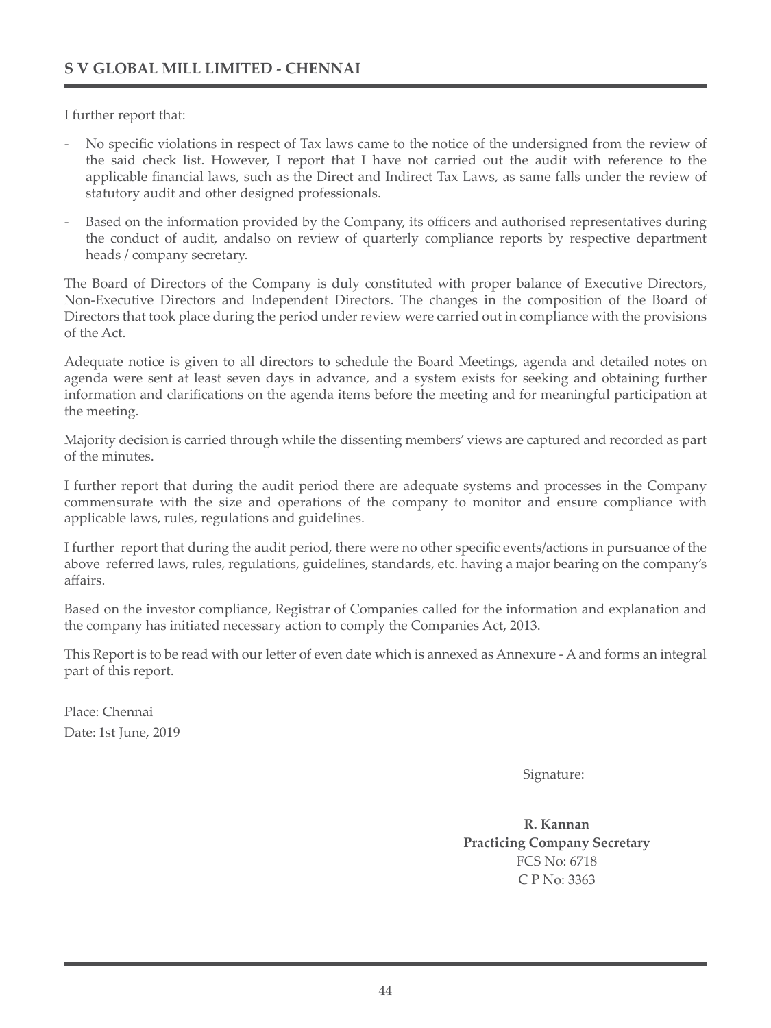I further report that:

- No specific violations in respect of Tax laws came to the notice of the undersigned from the review of the said check list. However, I report that I have not carried out the audit with reference to the applicable financial laws, such as the Direct and Indirect Tax Laws, as same falls under the review of statutory audit and other designed professionals.
- Based on the information provided by the Company, its officers and authorised representatives during the conduct of audit, andalso on review of quarterly compliance reports by respective department heads / company secretary.

The Board of Directors of the Company is duly constituted with proper balance of Executive Directors, Non-Executive Directors and Independent Directors. The changes in the composition of the Board of Directors that took place during the period under review were carried out in compliance with the provisions of the Act.

Adequate notice is given to all directors to schedule the Board Meetings, agenda and detailed notes on agenda were sent at least seven days in advance, and a system exists for seeking and obtaining further information and clarifications on the agenda items before the meeting and for meaningful participation at the meeting.

Majority decision is carried through while the dissenting members' views are captured and recorded as part of the minutes.

I further report that during the audit period there are adequate systems and processes in the Company commensurate with the size and operations of the company to monitor and ensure compliance with applicable laws, rules, regulations and guidelines.

I further report that during the audit period, there were no other specific events/actions in pursuance of the above referred laws, rules, regulations, guidelines, standards, etc. having a major bearing on the company's affairs.

Based on the investor compliance, Registrar of Companies called for the information and explanation and the company has initiated necessary action to comply the Companies Act, 2013.

This Report is to be read with our letter of even date which is annexed as Annexure - A and forms an integral part of this report.

Place: Chennai

Date: 1st June, 2019

Signature:

**R. Kannan**
**Practicing Company Secretary**
FCS No: 6718
C P No: 3363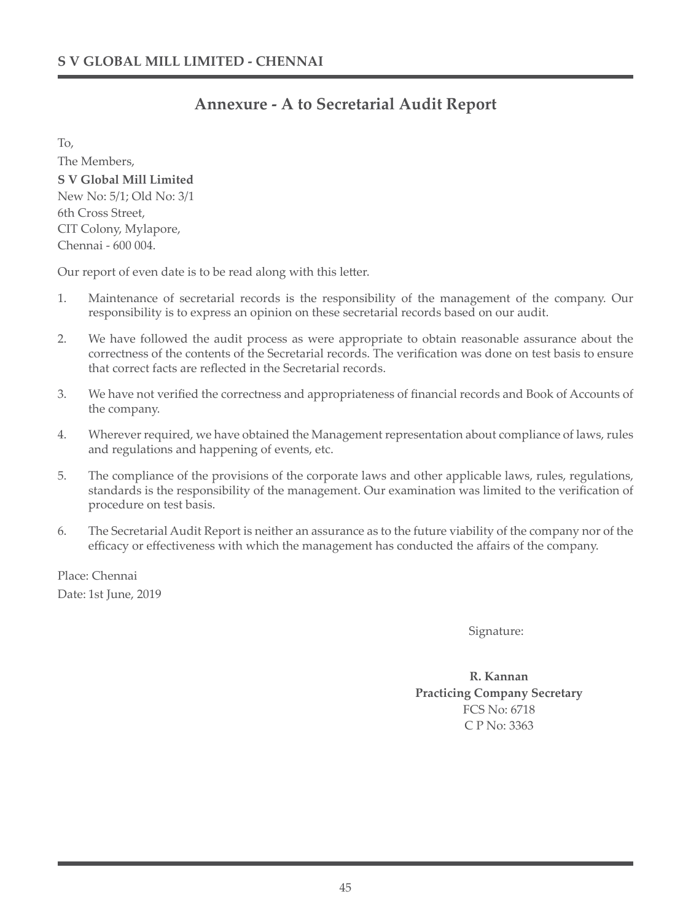## Annexure - A to Secretarial Audit Report

To,

The Members,

**S V Global Mill Limited**

New No: 5/1; Old No: 3/1

6th Cross Street,

CIT Colony, Mylapore,

Chennai - 600 004.

Our report of even date is to be read along with this letter.

1. Maintenance of secretarial records is the responsibility of the management of the company. Our responsibility is to express an opinion on these secretarial records based on our audit.
2. We have followed the audit process as were appropriate to obtain reasonable assurance about the correctness of the contents of the Secretarial records. The verification was done on test basis to ensure that correct facts are reflected in the Secretarial records.
3. We have not verified the correctness and appropriateness of financial records and Book of Accounts of the company.
4. Wherever required, we have obtained the Management representation about compliance of laws, rules and regulations and happening of events, etc.
5. The compliance of the provisions of the corporate laws and other applicable laws, rules, regulations, standards is the responsibility of the management. Our examination was limited to the verification of procedure on test basis.
6. The Secretarial Audit Report is neither an assurance as to the future viability of the company nor of the efficacy or effectiveness with which the management has conducted the affairs of the company.

Place: Chennai

Date: 1st June, 2019

Signature:

**R. Kannan**

**Practicing Company Secretary**

FCS No: 6718

C P No: 3363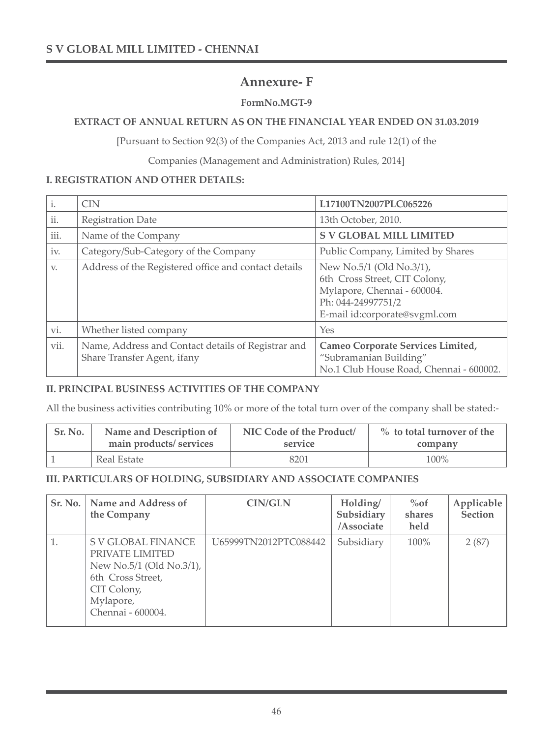# Annexure- F

**FormNo.MGT-9**

**EXTRACT OF ANNUAL RETURN AS ON THE FINANCIAL YEAR ENDED ON 31.03.2019**

[Pursuant to Section 92(3) of the Companies Act, 2013 and rule 12(1) of the

Companies (Management and Administration) Rules, 2014]

### I. REGISTRATION AND OTHER DETAILS:

| | | |
|---|---|---|
| i. | CIN | **L17100TN2007PLC065226** |
| ii. | Registration Date | 13th October, 2010. |
| iii. | Name of the Company | **S V GLOBAL MILL LIMITED** |
| iv. | Category/Sub-Category of the Company | Public Company, Limited by Shares |
| v. | Address of the Registered office and contact details | New No.5/1 (Old No.3/1), 6th Cross Street, CIT Colony, Mylapore, Chennai - 600004. Ph: 044-24997751/2 E-mail id:corporate@svgml.com |
| vi. | Whether listed company | Yes |
| vii. | Name, Address and Contact details of Registrar and Share Transfer Agent, ifany | **Cameo Corporate Services Limited,** "Subramanian Building" No.1 Club House Road, Chennai - 600002. |

### II. PRINCIPAL BUSINESS ACTIVITIES OF THE COMPANY

All the business activities contributing 10% or more of the total turn over of the company shall be stated:-

| Sr. No. | Name and Description of main products/ services | NIC Code of the Product/ service | % to total turnover of the company |
|---|---|---|---|
| 1 | Real Estate | 8201 | 100% |

### III. PARTICULARS OF HOLDING, SUBSIDIARY AND ASSOCIATE COMPANIES

| Sr. No. | Name and Address of the Company | CIN/GLN | Holding/ Subsidiary /Associate | %of shares held | Applicable Section |
|---|---|---|---|---|---|
| 1. | S V GLOBAL FINANCE PRIVATE LIMITED New No.5/1 (Old No.3/1), 6th Cross Street, CIT Colony, Mylapore, Chennai - 600004. | U65999TN2012PTC088442 | Subsidiary | 100% | 2 (87) |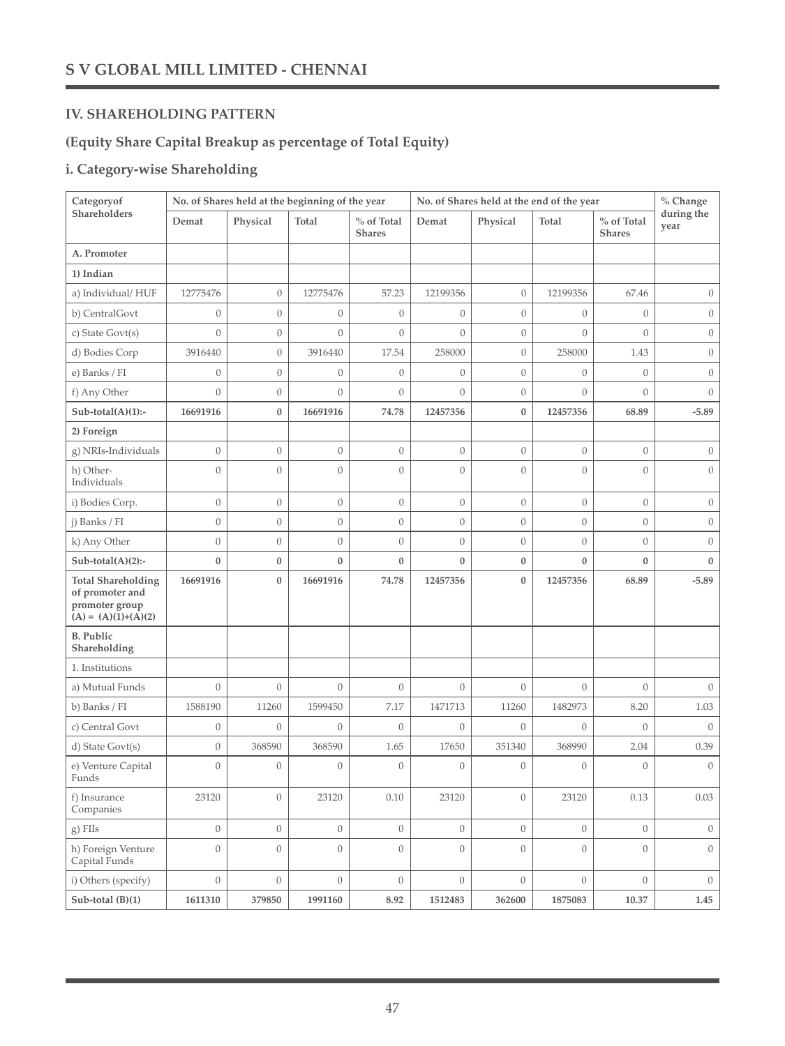## IV. SHAREHOLDING PATTERN

### (Equity Share Capital Breakup as percentage of Total Equity)

### i. Category-wise Shareholding

| Categoryof Shareholders | No. of Shares held at the beginning of the year | | | | No. of Shares held at the end of the year | | | | % Change during the year |
|---|---|---|---|---|---|---|---|---|---|
| | Demat | Physical | Total | % of Total Shares | Demat | Physical | Total | % of Total Shares | |
| **A. Promoter** | | | | | | | | | |
| **1) Indian** | | | | | | | | | |
| a) Individual/ HUF | 12775476 | 0 | 12775476 | 57.23 | 12199356 | 0 | 12199356 | 67.46 | 0 |
| b) CentralGovt | 0 | 0 | 0 | 0 | 0 | 0 | 0 | 0 | 0 |
| c) State Govt(s) | 0 | 0 | 0 | 0 | 0 | 0 | 0 | 0 | 0 |
| d) Bodies Corp | 3916440 | 0 | 3916440 | 17.54 | 258000 | 0 | 258000 | 1.43 | 0 |
| e) Banks / FI | 0 | 0 | 0 | 0 | 0 | 0 | 0 | 0 | 0 |
| f) Any Other | 0 | 0 | 0 | 0 | 0 | 0 | 0 | 0 | 0 |
| **Sub-total(A)(1):-** | **16691916** | **0** | **16691916** | **74.78** | **12457356** | **0** | **12457356** | **68.89** | **-5.89** |
| **2) Foreign** | | | | | | | | | |
| g) NRIs-Individuals | 0 | 0 | 0 | 0 | 0 | 0 | 0 | 0 | 0 |
| h) Other-Individuals | 0 | 0 | 0 | 0 | 0 | 0 | 0 | 0 | 0 |
| i) Bodies Corp. | 0 | 0 | 0 | 0 | 0 | 0 | 0 | 0 | 0 |
| j) Banks / FI | 0 | 0 | 0 | 0 | 0 | 0 | 0 | 0 | 0 |
| k) Any Other | 0 | 0 | 0 | 0 | 0 | 0 | 0 | 0 | 0 |
| **Sub-total(A)(2):-** | **0** | **0** | **0** | **0** | **0** | **0** | **0** | **0** | **0** |
| **Total Shareholding of promoter and promoter group (A) = (A)(1)+(A)(2)** | **16691916** | **0** | **16691916** | **74.78** | **12457356** | **0** | **12457356** | **68.89** | **-5.89** |
| **B. Public Shareholding** | | | | | | | | | |
| 1. Institutions | | | | | | | | | |
| a) Mutual Funds | 0 | 0 | 0 | 0 | 0 | 0 | 0 | 0 | 0 |
| b) Banks / FI | 1588190 | 11260 | 1599450 | 7.17 | 1471713 | 11260 | 1482973 | 8.20 | 1.03 |
| c) Central Govt | 0 | 0 | 0 | 0 | 0 | 0 | 0 | 0 | 0 |
| d) State Govt(s) | 0 | 368590 | 368590 | 1.65 | 17650 | 351340 | 368990 | 2.04 | 0.39 |
| e) Venture Capital Funds | 0 | 0 | 0 | 0 | 0 | 0 | 0 | 0 | 0 |
| f) Insurance Companies | 23120 | 0 | 23120 | 0.10 | 23120 | 0 | 23120 | 0.13 | 0.03 |
| g) FIIs | 0 | 0 | 0 | 0 | 0 | 0 | 0 | 0 | 0 |
| h) Foreign Venture Capital Funds | 0 | 0 | 0 | 0 | 0 | 0 | 0 | 0 | 0 |
| i) Others (specify) | 0 | 0 | 0 | 0 | 0 | 0 | 0 | 0 | 0 |
| **Sub-total (B)(1)** | **1611310** | **379850** | **1991160** | **8.92** | **1512483** | **362600** | **1875083** | **10.37** | **1.45** |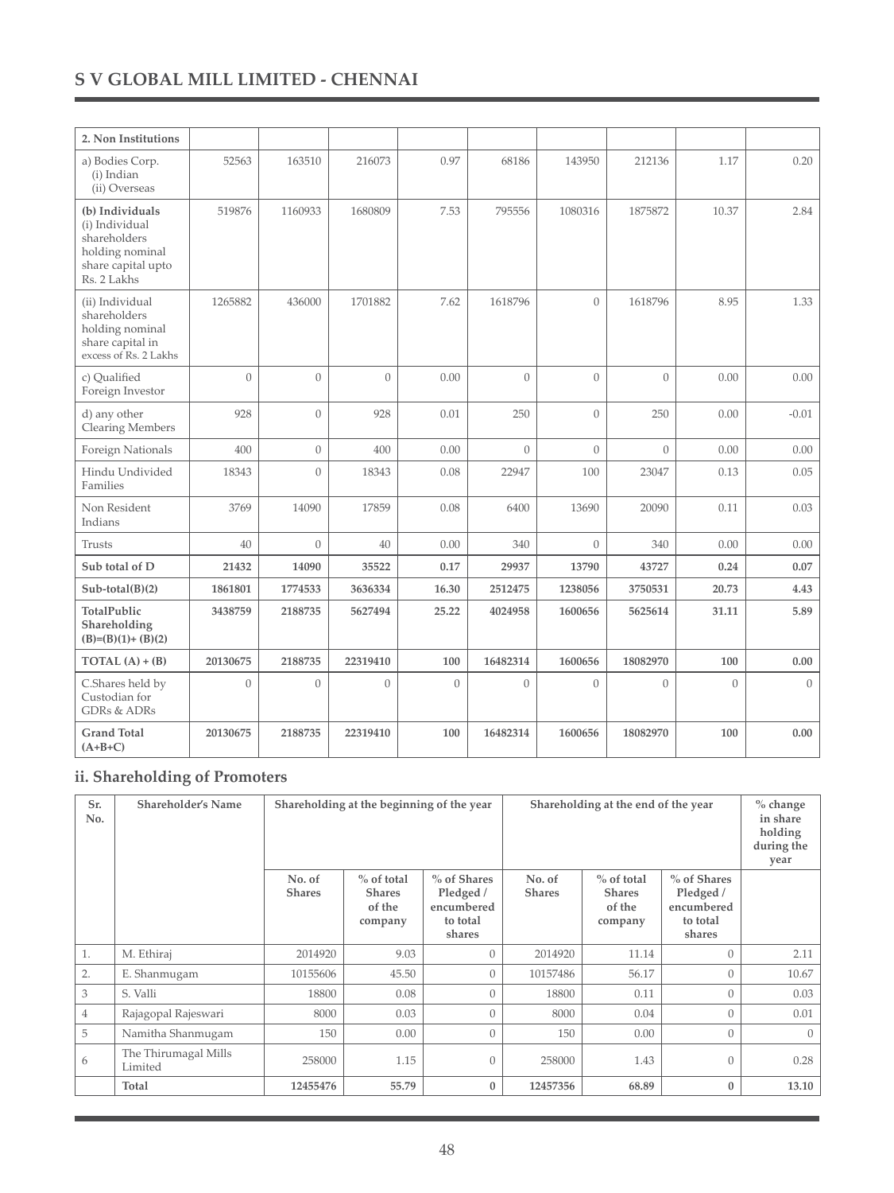| 2. Non Institutions | | | | | | | | | |
|---|---|---|---|---|---|---|---|---|---|
| a) Bodies Corp. (i) Indian (ii) Overseas | 52563 | 163510 | 216073 | 0.97 | 68186 | 143950 | 212136 | 1.17 | 0.20 |
| **(b) Individuals** (i) Individual shareholders holding nominal share capital upto Rs. 2 Lakhs | 519876 | 1160933 | 1680809 | 7.53 | 795556 | 1080316 | 1875872 | 10.37 | 2.84 |
| (ii) Individual shareholders holding nominal share capital in excess of Rs. 2 Lakhs | 1265882 | 436000 | 1701882 | 7.62 | 1618796 | 0 | 1618796 | 8.95 | 1.33 |
| c) Qualified Foreign Investor | 0 | 0 | 0 | 0.00 | 0 | 0 | 0 | 0.00 | 0.00 |
| d) any other Clearing Members | 928 | 0 | 928 | 0.01 | 250 | 0 | 250 | 0.00 | -0.01 |
| Foreign Nationals | 400 | 0 | 400 | 0.00 | 0 | 0 | 0 | 0.00 | 0.00 |
| Hindu Undivided Families | 18343 | 0 | 18343 | 0.08 | 22947 | 100 | 23047 | 0.13 | 0.05 |
| Non Resident Indians | 3769 | 14090 | 17859 | 0.08 | 6400 | 13690 | 20090 | 0.11 | 0.03 |
| Trusts | 40 | 0 | 40 | 0.00 | 340 | 0 | 340 | 0.00 | 0.00 |
| **Sub total of D** | **21432** | **14090** | **35522** | **0.17** | **29937** | **13790** | **43727** | **0.24** | **0.07** |
| **Sub-total(B)(2)** | **1861801** | **1774533** | **3636334** | **16.30** | **2512475** | **1238056** | **3750531** | **20.73** | **4.43** |
| **TotalPublic Shareholding (B)=(B)(1)+ (B)(2)** | **3438759** | **2188735** | **5627494** | **25.22** | **4024958** | **1600656** | **5625614** | **31.11** | **5.89** |
| **TOTAL (A) + (B)** | **20130675** | **2188735** | **22319410** | **100** | **16482314** | **1600656** | **18082970** | **100** | **0.00** |
| C.Shares held by Custodian for GDRs & ADRs | 0 | 0 | 0 | 0 | 0 | 0 | 0 | 0 | 0 |
| **Grand Total (A+B+C)** | **20130675** | **2188735** | **22319410** | **100** | **16482314** | **1600656** | **18082970** | **100** | **0.00** |

## ii. Shareholding of Promoters

| Sr. No. | Shareholder's Name | Shareholding at the beginning of the year | | | Shareholding at the end of the year | | | % change in share holding during the year |
|---|---|---|---|---|---|---|---|---|
| | | No. of Shares | % of total Shares of the company | % of Shares Pledged / encumbered to total shares | No. of Shares | % of total Shares of the company | % of Shares Pledged / encumbered to total shares | |
| 1. | M. Ethiraj | 2014920 | 9.03 | 0 | 2014920 | 11.14 | 0 | 2.11 |
| 2. | E. Shanmugam | 10155606 | 45.50 | 0 | 10157486 | 56.17 | 0 | 10.67 |
| 3 | S. Valli | 18800 | 0.08 | 0 | 18800 | 0.11 | 0 | 0.03 |
| 4 | Rajagopal Rajeswari | 8000 | 0.03 | 0 | 8000 | 0.04 | 0 | 0.01 |
| 5 | Namitha Shanmugam | 150 | 0.00 | 0 | 150 | 0.00 | 0 | 0 |
| 6 | The Thirumagal Mills Limited | 258000 | 1.15 | 0 | 258000 | 1.43 | 0 | 0.28 |
| | **Total** | **12455476** | **55.79** | **0** | **12457356** | **68.89** | **0** | **13.10** |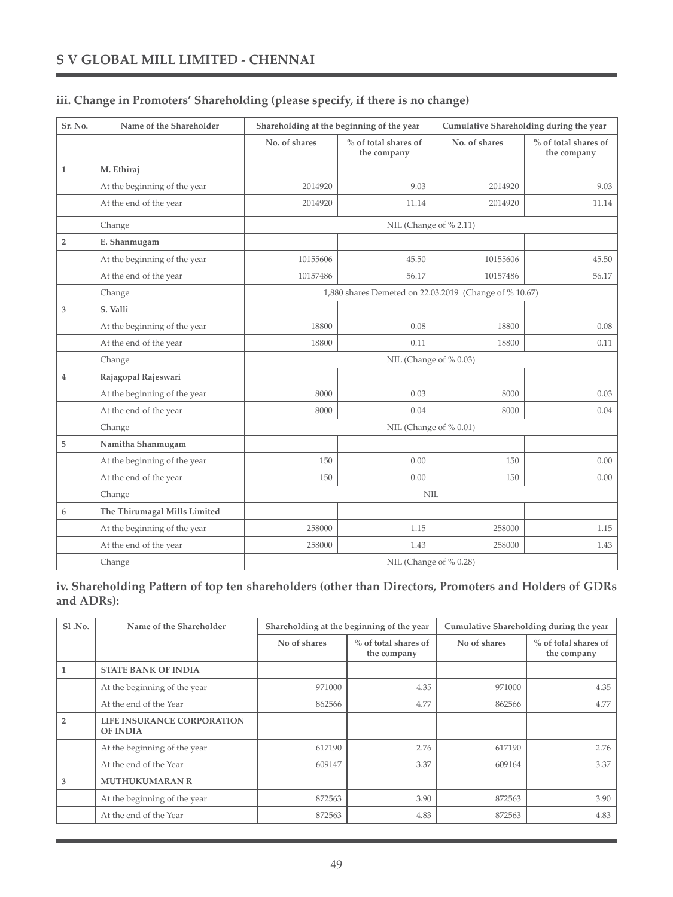### iii. Change in Promoters' Shareholding (please specify, if there is no change)

| Sr. No. | Name of the Shareholder | Shareholding at the beginning of the year | | Cumulative Shareholding during the year | |
|---|---|---|---|---|---|
| | | No. of shares | % of total shares of the company | No. of shares | % of total shares of the company |
| 1 | **M. Ethiraj** | | | | |
| | At the beginning of the year | 2014920 | 9.03 | 2014920 | 9.03 |
| | At the end of the year | 2014920 | 11.14 | 2014920 | 11.14 |
| | Change | NIL (Change of % 2.11) | | | |
| 2 | **E. Shanmugam** | | | | |
| | At the beginning of the year | 10155606 | 45.50 | 10155606 | 45.50 |
| | At the end of the year | 10157486 | 56.17 | 10157486 | 56.17 |
| | Change | 1,880 shares Demeted on 22.03.2019 (Change of % 10.67) | | | |
| 3 | **S. Valli** | | | | |
| | At the beginning of the year | 18800 | 0.08 | 18800 | 0.08 |
| | At the end of the year | 18800 | 0.11 | 18800 | 0.11 |
| | Change | NIL (Change of % 0.03) | | | |
| 4 | **Rajagopal Rajeswari** | | | | |
| | At the beginning of the year | 8000 | 0.03 | 8000 | 0.03 |
| | At the end of the year | 8000 | 0.04 | 8000 | 0.04 |
| | Change | NIL (Change of % 0.01) | | | |
| 5 | **Namitha Shanmugam** | | | | |
| | At the beginning of the year | 150 | 0.00 | 150 | 0.00 |
| | At the end of the year | 150 | 0.00 | 150 | 0.00 |
| | Change | NIL | | | |
| 6 | **The Thirumagal Mills Limited** | | | | |
| | At the beginning of the year | 258000 | 1.15 | 258000 | 1.15 |
| | At the end of the year | 258000 | 1.43 | 258000 | 1.43 |
| | Change | NIL (Change of % 0.28) | | | |

### iv. Shareholding Pattern of top ten shareholders (other than Directors, Promoters and Holders of GDRs and ADRs):

| Sl .No. | Name of the Shareholder | Shareholding at the beginning of the year | | Cumulative Shareholding during the year | |
|---|---|---|---|---|---|
| | | No of shares | % of total shares of the company | No of shares | % of total shares of the company |
| 1 | **STATE BANK OF INDIA** | | | | |
| | At the beginning of the year | 971000 | 4.35 | 971000 | 4.35 |
| | At the end of the Year | 862566 | 4.77 | 862566 | 4.77 |
| 2 | **LIFE INSURANCE CORPORATION OF INDIA** | | | | |
| | At the beginning of the year | 617190 | 2.76 | 617190 | 2.76 |
| | At the end of the Year | 609147 | 3.37 | 609164 | 3.37 |
| 3 | **MUTHUKUMARAN R** | | | | |
| | At the beginning of the year | 872563 | 3.90 | 872563 | 3.90 |
| | At the end of the Year | 872563 | 4.83 | 872563 | 4.83 |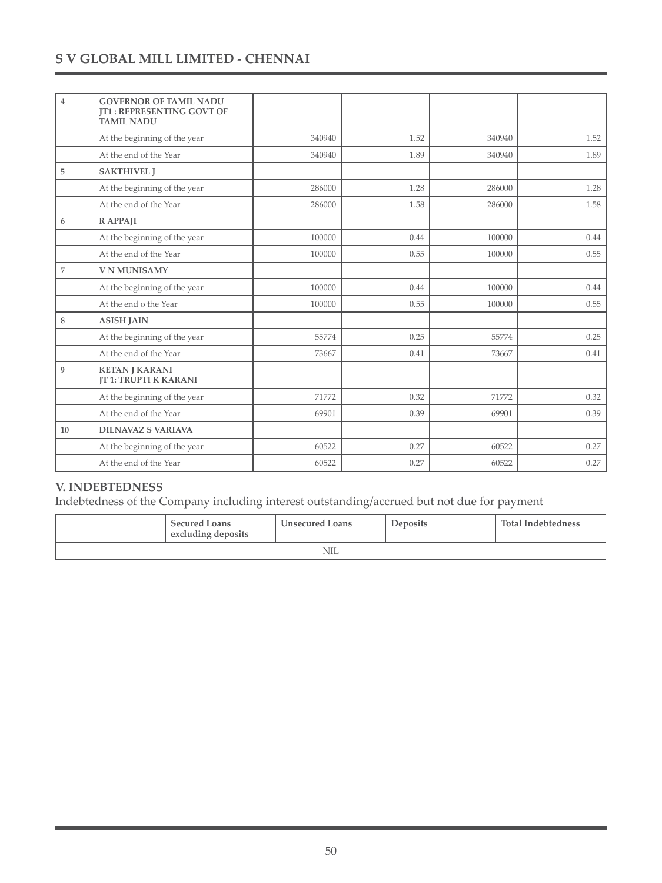| 4 | GOVERNOR OF TAMIL NADU JT1 : REPRESENTING GOVT OF TAMIL NADU | | | | |
|---|---|---|---|---|---|
| | At the beginning of the year | 340940 | 1.52 | 340940 | 1.52 |
| | At the end of the Year | 340940 | 1.89 | 340940 | 1.89 |
| 5 | SAKTHIVEL J | | | | |
| | At the beginning of the year | 286000 | 1.28 | 286000 | 1.28 |
| | At the end of the Year | 286000 | 1.58 | 286000 | 1.58 |
| 6 | R APPAJI | | | | |
| | At the beginning of the year | 100000 | 0.44 | 100000 | 0.44 |
| | At the end of the Year | 100000 | 0.55 | 100000 | 0.55 |
| 7 | V N MUNISAMY | | | | |
| | At the beginning of the year | 100000 | 0.44 | 100000 | 0.44 |
| | At the end o the Year | 100000 | 0.55 | 100000 | 0.55 |
| 8 | ASISH JAIN | | | | |
| | At the beginning of the year | 55774 | 0.25 | 55774 | 0.25 |
| | At the end of the Year | 73667 | 0.41 | 73667 | 0.41 |
| 9 | KETAN J KARANI JT 1: TRUPTI K KARANI | | | | |
| | At the beginning of the year | 71772 | 0.32 | 71772 | 0.32 |
| | At the end of the Year | 69901 | 0.39 | 69901 | 0.39 |
| 10 | DILNAVAZ S VARIAVA | | | | |
| | At the beginning of the year | 60522 | 0.27 | 60522 | 0.27 |
| | At the end of the Year | 60522 | 0.27 | 60522 | 0.27 |

## V. INDEBTEDNESS

Indebtedness of the Company including interest outstanding/accrued but not due for payment

| | Secured Loans excluding deposits | Unsecured Loans | Deposits | Total Indebtedness |
|---|---|---|---|---|
| NIL | | | | |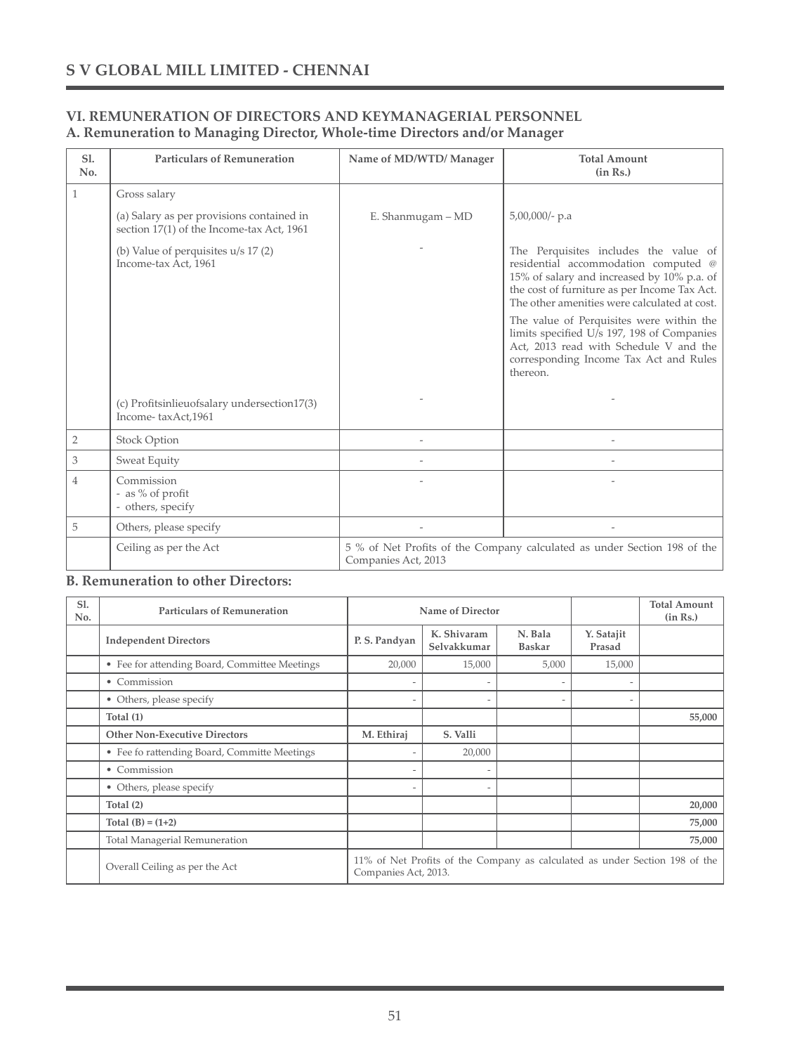## VI. REMUNERATION OF DIRECTORS AND KEYMANAGERIAL PERSONNEL

### A. Remuneration to Managing Director, Whole-time Directors and/or Manager

| Sl. No. | Particulars of Remuneration | Name of MD/WTD/ Manager | Total Amount (in Rs.) |
|---|---|---|---|
| 1 | Gross salary | | |
| | (a) Salary as per provisions contained in section 17(1) of the Income-tax Act, 1961 | E. Shanmugam – MD | 5,00,000/- p.a |
| | (b) Value of perquisites u/s 17 (2) Income-tax Act, 1961 | - | The Perquisites includes the value of residential accommodation computed @ 15% of salary and increased by 10% p.a. of the cost of furniture as per Income Tax Act. The other amenities were calculated at cost. The value of Perquisites were within the limits specified U/s 197, 198 of Companies Act, 2013 read with Schedule V and the corresponding Income Tax Act and Rules thereon. |
| | (c) Profitsinlieuofsalary undersection17(3) Income- taxAct,1961 | - | - |
| 2 | Stock Option | - | - |
| 3 | Sweat Equity | - | - |
| 4 | Commission<br>- as % of profit<br>- others, specify | - | - |
| 5 | Others, please specify | - | - |
| | Ceiling as per the Act | 5 % of Net Profits of the Company calculated as under Section 198 of the Companies Act, 2013 | |

### B. Remuneration to other Directors:

| Sl. No. | Particulars of Remuneration | Name of Director | | | | Total Amount (in Rs.) |
|---|---|---|---|---|---|---|
| | **Independent Directors** | **P. S. Pandyan** | **K. Shivaram Selvakkumar** | **N. Bala Baskar** | **Y. Satajit Prasad** | |
| | • Fee for attending Board, Committee Meetings | 20,000 | 15,000 | 5,000 | 15,000 | |
| | • Commission | - | - | - | - | |
| | • Others, please specify | - | - | - | - | |
| | **Total (1)** | | | | | **55,000** |
| | **Other Non-Executive Directors** | **M. Ethiraj** | **S. Valli** | | | |
| | • Fee fo rattending Board, Committe Meetings | - | 20,000 | | | |
| | • Commission | - | - | | | |
| | • Others, please specify | - | - | | | |
| | **Total (2)** | | | | | **20,000** |
| | **Total (B) = (1+2)** | | | | | **75,000** |
| | Total Managerial Remuneration | | | | | **75,000** |
| | Overall Ceiling as per the Act | 11% of Net Profits of the Company as calculated as under Section 198 of the Companies Act, 2013. | | | | |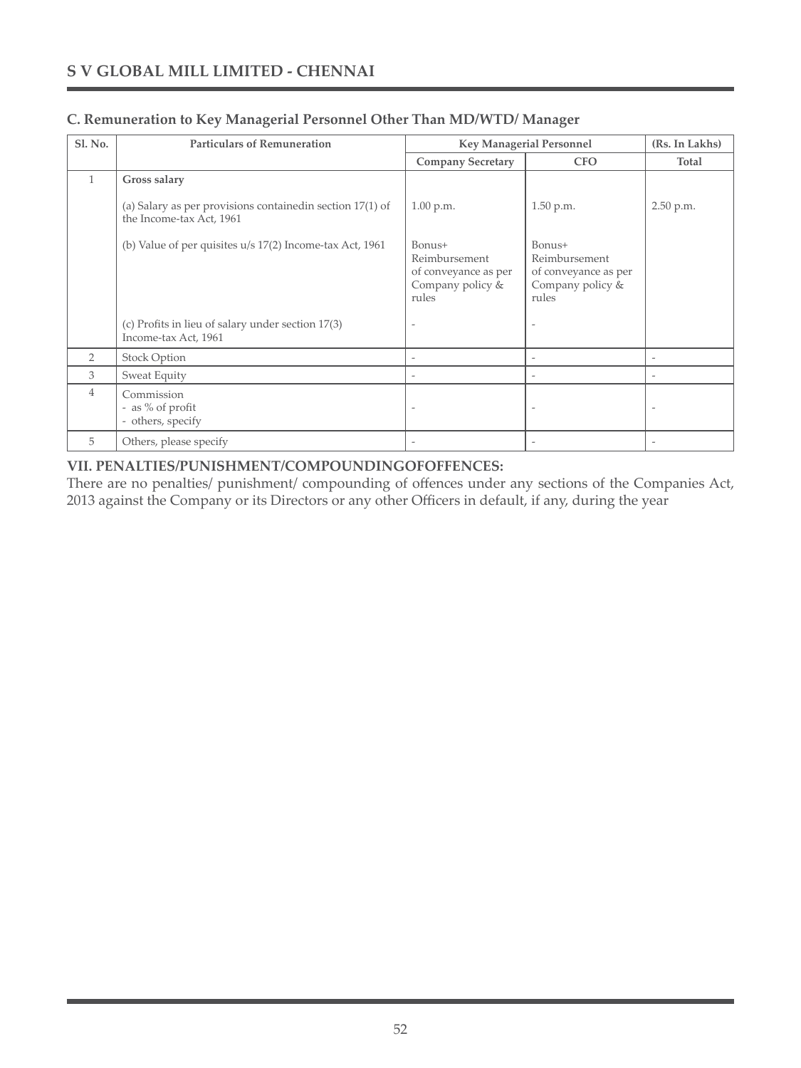## C. Remuneration to Key Managerial Personnel Other Than MD/WTD/ Manager

| Sl. No. | Particulars of Remuneration | Key Managerial Personnel | | (Rs. In Lakhs) |
|---|---|---|---|---|
| | | Company Secretary | CFO | Total |
| 1 | **Gross salary** | | | |
| | (a) Salary as per provisions containedin section 17(1) of the Income-tax Act, 1961 | 1.00 p.m. | 1.50 p.m. | 2.50 p.m. |
| | (b) Value of per quisites u/s 17(2) Income-tax Act, 1961 | Bonus+ Reimbursement of conveyance as per Company policy & rules | Bonus+ Reimbursement of conveyance as per Company policy & rules | |
| | (c) Profits in lieu of salary under section 17(3) Income-tax Act, 1961 | - | - | |
| 2 | Stock Option | - | - | - |
| 3 | Sweat Equity | - | - | - |
| 4 | Commission<br>- as % of profit<br>- others, specify | - | - | - |
| 5 | Others, please specify | - | - | - |

**VII. PENALTIES/PUNISHMENT/COMPOUNDINGOFOFFENCES:**

There are no penalties/ punishment/ compounding of offences under any sections of the Companies Act, 2013 against the Company or its Directors or any other Officers in default, if any, during the year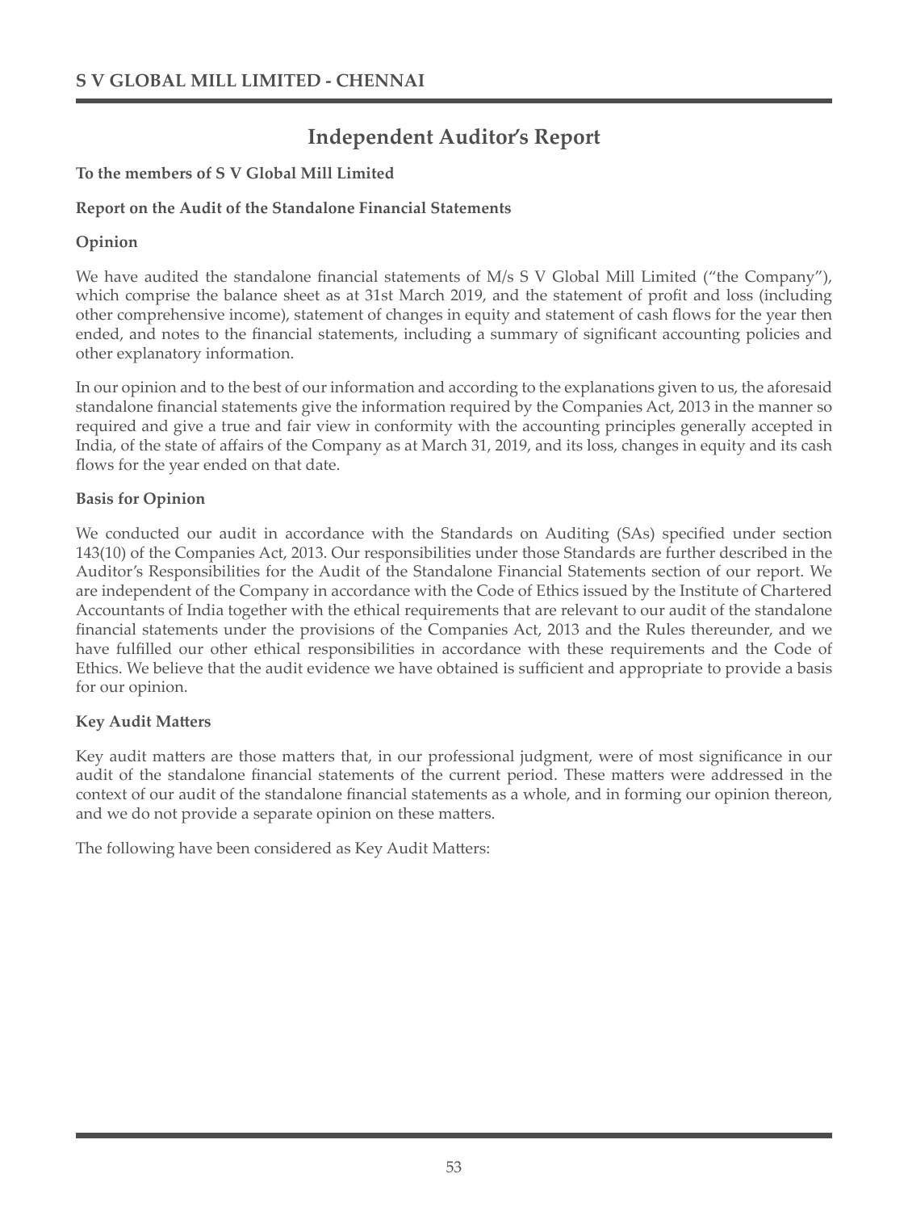# Independent Auditor's Report

**To the members of S V Global Mill Limited**

**Report on the Audit of the Standalone Financial Statements**

**Opinion**

We have audited the standalone financial statements of M/s S V Global Mill Limited ("the Company"), which comprise the balance sheet as at 31st March 2019, and the statement of profit and loss (including other comprehensive income), statement of changes in equity and statement of cash flows for the year then ended, and notes to the financial statements, including a summary of significant accounting policies and other explanatory information.

In our opinion and to the best of our information and according to the explanations given to us, the aforesaid standalone financial statements give the information required by the Companies Act, 2013 in the manner so required and give a true and fair view in conformity with the accounting principles generally accepted in India, of the state of affairs of the Company as at March 31, 2019, and its loss, changes in equity and its cash flows for the year ended on that date.

**Basis for Opinion**

We conducted our audit in accordance with the Standards on Auditing (SAs) specified under section 143(10) of the Companies Act, 2013. Our responsibilities under those Standards are further described in the Auditor's Responsibilities for the Audit of the Standalone Financial Statements section of our report. We are independent of the Company in accordance with the Code of Ethics issued by the Institute of Chartered Accountants of India together with the ethical requirements that are relevant to our audit of the standalone financial statements under the provisions of the Companies Act, 2013 and the Rules thereunder, and we have fulfilled our other ethical responsibilities in accordance with these requirements and the Code of Ethics. We believe that the audit evidence we have obtained is sufficient and appropriate to provide a basis for our opinion.

**Key Audit Matters**

Key audit matters are those matters that, in our professional judgment, were of most significance in our audit of the standalone financial statements of the current period. These matters were addressed in the context of our audit of the standalone financial statements as a whole, and in forming our opinion thereon, and we do not provide a separate opinion on these matters.

The following have been considered as Key Audit Matters: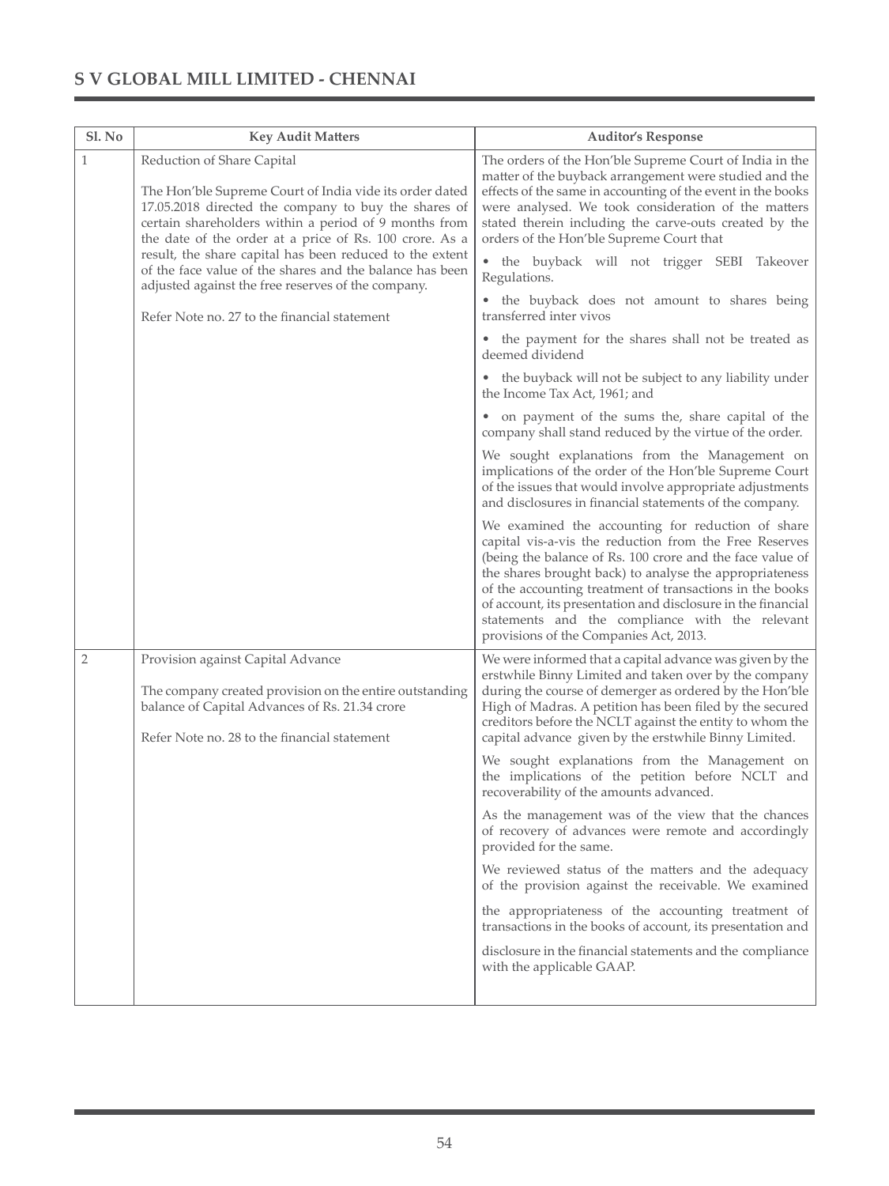| Sl. No | Key Audit Matters | Auditor's Response |
|---|---|---|
| 1 | Reduction of Share Capital<br><br>The Hon'ble Supreme Court of India vide its order dated 17.05.2018 directed the company to buy the shares of certain shareholders within a period of 9 months from the date of the order at a price of Rs. 100 crore. As a result, the share capital has been reduced to the extent of the face value of the shares and the balance has been adjusted against the free reserves of the company.<br><br>Refer Note no. 27 to the financial statement | The orders of the Hon'ble Supreme Court of India in the matter of the buyback arrangement were studied and the effects of the same in accounting of the event in the books were analysed. We took consideration of the matters stated therein including the carve-outs created by the orders of the Hon'ble Supreme Court that<br><br>• the buyback will not trigger SEBI Takeover Regulations.<br><br>• the buyback does not amount to shares being transferred inter vivos<br><br>• the payment for the shares shall not be treated as deemed dividend<br><br>• the buyback will not be subject to any liability under the Income Tax Act, 1961; and<br><br>• on payment of the sums the, share capital of the company shall stand reduced by the virtue of the order.<br><br>We sought explanations from the Management on implications of the order of the Hon'ble Supreme Court of the issues that would involve appropriate adjustments and disclosures in financial statements of the company.<br><br>We examined the accounting for reduction of share capital vis-a-vis the reduction from the Free Reserves (being the balance of Rs. 100 crore and the face value of the shares brought back) to analyse the appropriateness of the accounting treatment of transactions in the books of account, its presentation and disclosure in the financial statements and the compliance with the relevant provisions of the Companies Act, 2013. |
| 2 | Provision against Capital Advance<br><br>The company created provision on the entire outstanding balance of Capital Advances of Rs. 21.34 crore<br><br>Refer Note no. 28 to the financial statement | We were informed that a capital advance was given by the erstwhile Binny Limited and taken over by the company during the course of demerger as ordered by the Hon'ble High of Madras. A petition has been filed by the secured creditors before the NCLT against the entity to whom the capital advance given by the erstwhile Binny Limited.<br><br>We sought explanations from the Management on the implications of the petition before NCLT and recoverability of the amounts advanced.<br><br>As the management was of the view that the chances of recovery of advances were remote and accordingly provided for the same.<br><br>We reviewed status of the matters and the adequacy of the provision against the receivable. We examined the appropriateness of the accounting treatment of transactions in the books of account, its presentation and disclosure in the financial statements and the compliance with the applicable GAAP. |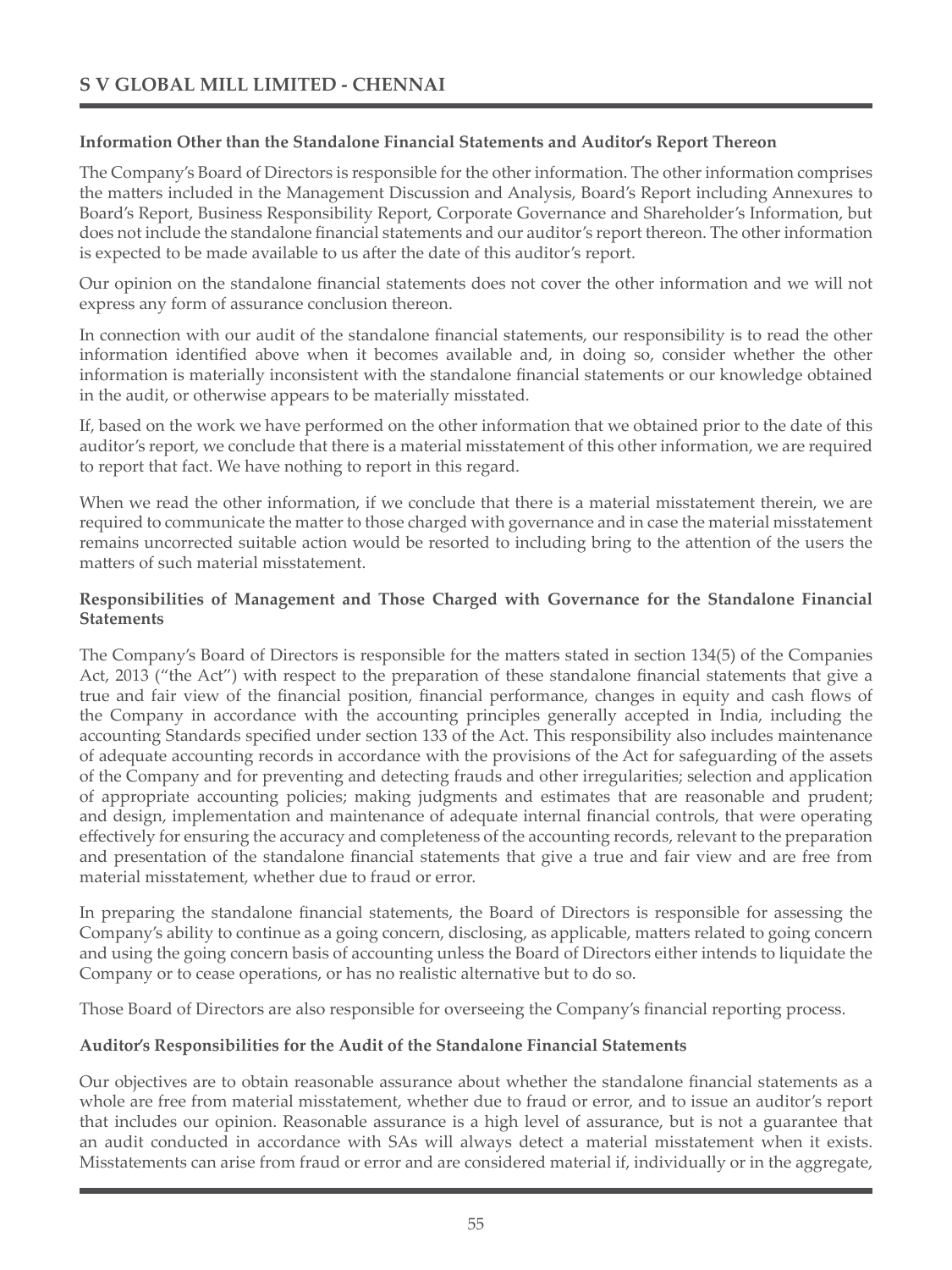**Information Other than the Standalone Financial Statements and Auditor's Report Thereon**

The Company's Board of Directors is responsible for the other information. The other information comprises the matters included in the Management Discussion and Analysis, Board's Report including Annexures to Board's Report, Business Responsibility Report, Corporate Governance and Shareholder's Information, but does not include the standalone financial statements and our auditor's report thereon. The other information is expected to be made available to us after the date of this auditor's report.

Our opinion on the standalone financial statements does not cover the other information and we will not express any form of assurance conclusion thereon.

In connection with our audit of the standalone financial statements, our responsibility is to read the other information identified above when it becomes available and, in doing so, consider whether the other information is materially inconsistent with the standalone financial statements or our knowledge obtained in the audit, or otherwise appears to be materially misstated.

If, based on the work we have performed on the other information that we obtained prior to the date of this auditor's report, we conclude that there is a material misstatement of this other information, we are required to report that fact. We have nothing to report in this regard.

When we read the other information, if we conclude that there is a material misstatement therein, we are required to communicate the matter to those charged with governance and in case the material misstatement remains uncorrected suitable action would be resorted to including bring to the attention of the users the matters of such material misstatement.

**Responsibilities of Management and Those Charged with Governance for the Standalone Financial Statements**

The Company's Board of Directors is responsible for the matters stated in section 134(5) of the Companies Act, 2013 ("the Act") with respect to the preparation of these standalone financial statements that give a true and fair view of the financial position, financial performance, changes in equity and cash flows of the Company in accordance with the accounting principles generally accepted in India, including the accounting Standards specified under section 133 of the Act. This responsibility also includes maintenance of adequate accounting records in accordance with the provisions of the Act for safeguarding of the assets of the Company and for preventing and detecting frauds and other irregularities; selection and application of appropriate accounting policies; making judgments and estimates that are reasonable and prudent; and design, implementation and maintenance of adequate internal financial controls, that were operating effectively for ensuring the accuracy and completeness of the accounting records, relevant to the preparation and presentation of the standalone financial statements that give a true and fair view and are free from material misstatement, whether due to fraud or error.

In preparing the standalone financial statements, the Board of Directors is responsible for assessing the Company's ability to continue as a going concern, disclosing, as applicable, matters related to going concern and using the going concern basis of accounting unless the Board of Directors either intends to liquidate the Company or to cease operations, or has no realistic alternative but to do so.

Those Board of Directors are also responsible for overseeing the Company's financial reporting process.

**Auditor's Responsibilities for the Audit of the Standalone Financial Statements**

Our objectives are to obtain reasonable assurance about whether the standalone financial statements as a whole are free from material misstatement, whether due to fraud or error, and to issue an auditor's report that includes our opinion. Reasonable assurance is a high level of assurance, but is not a guarantee that an audit conducted in accordance with SAs will always detect a material misstatement when it exists. Misstatements can arise from fraud or error and are considered material if, individually or in the aggregate,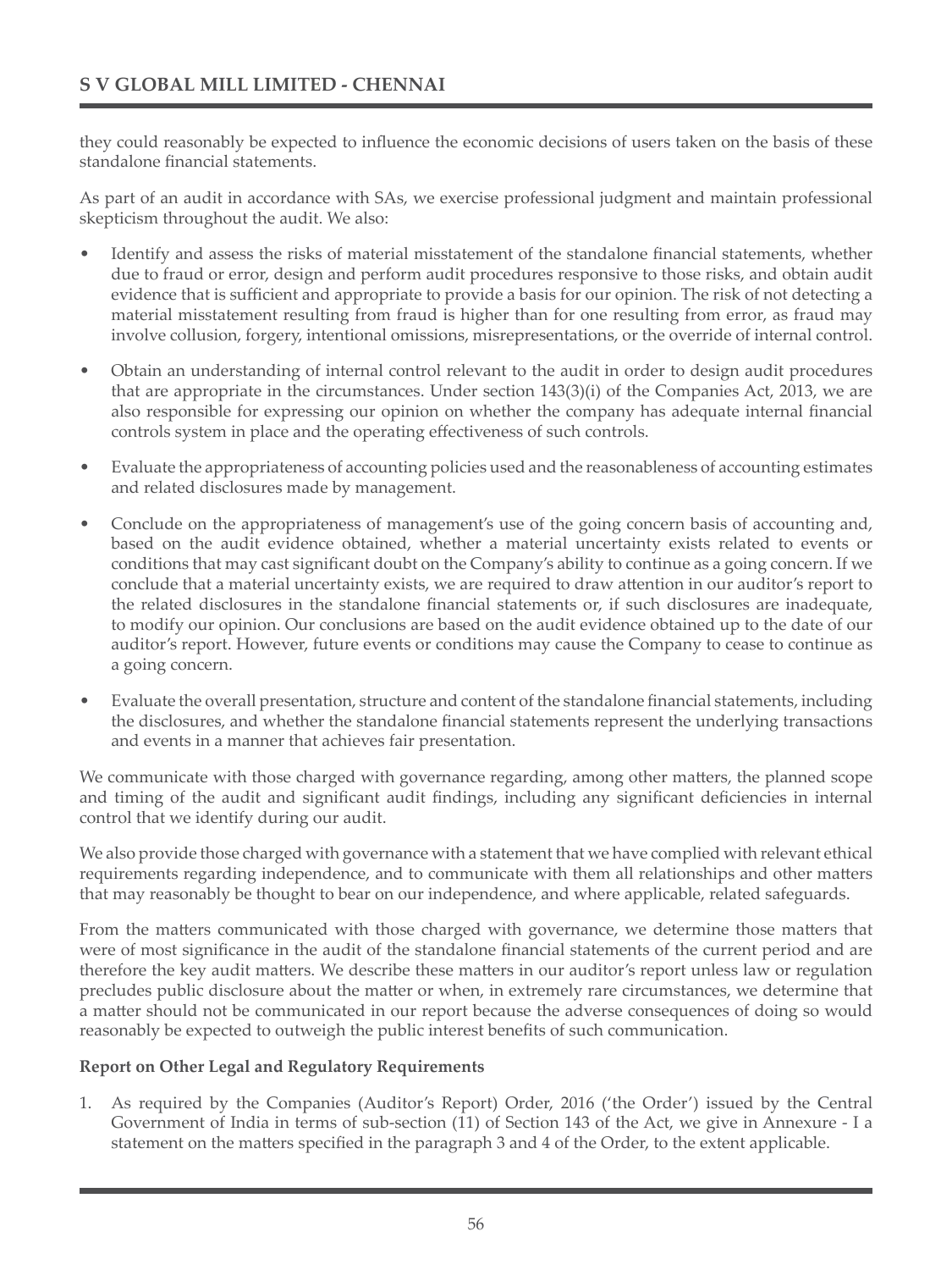they could reasonably be expected to influence the economic decisions of users taken on the basis of these standalone financial statements.

As part of an audit in accordance with SAs, we exercise professional judgment and maintain professional skepticism throughout the audit. We also:

- Identify and assess the risks of material misstatement of the standalone financial statements, whether due to fraud or error, design and perform audit procedures responsive to those risks, and obtain audit evidence that is sufficient and appropriate to provide a basis for our opinion. The risk of not detecting a material misstatement resulting from fraud is higher than for one resulting from error, as fraud may involve collusion, forgery, intentional omissions, misrepresentations, or the override of internal control.

- Obtain an understanding of internal control relevant to the audit in order to design audit procedures that are appropriate in the circumstances. Under section 143(3)(i) of the Companies Act, 2013, we are also responsible for expressing our opinion on whether the company has adequate internal financial controls system in place and the operating effectiveness of such controls.

- Evaluate the appropriateness of accounting policies used and the reasonableness of accounting estimates and related disclosures made by management.

- Conclude on the appropriateness of management's use of the going concern basis of accounting and, based on the audit evidence obtained, whether a material uncertainty exists related to events or conditions that may cast significant doubt on the Company's ability to continue as a going concern. If we conclude that a material uncertainty exists, we are required to draw attention in our auditor's report to the related disclosures in the standalone financial statements or, if such disclosures are inadequate, to modify our opinion. Our conclusions are based on the audit evidence obtained up to the date of our auditor's report. However, future events or conditions may cause the Company to cease to continue as a going concern.

- Evaluate the overall presentation, structure and content of the standalone financial statements, including the disclosures, and whether the standalone financial statements represent the underlying transactions and events in a manner that achieves fair presentation.

We communicate with those charged with governance regarding, among other matters, the planned scope and timing of the audit and significant audit findings, including any significant deficiencies in internal control that we identify during our audit.

We also provide those charged with governance with a statement that we have complied with relevant ethical requirements regarding independence, and to communicate with them all relationships and other matters that may reasonably be thought to bear on our independence, and where applicable, related safeguards.

From the matters communicated with those charged with governance, we determine those matters that were of most significance in the audit of the standalone financial statements of the current period and are therefore the key audit matters. We describe these matters in our auditor's report unless law or regulation precludes public disclosure about the matter or when, in extremely rare circumstances, we determine that a matter should not be communicated in our report because the adverse consequences of doing so would reasonably be expected to outweigh the public interest benefits of such communication.

**Report on Other Legal and Regulatory Requirements**

1. As required by the Companies (Auditor's Report) Order, 2016 ('the Order') issued by the Central Government of India in terms of sub-section (11) of Section 143 of the Act, we give in Annexure - I a statement on the matters specified in the paragraph 3 and 4 of the Order, to the extent applicable.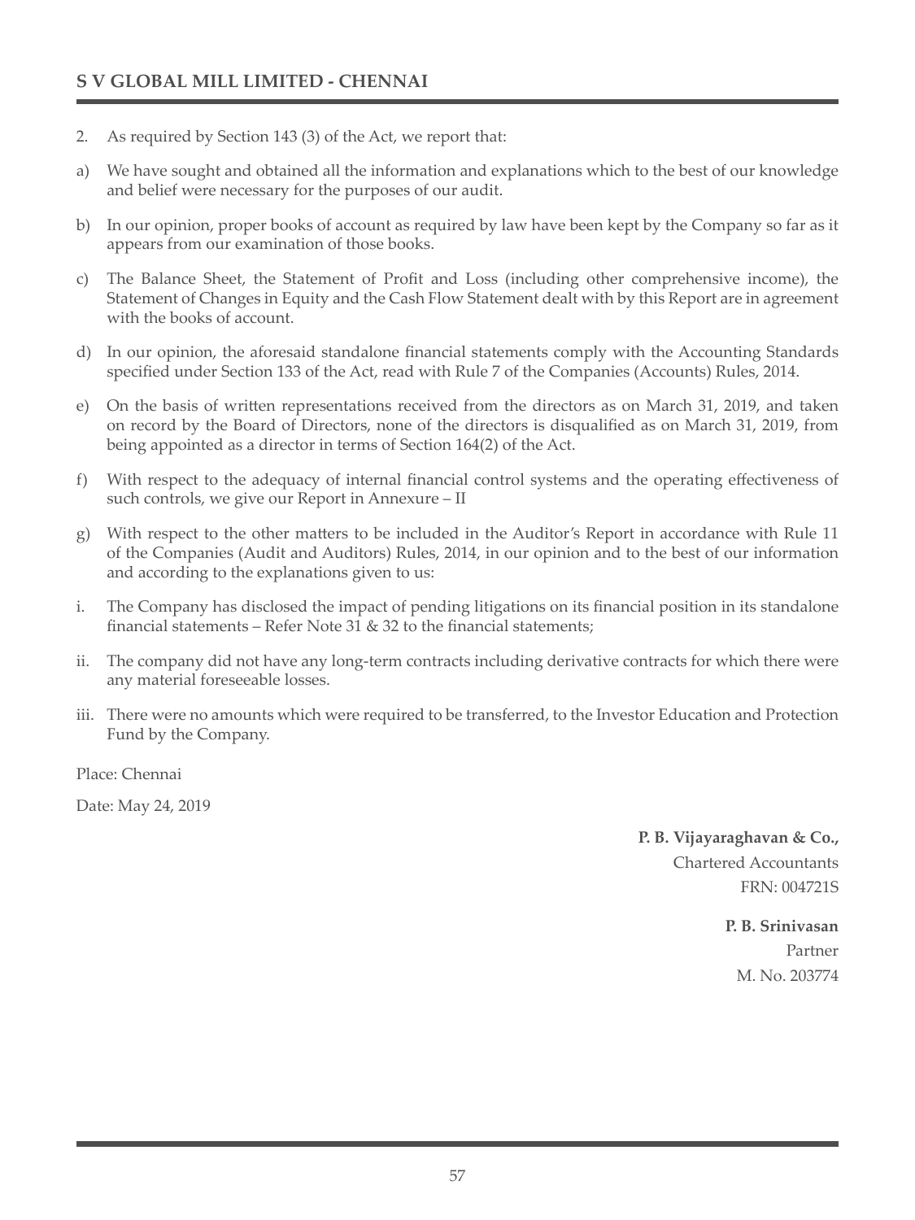2. As required by Section 143 (3) of the Act, we report that:

a) We have sought and obtained all the information and explanations which to the best of our knowledge and belief were necessary for the purposes of our audit.

b) In our opinion, proper books of account as required by law have been kept by the Company so far as it appears from our examination of those books.

c) The Balance Sheet, the Statement of Profit and Loss (including other comprehensive income), the Statement of Changes in Equity and the Cash Flow Statement dealt with by this Report are in agreement with the books of account.

d) In our opinion, the aforesaid standalone financial statements comply with the Accounting Standards specified under Section 133 of the Act, read with Rule 7 of the Companies (Accounts) Rules, 2014.

e) On the basis of written representations received from the directors as on March 31, 2019, and taken on record by the Board of Directors, none of the directors is disqualified as on March 31, 2019, from being appointed as a director in terms of Section 164(2) of the Act.

f) With respect to the adequacy of internal financial control systems and the operating effectiveness of such controls, we give our Report in Annexure – II

g) With respect to the other matters to be included in the Auditor's Report in accordance with Rule 11 of the Companies (Audit and Auditors) Rules, 2014, in our opinion and to the best of our information and according to the explanations given to us:

i. The Company has disclosed the impact of pending litigations on its financial position in its standalone financial statements – Refer Note 31 & 32 to the financial statements;

ii. The company did not have any long-term contracts including derivative contracts for which there were any material foreseeable losses.

iii. There were no amounts which were required to be transferred, to the Investor Education and Protection Fund by the Company.

Place: Chennai

Date: May 24, 2019

**P. B. Vijayaraghavan & Co.,**
Chartered Accountants
FRN: 004721S

**P. B. Srinivasan**
Partner
M. No. 203774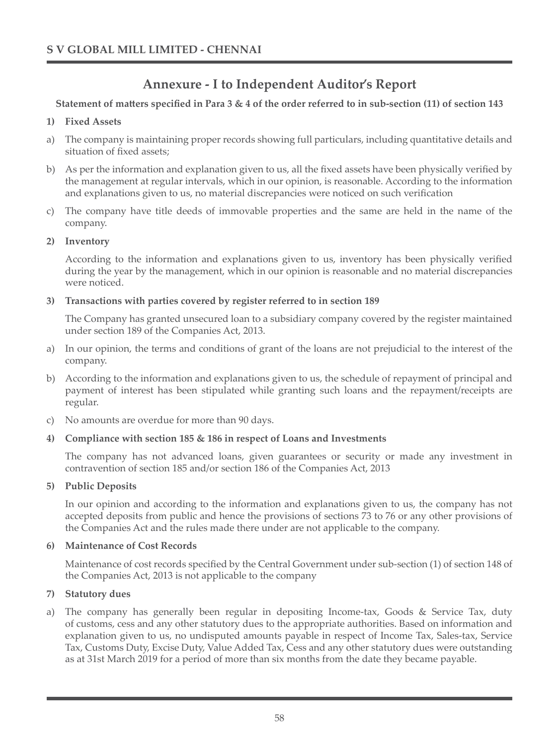# Annexure - I to Independent Auditor's Report

**Statement of matters specified in Para 3 & 4 of the order referred to in sub-section (11) of section 143**

**1) Fixed Assets**

a) The company is maintaining proper records showing full particulars, including quantitative details and situation of fixed assets;

b) As per the information and explanation given to us, all the fixed assets have been physically verified by the management at regular intervals, which in our opinion, is reasonable. According to the information and explanations given to us, no material discrepancies were noticed on such verification

c) The company have title deeds of immovable properties and the same are held in the name of the company.

**2) Inventory**

According to the information and explanations given to us, inventory has been physically verified during the year by the management, which in our opinion is reasonable and no material discrepancies were noticed.

**3) Transactions with parties covered by register referred to in section 189**

The Company has granted unsecured loan to a subsidiary company covered by the register maintained under section 189 of the Companies Act, 2013.

a) In our opinion, the terms and conditions of grant of the loans are not prejudicial to the interest of the company.

b) According to the information and explanations given to us, the schedule of repayment of principal and payment of interest has been stipulated while granting such loans and the repayment/receipts are regular.

c) No amounts are overdue for more than 90 days.

**4) Compliance with section 185 & 186 in respect of Loans and Investments**

The company has not advanced loans, given guarantees or security or made any investment in contravention of section 185 and/or section 186 of the Companies Act, 2013

**5) Public Deposits**

In our opinion and according to the information and explanations given to us, the company has not accepted deposits from public and hence the provisions of sections 73 to 76 or any other provisions of the Companies Act and the rules made there under are not applicable to the company.

**6) Maintenance of Cost Records**

Maintenance of cost records specified by the Central Government under sub-section (1) of section 148 of the Companies Act, 2013 is not applicable to the company

**7) Statutory dues**

a) The company has generally been regular in depositing Income-tax, Goods & Service Tax, duty of customs, cess and any other statutory dues to the appropriate authorities. Based on information and explanation given to us, no undisputed amounts payable in respect of Income Tax, Sales-tax, Service Tax, Customs Duty, Excise Duty, Value Added Tax, Cess and any other statutory dues were outstanding as at 31st March 2019 for a period of more than six months from the date they became payable.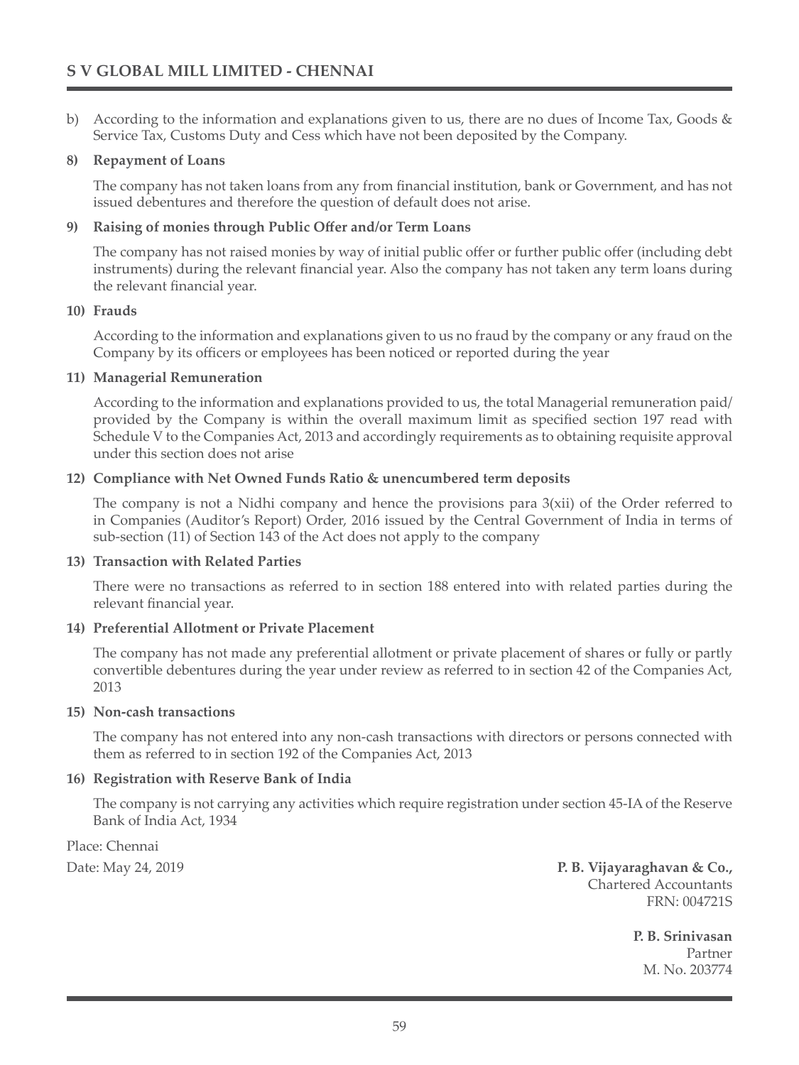b) According to the information and explanations given to us, there are no dues of Income Tax, Goods & Service Tax, Customs Duty and Cess which have not been deposited by the Company.

**8) Repayment of Loans**

The company has not taken loans from any from financial institution, bank or Government, and has not issued debentures and therefore the question of default does not arise.

**9) Raising of monies through Public Offer and/or Term Loans**

The company has not raised monies by way of initial public offer or further public offer (including debt instruments) during the relevant financial year. Also the company has not taken any term loans during the relevant financial year.

**10) Frauds**

According to the information and explanations given to us no fraud by the company or any fraud on the Company by its officers or employees has been noticed or reported during the year

**11) Managerial Remuneration**

According to the information and explanations provided to us, the total Managerial remuneration paid/ provided by the Company is within the overall maximum limit as specified section 197 read with Schedule V to the Companies Act, 2013 and accordingly requirements as to obtaining requisite approval under this section does not arise

**12) Compliance with Net Owned Funds Ratio & unencumbered term deposits**

The company is not a Nidhi company and hence the provisions para 3(xii) of the Order referred to in Companies (Auditor's Report) Order, 2016 issued by the Central Government of India in terms of sub-section (11) of Section 143 of the Act does not apply to the company

**13) Transaction with Related Parties**

There were no transactions as referred to in section 188 entered into with related parties during the relevant financial year.

**14) Preferential Allotment or Private Placement**

The company has not made any preferential allotment or private placement of shares or fully or partly convertible debentures during the year under review as referred to in section 42 of the Companies Act, 2013

**15) Non-cash transactions**

The company has not entered into any non-cash transactions with directors or persons connected with them as referred to in section 192 of the Companies Act, 2013

**16) Registration with Reserve Bank of India**

The company is not carrying any activities which require registration under section 45-IA of the Reserve Bank of India Act, 1934

Place: Chennai

Date: May 24, 2019

**P. B. Vijayaraghavan & Co.,**
Chartered Accountants
FRN: 004721S

**P. B. Srinivasan**
Partner
M. No. 203774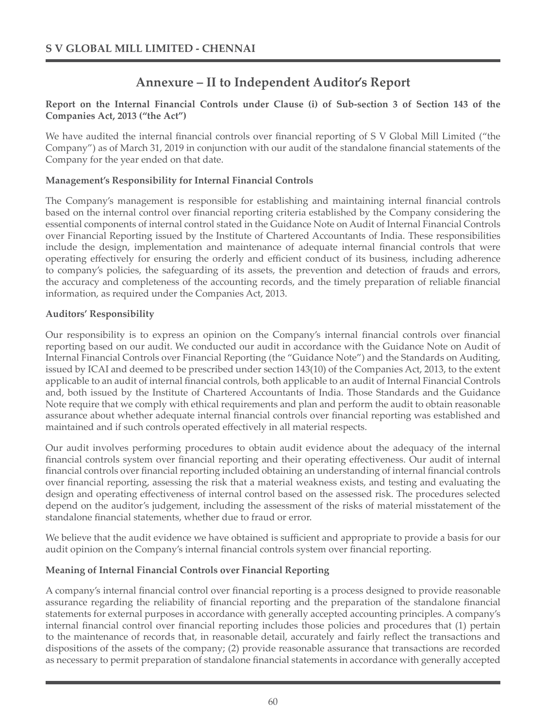# Annexure – II to Independent Auditor's Report

**Report on the Internal Financial Controls under Clause (i) of Sub-section 3 of Section 143 of the Companies Act, 2013 ("the Act")**

We have audited the internal financial controls over financial reporting of S V Global Mill Limited ("the Company") as of March 31, 2019 in conjunction with our audit of the standalone financial statements of the Company for the year ended on that date.

**Management's Responsibility for Internal Financial Controls**

The Company's management is responsible for establishing and maintaining internal financial controls based on the internal control over financial reporting criteria established by the Company considering the essential components of internal control stated in the Guidance Note on Audit of Internal Financial Controls over Financial Reporting issued by the Institute of Chartered Accountants of India. These responsibilities include the design, implementation and maintenance of adequate internal financial controls that were operating effectively for ensuring the orderly and efficient conduct of its business, including adherence to company's policies, the safeguarding of its assets, the prevention and detection of frauds and errors, the accuracy and completeness of the accounting records, and the timely preparation of reliable financial information, as required under the Companies Act, 2013.

**Auditors' Responsibility**

Our responsibility is to express an opinion on the Company's internal financial controls over financial reporting based on our audit. We conducted our audit in accordance with the Guidance Note on Audit of Internal Financial Controls over Financial Reporting (the "Guidance Note") and the Standards on Auditing, issued by ICAI and deemed to be prescribed under section 143(10) of the Companies Act, 2013, to the extent applicable to an audit of internal financial controls, both applicable to an audit of Internal Financial Controls and, both issued by the Institute of Chartered Accountants of India. Those Standards and the Guidance Note require that we comply with ethical requirements and plan and perform the audit to obtain reasonable assurance about whether adequate internal financial controls over financial reporting was established and maintained and if such controls operated effectively in all material respects.

Our audit involves performing procedures to obtain audit evidence about the adequacy of the internal financial controls system over financial reporting and their operating effectiveness. Our audit of internal financial controls over financial reporting included obtaining an understanding of internal financial controls over financial reporting, assessing the risk that a material weakness exists, and testing and evaluating the design and operating effectiveness of internal control based on the assessed risk. The procedures selected depend on the auditor's judgement, including the assessment of the risks of material misstatement of the standalone financial statements, whether due to fraud or error.

We believe that the audit evidence we have obtained is sufficient and appropriate to provide a basis for our audit opinion on the Company's internal financial controls system over financial reporting.

**Meaning of Internal Financial Controls over Financial Reporting**

A company's internal financial control over financial reporting is a process designed to provide reasonable assurance regarding the reliability of financial reporting and the preparation of the standalone financial statements for external purposes in accordance with generally accepted accounting principles. A company's internal financial control over financial reporting includes those policies and procedures that (1) pertain to the maintenance of records that, in reasonable detail, accurately and fairly reflect the transactions and dispositions of the assets of the company; (2) provide reasonable assurance that transactions are recorded as necessary to permit preparation of standalone financial statements in accordance with generally accepted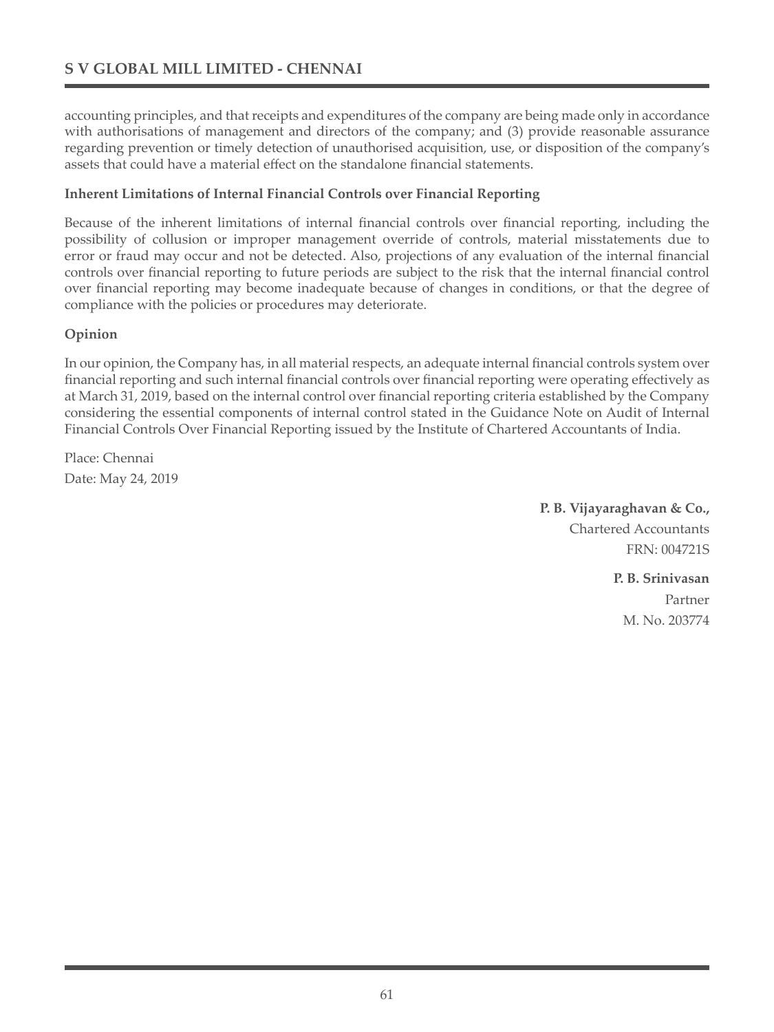accounting principles, and that receipts and expenditures of the company are being made only in accordance with authorisations of management and directors of the company; and (3) provide reasonable assurance regarding prevention or timely detection of unauthorised acquisition, use, or disposition of the company's assets that could have a material effect on the standalone financial statements.

**Inherent Limitations of Internal Financial Controls over Financial Reporting**

Because of the inherent limitations of internal financial controls over financial reporting, including the possibility of collusion or improper management override of controls, material misstatements due to error or fraud may occur and not be detected. Also, projections of any evaluation of the internal financial controls over financial reporting to future periods are subject to the risk that the internal financial control over financial reporting may become inadequate because of changes in conditions, or that the degree of compliance with the policies or procedures may deteriorate.

**Opinion**

In our opinion, the Company has, in all material respects, an adequate internal financial controls system over financial reporting and such internal financial controls over financial reporting were operating effectively as at March 31, 2019, based on the internal control over financial reporting criteria established by the Company considering the essential components of internal control stated in the Guidance Note on Audit of Internal Financial Controls Over Financial Reporting issued by the Institute of Chartered Accountants of India.

Place: Chennai
Date: May 24, 2019

**P. B. Vijayaraghavan & Co.,**
Chartered Accountants
FRN: 004721S

**P. B. Srinivasan**
Partner
M. No. 203774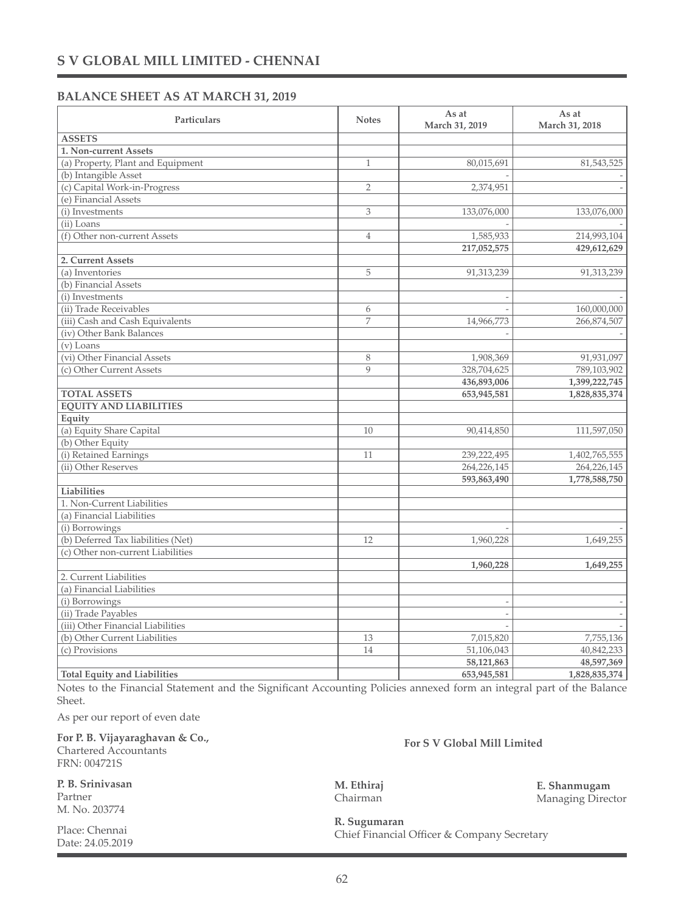# S V GLOBAL MILL LIMITED - CHENNAI

## BALANCE SHEET AS AT MARCH 31, 2019

| Particulars | Notes | As at March 31, 2019 | As at March 31, 2018 |
|---|---|---|---|
| **ASSETS** | | | |
| **1. Non-current Assets** | | | |
| (a) Property, Plant and Equipment | 1 | 80,015,691 | 81,543,525 |
| (b) Intangible Asset | | - | - |
| (c) Capital Work-in-Progress | 2 | 2,374,951 | - |
| (e) Financial Assets | | | |
| (i) Investments | 3 | 133,076,000 | 133,076,000 |
| (ii) Loans | | - | - |
| (f) Other non-current Assets | 4 | 1,585,933 | 214,993,104 |
| | | **217,052,575** | **429,612,629** |
| **2. Current Assets** | | | |
| (a) Inventories | 5 | 91,313,239 | 91,313,239 |
| (b) Financial Assets | | | |
| (i) Investments | | - | - |
| (ii) Trade Receivables | 6 | - | 160,000,000 |
| (iii) Cash and Cash Equivalents | 7 | 14,966,773 | 266,874,507 |
| (iv) Other Bank Balances | | - | - |
| (v) Loans | | | |
| (vi) Other Financial Assets | 8 | 1,908,369 | 91,931,097 |
| (c) Other Current Assets | 9 | 328,704,625 | 789,103,902 |
| | | **436,893,006** | **1,399,222,745** |
| **TOTAL ASSETS** | | **653,945,581** | **1,828,835,374** |
| **EQUITY AND LIABILITIES** | | | |
| **Equity** | | | |
| (a) Equity Share Capital | 10 | 90,414,850 | 111,597,050 |
| (b) Other Equity | | | |
| (i) Retained Earnings | 11 | 239,222,495 | 1,402,765,555 |
| (ii) Other Reserves | | 264,226,145 | 264,226,145 |
| | | **593,863,490** | **1,778,588,750** |
| **Liabilities** | | | |
| 1. Non-Current Liabilities | | | |
| (a) Financial Liabilities | | | |
| (i) Borrowings | | - | - |
| (b) Deferred Tax liabilities (Net) | 12 | 1,960,228 | 1,649,255 |
| (c) Other non-current Liabilities | | | |
| | | **1,960,228** | **1,649,255** |
| 2. Current Liabilities | | | |
| (a) Financial Liabilities | | | |
| (i) Borrowings | | - | - |
| (ii) Trade Payables | | - | - |
| (iii) Other Financial Liabilities | | - | - |
| (b) Other Current Liabilities | 13 | 7,015,820 | 7,755,136 |
| (c) Provisions | 14 | 51,106,043 | 40,842,233 |
| | | **58,121,863** | **48,597,369** |
| **Total Equity and Liabilities** | | **653,945,581** | **1,828,835,374** |

Notes to the Financial Statement and the Significant Accounting Policies annexed form an integral part of the Balance Sheet.

As per our report of even date

**For P. B. Vijayaraghavan & Co.,**
Chartered Accountants
FRN: 004721S

**P. B. Srinivasan**
Partner
M. No. 203774

Place: Chennai
Date: 24.05.2019

**For S V Global Mill Limited**

**M. Ethiraj**
Chairman

**E. Shanmugam**
Managing Director

**R. Sugumaran**
Chief Financial Officer & Company Secretary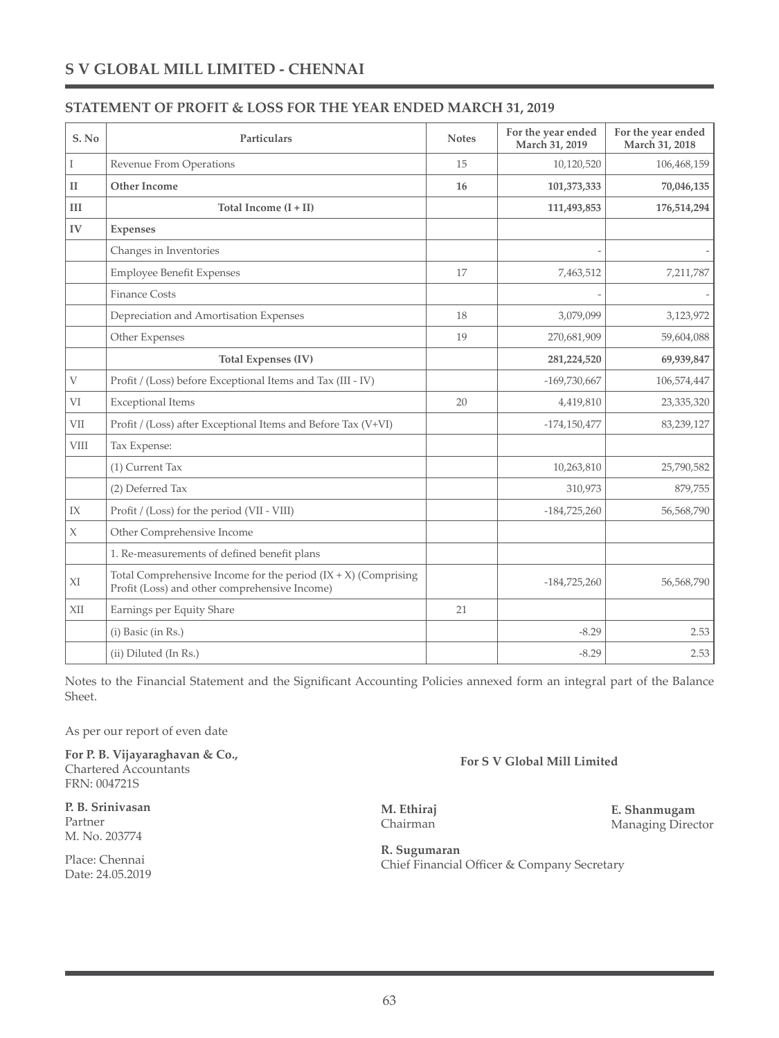# S V GLOBAL MILL LIMITED - CHENNAI

## STATEMENT OF PROFIT & LOSS FOR THE YEAR ENDED MARCH 31, 2019

| S. No | Particulars | Notes | For the year ended March 31, 2019 | For the year ended March 31, 2018 |
|---|---|---|---|---|
| I | Revenue From Operations | 15 | 10,120,520 | 106,468,159 |
| **II** | **Other Income** | **16** | **101,373,333** | **70,046,135** |
| **III** | **Total Income (I + II)** | | **111,493,853** | **176,514,294** |
| **IV** | **Expenses** | | | |
| | Changes in Inventories | | - | - |
| | Employee Benefit Expenses | 17 | 7,463,512 | 7,211,787 |
| | Finance Costs | | - | - |
| | Depreciation and Amortisation Expenses | 18 | 3,079,099 | 3,123,972 |
| | Other Expenses | 19 | 270,681,909 | 59,604,088 |
| | **Total Expenses (IV)** | | **281,224,520** | **69,939,847** |
| V | Profit / (Loss) before Exceptional Items and Tax (III - IV) | | -169,730,667 | 106,574,447 |
| VI | Exceptional Items | 20 | 4,419,810 | 23,335,320 |
| VII | Profit / (Loss) after Exceptional Items and Before Tax (V+VI) | | -174,150,477 | 83,239,127 |
| VIII | Tax Expense: | | | |
| | (1) Current Tax | | 10,263,810 | 25,790,582 |
| | (2) Deferred Tax | | 310,973 | 879,755 |
| IX | Profit / (Loss) for the period (VII - VIII) | | -184,725,260 | 56,568,790 |
| X | Other Comprehensive Income | | | |
| | 1. Re-measurements of defined benefit plans | | | |
| XI | Total Comprehensive Income for the period (IX + X) (Comprising Profit (Loss) and other comprehensive Income) | | -184,725,260 | 56,568,790 |
| XII | Earnings per Equity Share | 21 | | |
| | (i) Basic (in Rs.) | | -8.29 | 2.53 |
| | (ii) Diluted (In Rs.) | | -8.29 | 2.53 |

Notes to the Financial Statement and the Significant Accounting Policies annexed form an integral part of the Balance Sheet.

As per our report of even date

**For P. B. Vijayaraghavan & Co.,**
Chartered Accountants
FRN: 004721S

**P. B. Srinivasan**
Partner
M. No. 203774

Place: Chennai
Date: 24.05.2019

**For S V Global Mill Limited**

**M. Ethiraj**
Chairman

**E. Shanmugam**
Managing Director

**R. Sugumaran**
Chief Financial Officer & Company Secretary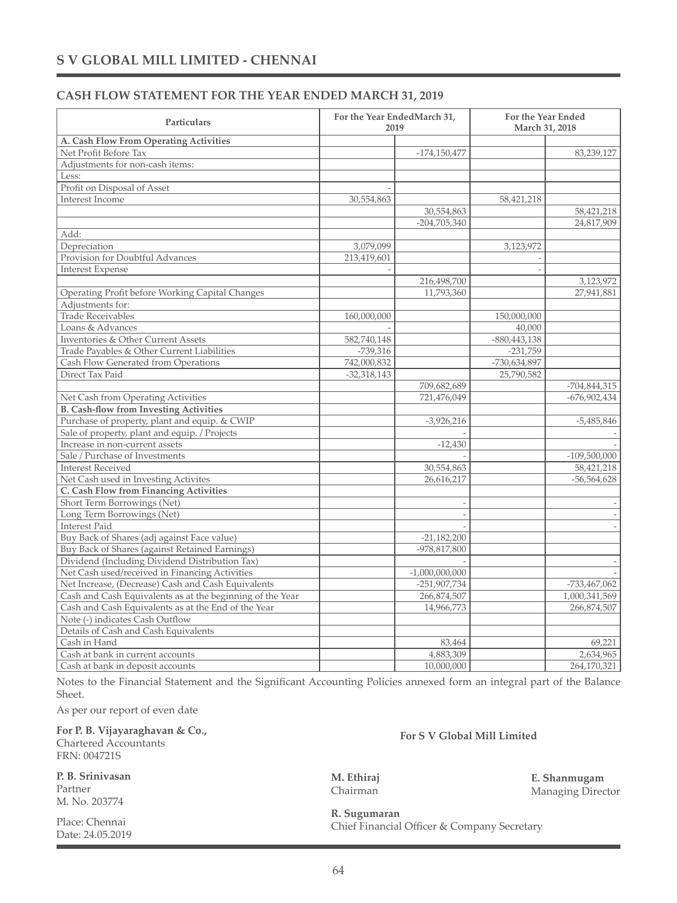# S V GLOBAL MILL LIMITED - CHENNAI

## CASH FLOW STATEMENT FOR THE YEAR ENDED MARCH 31, 2019

| Particulars | For the Year EndedMarch 31, 2019 | | For the Year Ended March 31, 2018 | |
|---|---|---|---|---|
| **A. Cash Flow From Operating Activities** | | | | |
| Net Profit Before Tax | | -174,150,477 | | 83,239,127 |
| Adjustments for non-cash items: | | | | |
| Less: | | | | |
| Profit on Disposal of Asset | - | | | |
| Interest Income | 30,554,863 | | 58,421,218 | |
| | | 30,554,863 | | 58,421,218 |
| | | -204,705,340 | | 24,817,909 |
| Add: | | | | |
| Depreciation | 3,079,099 | | 3,123,972 | |
| Provision for Doubtful Advances | 213,419,601 | | - | |
| Interest Expense | - | | - | |
| | | 216,498,700 | | 3,123,972 |
| Operating Profit before Working Capital Changes | | 11,793,360 | | 27,941,881 |
| Adjustments for: | | | | |
| Trade Receivables | 160,000,000 | | 150,000,000 | |
| Loans & Advances | - | | 40,000 | |
| Inventories & Other Current Assets | 582,740,148 | | -880,443,138 | |
| Trade Payables & Other Current Liabilities | -739,316 | | -231,759 | |
| Cash Flow Generated from Operations | 742,000,832 | | -730,634,897 | |
| Direct Tax Paid | -32,318,143 | | 25,790,582 | |
| | | 709,682,689 | | -704,844,315 |
| Net Cash from Operating Activities | | 721,476,049 | | -676,902,434 |
| **B. Cash-flow from Investing Activities** | | | | |
| Purchase of property, plant and equip. & CWIP | | -3,926,216 | | -5,485,846 |
| Sale of property, plant and equip. / Projects | | - | | - |
| Increase in non-current assets | | -12,430 | | - |
| Sale / Purchase of Investments | | - | | -109,500,000 |
| Interest Received | | 30,554,863 | | 58,421,218 |
| Net Cash used in Investing Activites | | 26,616,217 | | -56,564,628 |
| **C. Cash Flow from Financing Activities** | | | | |
| Short Term Borrowings (Net) | | - | | - |
| Long Term Borrowings (Net) | | - | | - |
| Interest Paid | | - | | - |
| Buy Back of Shares (adj against Face value) | | -21,182,200 | | |
| Buy Back of Shares (against Retained Earnings) | | -978,817,800 | | |
| Dividend (Including Dividend Distribution Tax) | | - | | - |
| Net Cash used/received in Financing Activities | | -1,000,000,000 | | - |
| Net Increase, (Decrease) Cash and Cash Equivalents | | -251,907,734 | | -733,467,062 |
| Cash and Cash Equivalents as at the beginning of the Year | | 266,874,507 | | 1,000,341,569 |
| Cash and Cash Equivalents as at the End of the Year | | 14,966,773 | | 266,874,507 |
| Note (-) indicates Cash Outflow | | | | |
| Details of Cash and Cash Equivalents | | | | |
| Cash in Hand | | 83,464 | | 69,221 |
| Cash at bank in current accounts | | 4,883,309 | | 2,634,965 |
| Cash at bank in deposit accounts | | 10,000,000 | | 264,170,321 |

Notes to the Financial Statement and the Significant Accounting Policies annexed form an integral part of the Balance Sheet.

As per our report of even date

**For P. B. Vijayaraghavan & Co.,**
Chartered Accountants
FRN: 004721S

**For S V Global Mill Limited**

**P. B. Srinivasan**
Partner
M. No. 203774

**M. Ethiraj**
Chairman

**E. Shanmugam**
Managing Director

Place: Chennai
Date: 24.05.2019

**R. Sugumaran**
Chief Financial Officer & Company Secretary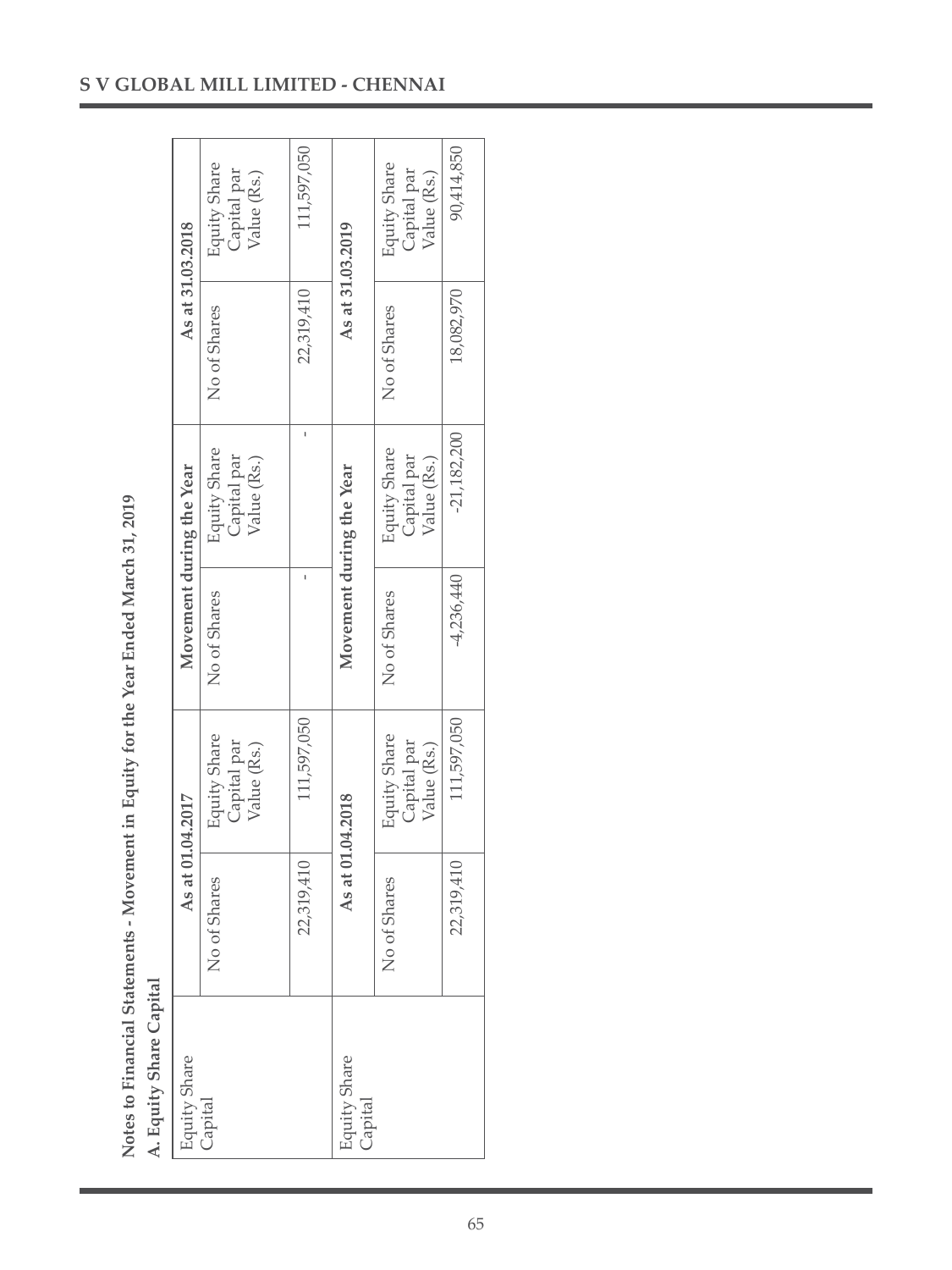## Notes to Financial Statements - Movement in Equity for the Year Ended March 31, 2019

### A. Equity Share Capital

| Equity Share Capital | As at 01.04.2017 | | Movement during the Year | | As at 31.03.2018 | |
|---|---|---|---|---|---|---|
| | No of Shares | Equity Share Capital par Value (Rs.) | No of Shares | Equity Share Capital par Value (Rs.) | No of Shares | Equity Share Capital par Value (Rs.) |
| | 22,319,410 | 111,597,050 | - | - | 22,319,410 | 111,597,050 |
| **Equity Share Capital** | **As at 01.04.2018** | | **Movement during the Year** | | **As at 31.03.2019** | |
| | No of Shares | Equity Share Capital par Value (Rs.) | No of Shares | Equity Share Capital par Value (Rs.) | No of Shares | Equity Share Capital par Value (Rs.) |
| | 22,319,410 | 111,597,050 | -4,236,440 | -21,182,200 | 18,082,970 | 90,414,850 |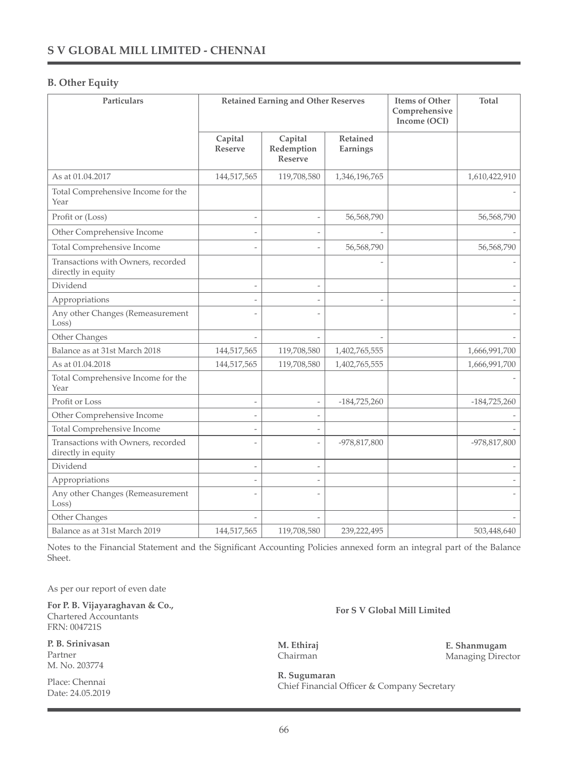# S V GLOBAL MILL LIMITED - CHENNAI

## B. Other Equity

| Particulars | Retained Earning and Other Reserves | | | Items of Other Comprehensive Income (OCI) | Total |
|---|---|---|---|---|---|
| | Capital Reserve | Capital Redemption Reserve | Retained Earnings | | |
| As at 01.04.2017 | 144,517,565 | 119,708,580 | 1,346,196,765 | | 1,610,422,910 |
| Total Comprehensive Income for the Year | | | | | - |
| Profit or (Loss) | - | - | 56,568,790 | | 56,568,790 |
| Other Comprehensive Income | - | - | - | | - |
| Total Comprehensive Income | - | - | 56,568,790 | | 56,568,790 |
| Transactions with Owners, recorded directly in equity | | | - | | - |
| Dividend | - | - | | | - |
| Appropriations | - | - | - | | - |
| Any other Changes (Remeasurement Loss) | - | - | | | - |
| Other Changes | - | - | - | | - |
| Balance as at 31st March 2018 | 144,517,565 | 119,708,580 | 1,402,765,555 | | 1,666,991,700 |
| As at 01.04.2018 | 144,517,565 | 119,708,580 | 1,402,765,555 | | 1,666,991,700 |
| Total Comprehensive Income for the Year | | | | | - |
| Profit or Loss | - | - | -184,725,260 | | -184,725,260 |
| Other Comprehensive Income | - | - | | | - |
| Total Comprehensive Income | - | - | | | - |
| Transactions with Owners, recorded directly in equity | - | - | -978,817,800 | | -978,817,800 |
| Dividend | - | - | | | - |
| Appropriations | - | - | | | - |
| Any other Changes (Remeasurement Loss) | - | - | | | - |
| Other Changes | - | - | | | - |
| Balance as at 31st March 2019 | 144,517,565 | 119,708,580 | 239,222,495 | | 503,448,640 |

Notes to the Financial Statement and the Significant Accounting Policies annexed form an integral part of the Balance Sheet.

As per our report of even date

**For P. B. Vijayaraghavan & Co.,**
Chartered Accountants
FRN: 004721S

**P. B. Srinivasan**
Partner
M. No. 203774

Place: Chennai
Date: 24.05.2019

**For S V Global Mill Limited**

**M. Ethiraj**
Chairman

**E. Shanmugam**
Managing Director

**R. Sugumaran**
Chief Financial Officer & Company Secretary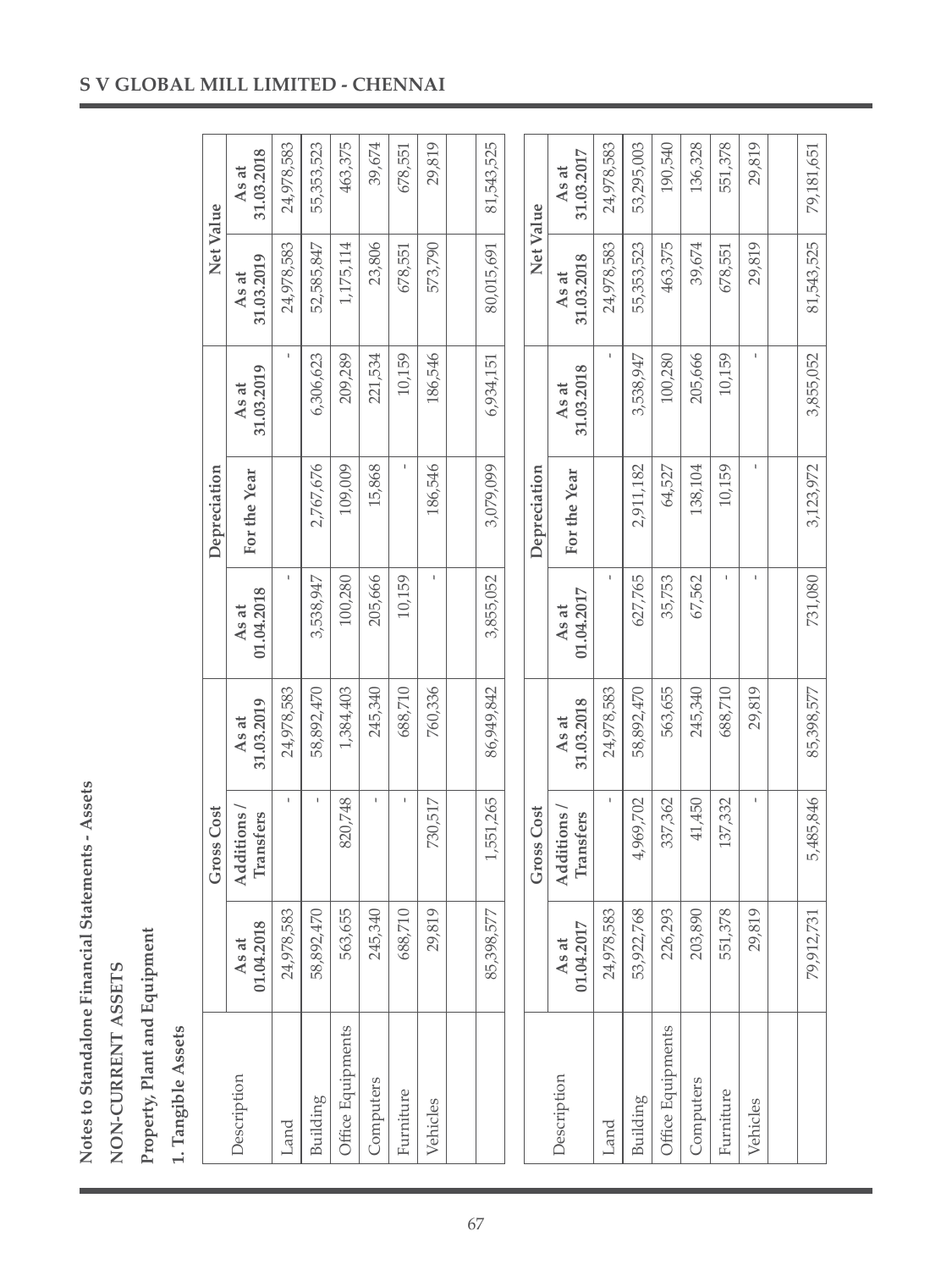# Notes to Standalone Financial Statements - Assets

## NON-CURRENT ASSETS

### Property, Plant and Equipment

#### 1. Tangible Assets

| Description | Gross Cost | | | Depreciation | | | Net Value | |
|---|---|---|---|---|---|---|---|---|
| | As at 01.04.2018 | Additions / Transfers | As at 31.03.2019 | As at 01.04.2018 | For the Year | As at 31.03.2019 | As at 31.03.2019 | As at 31.03.2018 |
| Land | 24,978,583 | - | 24,978,583 | - | | - | 24,978,583 | 24,978,583 |
| Building | 58,892,470 | - | 58,892,470 | 3,538,947 | 2,767,676 | 6,306,623 | 52,585,847 | 55,353,523 |
| Office Equipments | 563,655 | 820,748 | 1,384,403 | 100,280 | 109,009 | 209,289 | 1,175,114 | 463,375 |
| Computers | 245,340 | - | 245,340 | 205,666 | 15,868 | 221,534 | 23,806 | 39,674 |
| Furniture | 688,710 | - | 688,710 | 10,159 | - | 10,159 | 678,551 | 678,551 |
| Vehicles | 29,819 | 730,517 | 760,336 | - | 186,546 | 186,546 | 573,790 | 29,819 |
| | | | | | | | | |
| | 85,398,577 | 1,551,265 | 86,949,842 | 3,855,052 | 3,079,099 | 6,934,151 | 80,015,691 | 81,543,525 |

| Description | Gross Cost | | | Depreciation | | | Net Value | |
|---|---|---|---|---|---|---|---|---|
| | As at 01.04.2017 | Additions / Transfers | As at 31.03.2018 | As at 01.04.2017 | For the Year | As at 31.03.2018 | As at 31.03.2018 | As at 31.03.2017 |
| Land | 24,978,583 | - | 24,978,583 | - | | - | 24,978,583 | 24,978,583 |
| Building | 53,922,768 | 4,969,702 | 58,892,470 | 627,765 | 2,911,182 | 3,538,947 | 55,353,523 | 53,295,003 |
| Office Equipments | 226,293 | 337,362 | 563,655 | 35,753 | 64,527 | 100,280 | 463,375 | 190,540 |
| Computers | 203,890 | 41,450 | 245,340 | 67,562 | 138,104 | 205,666 | 39,674 | 136,328 |
| Furniture | 551,378 | 137,332 | 688,710 | - | 10,159 | 10,159 | 678,551 | 551,378 |
| Vehicles | 29,819 | - | 29,819 | - | - | - | 29,819 | 29,819 |
| | | | | | | | | |
| | 79,912,731 | 5,485,846 | 85,398,577 | 731,080 | 3,123,972 | 3,855,052 | 81,543,525 | 79,181,651 |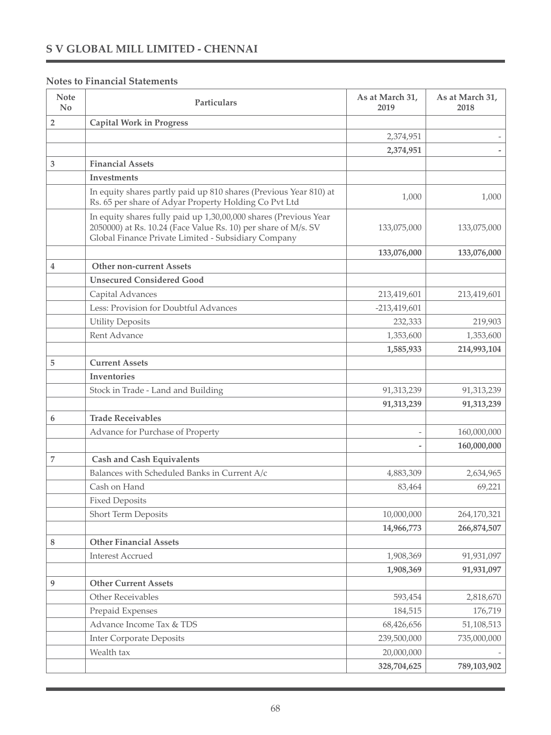## S V GLOBAL MILL LIMITED - CHENNAI

### Notes to Financial Statements

| Note No | Particulars | As at March 31, 2019 | As at March 31, 2018 |
|---|---|---|---|
| 2 | **Capital Work in Progress** | | |
| | | 2,374,951 | - |
| | | **2,374,951** | **-** |
| 3 | **Financial Assets** | | |
| | **Investments** | | |
| | In equity shares partly paid up 810 shares (Previous Year 810) at Rs. 65 per share of Adyar Property Holding Co Pvt Ltd | 1,000 | 1,000 |
| | In equity shares fully paid up 1,30,00,000 shares (Previous Year 2050000) at Rs. 10.24 (Face Value Rs. 10) per share of M/s. SV Global Finance Private Limited - Subsidiary Company | 133,075,000 | 133,075,000 |
| | | **133,076,000** | **133,076,000** |
| 4 | **Other non-current Assets** | | |
| | **Unsecured Considered Good** | | |
| | Capital Advances | 213,419,601 | 213,419,601 |
| | Less: Provision for Doubtful Advances | -213,419,601 | |
| | Utility Deposits | 232,333 | 219,903 |
| | Rent Advance | 1,353,600 | 1,353,600 |
| | | **1,585,933** | **214,993,104** |
| 5 | **Current Assets** | | |
| | **Inventories** | | |
| | Stock in Trade - Land and Building | 91,313,239 | 91,313,239 |
| | | **91,313,239** | **91,313,239** |
| 6 | **Trade Receivables** | | |
| | Advance for Purchase of Property | - | 160,000,000 |
| | | **-** | **160,000,000** |
| 7 | **Cash and Cash Equivalents** | | |
| | Balances with Scheduled Banks in Current A/c | 4,883,309 | 2,634,965 |
| | Cash on Hand | 83,464 | 69,221 |
| | Fixed Deposits | | |
| | Short Term Deposits | 10,000,000 | 264,170,321 |
| | | **14,966,773** | **266,874,507** |
| 8 | **Other Financial Assets** | | |
| | Interest Accrued | 1,908,369 | 91,931,097 |
| | | **1,908,369** | **91,931,097** |
| 9 | **Other Current Assets** | | |
| | Other Receivables | 593,454 | 2,818,670 |
| | Prepaid Expenses | 184,515 | 176,719 |
| | Advance Income Tax & TDS | 68,426,656 | 51,108,513 |
| | Inter Corporate Deposits | 239,500,000 | 735,000,000 |
| | Wealth tax | 20,000,000 | - |
| | | **328,704,625** | **789,103,902** |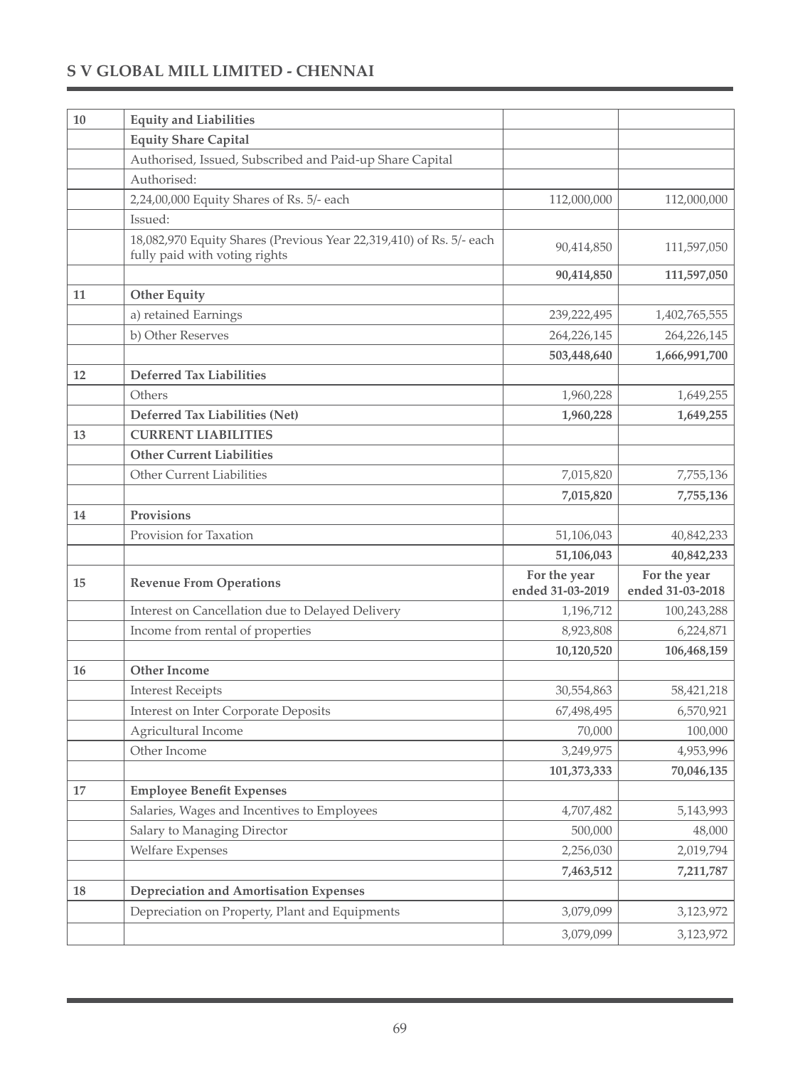| 10 | **Equity and Liabilities** | | |
|---|---|---|---|
| | **Equity Share Capital** | | |
| | Authorised, Issued, Subscribed and Paid-up Share Capital | | |
| | Authorised: | | |
| | 2,24,00,000 Equity Shares of Rs. 5/- each | 112,000,000 | 112,000,000 |
| | Issued: | | |
| | 18,082,970 Equity Shares (Previous Year 22,319,410) of Rs. 5/- each fully paid with voting rights | 90,414,850 | 111,597,050 |
| | | **90,414,850** | **111,597,050** |
| 11 | **Other Equity** | | |
| | a) retained Earnings | 239,222,495 | 1,402,765,555 |
| | b) Other Reserves | 264,226,145 | 264,226,145 |
| | | **503,448,640** | **1,666,991,700** |
| 12 | **Deferred Tax Liabilities** | | |
| | Others | 1,960,228 | 1,649,255 |
| | **Deferred Tax Liabilities (Net)** | **1,960,228** | **1,649,255** |
| 13 | **CURRENT LIABILITIES** | | |
| | **Other Current Liabilities** | | |
| | Other Current Liabilities | 7,015,820 | 7,755,136 |
| | | **7,015,820** | **7,755,136** |
| 14 | **Provisions** | | |
| | Provision for Taxation | 51,106,043 | 40,842,233 |
| | | **51,106,043** | **40,842,233** |
| 15 | **Revenue From Operations** | **For the year ended 31-03-2019** | **For the year ended 31-03-2018** |
| | Interest on Cancellation due to Delayed Delivery | 1,196,712 | 100,243,288 |
| | Income from rental of properties | 8,923,808 | 6,224,871 |
| | | **10,120,520** | **106,468,159** |
| 16 | **Other Income** | | |
| | Interest Receipts | 30,554,863 | 58,421,218 |
| | Interest on Inter Corporate Deposits | 67,498,495 | 6,570,921 |
| | Agricultural Income | 70,000 | 100,000 |
| | Other Income | 3,249,975 | 4,953,996 |
| | | **101,373,333** | **70,046,135** |
| 17 | **Employee Benefit Expenses** | | |
| | Salaries, Wages and Incentives to Employees | 4,707,482 | 5,143,993 |
| | Salary to Managing Director | 500,000 | 48,000 |
| | Welfare Expenses | 2,256,030 | 2,019,794 |
| | | **7,463,512** | **7,211,787** |
| 18 | **Depreciation and Amortisation Expenses** | | |
| | Depreciation on Property, Plant and Equipments | 3,079,099 | 3,123,972 |
| | | 3,079,099 | 3,123,972 |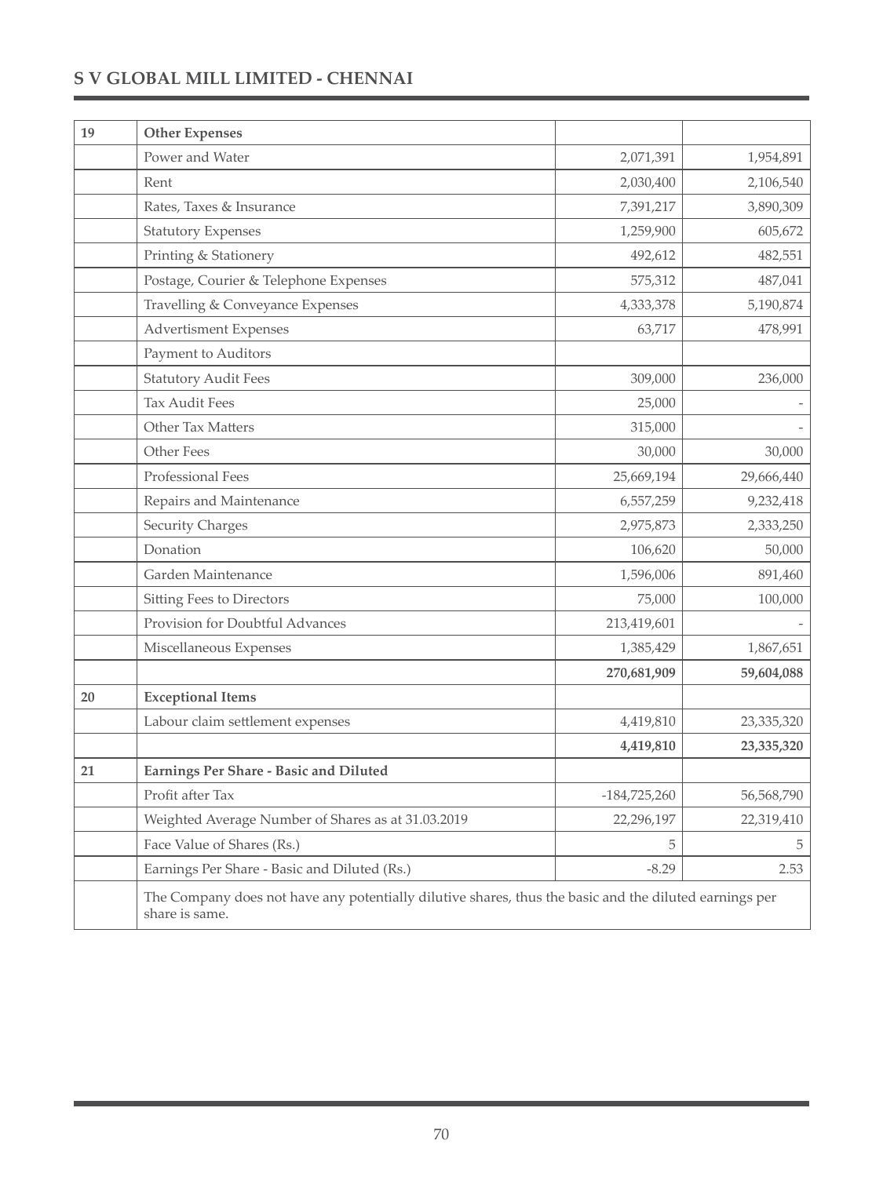| 19 | **Other Expenses** | | |
|---|---|---|---|
| | Power and Water | 2,071,391 | 1,954,891 |
| | Rent | 2,030,400 | 2,106,540 |
| | Rates, Taxes & Insurance | 7,391,217 | 3,890,309 |
| | Statutory Expenses | 1,259,900 | 605,672 |
| | Printing & Stationery | 492,612 | 482,551 |
| | Postage, Courier & Telephone Expenses | 575,312 | 487,041 |
| | Travelling & Conveyance Expenses | 4,333,378 | 5,190,874 |
| | Advertisment Expenses | 63,717 | 478,991 |
| | Payment to Auditors | | |
| | Statutory Audit Fees | 309,000 | 236,000 |
| | Tax Audit Fees | 25,000 | - |
| | Other Tax Matters | 315,000 | - |
| | Other Fees | 30,000 | 30,000 |
| | Professional Fees | 25,669,194 | 29,666,440 |
| | Repairs and Maintenance | 6,557,259 | 9,232,418 |
| | Security Charges | 2,975,873 | 2,333,250 |
| | Donation | 106,620 | 50,000 |
| | Garden Maintenance | 1,596,006 | 891,460 |
| | Sitting Fees to Directors | 75,000 | 100,000 |
| | Provision for Doubtful Advances | 213,419,601 | - |
| | Miscellaneous Expenses | 1,385,429 | 1,867,651 |
| | | **270,681,909** | **59,604,088** |
| **20** | **Exceptional Items** | | |
| | Labour claim settlement expenses | 4,419,810 | 23,335,320 |
| | | **4,419,810** | **23,335,320** |
| **21** | **Earnings Per Share - Basic and Diluted** | | |
| | Profit after Tax | -184,725,260 | 56,568,790 |
| | Weighted Average Number of Shares as at 31.03.2019 | 22,296,197 | 22,319,410 |
| | Face Value of Shares (Rs.) | 5 | 5 |
| | Earnings Per Share - Basic and Diluted (Rs.) | -8.29 | 2.53 |
| | The Company does not have any potentially dilutive shares, thus the basic and the diluted earnings per share is same. | | |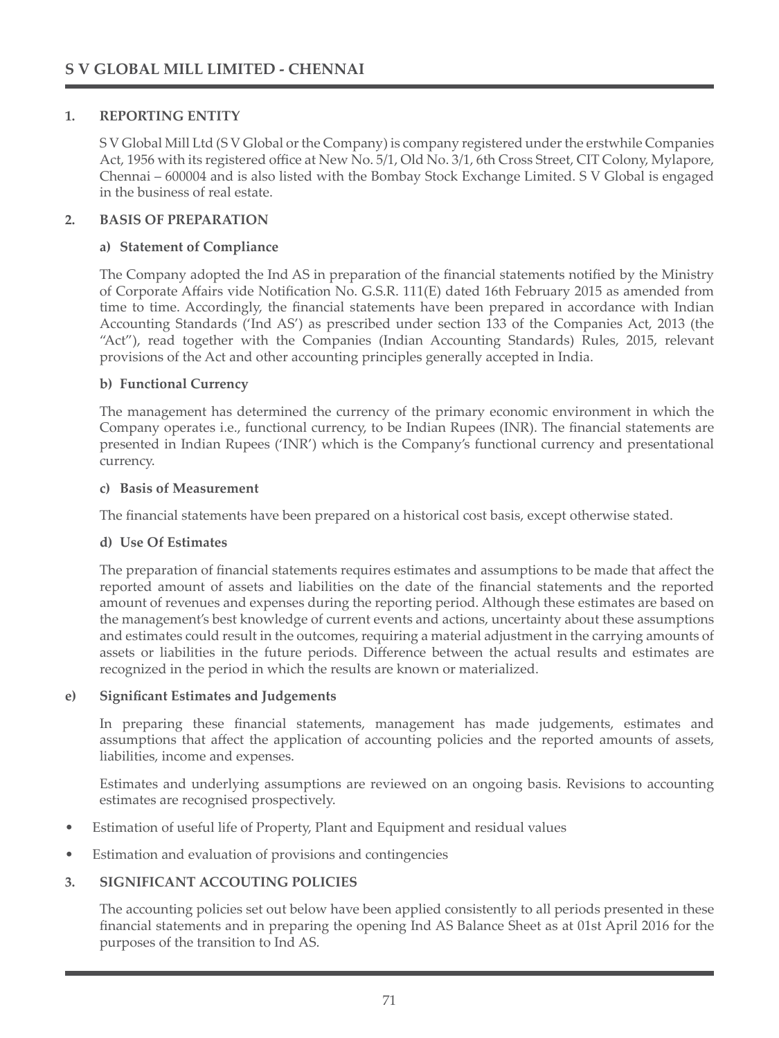## 1. REPORTING ENTITY

S V Global Mill Ltd (S V Global or the Company) is company registered under the erstwhile Companies Act, 1956 with its registered office at New No. 5/1, Old No. 3/1, 6th Cross Street, CIT Colony, Mylapore, Chennai – 600004 and is also listed with the Bombay Stock Exchange Limited. S V Global is engaged in the business of real estate.

## 2. BASIS OF PREPARATION

### a) Statement of Compliance

The Company adopted the Ind AS in preparation of the financial statements notified by the Ministry of Corporate Affairs vide Notification No. G.S.R. 111(E) dated 16th February 2015 as amended from time to time. Accordingly, the financial statements have been prepared in accordance with Indian Accounting Standards ('Ind AS') as prescribed under section 133 of the Companies Act, 2013 (the "Act"), read together with the Companies (Indian Accounting Standards) Rules, 2015, relevant provisions of the Act and other accounting principles generally accepted in India.

### b) Functional Currency

The management has determined the currency of the primary economic environment in which the Company operates i.e., functional currency, to be Indian Rupees (INR). The financial statements are presented in Indian Rupees ('INR') which is the Company's functional currency and presentational currency.

### c) Basis of Measurement

The financial statements have been prepared on a historical cost basis, except otherwise stated.

### d) Use Of Estimates

The preparation of financial statements requires estimates and assumptions to be made that affect the reported amount of assets and liabilities on the date of the financial statements and the reported amount of revenues and expenses during the reporting period. Although these estimates are based on the management's best knowledge of current events and actions, uncertainty about these assumptions and estimates could result in the outcomes, requiring a material adjustment in the carrying amounts of assets or liabilities in the future periods. Difference between the actual results and estimates are recognized in the period in which the results are known or materialized.

### e) Significant Estimates and Judgements

In preparing these financial statements, management has made judgements, estimates and assumptions that affect the application of accounting policies and the reported amounts of assets, liabilities, income and expenses.

Estimates and underlying assumptions are reviewed on an ongoing basis. Revisions to accounting estimates are recognised prospectively.

- Estimation of useful life of Property, Plant and Equipment and residual values
- Estimation and evaluation of provisions and contingencies

## 3. SIGNIFICANT ACCOUTING POLICIES

The accounting policies set out below have been applied consistently to all periods presented in these financial statements and in preparing the opening Ind AS Balance Sheet as at 01st April 2016 for the purposes of the transition to Ind AS.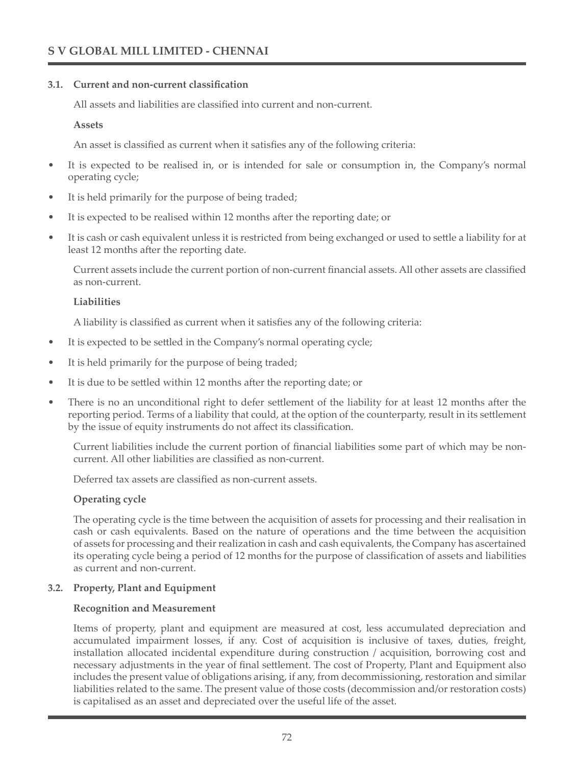### 3.1. Current and non-current classification

All assets and liabilities are classified into current and non-current.

**Assets**

An asset is classified as current when it satisfies any of the following criteria:

- It is expected to be realised in, or is intended for sale or consumption in, the Company's normal operating cycle;
- It is held primarily for the purpose of being traded;
- It is expected to be realised within 12 months after the reporting date; or
- It is cash or cash equivalent unless it is restricted from being exchanged or used to settle a liability for at least 12 months after the reporting date.

Current assets include the current portion of non-current financial assets. All other assets are classified as non-current.

**Liabilities**

A liability is classified as current when it satisfies any of the following criteria:

- It is expected to be settled in the Company's normal operating cycle;
- It is held primarily for the purpose of being traded;
- It is due to be settled within 12 months after the reporting date; or
- There is no an unconditional right to defer settlement of the liability for at least 12 months after the reporting period. Terms of a liability that could, at the option of the counterparty, result in its settlement by the issue of equity instruments do not affect its classification.

Current liabilities include the current portion of financial liabilities some part of which may be non-current. All other liabilities are classified as non-current.

Deferred tax assets are classified as non-current assets.

**Operating cycle**

The operating cycle is the time between the acquisition of assets for processing and their realisation in cash or cash equivalents. Based on the nature of operations and the time between the acquisition of assets for processing and their realization in cash and cash equivalents, the Company has ascertained its operating cycle being a period of 12 months for the purpose of classification of assets and liabilities as current and non-current.

### 3.2. Property, Plant and Equipment

**Recognition and Measurement**

Items of property, plant and equipment are measured at cost, less accumulated depreciation and accumulated impairment losses, if any. Cost of acquisition is inclusive of taxes, duties, freight, installation allocated incidental expenditure during construction / acquisition, borrowing cost and necessary adjustments in the year of final settlement. The cost of Property, Plant and Equipment also includes the present value of obligations arising, if any, from decommissioning, restoration and similar liabilities related to the same. The present value of those costs (decommission and/or restoration costs) is capitalised as an asset and depreciated over the useful life of the asset.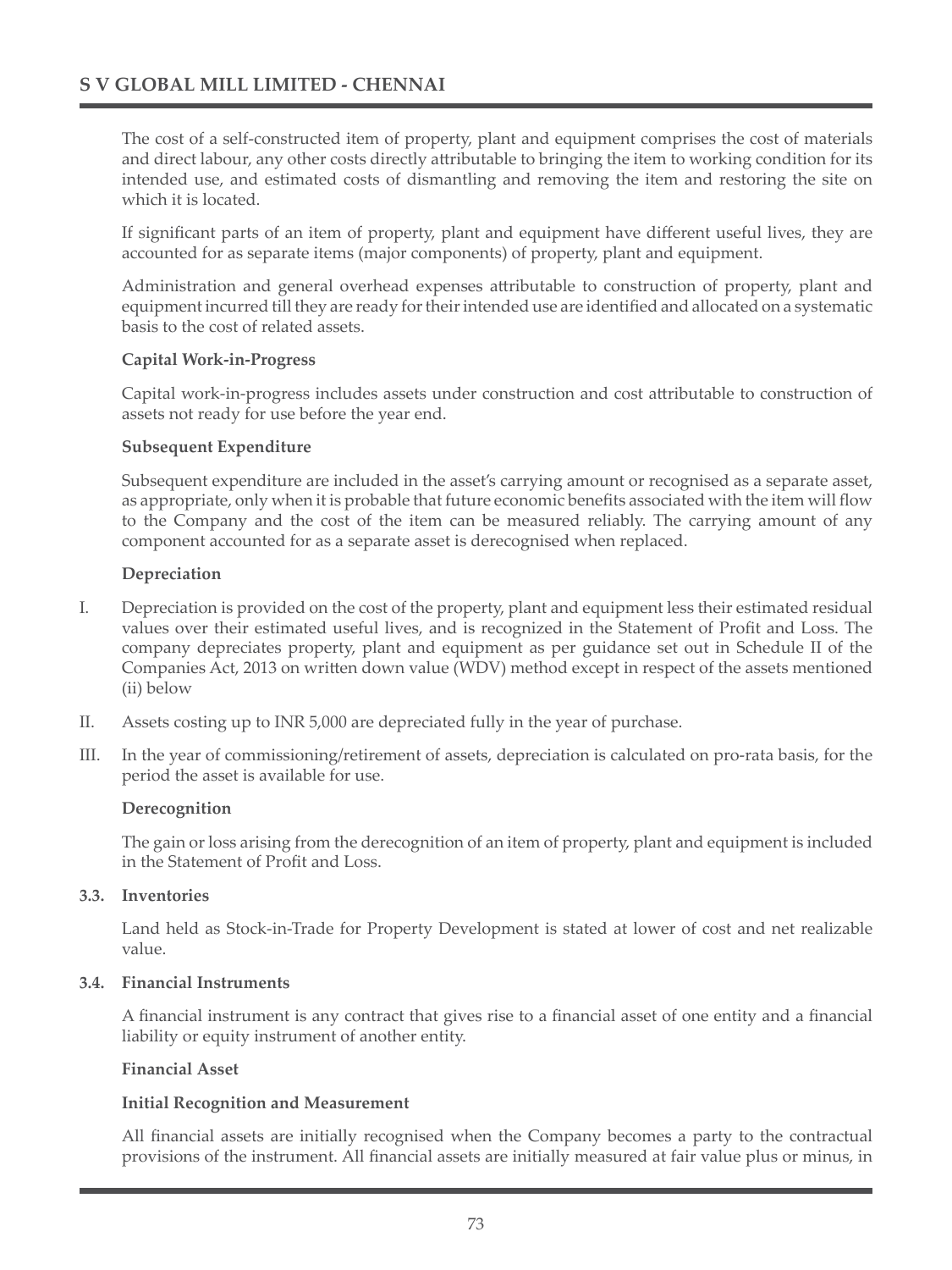The cost of a self-constructed item of property, plant and equipment comprises the cost of materials and direct labour, any other costs directly attributable to bringing the item to working condition for its intended use, and estimated costs of dismantling and removing the item and restoring the site on which it is located.

If significant parts of an item of property, plant and equipment have different useful lives, they are accounted for as separate items (major components) of property, plant and equipment.

Administration and general overhead expenses attributable to construction of property, plant and equipment incurred till they are ready for their intended use are identified and allocated on a systematic basis to the cost of related assets.

**Capital Work-in-Progress**

Capital work-in-progress includes assets under construction and cost attributable to construction of assets not ready for use before the year end.

**Subsequent Expenditure**

Subsequent expenditure are included in the asset's carrying amount or recognised as a separate asset, as appropriate, only when it is probable that future economic benefits associated with the item will flow to the Company and the cost of the item can be measured reliably. The carrying amount of any component accounted for as a separate asset is derecognised when replaced.

**Depreciation**

I. Depreciation is provided on the cost of the property, plant and equipment less their estimated residual values over their estimated useful lives, and is recognized in the Statement of Profit and Loss. The company depreciates property, plant and equipment as per guidance set out in Schedule II of the Companies Act, 2013 on written down value (WDV) method except in respect of the assets mentioned (ii) below

II. Assets costing up to INR 5,000 are depreciated fully in the year of purchase.

III. In the year of commissioning/retirement of assets, depreciation is calculated on pro-rata basis, for the period the asset is available for use.

**Derecognition**

The gain or loss arising from the derecognition of an item of property, plant and equipment is included in the Statement of Profit and Loss.

**3.3. Inventories**

Land held as Stock-in-Trade for Property Development is stated at lower of cost and net realizable value.

**3.4. Financial Instruments**

A financial instrument is any contract that gives rise to a financial asset of one entity and a financial liability or equity instrument of another entity.

**Financial Asset**

**Initial Recognition and Measurement**

All financial assets are initially recognised when the Company becomes a party to the contractual provisions of the instrument. All financial assets are initially measured at fair value plus or minus, in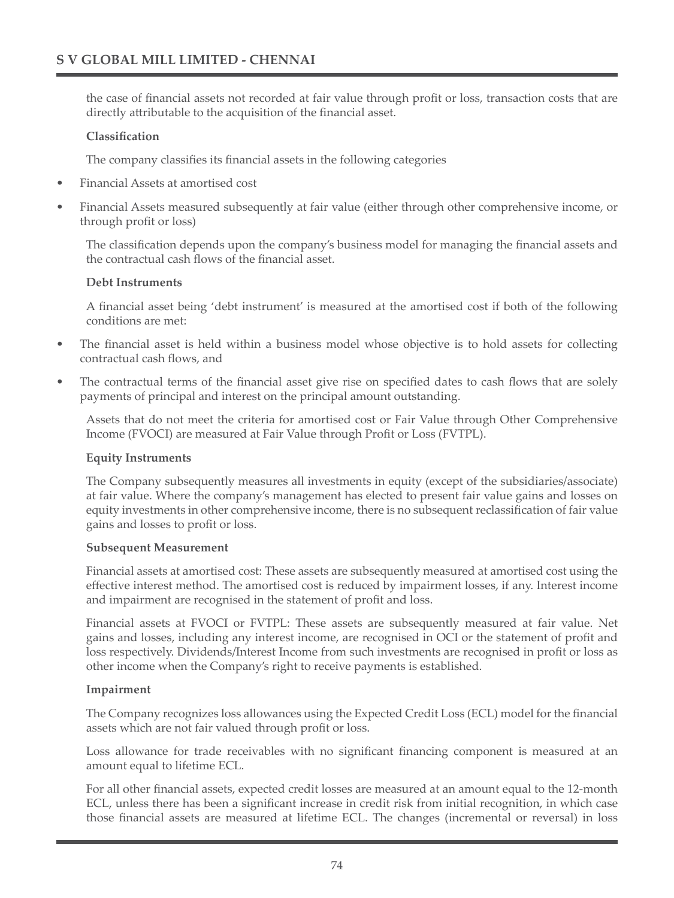the case of financial assets not recorded at fair value through profit or loss, transaction costs that are directly attributable to the acquisition of the financial asset.

**Classification**

The company classifies its financial assets in the following categories

- Financial Assets at amortised cost
- Financial Assets measured subsequently at fair value (either through other comprehensive income, or through profit or loss)

The classification depends upon the company's business model for managing the financial assets and the contractual cash flows of the financial asset.

**Debt Instruments**

A financial asset being 'debt instrument' is measured at the amortised cost if both of the following conditions are met:

- The financial asset is held within a business model whose objective is to hold assets for collecting contractual cash flows, and
- The contractual terms of the financial asset give rise on specified dates to cash flows that are solely payments of principal and interest on the principal amount outstanding.

Assets that do not meet the criteria for amortised cost or Fair Value through Other Comprehensive Income (FVOCI) are measured at Fair Value through Profit or Loss (FVTPL).

**Equity Instruments**

The Company subsequently measures all investments in equity (except of the subsidiaries/associate) at fair value. Where the company's management has elected to present fair value gains and losses on equity investments in other comprehensive income, there is no subsequent reclassification of fair value gains and losses to profit or loss.

**Subsequent Measurement**

Financial assets at amortised cost: These assets are subsequently measured at amortised cost using the effective interest method. The amortised cost is reduced by impairment losses, if any. Interest income and impairment are recognised in the statement of profit and loss.

Financial assets at FVOCI or FVTPL: These assets are subsequently measured at fair value. Net gains and losses, including any interest income, are recognised in OCI or the statement of profit and loss respectively. Dividends/Interest Income from such investments are recognised in profit or loss as other income when the Company's right to receive payments is established.

**Impairment**

The Company recognizes loss allowances using the Expected Credit Loss (ECL) model for the financial assets which are not fair valued through profit or loss.

Loss allowance for trade receivables with no significant financing component is measured at an amount equal to lifetime ECL.

For all other financial assets, expected credit losses are measured at an amount equal to the 12-month ECL, unless there has been a significant increase in credit risk from initial recognition, in which case those financial assets are measured at lifetime ECL. The changes (incremental or reversal) in loss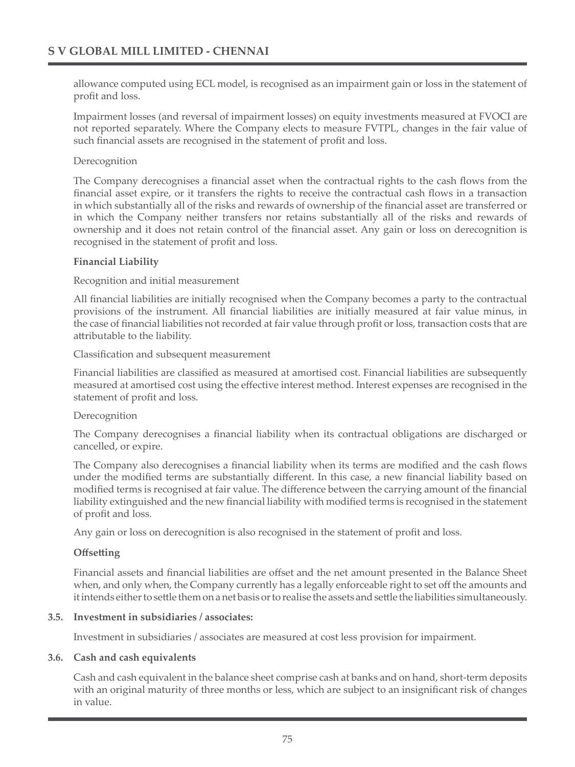allowance computed using ECL model, is recognised as an impairment gain or loss in the statement of profit and loss.

Impairment losses (and reversal of impairment losses) on equity investments measured at FVOCI are not reported separately. Where the Company elects to measure FVTPL, changes in the fair value of such financial assets are recognised in the statement of profit and loss.

Derecognition

The Company derecognises a financial asset when the contractual rights to the cash flows from the financial asset expire, or it transfers the rights to receive the contractual cash flows in a transaction in which substantially all of the risks and rewards of ownership of the financial asset are transferred or in which the Company neither transfers nor retains substantially all of the risks and rewards of ownership and it does not retain control of the financial asset. Any gain or loss on derecognition is recognised in the statement of profit and loss.

**Financial Liability**

Recognition and initial measurement

All financial liabilities are initially recognised when the Company becomes a party to the contractual provisions of the instrument. All financial liabilities are initially measured at fair value minus, in the case of financial liabilities not recorded at fair value through profit or loss, transaction costs that are attributable to the liability.

Classification and subsequent measurement

Financial liabilities are classified as measured at amortised cost. Financial liabilities are subsequently measured at amortised cost using the effective interest method. Interest expenses are recognised in the statement of profit and loss.

Derecognition

The Company derecognises a financial liability when its contractual obligations are discharged or cancelled, or expire.

The Company also derecognises a financial liability when its terms are modified and the cash flows under the modified terms are substantially different. In this case, a new financial liability based on modified terms is recognised at fair value. The difference between the carrying amount of the financial liability extinguished and the new financial liability with modified terms is recognised in the statement of profit and loss.

Any gain or loss on derecognition is also recognised in the statement of profit and loss.

**Offsetting**

Financial assets and financial liabilities are offset and the net amount presented in the Balance Sheet when, and only when, the Company currently has a legally enforceable right to set off the amounts and it intends either to settle them on a net basis or to realise the assets and settle the liabilities simultaneously.

**3.5. Investment in subsidiaries / associates:**

Investment in subsidiaries / associates are measured at cost less provision for impairment.

**3.6. Cash and cash equivalents**

Cash and cash equivalent in the balance sheet comprise cash at banks and on hand, short-term deposits with an original maturity of three months or less, which are subject to an insignificant risk of changes in value.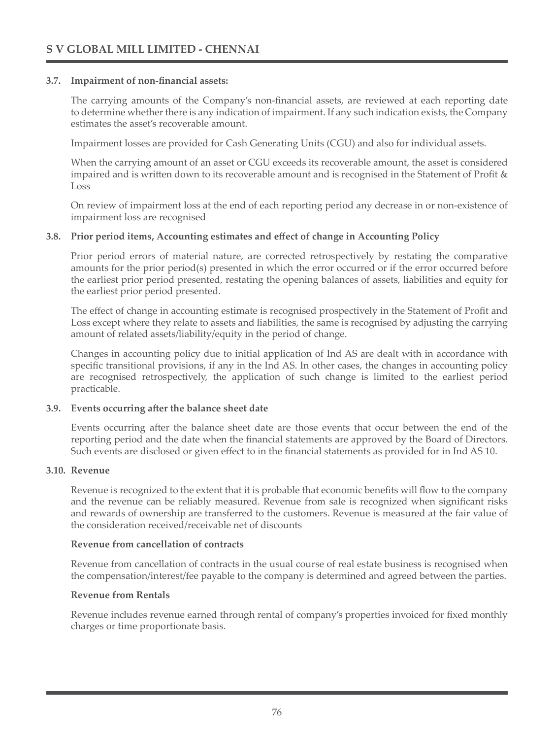### 3.7. Impairment of non-financial assets:

The carrying amounts of the Company's non-financial assets, are reviewed at each reporting date to determine whether there is any indication of impairment. If any such indication exists, the Company estimates the asset's recoverable amount.

Impairment losses are provided for Cash Generating Units (CGU) and also for individual assets.

When the carrying amount of an asset or CGU exceeds its recoverable amount, the asset is considered impaired and is written down to its recoverable amount and is recognised in the Statement of Profit & Loss

On review of impairment loss at the end of each reporting period any decrease in or non-existence of impairment loss are recognised

### 3.8. Prior period items, Accounting estimates and effect of change in Accounting Policy

Prior period errors of material nature, are corrected retrospectively by restating the comparative amounts for the prior period(s) presented in which the error occurred or if the error occurred before the earliest prior period presented, restating the opening balances of assets, liabilities and equity for the earliest prior period presented.

The effect of change in accounting estimate is recognised prospectively in the Statement of Profit and Loss except where they relate to assets and liabilities, the same is recognised by adjusting the carrying amount of related assets/liability/equity in the period of change.

Changes in accounting policy due to initial application of Ind AS are dealt with in accordance with specific transitional provisions, if any in the Ind AS. In other cases, the changes in accounting policy are recognised retrospectively, the application of such change is limited to the earliest period practicable.

### 3.9. Events occurring after the balance sheet date

Events occurring after the balance sheet date are those events that occur between the end of the reporting period and the date when the financial statements are approved by the Board of Directors. Such events are disclosed or given effect to in the financial statements as provided for in Ind AS 10.

### 3.10. Revenue

Revenue is recognized to the extent that it is probable that economic benefits will flow to the company and the revenue can be reliably measured. Revenue from sale is recognized when significant risks and rewards of ownership are transferred to the customers. Revenue is measured at the fair value of the consideration received/receivable net of discounts

**Revenue from cancellation of contracts**

Revenue from cancellation of contracts in the usual course of real estate business is recognised when the compensation/interest/fee payable to the company is determined and agreed between the parties.

**Revenue from Rentals**

Revenue includes revenue earned through rental of company's properties invoiced for fixed monthly charges or time proportionate basis.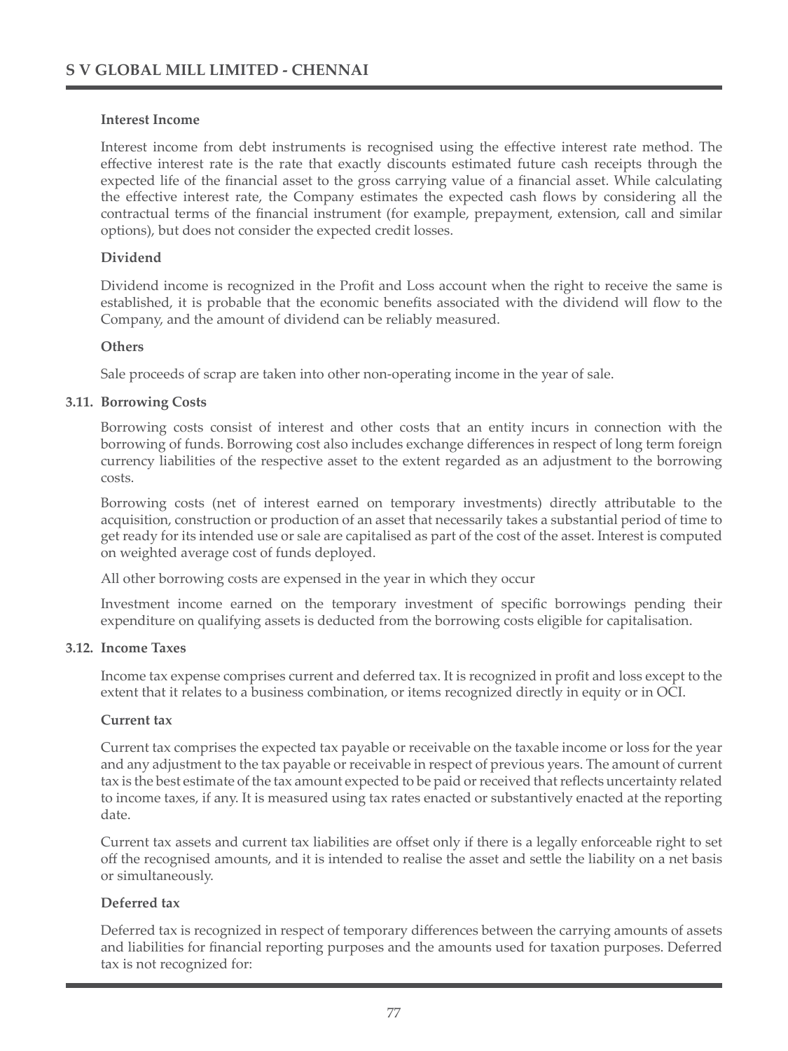**Interest Income**

Interest income from debt instruments is recognised using the effective interest rate method. The effective interest rate is the rate that exactly discounts estimated future cash receipts through the expected life of the financial asset to the gross carrying value of a financial asset. While calculating the effective interest rate, the Company estimates the expected cash flows by considering all the contractual terms of the financial instrument (for example, prepayment, extension, call and similar options), but does not consider the expected credit losses.

**Dividend**

Dividend income is recognized in the Profit and Loss account when the right to receive the same is established, it is probable that the economic benefits associated with the dividend will flow to the Company, and the amount of dividend can be reliably measured.

**Others**

Sale proceeds of scrap are taken into other non-operating income in the year of sale.

### 3.11. Borrowing Costs

Borrowing costs consist of interest and other costs that an entity incurs in connection with the borrowing of funds. Borrowing cost also includes exchange differences in respect of long term foreign currency liabilities of the respective asset to the extent regarded as an adjustment to the borrowing costs.

Borrowing costs (net of interest earned on temporary investments) directly attributable to the acquisition, construction or production of an asset that necessarily takes a substantial period of time to get ready for its intended use or sale are capitalised as part of the cost of the asset. Interest is computed on weighted average cost of funds deployed.

All other borrowing costs are expensed in the year in which they occur

Investment income earned on the temporary investment of specific borrowings pending their expenditure on qualifying assets is deducted from the borrowing costs eligible for capitalisation.

### 3.12. Income Taxes

Income tax expense comprises current and deferred tax. It is recognized in profit and loss except to the extent that it relates to a business combination, or items recognized directly in equity or in OCI.

**Current tax**

Current tax comprises the expected tax payable or receivable on the taxable income or loss for the year and any adjustment to the tax payable or receivable in respect of previous years. The amount of current tax is the best estimate of the tax amount expected to be paid or received that reflects uncertainty related to income taxes, if any. It is measured using tax rates enacted or substantively enacted at the reporting date.

Current tax assets and current tax liabilities are offset only if there is a legally enforceable right to set off the recognised amounts, and it is intended to realise the asset and settle the liability on a net basis or simultaneously.

**Deferred tax**

Deferred tax is recognized in respect of temporary differences between the carrying amounts of assets and liabilities for financial reporting purposes and the amounts used for taxation purposes. Deferred tax is not recognized for: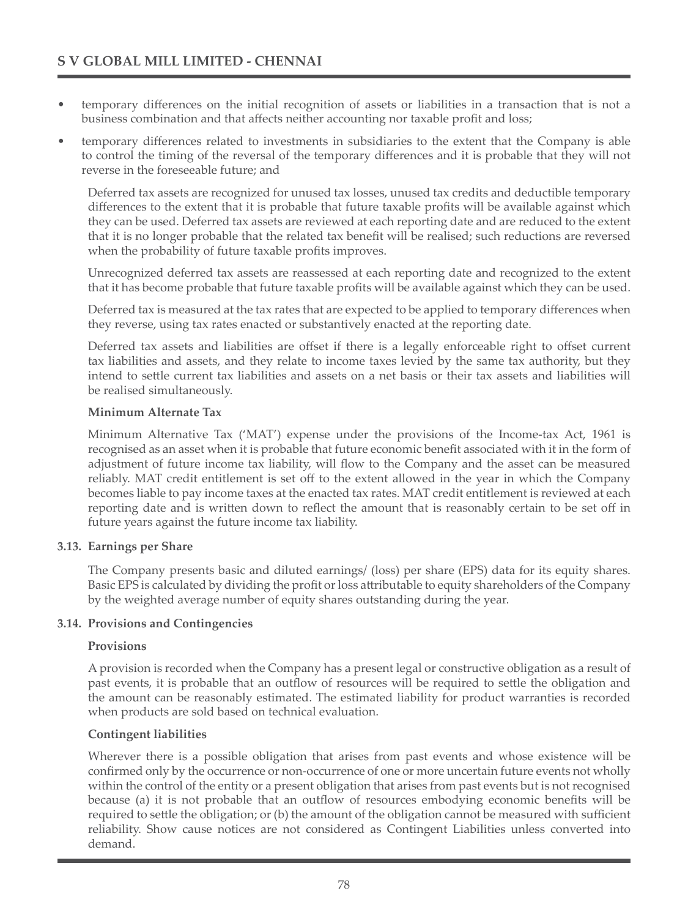- temporary differences on the initial recognition of assets or liabilities in a transaction that is not a business combination and that affects neither accounting nor taxable profit and loss;
- temporary differences related to investments in subsidiaries to the extent that the Company is able to control the timing of the reversal of the temporary differences and it is probable that they will not reverse in the foreseeable future; and

Deferred tax assets are recognized for unused tax losses, unused tax credits and deductible temporary differences to the extent that it is probable that future taxable profits will be available against which they can be used. Deferred tax assets are reviewed at each reporting date and are reduced to the extent that it is no longer probable that the related tax benefit will be realised; such reductions are reversed when the probability of future taxable profits improves.

Unrecognized deferred tax assets are reassessed at each reporting date and recognized to the extent that it has become probable that future taxable profits will be available against which they can be used.

Deferred tax is measured at the tax rates that are expected to be applied to temporary differences when they reverse, using tax rates enacted or substantively enacted at the reporting date.

Deferred tax assets and liabilities are offset if there is a legally enforceable right to offset current tax liabilities and assets, and they relate to income taxes levied by the same tax authority, but they intend to settle current tax liabilities and assets on a net basis or their tax assets and liabilities will be realised simultaneously.

**Minimum Alternate Tax**

Minimum Alternative Tax ('MAT') expense under the provisions of the Income-tax Act, 1961 is recognised as an asset when it is probable that future economic benefit associated with it in the form of adjustment of future income tax liability, will flow to the Company and the asset can be measured reliably. MAT credit entitlement is set off to the extent allowed in the year in which the Company becomes liable to pay income taxes at the enacted tax rates. MAT credit entitlement is reviewed at each reporting date and is written down to reflect the amount that is reasonably certain to be set off in future years against the future income tax liability.

**3.13. Earnings per Share**

The Company presents basic and diluted earnings/ (loss) per share (EPS) data for its equity shares. Basic EPS is calculated by dividing the profit or loss attributable to equity shareholders of the Company by the weighted average number of equity shares outstanding during the year.

**3.14. Provisions and Contingencies**

**Provisions**

A provision is recorded when the Company has a present legal or constructive obligation as a result of past events, it is probable that an outflow of resources will be required to settle the obligation and the amount can be reasonably estimated. The estimated liability for product warranties is recorded when products are sold based on technical evaluation.

**Contingent liabilities**

Wherever there is a possible obligation that arises from past events and whose existence will be confirmed only by the occurrence or non-occurrence of one or more uncertain future events not wholly within the control of the entity or a present obligation that arises from past events but is not recognised because (a) it is not probable that an outflow of resources embodying economic benefits will be required to settle the obligation; or (b) the amount of the obligation cannot be measured with sufficient reliability. Show cause notices are not considered as Contingent Liabilities unless converted into demand.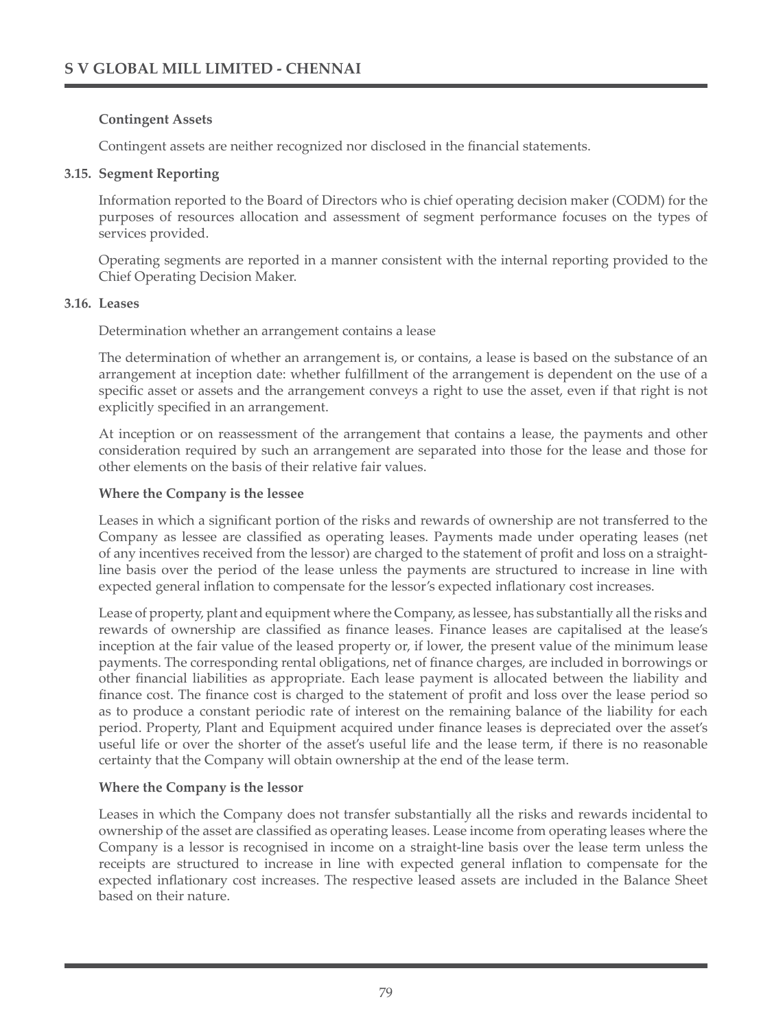**Contingent Assets**

Contingent assets are neither recognized nor disclosed in the financial statements.

**3.15. Segment Reporting**

Information reported to the Board of Directors who is chief operating decision maker (CODM) for the purposes of resources allocation and assessment of segment performance focuses on the types of services provided.

Operating segments are reported in a manner consistent with the internal reporting provided to the Chief Operating Decision Maker.

**3.16. Leases**

Determination whether an arrangement contains a lease

The determination of whether an arrangement is, or contains, a lease is based on the substance of an arrangement at inception date: whether fulfillment of the arrangement is dependent on the use of a specific asset or assets and the arrangement conveys a right to use the asset, even if that right is not explicitly specified in an arrangement.

At inception or on reassessment of the arrangement that contains a lease, the payments and other consideration required by such an arrangement are separated into those for the lease and those for other elements on the basis of their relative fair values.

**Where the Company is the lessee**

Leases in which a significant portion of the risks and rewards of ownership are not transferred to the Company as lessee are classified as operating leases. Payments made under operating leases (net of any incentives received from the lessor) are charged to the statement of profit and loss on a straight-line basis over the period of the lease unless the payments are structured to increase in line with expected general inflation to compensate for the lessor's expected inflationary cost increases.

Lease of property, plant and equipment where the Company, as lessee, has substantially all the risks and rewards of ownership are classified as finance leases. Finance leases are capitalised at the lease's inception at the fair value of the leased property or, if lower, the present value of the minimum lease payments. The corresponding rental obligations, net of finance charges, are included in borrowings or other financial liabilities as appropriate. Each lease payment is allocated between the liability and finance cost. The finance cost is charged to the statement of profit and loss over the lease period so as to produce a constant periodic rate of interest on the remaining balance of the liability for each period. Property, Plant and Equipment acquired under finance leases is depreciated over the asset's useful life or over the shorter of the asset's useful life and the lease term, if there is no reasonable certainty that the Company will obtain ownership at the end of the lease term.

**Where the Company is the lessor**

Leases in which the Company does not transfer substantially all the risks and rewards incidental to ownership of the asset are classified as operating leases. Lease income from operating leases where the Company is a lessor is recognised in income on a straight-line basis over the lease term unless the receipts are structured to increase in line with expected general inflation to compensate for the expected inflationary cost increases. The respective leased assets are included in the Balance Sheet based on their nature.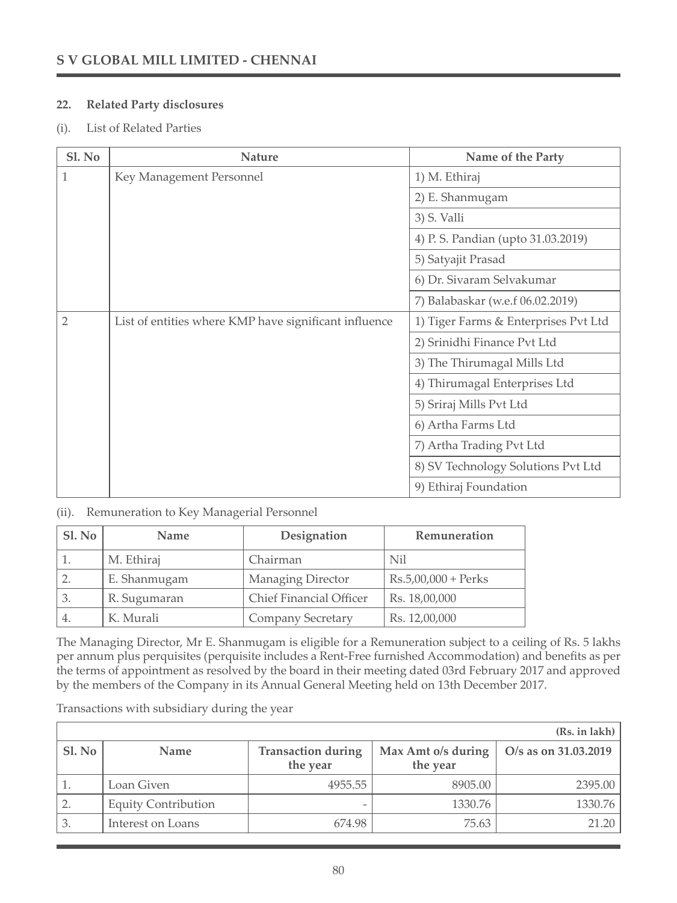## 22. Related Party disclosures

(i). List of Related Parties

| Sl. No | Nature | Name of the Party |
|---|---|---|
| 1 | Key Management Personnel | 1) M. Ethiraj |
| | | 2) E. Shanmugam |
| | | 3) S. Valli |
| | | 4) P. S. Pandian (upto 31.03.2019) |
| | | 5) Satyajit Prasad |
| | | 6) Dr. Sivaram Selvakumar |
| | | 7) Balabaskar (w.e.f 06.02.2019) |
| 2 | List of entities where KMP have significant influence | 1) Tiger Farms & Enterprises Pvt Ltd |
| | | 2) Srinidhi Finance Pvt Ltd |
| | | 3) The Thirumagal Mills Ltd |
| | | 4) Thirumagal Enterprises Ltd |
| | | 5) Sriraj Mills Pvt Ltd |
| | | 6) Artha Farms Ltd |
| | | 7) Artha Trading Pvt Ltd |
| | | 8) SV Technology Solutions Pvt Ltd |
| | | 9) Ethiraj Foundation |

(ii). Remuneration to Key Managerial Personnel

| Sl. No | Name | Designation | Remuneration |
|---|---|---|---|
| 1. | M. Ethiraj | Chairman | Nil |
| 2. | E. Shanmugam | Managing Director | Rs.5,00,000 + Perks |
| 3. | R. Sugumaran | Chief Financial Officer | Rs. 18,00,000 |
| 4. | K. Murali | Company Secretary | Rs. 12,00,000 |

The Managing Director, Mr E. Shanmugam is eligible for a Remuneration subject to a ceiling of Rs. 5 lakhs per annum plus perquisites (perquisite includes a Rent-Free furnished Accommodation) and benefits as per the terms of appointment as resolved by the board in their meeting dated 03rd February 2017 and approved by the members of the Company in its Annual General Meeting held on 13th December 2017.

Transactions with subsidiary during the year

| | | | | (Rs. in lakh) |
|---|---|---|---|---|
| Sl. No | Name | Transaction during the year | Max Amt o/s during the year | O/s as on 31.03.2019 |
| 1. | Loan Given | 4955.55 | 8905.00 | 2395.00 |
| 2. | Equity Contribution | - | 1330.76 | 1330.76 |
| 3. | Interest on Loans | 674.98 | 75.63 | 21.20 |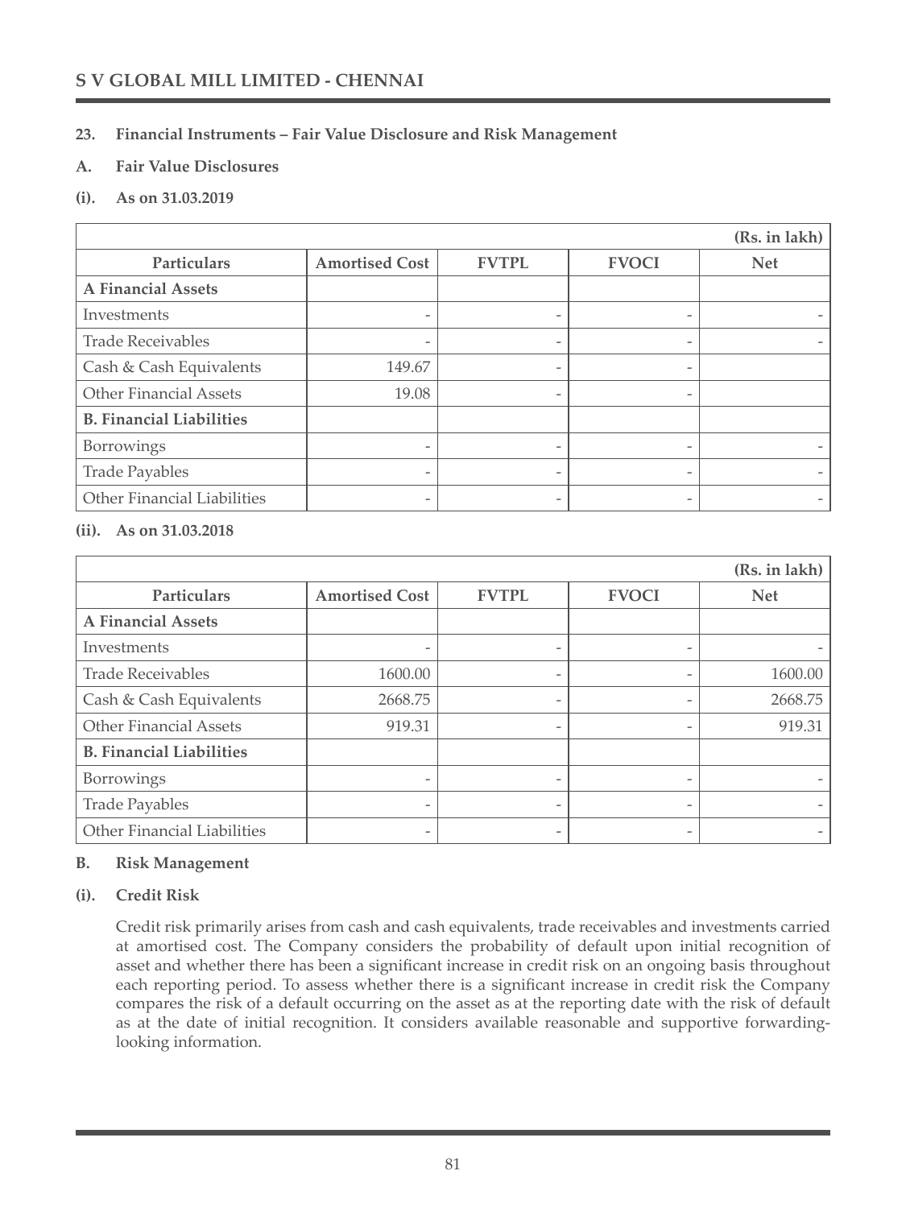## 23. Financial Instruments – Fair Value Disclosure and Risk Management

### A. Fair Value Disclosures

**(i). As on 31.03.2019**

(Rs. in lakh)

| Particulars | Amortised Cost | FVTPL | FVOCI | Net |
|---|---|---|---|---|
| **A Financial Assets** | | | | |
| Investments | - | - | - | - |
| Trade Receivables | - | - | - | - |
| Cash & Cash Equivalents | 149.67 | - | - | |
| Other Financial Assets | 19.08 | - | - | |
| **B. Financial Liabilities** | | | | |
| Borrowings | - | - | - | - |
| Trade Payables | - | - | - | - |
| Other Financial Liabilities | - | - | - | - |

**(ii). As on 31.03.2018**

(Rs. in lakh)

| Particulars | Amortised Cost | FVTPL | FVOCI | Net |
|---|---|---|---|---|
| **A Financial Assets** | | | | |
| Investments | - | - | - | - |
| Trade Receivables | 1600.00 | - | - | 1600.00 |
| Cash & Cash Equivalents | 2668.75 | - | - | 2668.75 |
| Other Financial Assets | 919.31 | - | - | 919.31 |
| **B. Financial Liabilities** | | | | |
| Borrowings | - | - | - | - |
| Trade Payables | - | - | - | - |
| Other Financial Liabilities | - | - | - | - |

### B. Risk Management

**(i). Credit Risk**

Credit risk primarily arises from cash and cash equivalents, trade receivables and investments carried at amortised cost. The Company considers the probability of default upon initial recognition of asset and whether there has been a significant increase in credit risk on an ongoing basis throughout each reporting period. To assess whether there is a significant increase in credit risk the Company compares the risk of a default occurring on the asset as at the reporting date with the risk of default as at the date of initial recognition. It considers available reasonable and supportive forwarding-looking information.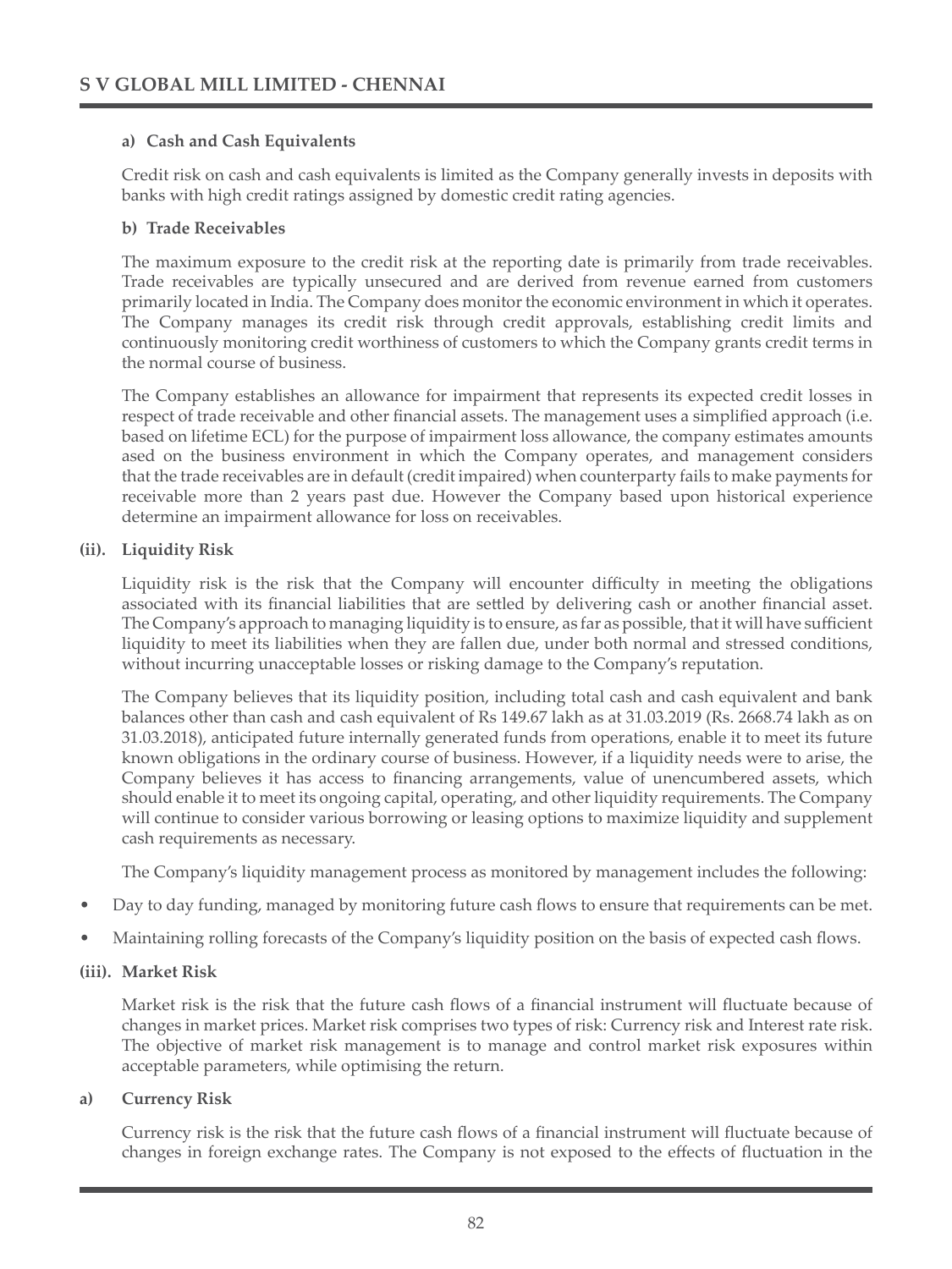**a) Cash and Cash Equivalents**

Credit risk on cash and cash equivalents is limited as the Company generally invests in deposits with banks with high credit ratings assigned by domestic credit rating agencies.

**b) Trade Receivables**

The maximum exposure to the credit risk at the reporting date is primarily from trade receivables. Trade receivables are typically unsecured and are derived from revenue earned from customers primarily located in India. The Company does monitor the economic environment in which it operates. The Company manages its credit risk through credit approvals, establishing credit limits and continuously monitoring credit worthiness of customers to which the Company grants credit terms in the normal course of business.

The Company establishes an allowance for impairment that represents its expected credit losses in respect of trade receivable and other financial assets. The management uses a simplified approach (i.e. based on lifetime ECL) for the purpose of impairment loss allowance, the company estimates amounts ased on the business environment in which the Company operates, and management considers that the trade receivables are in default (credit impaired) when counterparty fails to make payments for receivable more than 2 years past due. However the Company based upon historical experience determine an impairment allowance for loss on receivables.

**(ii). Liquidity Risk**

Liquidity risk is the risk that the Company will encounter difficulty in meeting the obligations associated with its financial liabilities that are settled by delivering cash or another financial asset. The Company's approach to managing liquidity is to ensure, as far as possible, that it will have sufficient liquidity to meet its liabilities when they are fallen due, under both normal and stressed conditions, without incurring unacceptable losses or risking damage to the Company's reputation.

The Company believes that its liquidity position, including total cash and cash equivalent and bank balances other than cash and cash equivalent of Rs 149.67 lakh as at 31.03.2019 (Rs. 2668.74 lakh as on 31.03.2018), anticipated future internally generated funds from operations, enable it to meet its future known obligations in the ordinary course of business. However, if a liquidity needs were to arise, the Company believes it has access to financing arrangements, value of unencumbered assets, which should enable it to meet its ongoing capital, operating, and other liquidity requirements. The Company will continue to consider various borrowing or leasing options to maximize liquidity and supplement cash requirements as necessary.

The Company's liquidity management process as monitored by management includes the following:

- Day to day funding, managed by monitoring future cash flows to ensure that requirements can be met.
- Maintaining rolling forecasts of the Company's liquidity position on the basis of expected cash flows.

**(iii). Market Risk**

Market risk is the risk that the future cash flows of a financial instrument will fluctuate because of changes in market prices. Market risk comprises two types of risk: Currency risk and Interest rate risk. The objective of market risk management is to manage and control market risk exposures within acceptable parameters, while optimising the return.

**a) Currency Risk**

Currency risk is the risk that the future cash flows of a financial instrument will fluctuate because of changes in foreign exchange rates. The Company is not exposed to the effects of fluctuation in the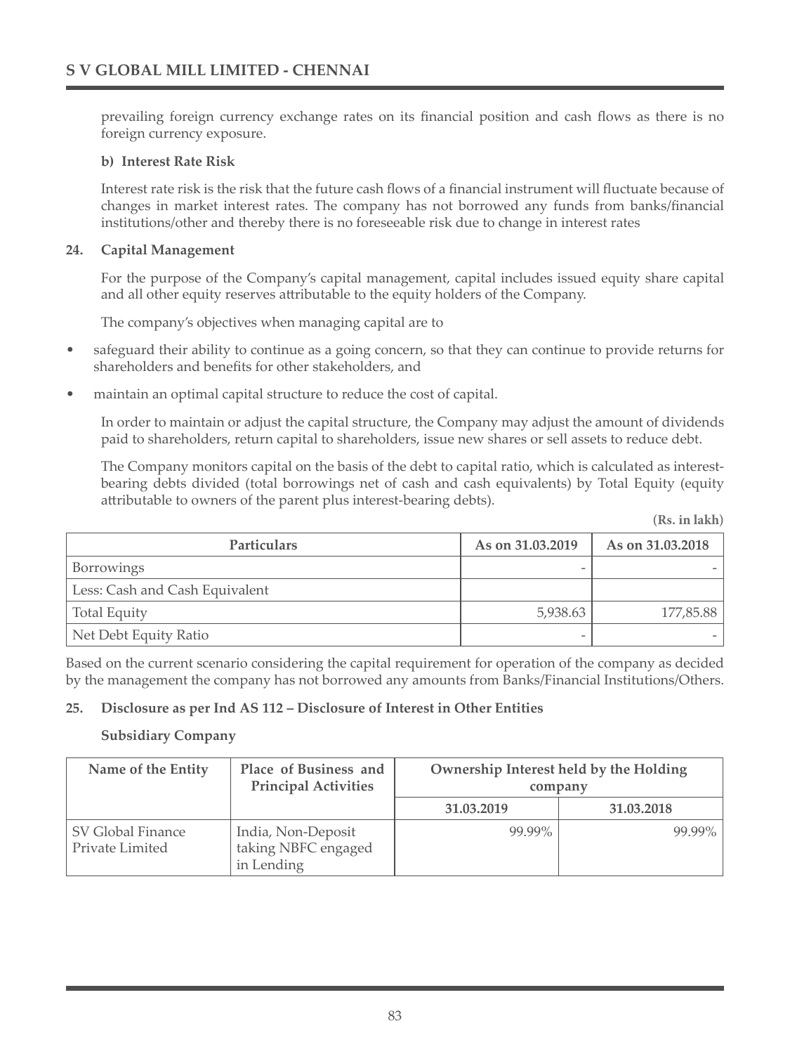prevailing foreign currency exchange rates on its financial position and cash flows as there is no foreign currency exposure.

**b) Interest Rate Risk**

Interest rate risk is the risk that the future cash flows of a financial instrument will fluctuate because of changes in market interest rates. The company has not borrowed any funds from banks/financial institutions/other and thereby there is no foreseeable risk due to change in interest rates

**24. Capital Management**

For the purpose of the Company's capital management, capital includes issued equity share capital and all other equity reserves attributable to the equity holders of the Company.

The company's objectives when managing capital are to

- safeguard their ability to continue as a going concern, so that they can continue to provide returns for shareholders and benefits for other stakeholders, and
- maintain an optimal capital structure to reduce the cost of capital.

In order to maintain or adjust the capital structure, the Company may adjust the amount of dividends paid to shareholders, return capital to shareholders, issue new shares or sell assets to reduce debt.

The Company monitors capital on the basis of the debt to capital ratio, which is calculated as interest-bearing debts divided (total borrowings net of cash and cash equivalents) by Total Equity (equity attributable to owners of the parent plus interest-bearing debts).

**(Rs. in lakh)**

| Particulars | As on 31.03.2019 | As on 31.03.2018 |
|---|---|---|
| Borrowings | - | - |
| Less: Cash and Cash Equivalent | | |
| Total Equity | 5,938.63 | 177,85.88 |
| Net Debt Equity Ratio | - | - |

Based on the current scenario considering the capital requirement for operation of the company as decided by the management the company has not borrowed any amounts from Banks/Financial Institutions/Others.

**25. Disclosure as per Ind AS 112 – Disclosure of Interest in Other Entities**

**Subsidiary Company**

| Name of the Entity | Place of Business and Principal Activities | Ownership Interest held by the Holding company | |
|---|---|---|---|
| | | 31.03.2019 | 31.03.2018 |
| SV Global Finance Private Limited | India, Non-Deposit taking NBFC engaged in Lending | 99.99% | 99.99% |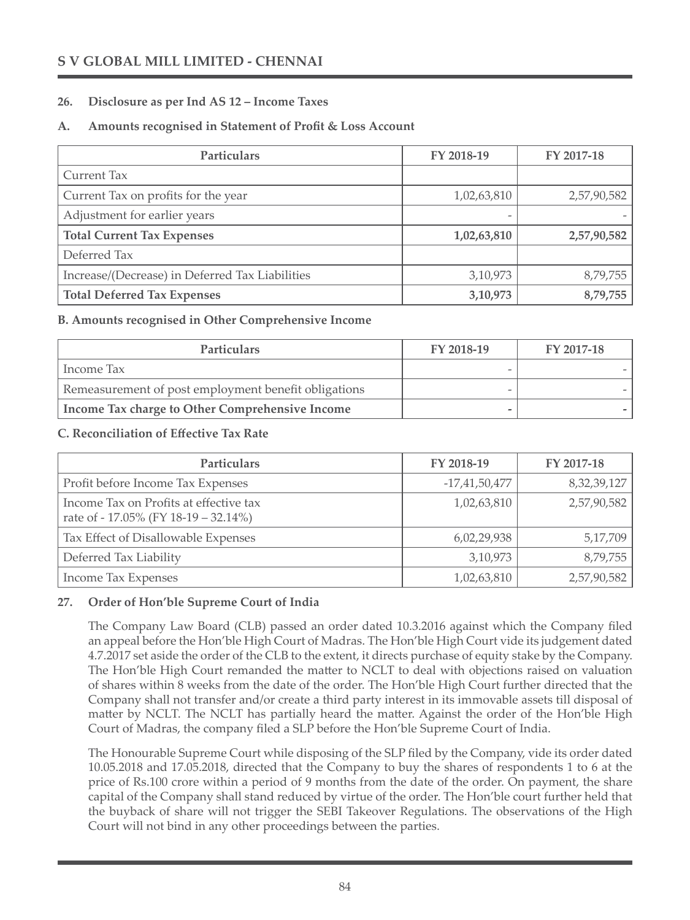## 26. Disclosure as per Ind AS 12 – Income Taxes

### A. Amounts recognised in Statement of Profit & Loss Account

| Particulars | FY 2018-19 | FY 2017-18 |
|---|---|---|
| Current Tax | | |
| Current Tax on profits for the year | 1,02,63,810 | 2,57,90,582 |
| Adjustment for earlier years | - | - |
| **Total Current Tax Expenses** | **1,02,63,810** | **2,57,90,582** |
| Deferred Tax | | |
| Increase/(Decrease) in Deferred Tax Liabilities | 3,10,973 | 8,79,755 |
| **Total Deferred Tax Expenses** | **3,10,973** | **8,79,755** |

### B. Amounts recognised in Other Comprehensive Income

| Particulars | FY 2018-19 | FY 2017-18 |
|---|---|---|
| Income Tax | - | - |
| Remeasurement of post employment benefit obligations | - | - |
| **Income Tax charge to Other Comprehensive Income** | **-** | **-** |

### C. Reconciliation of Effective Tax Rate

| Particulars | FY 2018-19 | FY 2017-18 |
|---|---|---|
| Profit before Income Tax Expenses | -17,41,50,477 | 8,32,39,127 |
| Income Tax on Profits at effective tax rate of - 17.05% (FY 18-19 – 32.14%) | 1,02,63,810 | 2,57,90,582 |
| Tax Effect of Disallowable Expenses | 6,02,29,938 | 5,17,709 |
| Deferred Tax Liability | 3,10,973 | 8,79,755 |
| Income Tax Expenses | 1,02,63,810 | 2,57,90,582 |

## 27. Order of Hon'ble Supreme Court of India

The Company Law Board (CLB) passed an order dated 10.3.2016 against which the Company filed an appeal before the Hon'ble High Court of Madras. The Hon'ble High Court vide its judgement dated 4.7.2017 set aside the order of the CLB to the extent, it directs purchase of equity stake by the Company. The Hon'ble High Court remanded the matter to NCLT to deal with objections raised on valuation of shares within 8 weeks from the date of the order. The Hon'ble High Court further directed that the Company shall not transfer and/or create a third party interest in its immovable assets till disposal of matter by NCLT. The NCLT has partially heard the matter. Against the order of the Hon'ble High Court of Madras, the company filed a SLP before the Hon'ble Supreme Court of India.

The Honourable Supreme Court while disposing of the SLP filed by the Company, vide its order dated 10.05.2018 and 17.05.2018, directed that the Company to buy the shares of respondents 1 to 6 at the price of Rs.100 crore within a period of 9 months from the date of the order. On payment, the share capital of the Company shall stand reduced by virtue of the order. The Hon'ble court further held that the buyback of share will not trigger the SEBI Takeover Regulations. The observations of the High Court will not bind in any other proceedings between the parties.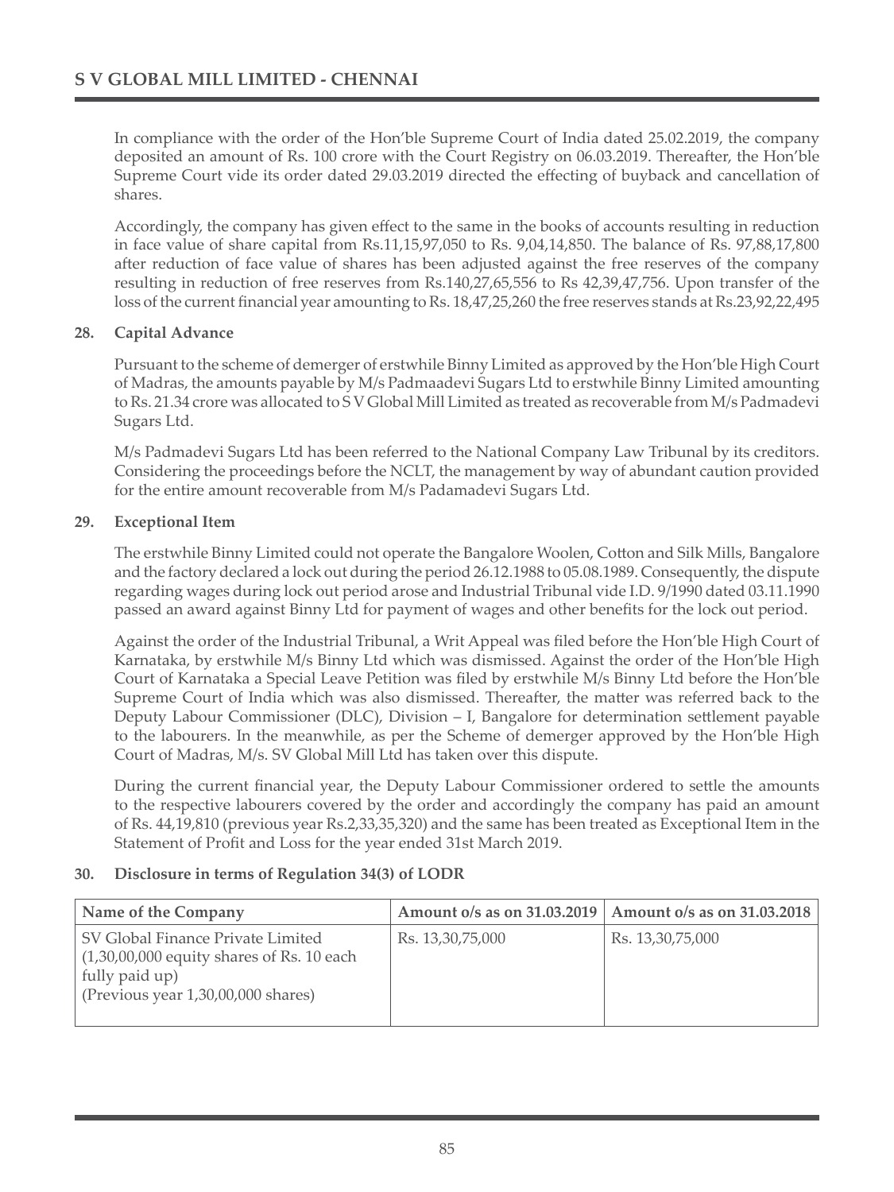In compliance with the order of the Hon'ble Supreme Court of India dated 25.02.2019, the company deposited an amount of Rs. 100 crore with the Court Registry on 06.03.2019. Thereafter, the Hon'ble Supreme Court vide its order dated 29.03.2019 directed the effecting of buyback and cancellation of shares.

Accordingly, the company has given effect to the same in the books of accounts resulting in reduction in face value of share capital from Rs.11,15,97,050 to Rs. 9,04,14,850. The balance of Rs. 97,88,17,800 after reduction of face value of shares has been adjusted against the free reserves of the company resulting in reduction of free reserves from Rs.140,27,65,556 to Rs 42,39,47,756. Upon transfer of the loss of the current financial year amounting to Rs. 18,47,25,260 the free reserves stands at Rs.23,92,22,495

**28. Capital Advance**

Pursuant to the scheme of demerger of erstwhile Binny Limited as approved by the Hon'ble High Court of Madras, the amounts payable by M/s Padmaadevi Sugars Ltd to erstwhile Binny Limited amounting to Rs. 21.34 crore was allocated to S V Global Mill Limited as treated as recoverable from M/s Padmadevi Sugars Ltd.

M/s Padmadevi Sugars Ltd has been referred to the National Company Law Tribunal by its creditors. Considering the proceedings before the NCLT, the management by way of abundant caution provided for the entire amount recoverable from M/s Padamadevi Sugars Ltd.

**29. Exceptional Item**

The erstwhile Binny Limited could not operate the Bangalore Woolen, Cotton and Silk Mills, Bangalore and the factory declared a lock out during the period 26.12.1988 to 05.08.1989. Consequently, the dispute regarding wages during lock out period arose and Industrial Tribunal vide I.D. 9/1990 dated 03.11.1990 passed an award against Binny Ltd for payment of wages and other benefits for the lock out period.

Against the order of the Industrial Tribunal, a Writ Appeal was filed before the Hon'ble High Court of Karnataka, by erstwhile M/s Binny Ltd which was dismissed. Against the order of the Hon'ble High Court of Karnataka a Special Leave Petition was filed by erstwhile M/s Binny Ltd before the Hon'ble Supreme Court of India which was also dismissed. Thereafter, the matter was referred back to the Deputy Labour Commissioner (DLC), Division – I, Bangalore for determination settlement payable to the labourers. In the meanwhile, as per the Scheme of demerger approved by the Hon'ble High Court of Madras, M/s. SV Global Mill Ltd has taken over this dispute.

During the current financial year, the Deputy Labour Commissioner ordered to settle the amounts to the respective labourers covered by the order and accordingly the company has paid an amount of Rs. 44,19,810 (previous year Rs.2,33,35,320) and the same has been treated as Exceptional Item in the Statement of Profit and Loss for the year ended 31st March 2019.

**30. Disclosure in terms of Regulation 34(3) of LODR**

| Name of the Company | Amount o/s as on 31.03.2019 | Amount o/s as on 31.03.2018 |
|---|---|---|
| SV Global Finance Private Limited (1,30,00,000 equity shares of Rs. 10 each fully paid up) (Previous year 1,30,00,000 shares) | Rs. 13,30,75,000 | Rs. 13,30,75,000 |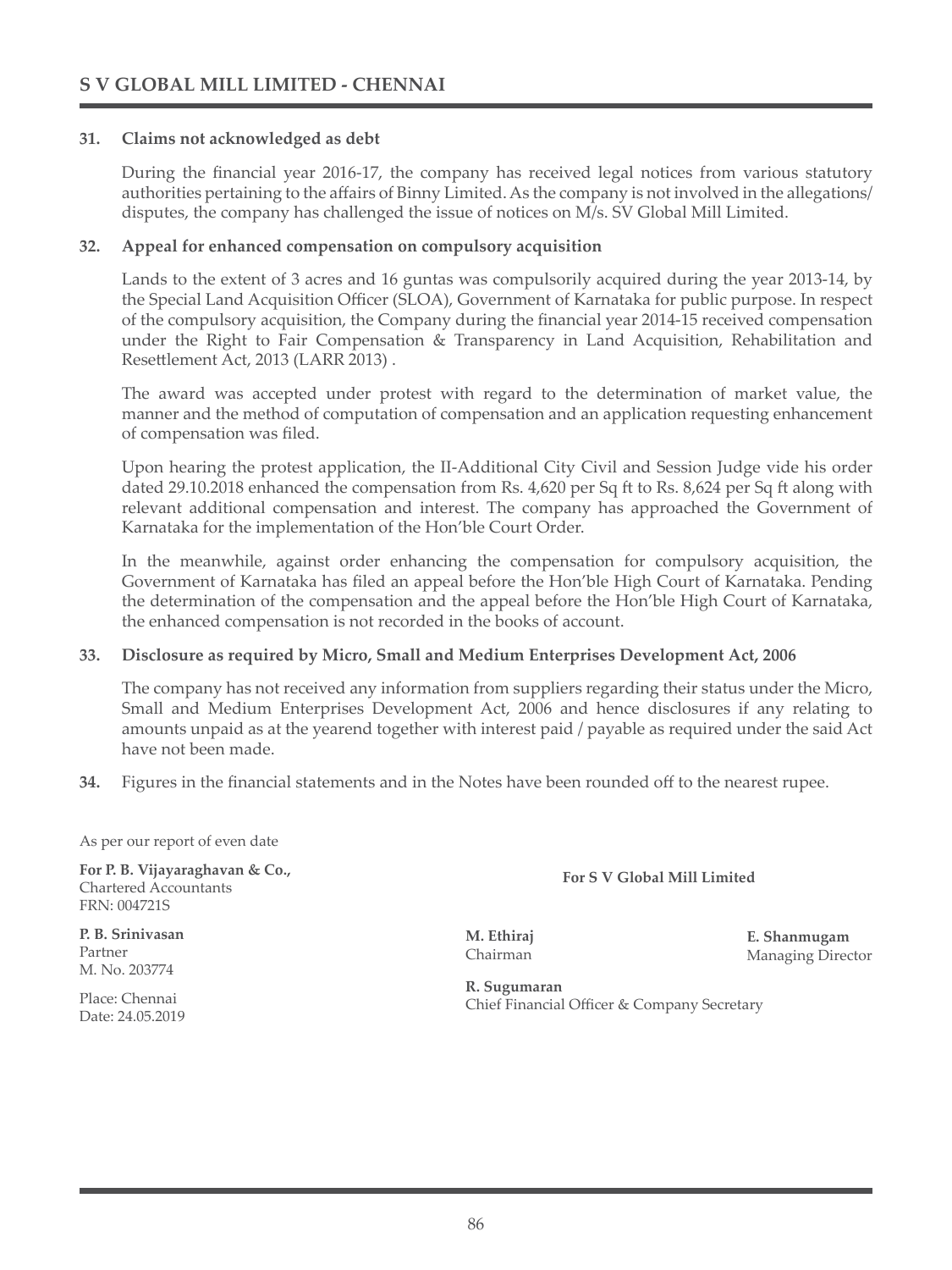**31. Claims not acknowledged as debt**

During the financial year 2016-17, the company has received legal notices from various statutory authorities pertaining to the affairs of Binny Limited. As the company is not involved in the allegations/ disputes, the company has challenged the issue of notices on M/s. SV Global Mill Limited.

**32. Appeal for enhanced compensation on compulsory acquisition**

Lands to the extent of 3 acres and 16 guntas was compulsorily acquired during the year 2013-14, by the Special Land Acquisition Officer (SLOA), Government of Karnataka for public purpose. In respect of the compulsory acquisition, the Company during the financial year 2014-15 received compensation under the Right to Fair Compensation & Transparency in Land Acquisition, Rehabilitation and Resettlement Act, 2013 (LARR 2013) .

The award was accepted under protest with regard to the determination of market value, the manner and the method of computation of compensation and an application requesting enhancement of compensation was filed.

Upon hearing the protest application, the II-Additional City Civil and Session Judge vide his order dated 29.10.2018 enhanced the compensation from Rs. 4,620 per Sq ft to Rs. 8,624 per Sq ft along with relevant additional compensation and interest. The company has approached the Government of Karnataka for the implementation of the Hon'ble Court Order.

In the meanwhile, against order enhancing the compensation for compulsory acquisition, the Government of Karnataka has filed an appeal before the Hon'ble High Court of Karnataka. Pending the determination of the compensation and the appeal before the Hon'ble High Court of Karnataka, the enhanced compensation is not recorded in the books of account.

**33. Disclosure as required by Micro, Small and Medium Enterprises Development Act, 2006**

The company has not received any information from suppliers regarding their status under the Micro, Small and Medium Enterprises Development Act, 2006 and hence disclosures if any relating to amounts unpaid as at the yearend together with interest paid / payable as required under the said Act have not been made.

**34.** Figures in the financial statements and in the Notes have been rounded off to the nearest rupee.

As per our report of even date

**For P. B. Vijayaraghavan & Co.,**
Chartered Accountants
FRN: 004721S

**P. B. Srinivasan**
Partner
M. No. 203774

Place: Chennai
Date: 24.05.2019

**For S V Global Mill Limited**

**M. Ethiraj**
Chairman

**E. Shanmugam**
Managing Director

**R. Sugumaran**
Chief Financial Officer & Company Secretary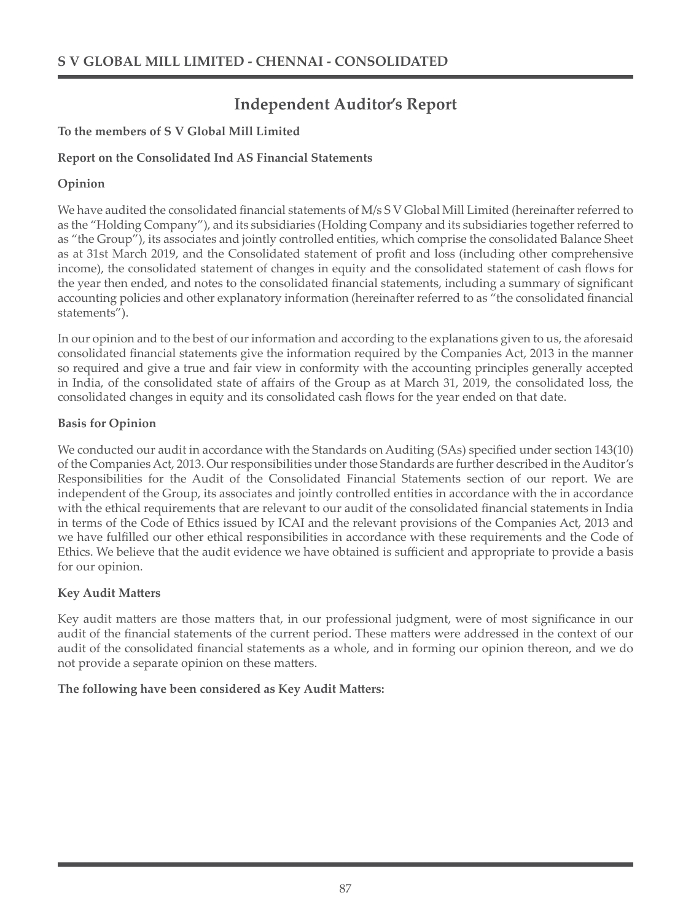# Independent Auditor's Report

**To the members of S V Global Mill Limited**

**Report on the Consolidated Ind AS Financial Statements**

**Opinion**

We have audited the consolidated financial statements of M/s S V Global Mill Limited (hereinafter referred to as the "Holding Company"), and its subsidiaries (Holding Company and its subsidiaries together referred to as "the Group"), its associates and jointly controlled entities, which comprise the consolidated Balance Sheet as at 31st March 2019, and the Consolidated statement of profit and loss (including other comprehensive income), the consolidated statement of changes in equity and the consolidated statement of cash flows for the year then ended, and notes to the consolidated financial statements, including a summary of significant accounting policies and other explanatory information (hereinafter referred to as "the consolidated financial statements").

In our opinion and to the best of our information and according to the explanations given to us, the aforesaid consolidated financial statements give the information required by the Companies Act, 2013 in the manner so required and give a true and fair view in conformity with the accounting principles generally accepted in India, of the consolidated state of affairs of the Group as at March 31, 2019, the consolidated loss, the consolidated changes in equity and its consolidated cash flows for the year ended on that date.

**Basis for Opinion**

We conducted our audit in accordance with the Standards on Auditing (SAs) specified under section 143(10) of the Companies Act, 2013. Our responsibilities under those Standards are further described in the Auditor's Responsibilities for the Audit of the Consolidated Financial Statements section of our report. We are independent of the Group, its associates and jointly controlled entities in accordance with the in accordance with the ethical requirements that are relevant to our audit of the consolidated financial statements in India in terms of the Code of Ethics issued by ICAI and the relevant provisions of the Companies Act, 2013 and we have fulfilled our other ethical responsibilities in accordance with these requirements and the Code of Ethics. We believe that the audit evidence we have obtained is sufficient and appropriate to provide a basis for our opinion.

**Key Audit Matters**

Key audit matters are those matters that, in our professional judgment, were of most significance in our audit of the financial statements of the current period. These matters were addressed in the context of our audit of the consolidated financial statements as a whole, and in forming our opinion thereon, and we do not provide a separate opinion on these matters.

**The following have been considered as Key Audit Matters:**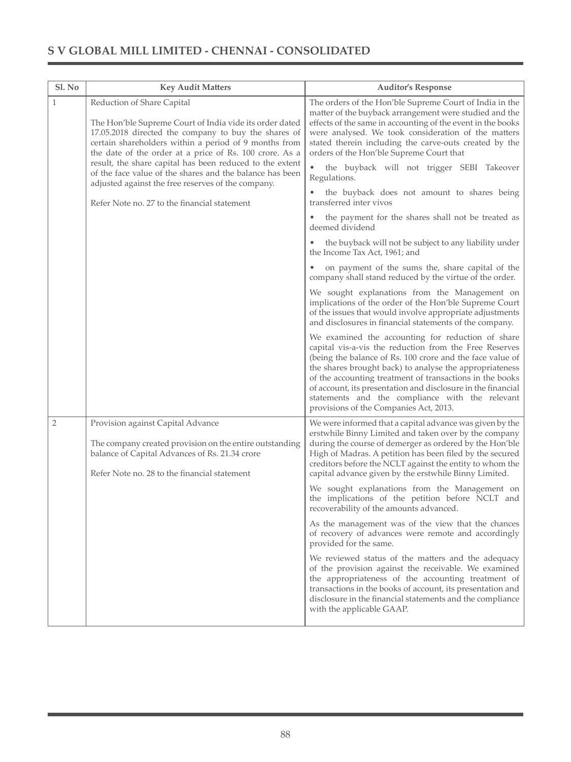| Sl. No | Key Audit Matters | Auditor's Response |
|---|---|---|
| 1 | Reduction of Share Capital<br><br>The Hon'ble Supreme Court of India vide its order dated 17.05.2018 directed the company to buy the shares of certain shareholders within a period of 9 months from the date of the order at a price of Rs. 100 crore. As a result, the share capital has been reduced to the extent of the face value of the shares and the balance has been adjusted against the free reserves of the company.<br><br>Refer Note no. 27 to the financial statement | The orders of the Hon'ble Supreme Court of India in the matter of the buyback arrangement were studied and the effects of the same in accounting of the event in the books were analysed. We took consideration of the matters stated therein including the carve-outs created by the orders of the Hon'ble Supreme Court that<br><br>• the buyback will not trigger SEBI Takeover Regulations.<br><br>• the buyback does not amount to shares being transferred inter vivos<br><br>• the payment for the shares shall not be treated as deemed dividend<br><br>• the buyback will not be subject to any liability under the Income Tax Act, 1961; and<br><br>• on payment of the sums the, share capital of the company shall stand reduced by the virtue of the order.<br><br>We sought explanations from the Management on implications of the order of the Hon'ble Supreme Court of the issues that would involve appropriate adjustments and disclosures in financial statements of the company.<br><br>We examined the accounting for reduction of share capital vis-a-vis the reduction from the Free Reserves (being the balance of Rs. 100 crore and the face value of the shares brought back) to analyse the appropriateness of the accounting treatment of transactions in the books of account, its presentation and disclosure in the financial statements and the compliance with the relevant provisions of the Companies Act, 2013. |
| 2 | Provision against Capital Advance<br><br>The company created provision on the entire outstanding balance of Capital Advances of Rs. 21.34 crore<br><br>Refer Note no. 28 to the financial statement | We were informed that a capital advance was given by the erstwhile Binny Limited and taken over by the company during the course of demerger as ordered by the Hon'ble High of Madras. A petition has been filed by the secured creditors before the NCLT against the entity to whom the capital advance given by the erstwhile Binny Limited.<br><br>We sought explanations from the Management on the implications of the petition before NCLT and recoverability of the amounts advanced.<br><br>As the management was of the view that the chances of recovery of advances were remote and accordingly provided for the same.<br><br>We reviewed status of the matters and the adequacy of the provision against the receivable. We examined the appropriateness of the accounting treatment of transactions in the books of account, its presentation and disclosure in the financial statements and the compliance with the applicable GAAP. |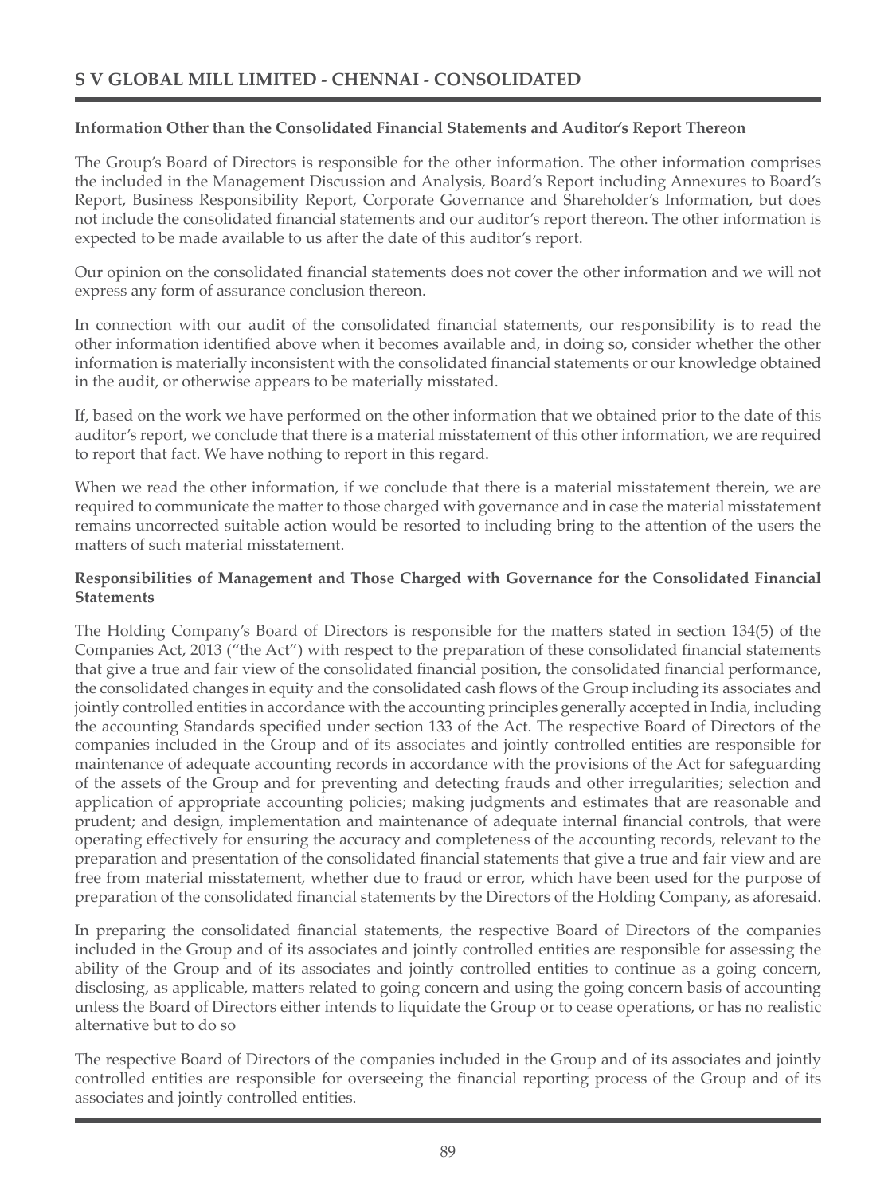**Information Other than the Consolidated Financial Statements and Auditor's Report Thereon**

The Group's Board of Directors is responsible for the other information. The other information comprises the included in the Management Discussion and Analysis, Board's Report including Annexures to Board's Report, Business Responsibility Report, Corporate Governance and Shareholder's Information, but does not include the consolidated financial statements and our auditor's report thereon. The other information is expected to be made available to us after the date of this auditor's report.

Our opinion on the consolidated financial statements does not cover the other information and we will not express any form of assurance conclusion thereon.

In connection with our audit of the consolidated financial statements, our responsibility is to read the other information identified above when it becomes available and, in doing so, consider whether the other information is materially inconsistent with the consolidated financial statements or our knowledge obtained in the audit, or otherwise appears to be materially misstated.

If, based on the work we have performed on the other information that we obtained prior to the date of this auditor's report, we conclude that there is a material misstatement of this other information, we are required to report that fact. We have nothing to report in this regard.

When we read the other information, if we conclude that there is a material misstatement therein, we are required to communicate the matter to those charged with governance and in case the material misstatement remains uncorrected suitable action would be resorted to including bring to the attention of the users the matters of such material misstatement.

**Responsibilities of Management and Those Charged with Governance for the Consolidated Financial Statements**

The Holding Company's Board of Directors is responsible for the matters stated in section 134(5) of the Companies Act, 2013 ("the Act") with respect to the preparation of these consolidated financial statements that give a true and fair view of the consolidated financial position, the consolidated financial performance, the consolidated changes in equity and the consolidated cash flows of the Group including its associates and jointly controlled entities in accordance with the accounting principles generally accepted in India, including the accounting Standards specified under section 133 of the Act. The respective Board of Directors of the companies included in the Group and of its associates and jointly controlled entities are responsible for maintenance of adequate accounting records in accordance with the provisions of the Act for safeguarding of the assets of the Group and for preventing and detecting frauds and other irregularities; selection and application of appropriate accounting policies; making judgments and estimates that are reasonable and prudent; and design, implementation and maintenance of adequate internal financial controls, that were operating effectively for ensuring the accuracy and completeness of the accounting records, relevant to the preparation and presentation of the consolidated financial statements that give a true and fair view and are free from material misstatement, whether due to fraud or error, which have been used for the purpose of preparation of the consolidated financial statements by the Directors of the Holding Company, as aforesaid.

In preparing the consolidated financial statements, the respective Board of Directors of the companies included in the Group and of its associates and jointly controlled entities are responsible for assessing the ability of the Group and of its associates and jointly controlled entities to continue as a going concern, disclosing, as applicable, matters related to going concern and using the going concern basis of accounting unless the Board of Directors either intends to liquidate the Group or to cease operations, or has no realistic alternative but to do so

The respective Board of Directors of the companies included in the Group and of its associates and jointly controlled entities are responsible for overseeing the financial reporting process of the Group and of its associates and jointly controlled entities.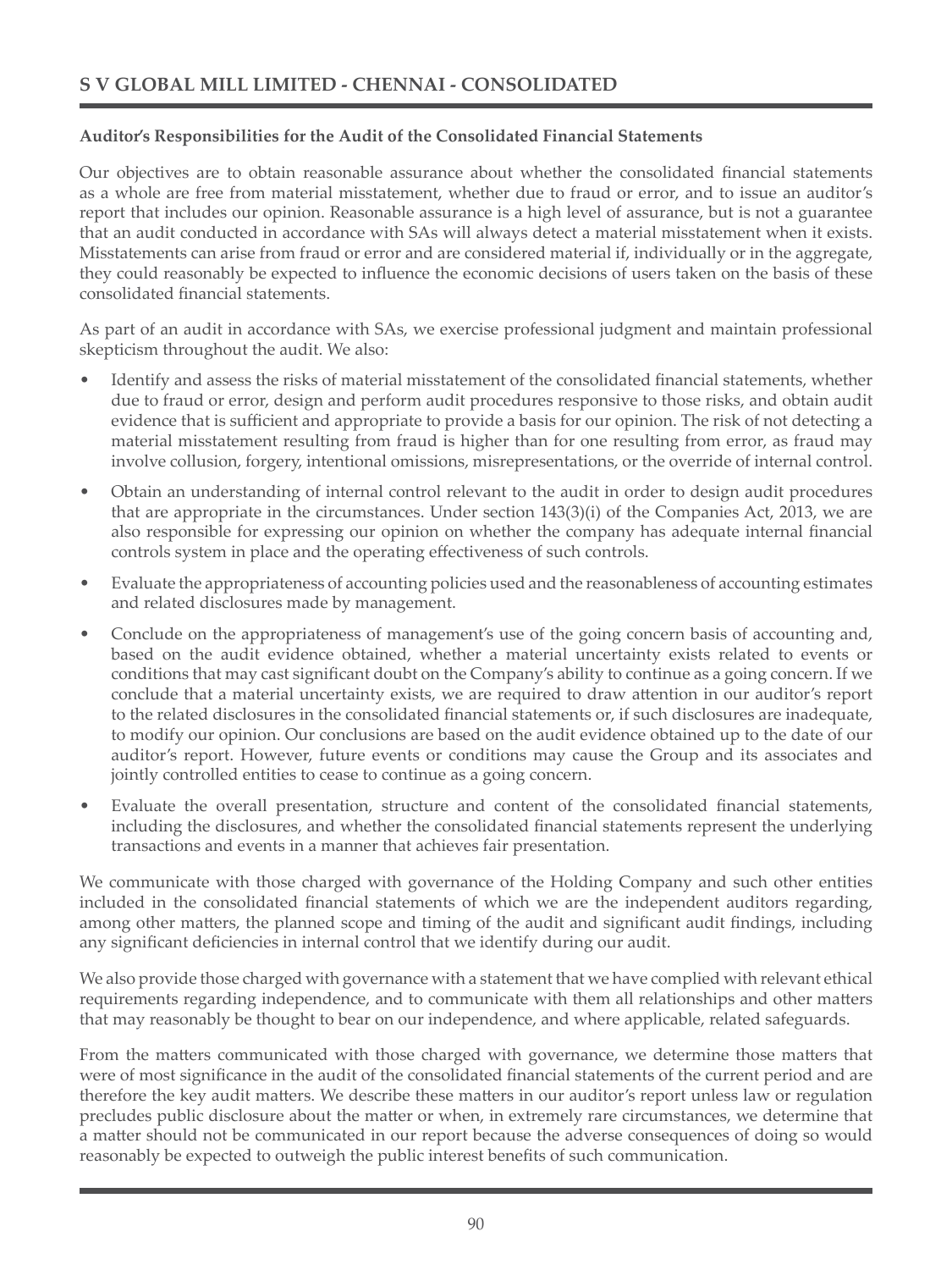**Auditor's Responsibilities for the Audit of the Consolidated Financial Statements**

Our objectives are to obtain reasonable assurance about whether the consolidated financial statements as a whole are free from material misstatement, whether due to fraud or error, and to issue an auditor's report that includes our opinion. Reasonable assurance is a high level of assurance, but is not a guarantee that an audit conducted in accordance with SAs will always detect a material misstatement when it exists. Misstatements can arise from fraud or error and are considered material if, individually or in the aggregate, they could reasonably be expected to influence the economic decisions of users taken on the basis of these consolidated financial statements.

As part of an audit in accordance with SAs, we exercise professional judgment and maintain professional skepticism throughout the audit. We also:

- Identify and assess the risks of material misstatement of the consolidated financial statements, whether due to fraud or error, design and perform audit procedures responsive to those risks, and obtain audit evidence that is sufficient and appropriate to provide a basis for our opinion. The risk of not detecting a material misstatement resulting from fraud is higher than for one resulting from error, as fraud may involve collusion, forgery, intentional omissions, misrepresentations, or the override of internal control.
- Obtain an understanding of internal control relevant to the audit in order to design audit procedures that are appropriate in the circumstances. Under section 143(3)(i) of the Companies Act, 2013, we are also responsible for expressing our opinion on whether the company has adequate internal financial controls system in place and the operating effectiveness of such controls.
- Evaluate the appropriateness of accounting policies used and the reasonableness of accounting estimates and related disclosures made by management.
- Conclude on the appropriateness of management's use of the going concern basis of accounting and, based on the audit evidence obtained, whether a material uncertainty exists related to events or conditions that may cast significant doubt on the Company's ability to continue as a going concern. If we conclude that a material uncertainty exists, we are required to draw attention in our auditor's report to the related disclosures in the consolidated financial statements or, if such disclosures are inadequate, to modify our opinion. Our conclusions are based on the audit evidence obtained up to the date of our auditor's report. However, future events or conditions may cause the Group and its associates and jointly controlled entities to cease to continue as a going concern.
- Evaluate the overall presentation, structure and content of the consolidated financial statements, including the disclosures, and whether the consolidated financial statements represent the underlying transactions and events in a manner that achieves fair presentation.

We communicate with those charged with governance of the Holding Company and such other entities included in the consolidated financial statements of which we are the independent auditors regarding, among other matters, the planned scope and timing of the audit and significant audit findings, including any significant deficiencies in internal control that we identify during our audit.

We also provide those charged with governance with a statement that we have complied with relevant ethical requirements regarding independence, and to communicate with them all relationships and other matters that may reasonably be thought to bear on our independence, and where applicable, related safeguards.

From the matters communicated with those charged with governance, we determine those matters that were of most significance in the audit of the consolidated financial statements of the current period and are therefore the key audit matters. We describe these matters in our auditor's report unless law or regulation precludes public disclosure about the matter or when, in extremely rare circumstances, we determine that a matter should not be communicated in our report because the adverse consequences of doing so would reasonably be expected to outweigh the public interest benefits of such communication.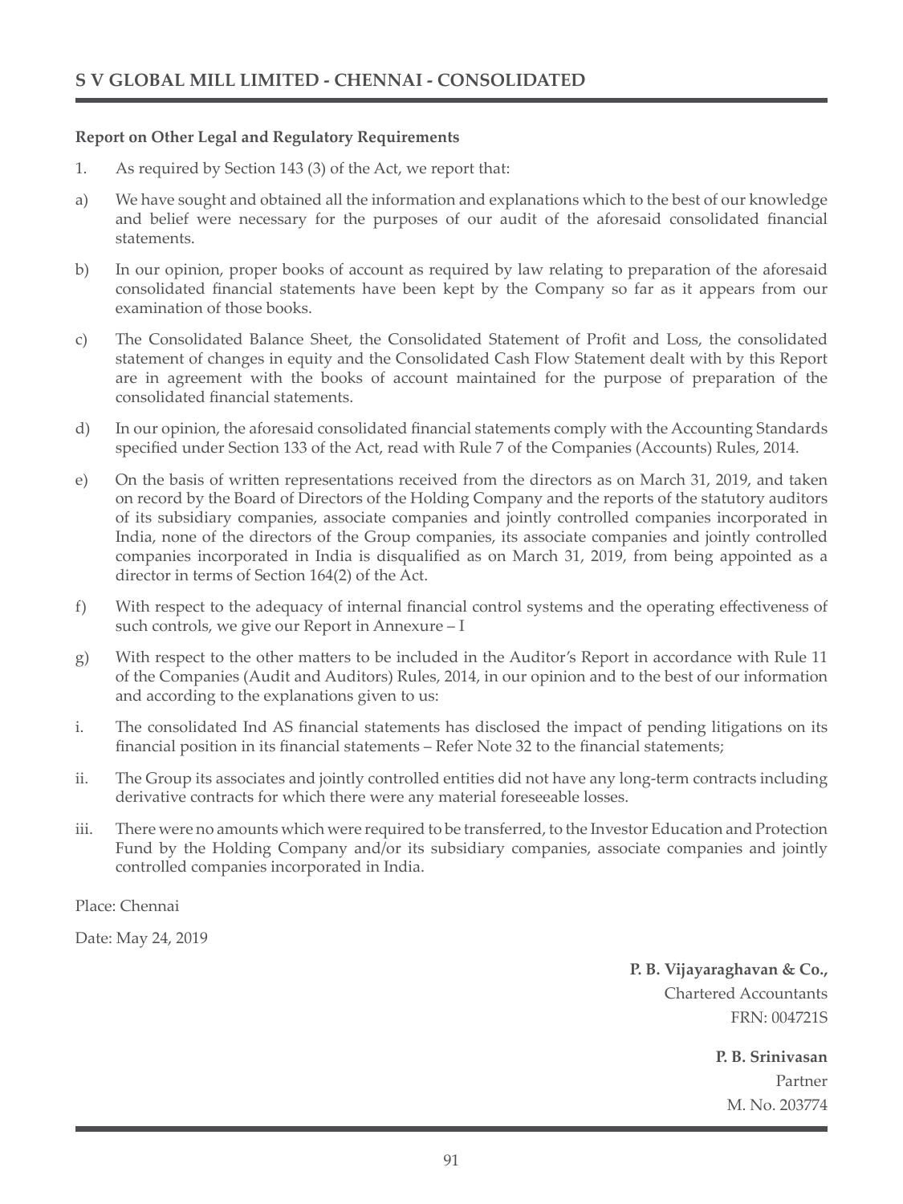**Report on Other Legal and Regulatory Requirements**

1. As required by Section 143 (3) of the Act, we report that:

a) We have sought and obtained all the information and explanations which to the best of our knowledge and belief were necessary for the purposes of our audit of the aforesaid consolidated financial statements.

b) In our opinion, proper books of account as required by law relating to preparation of the aforesaid consolidated financial statements have been kept by the Company so far as it appears from our examination of those books.

c) The Consolidated Balance Sheet, the Consolidated Statement of Profit and Loss, the consolidated statement of changes in equity and the Consolidated Cash Flow Statement dealt with by this Report are in agreement with the books of account maintained for the purpose of preparation of the consolidated financial statements.

d) In our opinion, the aforesaid consolidated financial statements comply with the Accounting Standards specified under Section 133 of the Act, read with Rule 7 of the Companies (Accounts) Rules, 2014.

e) On the basis of written representations received from the directors as on March 31, 2019, and taken on record by the Board of Directors of the Holding Company and the reports of the statutory auditors of its subsidiary companies, associate companies and jointly controlled companies incorporated in India, none of the directors of the Group companies, its associate companies and jointly controlled companies incorporated in India is disqualified as on March 31, 2019, from being appointed as a director in terms of Section 164(2) of the Act.

f) With respect to the adequacy of internal financial control systems and the operating effectiveness of such controls, we give our Report in Annexure – I

g) With respect to the other matters to be included in the Auditor's Report in accordance with Rule 11 of the Companies (Audit and Auditors) Rules, 2014, in our opinion and to the best of our information and according to the explanations given to us:

i. The consolidated Ind AS financial statements has disclosed the impact of pending litigations on its financial position in its financial statements – Refer Note 32 to the financial statements;

ii. The Group its associates and jointly controlled entities did not have any long-term contracts including derivative contracts for which there were any material foreseeable losses.

iii. There were no amounts which were required to be transferred, to the Investor Education and Protection Fund by the Holding Company and/or its subsidiary companies, associate companies and jointly controlled companies incorporated in India.

Place: Chennai

Date: May 24, 2019

**P. B. Vijayaraghavan & Co.,**
Chartered Accountants
FRN: 004721S

**P. B. Srinivasan**
Partner
M. No. 203774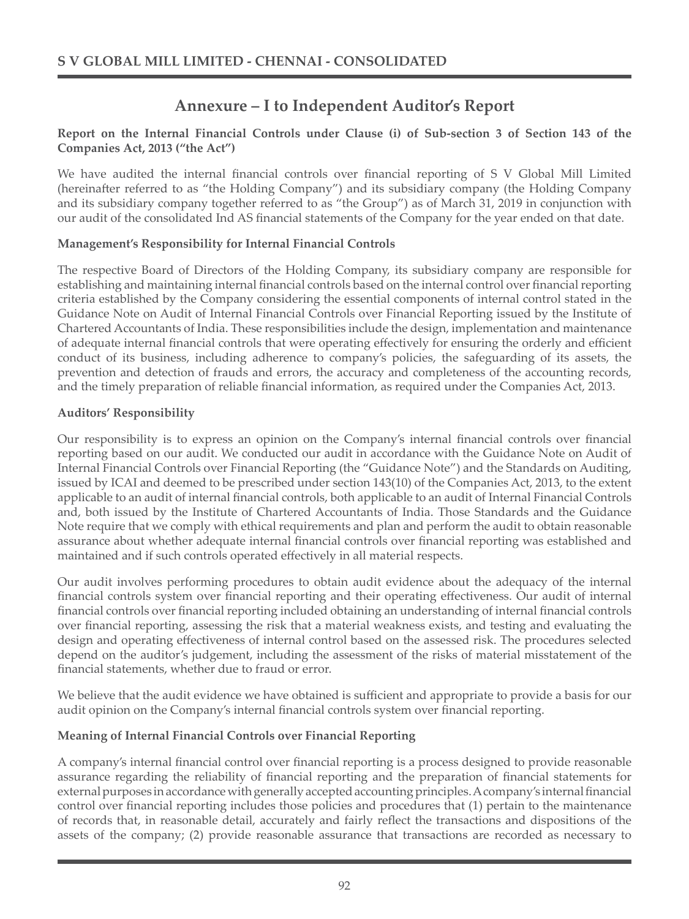# Annexure – I to Independent Auditor's Report

**Report on the Internal Financial Controls under Clause (i) of Sub-section 3 of Section 143 of the Companies Act, 2013 ("the Act")**

We have audited the internal financial controls over financial reporting of S V Global Mill Limited (hereinafter referred to as "the Holding Company") and its subsidiary company (the Holding Company and its subsidiary company together referred to as "the Group") as of March 31, 2019 in conjunction with our audit of the consolidated Ind AS financial statements of the Company for the year ended on that date.

**Management's Responsibility for Internal Financial Controls**

The respective Board of Directors of the Holding Company, its subsidiary company are responsible for establishing and maintaining internal financial controls based on the internal control over financial reporting criteria established by the Company considering the essential components of internal control stated in the Guidance Note on Audit of Internal Financial Controls over Financial Reporting issued by the Institute of Chartered Accountants of India. These responsibilities include the design, implementation and maintenance of adequate internal financial controls that were operating effectively for ensuring the orderly and efficient conduct of its business, including adherence to company's policies, the safeguarding of its assets, the prevention and detection of frauds and errors, the accuracy and completeness of the accounting records, and the timely preparation of reliable financial information, as required under the Companies Act, 2013.

**Auditors' Responsibility**

Our responsibility is to express an opinion on the Company's internal financial controls over financial reporting based on our audit. We conducted our audit in accordance with the Guidance Note on Audit of Internal Financial Controls over Financial Reporting (the "Guidance Note") and the Standards on Auditing, issued by ICAI and deemed to be prescribed under section 143(10) of the Companies Act, 2013, to the extent applicable to an audit of internal financial controls, both applicable to an audit of Internal Financial Controls and, both issued by the Institute of Chartered Accountants of India. Those Standards and the Guidance Note require that we comply with ethical requirements and plan and perform the audit to obtain reasonable assurance about whether adequate internal financial controls over financial reporting was established and maintained and if such controls operated effectively in all material respects.

Our audit involves performing procedures to obtain audit evidence about the adequacy of the internal financial controls system over financial reporting and their operating effectiveness. Our audit of internal financial controls over financial reporting included obtaining an understanding of internal financial controls over financial reporting, assessing the risk that a material weakness exists, and testing and evaluating the design and operating effectiveness of internal control based on the assessed risk. The procedures selected depend on the auditor's judgement, including the assessment of the risks of material misstatement of the financial statements, whether due to fraud or error.

We believe that the audit evidence we have obtained is sufficient and appropriate to provide a basis for our audit opinion on the Company's internal financial controls system over financial reporting.

**Meaning of Internal Financial Controls over Financial Reporting**

A company's internal financial control over financial reporting is a process designed to provide reasonable assurance regarding the reliability of financial reporting and the preparation of financial statements for external purposes in accordance with generally accepted accounting principles. A company's internal financial control over financial reporting includes those policies and procedures that (1) pertain to the maintenance of records that, in reasonable detail, accurately and fairly reflect the transactions and dispositions of the assets of the company; (2) provide reasonable assurance that transactions are recorded as necessary to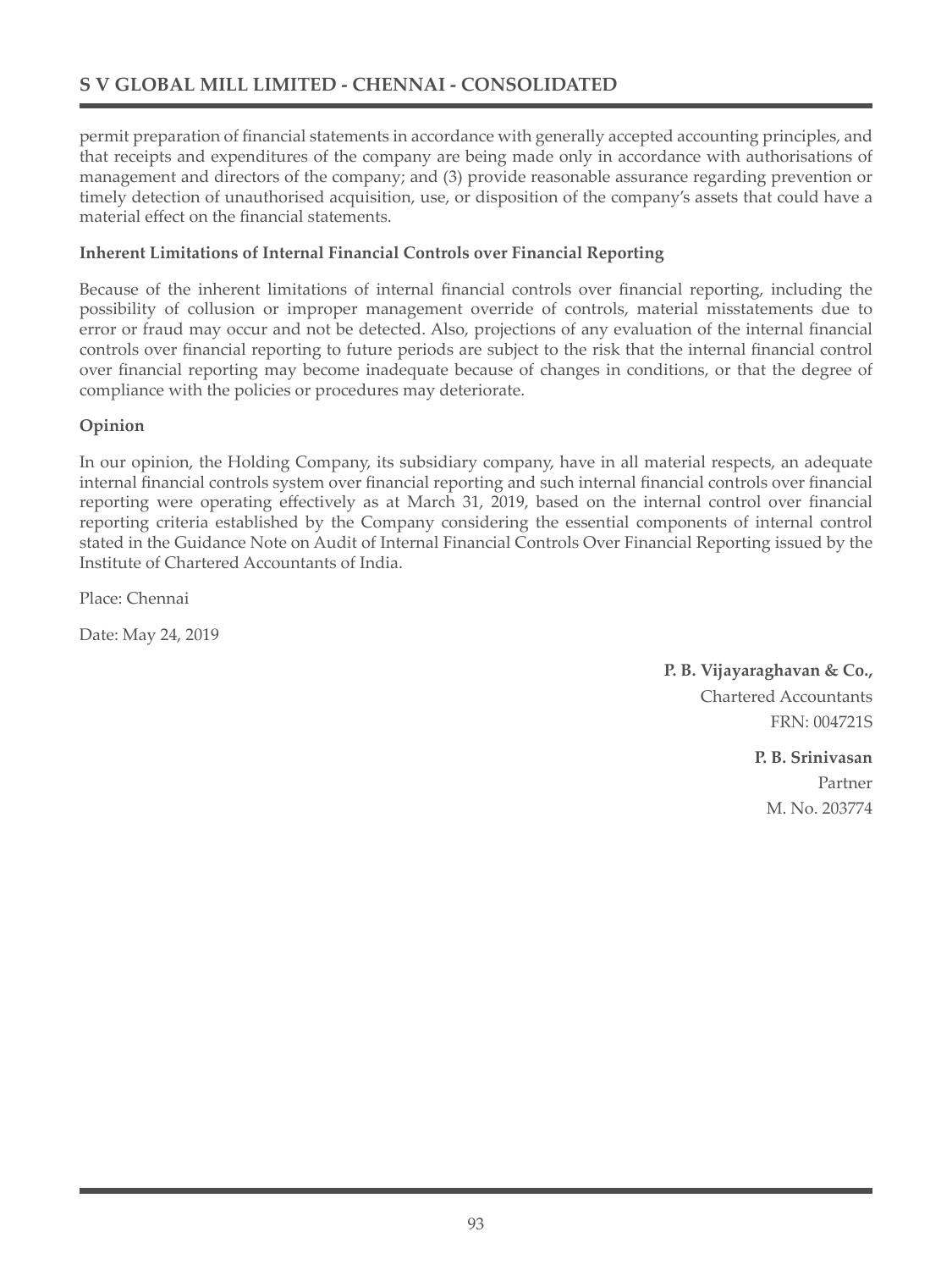permit preparation of financial statements in accordance with generally accepted accounting principles, and that receipts and expenditures of the company are being made only in accordance with authorisations of management and directors of the company; and (3) provide reasonable assurance regarding prevention or timely detection of unauthorised acquisition, use, or disposition of the company's assets that could have a material effect on the financial statements.

**Inherent Limitations of Internal Financial Controls over Financial Reporting**

Because of the inherent limitations of internal financial controls over financial reporting, including the possibility of collusion or improper management override of controls, material misstatements due to error or fraud may occur and not be detected. Also, projections of any evaluation of the internal financial controls over financial reporting to future periods are subject to the risk that the internal financial control over financial reporting may become inadequate because of changes in conditions, or that the degree of compliance with the policies or procedures may deteriorate.

**Opinion**

In our opinion, the Holding Company, its subsidiary company, have in all material respects, an adequate internal financial controls system over financial reporting and such internal financial controls over financial reporting were operating effectively as at March 31, 2019, based on the internal control over financial reporting criteria established by the Company considering the essential components of internal control stated in the Guidance Note on Audit of Internal Financial Controls Over Financial Reporting issued by the Institute of Chartered Accountants of India.

Place: Chennai

Date: May 24, 2019

**P. B. Vijayaraghavan & Co.,**
Chartered Accountants
FRN: 004721S

**P. B. Srinivasan**
Partner
M. No. 203774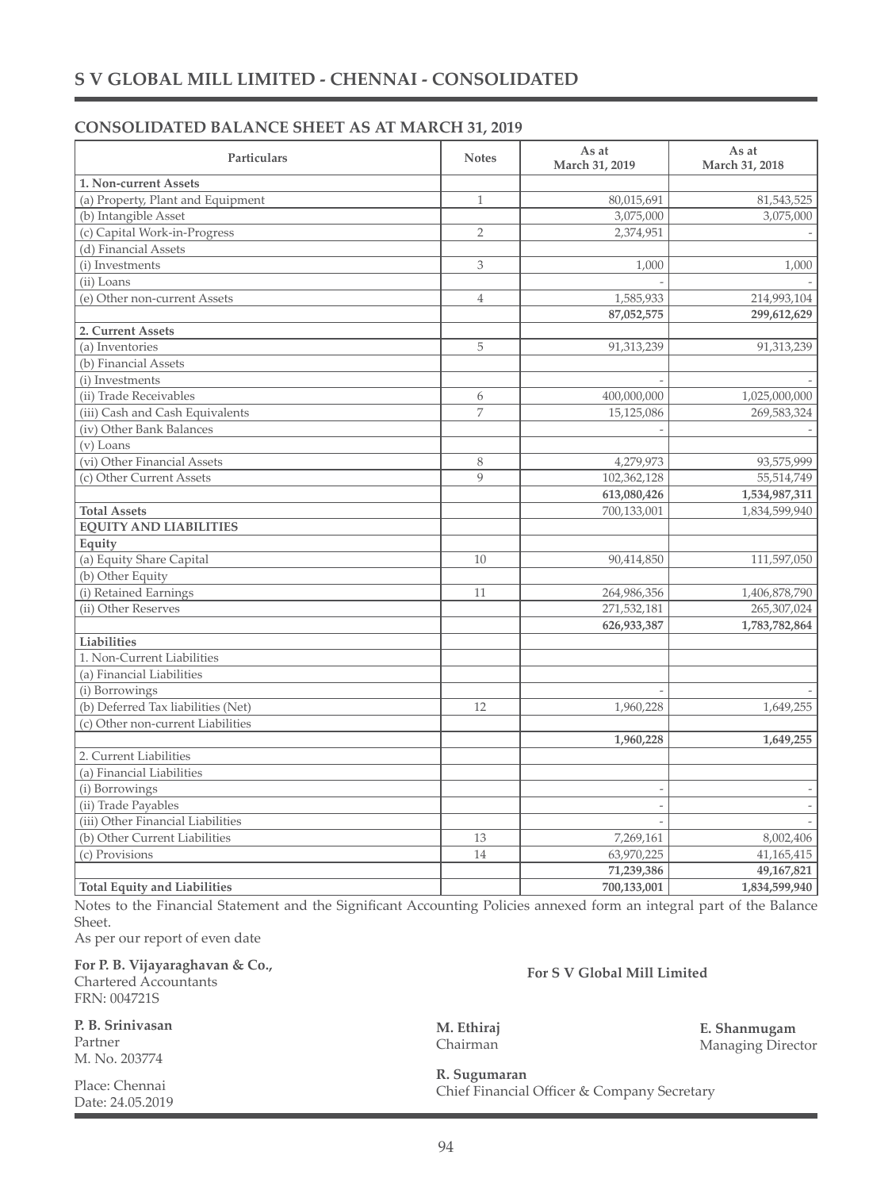# S V GLOBAL MILL LIMITED - CHENNAI - CONSOLIDATED

## CONSOLIDATED BALANCE SHEET AS AT MARCH 31, 2019

| Particulars | Notes | As at March 31, 2019 | As at March 31, 2018 |
|---|---|---|---|
| **1. Non-current Assets** | | | |
| (a) Property, Plant and Equipment | 1 | 80,015,691 | 81,543,525 |
| (b) Intangible Asset | | 3,075,000 | 3,075,000 |
| (c) Capital Work-in-Progress | 2 | 2,374,951 | - |
| (d) Financial Assets | | | |
| (i) Investments | 3 | 1,000 | 1,000 |
| (ii) Loans | | - | - |
| (e) Other non-current Assets | 4 | 1,585,933 | 214,993,104 |
| | | **87,052,575** | **299,612,629** |
| **2. Current Assets** | | | |
| (a) Inventories | 5 | 91,313,239 | 91,313,239 |
| (b) Financial Assets | | | |
| (i) Investments | | - | - |
| (ii) Trade Receivables | 6 | 400,000,000 | 1,025,000,000 |
| (iii) Cash and Cash Equivalents | 7 | 15,125,086 | 269,583,324 |
| (iv) Other Bank Balances | | - | - |
| (v) Loans | | | |
| (vi) Other Financial Assets | 8 | 4,279,973 | 93,575,999 |
| (c) Other Current Assets | 9 | 102,362,128 | 55,514,749 |
| | | **613,080,426** | **1,534,987,311** |
| **Total Assets** | | 700,133,001 | 1,834,599,940 |
| **EQUITY AND LIABILITIES** | | | |
| **Equity** | | | |
| (a) Equity Share Capital | 10 | 90,414,850 | 111,597,050 |
| (b) Other Equity | | | |
| (i) Retained Earnings | 11 | 264,986,356 | 1,406,878,790 |
| (ii) Other Reserves | | 271,532,181 | 265,307,024 |
| | | **626,933,387** | **1,783,782,864** |
| **Liabilities** | | | |
| 1. Non-Current Liabilities | | | |
| (a) Financial Liabilities | | | |
| (i) Borrowings | | - | - |
| (b) Deferred Tax liabilities (Net) | 12 | 1,960,228 | 1,649,255 |
| (c) Other non-current Liabilities | | | |
| | | **1,960,228** | **1,649,255** |
| 2. Current Liabilities | | | |
| (a) Financial Liabilities | | | |
| (i) Borrowings | | - | - |
| (ii) Trade Payables | | - | - |
| (iii) Other Financial Liabilities | | - | - |
| (b) Other Current Liabilities | 13 | 7,269,161 | 8,002,406 |
| (c) Provisions | 14 | 63,970,225 | 41,165,415 |
| | | **71,239,386** | **49,167,821** |
| **Total Equity and Liabilities** | | **700,133,001** | **1,834,599,940** |

Notes to the Financial Statement and the Significant Accounting Policies annexed form an integral part of the Balance Sheet.

As per our report of even date

**For P. B. Vijayaraghavan & Co.,**
Chartered Accountants
FRN: 004721S

**P. B. Srinivasan**
Partner
M. No. 203774

Place: Chennai
Date: 24.05.2019

**For S V Global Mill Limited**

**M. Ethiraj**
Chairman

**E. Shanmugam**
Managing Director

**R. Sugumaran**
Chief Financial Officer & Company Secretary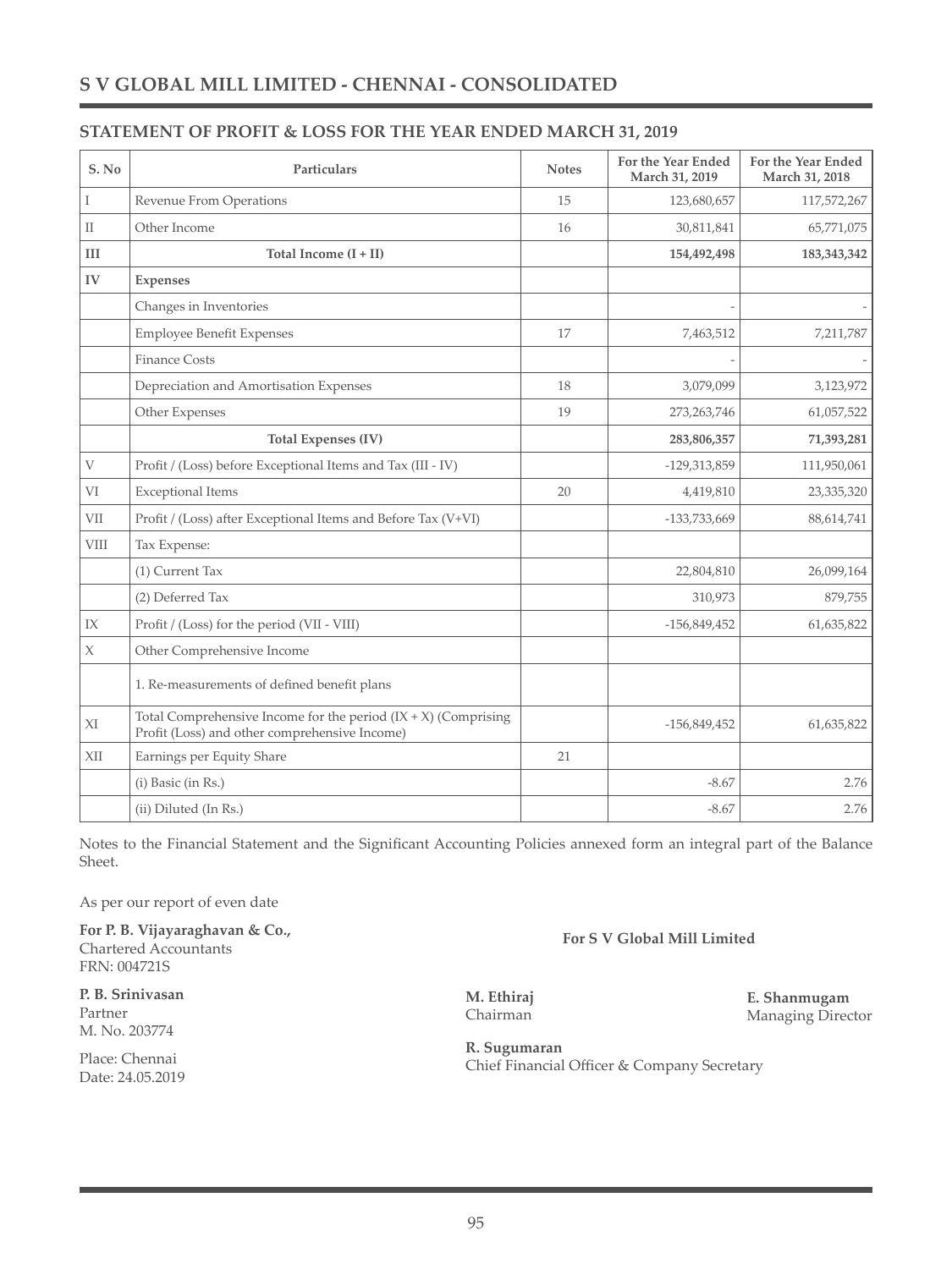# S V GLOBAL MILL LIMITED - CHENNAI - CONSOLIDATED

## STATEMENT OF PROFIT & LOSS FOR THE YEAR ENDED MARCH 31, 2019

| S. No | Particulars | Notes | For the Year Ended March 31, 2019 | For the Year Ended March 31, 2018 |
|---|---|---|---|---|
| I | Revenue From Operations | 15 | 123,680,657 | 117,572,267 |
| II | Other Income | 16 | 30,811,841 | 65,771,075 |
| **III** | **Total Income (I + II)** | | **154,492,498** | **183,343,342** |
| **IV** | **Expenses** | | | |
| | Changes in Inventories | | - | - |
| | Employee Benefit Expenses | 17 | 7,463,512 | 7,211,787 |
| | Finance Costs | | - | - |
| | Depreciation and Amortisation Expenses | 18 | 3,079,099 | 3,123,972 |
| | Other Expenses | 19 | 273,263,746 | 61,057,522 |
| | **Total Expenses (IV)** | | **283,806,357** | **71,393,281** |
| V | Profit / (Loss) before Exceptional Items and Tax (III - IV) | | -129,313,859 | 111,950,061 |
| VI | Exceptional Items | 20 | 4,419,810 | 23,335,320 |
| VII | Profit / (Loss) after Exceptional Items and Before Tax (V+VI) | | -133,733,669 | 88,614,741 |
| VIII | Tax Expense: | | | |
| | (1) Current Tax | | 22,804,810 | 26,099,164 |
| | (2) Deferred Tax | | 310,973 | 879,755 |
| IX | Profit / (Loss) for the period (VII - VIII) | | -156,849,452 | 61,635,822 |
| X | Other Comprehensive Income | | | |
| | 1. Re-measurements of defined benefit plans | | | |
| XI | Total Comprehensive Income for the period (IX + X) (Comprising Profit (Loss) and other comprehensive Income) | | -156,849,452 | 61,635,822 |
| XII | Earnings per Equity Share | 21 | | |
| | (i) Basic (in Rs.) | | -8.67 | 2.76 |
| | (ii) Diluted (In Rs.) | | -8.67 | 2.76 |

Notes to the Financial Statement and the Significant Accounting Policies annexed form an integral part of the Balance Sheet.

As per our report of even date

**For P. B. Vijayaraghavan & Co.,**
Chartered Accountants
FRN: 004721S

**P. B. Srinivasan**
Partner
M. No. 203774

Place: Chennai
Date: 24.05.2019

**For S V Global Mill Limited**

**M. Ethiraj**
Chairman

**E. Shanmugam**
Managing Director

**R. Sugumaran**
Chief Financial Officer & Company Secretary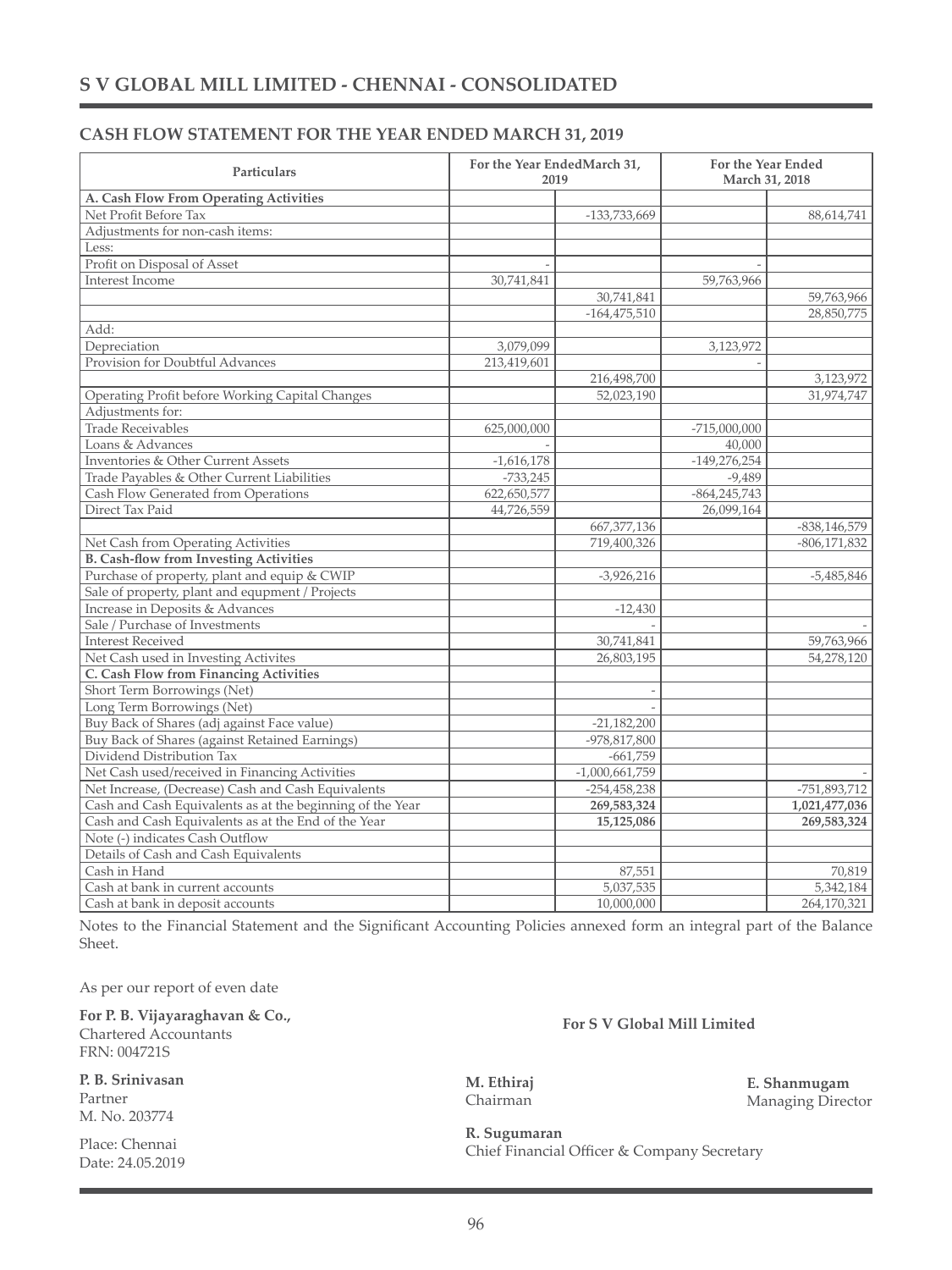# S V GLOBAL MILL LIMITED - CHENNAI - CONSOLIDATED

## CASH FLOW STATEMENT FOR THE YEAR ENDED MARCH 31, 2019

| Particulars | For the Year EndedMarch 31, 2019 | | For the Year Ended March 31, 2018 | |
|---|---|---|---|---|
| **A. Cash Flow From Operating Activities** | | | | |
| Net Profit Before Tax | | -133,733,669 | | 88,614,741 |
| Adjustments for non-cash items: | | | | |
| Less: | | | | |
| Profit on Disposal of Asset | - | | - | |
| Interest Income | 30,741,841 | | 59,763,966 | |
| | | 30,741,841 | | 59,763,966 |
| | | -164,475,510 | | 28,850,775 |
| Add: | | | | |
| Depreciation | 3,079,099 | | 3,123,972 | |
| Provision for Doubtful Advances | 213,419,601 | | - | |
| | | 216,498,700 | | 3,123,972 |
| Operating Profit before Working Capital Changes | | 52,023,190 | | 31,974,747 |
| Adjustments for: | | | | |
| Trade Receivables | 625,000,000 | | -715,000,000 | |
| Loans & Advances | - | | 40,000 | |
| Inventories & Other Current Assets | -1,616,178 | | -149,276,254 | |
| Trade Payables & Other Current Liabilities | -733,245 | | -9,489 | |
| Cash Flow Generated from Operations | 622,650,577 | | -864,245,743 | |
| Direct Tax Paid | 44,726,559 | | 26,099,164 | |
| | | 667,377,136 | | -838,146,579 |
| Net Cash from Operating Activities | | 719,400,326 | | -806,171,832 |
| **B. Cash-flow from Investing Activities** | | | | |
| Purchase of property, plant and equip & CWIP | | -3,926,216 | | -5,485,846 |
| Sale of property, plant and equpment / Projects | | | | |
| Increase in Deposits & Advances | | -12,430 | | |
| Sale / Purchase of Investments | | - | | - |
| Interest Received | | 30,741,841 | | 59,763,966 |
| Net Cash used in Investing Activites | | 26,803,195 | | 54,278,120 |
| **C. Cash Flow from Financing Activities** | | | | |
| Short Term Borrowings (Net) | | - | | |
| Long Term Borrowings (Net) | | - | | |
| Buy Back of Shares (adj against Face value) | | -21,182,200 | | |
| Buy Back of Shares (against Retained Earnings) | | -978,817,800 | | |
| Dividend Distribution Tax | | -661,759 | | |
| Net Cash used/received in Financing Activities | | -1,000,661,759 | | - |
| Net Increase, (Decrease) Cash and Cash Equivalents | | -254,458,238 | | -751,893,712 |
| Cash and Cash Equivalents as at the beginning of the Year | | **269,583,324** | | **1,021,477,036** |
| Cash and Cash Equivalents as at the End of the Year | | **15,125,086** | | **269,583,324** |
| Note (-) indicates Cash Outflow | | | | |
| Details of Cash and Cash Equivalents | | | | |
| Cash in Hand | | 87,551 | | 70,819 |
| Cash at bank in current accounts | | 5,037,535 | | 5,342,184 |
| Cash at bank in deposit accounts | | 10,000,000 | | 264,170,321 |

Notes to the Financial Statement and the Significant Accounting Policies annexed form an integral part of the Balance Sheet.

As per our report of even date

**For P. B. Vijayaraghavan & Co.,**
Chartered Accountants
FRN: 004721S

**P. B. Srinivasan**
Partner
M. No. 203774

Place: Chennai
Date: 24.05.2019

**For S V Global Mill Limited**

**M. Ethiraj**
Chairman

**E. Shanmugam**
Managing Director

**R. Sugumaran**
Chief Financial Officer & Company Secretary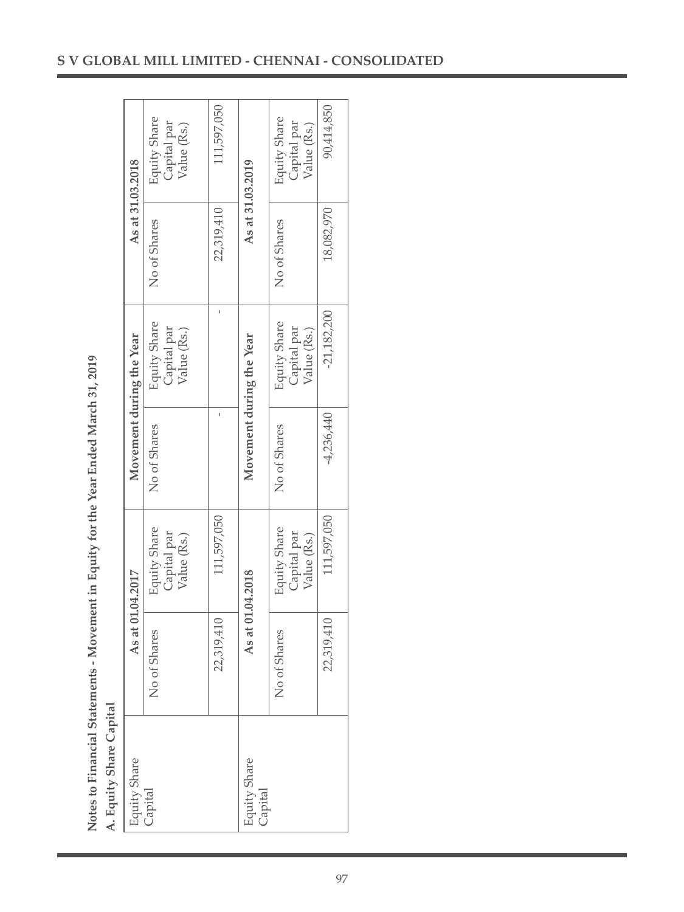**Notes to Financial Statements - Movement in Equity for the Year Ended March 31, 2019**

**A. Equity Share Capital**

| Equity Share Capital | As at 01.04.2017 | | Movement during the Year | | As at 31.03.2018 | |
|---|---|---|---|---|---|---|
| | No of Shares | Equity Share Capital par Value (Rs.) | No of Shares | Equity Share Capital par Value (Rs.) | No of Shares | Equity Share Capital par Value (Rs.) |
| | 22,319,410 | 111,597,050 | - | - | 22,319,410 | 111,597,050 |

| Equity Share Capital | As at 01.04.2018 | | Movement during the Year | | As at 31.03.2019 | |
|---|---|---|---|---|---|---|
| | No of Shares | Equity Share Capital par Value (Rs.) | No of Shares | Equity Share Capital par Value (Rs.) | No of Shares | Equity Share Capital par Value (Rs.) |
| | 22,319,410 | 111,597,050 | -4,236,440 | -21,182,200 | 18,082,970 | 90,414,850 |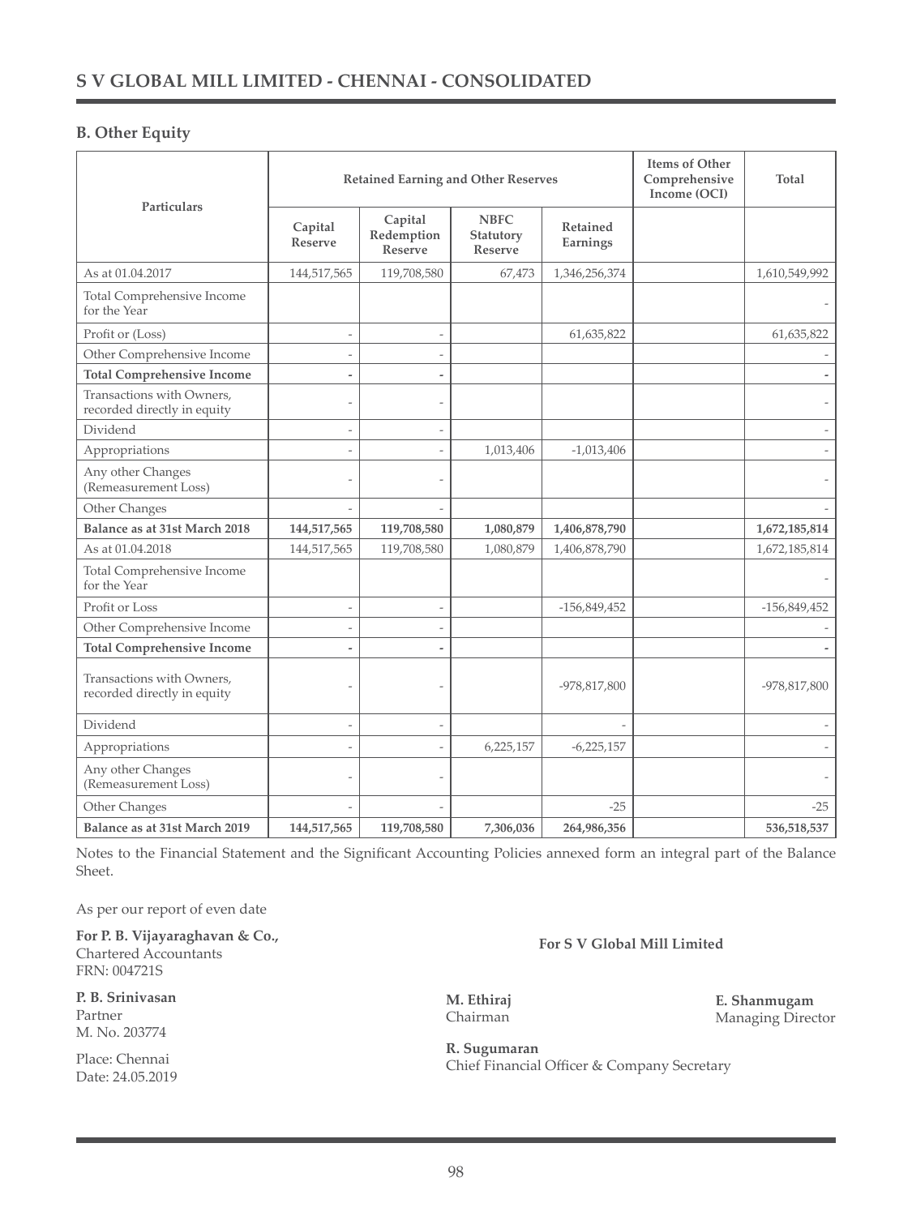## S V GLOBAL MILL LIMITED - CHENNAI - CONSOLIDATED

### B. Other Equity

| Particulars | Retained Earning and Other Reserves | | | | Items of Other Comprehensive Income (OCI) | Total |
|---|---|---|---|---|---|---|
| | Capital Reserve | Capital Redemption Reserve | NBFC Statutory Reserve | Retained Earnings | | |
| As at 01.04.2017 | 144,517,565 | 119,708,580 | 67,473 | 1,346,256,374 | | 1,610,549,992 |
| Total Comprehensive Income for the Year | | | | | | - |
| Profit or (Loss) | - | - | | 61,635,822 | | 61,635,822 |
| Other Comprehensive Income | - | - | | | | - |
| **Total Comprehensive Income** | **-** | **-** | | | | **-** |
| Transactions with Owners, recorded directly in equity | - | - | | | | - |
| Dividend | - | - | | | | - |
| Appropriations | - | - | 1,013,406 | -1,013,406 | | - |
| Any other Changes (Remeasurement Loss) | - | - | | | | - |
| Other Changes | - | - | | | | - |
| **Balance as at 31st March 2018** | **144,517,565** | **119,708,580** | **1,080,879** | **1,406,878,790** | | **1,672,185,814** |
| As at 01.04.2018 | 144,517,565 | 119,708,580 | 1,080,879 | 1,406,878,790 | | 1,672,185,814 |
| Total Comprehensive Income for the Year | | | | | | - |
| Profit or Loss | - | - | | -156,849,452 | | -156,849,452 |
| Other Comprehensive Income | - | - | | | | - |
| **Total Comprehensive Income** | **-** | **-** | | | | **-** |
| Transactions with Owners, recorded directly in equity | - | - | | -978,817,800 | | -978,817,800 |
| Dividend | - | - | | - | | - |
| Appropriations | - | - | 6,225,157 | -6,225,157 | | - |
| Any other Changes (Remeasurement Loss) | - | - | | | | - |
| Other Changes | - | - | | -25 | | -25 |
| **Balance as at 31st March 2019** | **144,517,565** | **119,708,580** | **7,306,036** | **264,986,356** | | **536,518,537** |

Notes to the Financial Statement and the Significant Accounting Policies annexed form an integral part of the Balance Sheet.

As per our report of even date

**For P. B. Vijayaraghavan & Co.,**
Chartered Accountants
FRN: 004721S

**P. B. Srinivasan**
Partner
M. No. 203774

Place: Chennai
Date: 24.05.2019

**For S V Global Mill Limited**

**M. Ethiraj**
Chairman

**E. Shanmugam**
Managing Director

**R. Sugumaran**
Chief Financial Officer & Company Secretary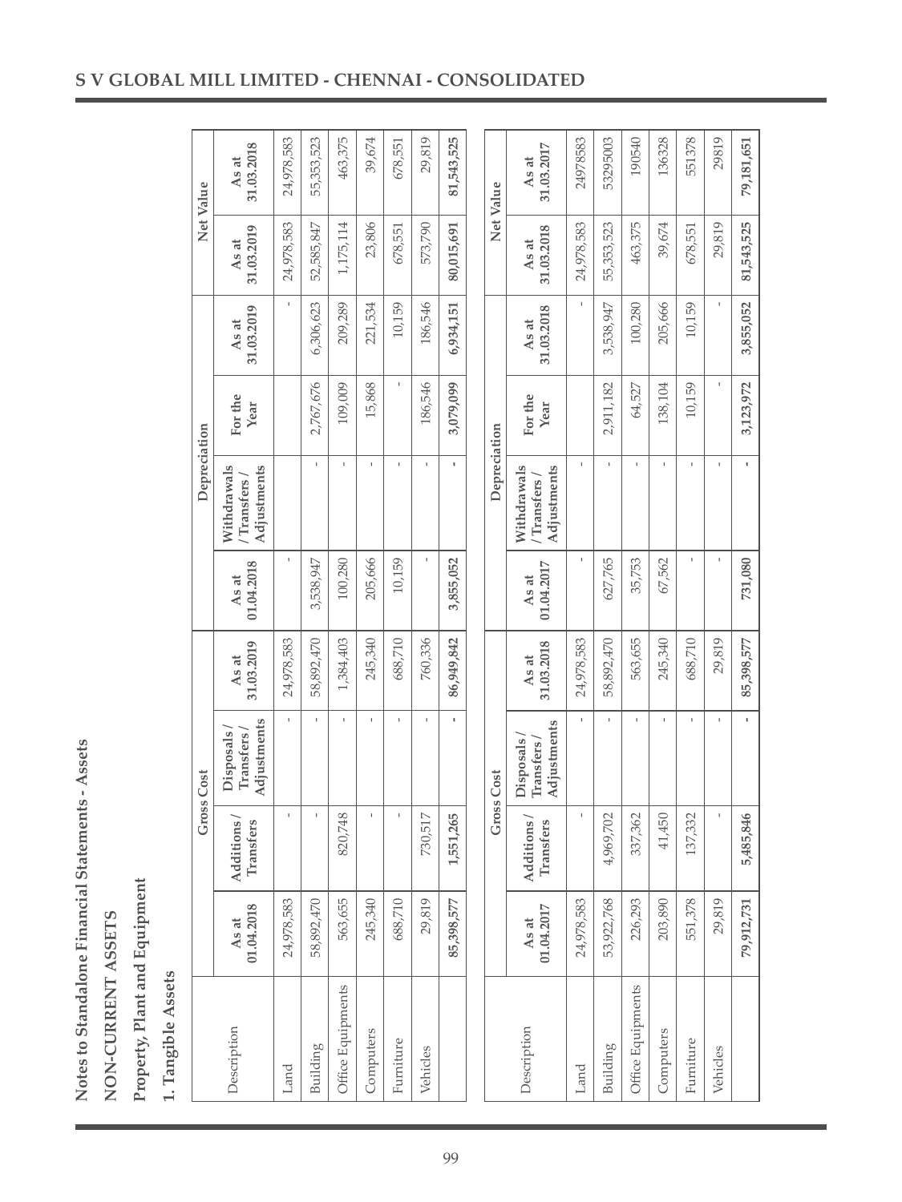# Notes to Standalone Financial Statements - Assets

## NON-CURRENT ASSETS

### Property, Plant and Equipment

### 1. Tangible Assets

| Description | Gross Cost | | | | Depreciation | | | | Net Value | |
|---|---|---|---|---|---|---|---|---|---|---|
| | As at 01.04.2018 | Additions / Transfers | Disposals / Transfers / Adjustments | As at 31.03.2019 | As at 01.04.2018 | Withdrawals / Transfers / Adjustments | For the Year | As at 31.03.2019 | As at 31.03.2019 | As at 31.03.2018 |
| Land | 24,978,583 | - | - | 24,978,583 | - | | | - | 24,978,583 | 24,978,583 |
| Building | 58,892,470 | - | - | 58,892,470 | 3,538,947 | - | 2,767,676 | 6,306,623 | 52,585,847 | 55,353,523 |
| Office Equipments | 563,655 | 820,748 | - | 1,384,403 | 100,280 | - | 109,009 | 209,289 | 1,175,114 | 463,375 |
| Computers | 245,340 | - | - | 245,340 | 205,666 | - | 15,868 | 221,534 | 23,806 | 39,674 |
| Furniture | 688,710 | - | - | 688,710 | 10,159 | - | - | 10,159 | 678,551 | 678,551 |
| Vehicles | 29,819 | 730,517 | - | 760,336 | - | - | 186,546 | 186,546 | 573,790 | 29,819 |
| | 85,398,577 | 1,551,265 | - | 86,949,842 | 3,855,052 | - | 3,079,099 | 6,934,151 | 80,015,691 | 81,543,525 |

| Description | Gross Cost | | | | Depreciation | | | | Net Value | |
|---|---|---|---|---|---|---|---|---|---|---|
| | As at 01.04.2017 | Additions / Transfers | Disposals / Transfers / Adjustments | As at 31.03.2018 | As at 01.04.2017 | Withdrawals / Transfers / Adjustments | For the Year | As at 31.03.2018 | As at 31.03.2018 | As at 31.03.2017 |
| Land | 24,978,583 | - | - | 24,978,583 | - | - | | - | 24,978,583 | 24978583 |
| Building | 53,922,768 | 4,969,702 | - | 58,892,470 | 627,765 | - | 2,911,182 | 3,538,947 | 55,353,523 | 53295003 |
| Office Equipments | 226,293 | 337,362 | - | 563,655 | 35,753 | - | 64,527 | 100,280 | 463,375 | 190540 |
| Computers | 203,890 | 41,450 | - | 245,340 | 67,562 | - | 138,104 | 205,666 | 39,674 | 136328 |
| Furniture | 551,378 | 137,332 | - | 688,710 | - | - | 10,159 | 10,159 | 678,551 | 551378 |
| Vehicles | 29,819 | - | - | 29,819 | - | - | - | - | 29,819 | 29819 |
| | 79,912,731 | 5,485,846 | - | 85,398,577 | 731,080 | - | 3,123,972 | 3,855,052 | 81,543,525 | 79,181,651 |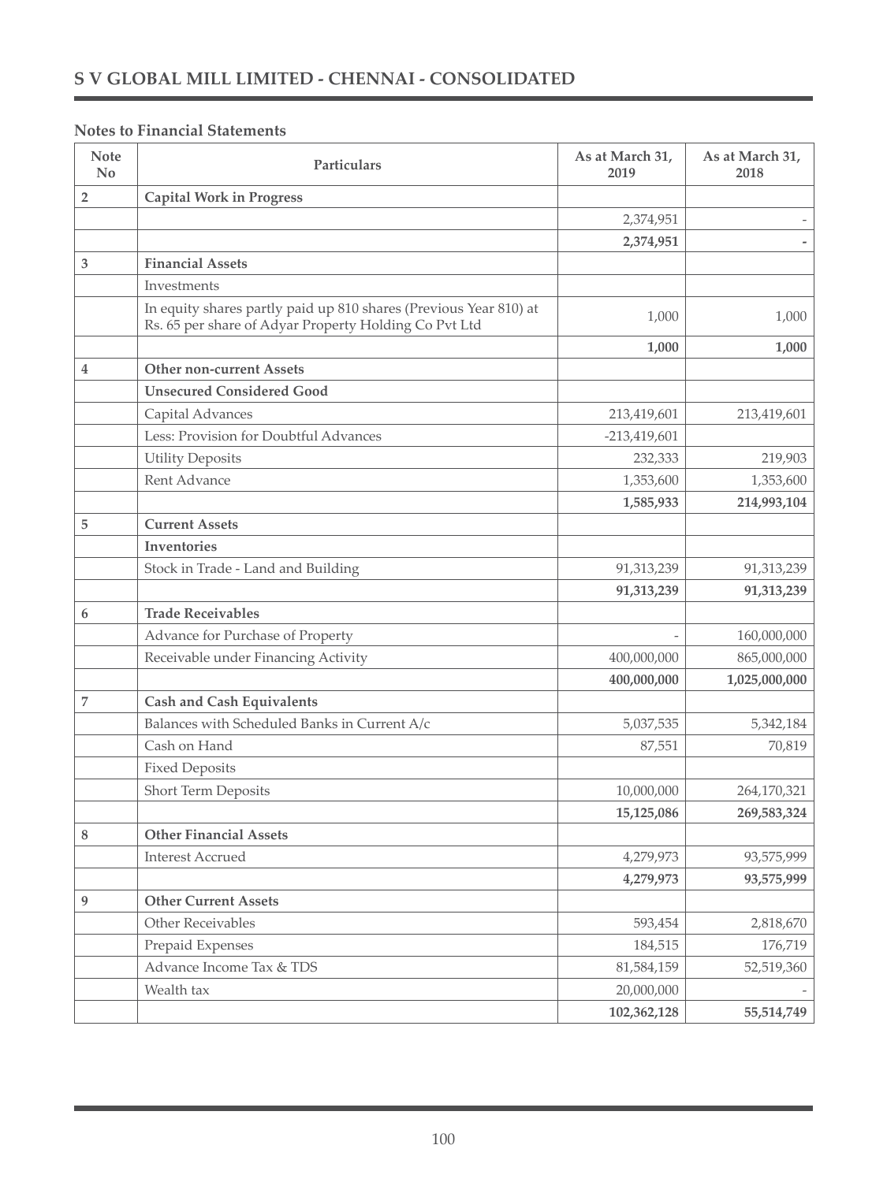## Notes to Financial Statements

| Note No | Particulars | As at March 31, 2019 | As at March 31, 2018 |
|---|---|---|---|
| 2 | **Capital Work in Progress** | | |
| | | 2,374,951 | - |
| | | **2,374,951** | **-** |
| 3 | **Financial Assets** | | |
| | Investments | | |
| | In equity shares partly paid up 810 shares (Previous Year 810) at Rs. 65 per share of Adyar Property Holding Co Pvt Ltd | 1,000 | 1,000 |
| | | **1,000** | **1,000** |
| 4 | **Other non-current Assets** | | |
| | **Unsecured Considered Good** | | |
| | Capital Advances | 213,419,601 | 213,419,601 |
| | Less: Provision for Doubtful Advances | -213,419,601 | |
| | Utility Deposits | 232,333 | 219,903 |
| | Rent Advance | 1,353,600 | 1,353,600 |
| | | **1,585,933** | **214,993,104** |
| 5 | **Current Assets** | | |
| | **Inventories** | | |
| | Stock in Trade - Land and Building | 91,313,239 | 91,313,239 |
| | | **91,313,239** | **91,313,239** |
| 6 | **Trade Receivables** | | |
| | Advance for Purchase of Property | - | 160,000,000 |
| | Receivable under Financing Activity | 400,000,000 | 865,000,000 |
| | | **400,000,000** | **1,025,000,000** |
| 7 | **Cash and Cash Equivalents** | | |
| | Balances with Scheduled Banks in Current A/c | 5,037,535 | 5,342,184 |
| | Cash on Hand | 87,551 | 70,819 |
| | Fixed Deposits | | |
| | Short Term Deposits | 10,000,000 | 264,170,321 |
| | | **15,125,086** | **269,583,324** |
| 8 | **Other Financial Assets** | | |
| | Interest Accrued | 4,279,973 | 93,575,999 |
| | | **4,279,973** | **93,575,999** |
| 9 | **Other Current Assets** | | |
| | Other Receivables | 593,454 | 2,818,670 |
| | Prepaid Expenses | 184,515 | 176,719 |
| | Advance Income Tax & TDS | 81,584,159 | 52,519,360 |
| | Wealth tax | 20,000,000 | - |
| | | **102,362,128** | **55,514,749** |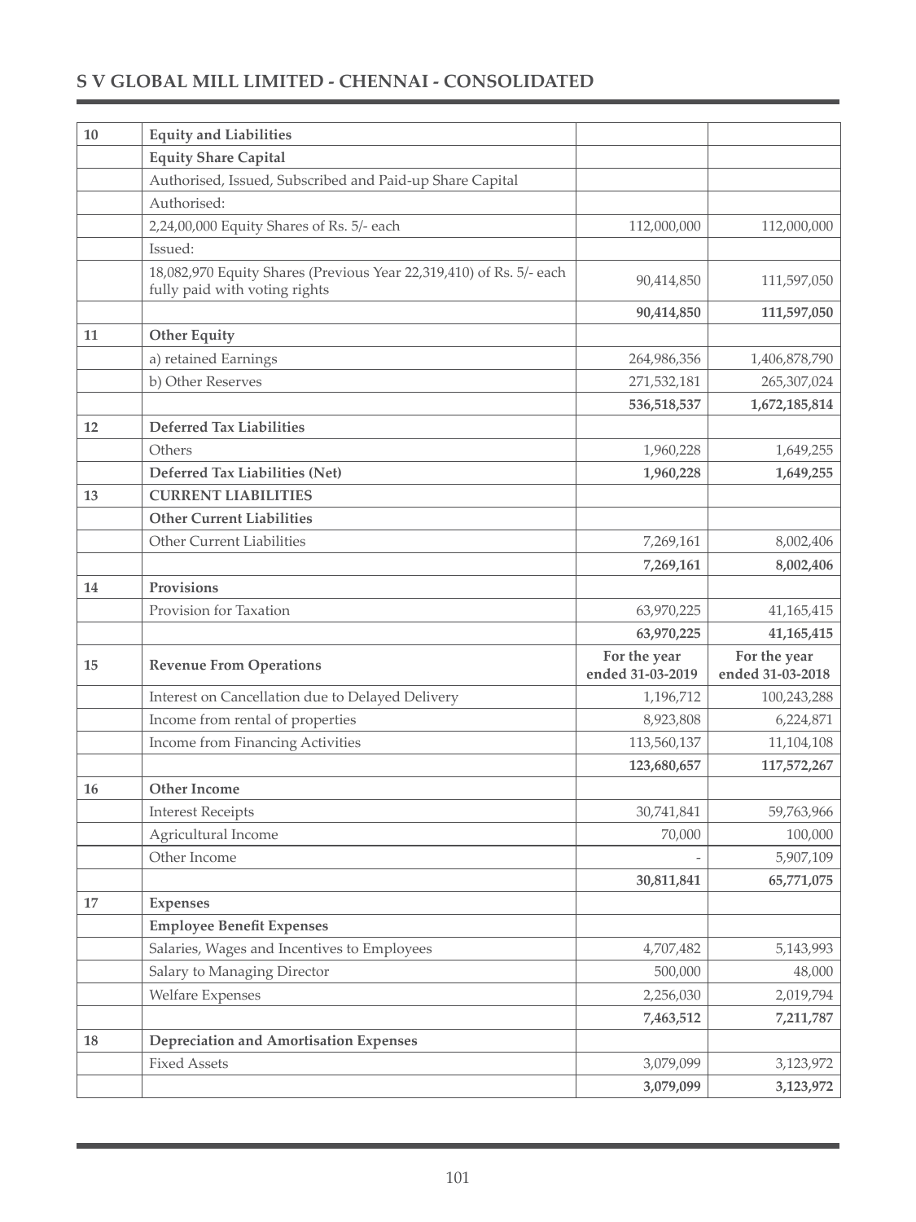## S V GLOBAL MILL LIMITED - CHENNAI - CONSOLIDATED

| | | | |
|---|---|---|---|
| 10 | **Equity and Liabilities** | | |
| | **Equity Share Capital** | | |
| | Authorised, Issued, Subscribed and Paid-up Share Capital | | |
| | Authorised: | | |
| | 2,24,00,000 Equity Shares of Rs. 5/- each | 112,000,000 | 112,000,000 |
| | Issued: | | |
| | 18,082,970 Equity Shares (Previous Year 22,319,410) of Rs. 5/- each fully paid with voting rights | 90,414,850 | 111,597,050 |
| | | **90,414,850** | **111,597,050** |
| 11 | **Other Equity** | | |
| | a) retained Earnings | 264,986,356 | 1,406,878,790 |
| | b) Other Reserves | 271,532,181 | 265,307,024 |
| | | **536,518,537** | **1,672,185,814** |
| 12 | **Deferred Tax Liabilities** | | |
| | Others | 1,960,228 | 1,649,255 |
| | **Deferred Tax Liabilities (Net)** | **1,960,228** | **1,649,255** |
| 13 | **CURRENT LIABILITIES** | | |
| | **Other Current Liabilities** | | |
| | Other Current Liabilities | 7,269,161 | 8,002,406 |
| | | **7,269,161** | **8,002,406** |
| 14 | **Provisions** | | |
| | Provision for Taxation | 63,970,225 | 41,165,415 |
| | | **63,970,225** | **41,165,415** |
| 15 | **Revenue From Operations** | **For the year ended 31-03-2019** | **For the year ended 31-03-2018** |
| | Interest on Cancellation due to Delayed Delivery | 1,196,712 | 100,243,288 |
| | Income from rental of properties | 8,923,808 | 6,224,871 |
| | Income from Financing Activities | 113,560,137 | 11,104,108 |
| | | **123,680,657** | **117,572,267** |
| 16 | **Other Income** | | |
| | Interest Receipts | 30,741,841 | 59,763,966 |
| | Agricultural Income | 70,000 | 100,000 |
| | Other Income | - | 5,907,109 |
| | | **30,811,841** | **65,771,075** |
| 17 | **Expenses** | | |
| | **Employee Benefit Expenses** | | |
| | Salaries, Wages and Incentives to Employees | 4,707,482 | 5,143,993 |
| | Salary to Managing Director | 500,000 | 48,000 |
| | Welfare Expenses | 2,256,030 | 2,019,794 |
| | | **7,463,512** | **7,211,787** |
| 18 | **Depreciation and Amortisation Expenses** | | |
| | Fixed Assets | 3,079,099 | 3,123,972 |
| | | **3,079,099** | **3,123,972** |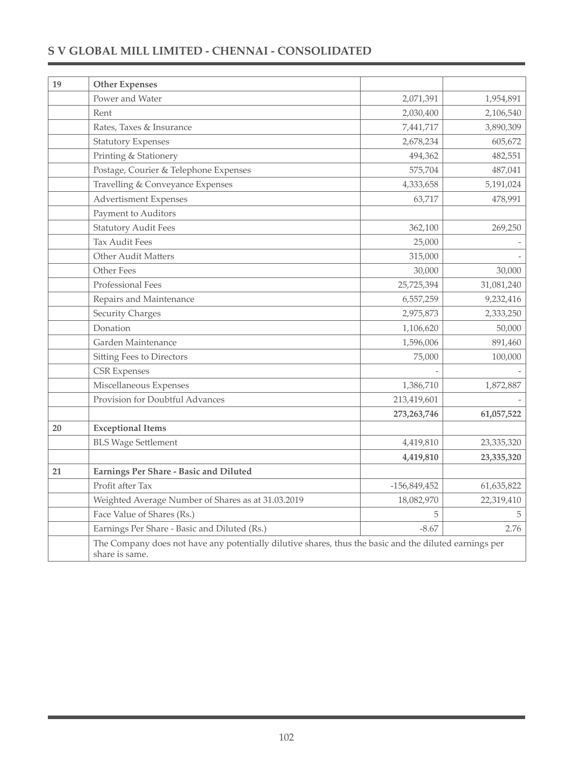| 19 | **Other Expenses** | | |
|---|---|---|---|
| | Power and Water | 2,071,391 | 1,954,891 |
| | Rent | 2,030,400 | 2,106,540 |
| | Rates, Taxes & Insurance | 7,441,717 | 3,890,309 |
| | Statutory Expenses | 2,678,234 | 605,672 |
| | Printing & Stationery | 494,362 | 482,551 |
| | Postage, Courier & Telephone Expenses | 575,704 | 487,041 |
| | Travelling & Conveyance Expenses | 4,333,658 | 5,191,024 |
| | Advertisment Expenses | 63,717 | 478,991 |
| | Payment to Auditors | | |
| | Statutory Audit Fees | 362,100 | 269,250 |
| | Tax Audit Fees | 25,000 | - |
| | Other Audit Matters | 315,000 | - |
| | Other Fees | 30,000 | 30,000 |
| | Professional Fees | 25,725,394 | 31,081,240 |
| | Repairs and Maintenance | 6,557,259 | 9,232,416 |
| | Security Charges | 2,975,873 | 2,333,250 |
| | Donation | 1,106,620 | 50,000 |
| | Garden Maintenance | 1,596,006 | 891,460 |
| | Sitting Fees to Directors | 75,000 | 100,000 |
| | CSR Expenses | - | - |
| | Miscellaneous Expenses | 1,386,710 | 1,872,887 |
| | Provision for Doubtful Advances | 213,419,601 | - |
| | | **273,263,746** | **61,057,522** |
| **20** | **Exceptional Items** | | |
| | BLS Wage Settlement | 4,419,810 | 23,335,320 |
| | | **4,419,810** | **23,335,320** |
| **21** | **Earnings Per Share - Basic and Diluted** | | |
| | Profit after Tax | -156,849,452 | 61,635,822 |
| | Weighted Average Number of Shares as at 31.03.2019 | 18,082,970 | 22,319,410 |
| | Face Value of Shares (Rs.) | 5 | 5 |
| | Earnings Per Share - Basic and Diluted (Rs.) | -8.67 | 2.76 |
| | The Company does not have any potentially dilutive shares, thus the basic and the diluted earnings per share is same. | | |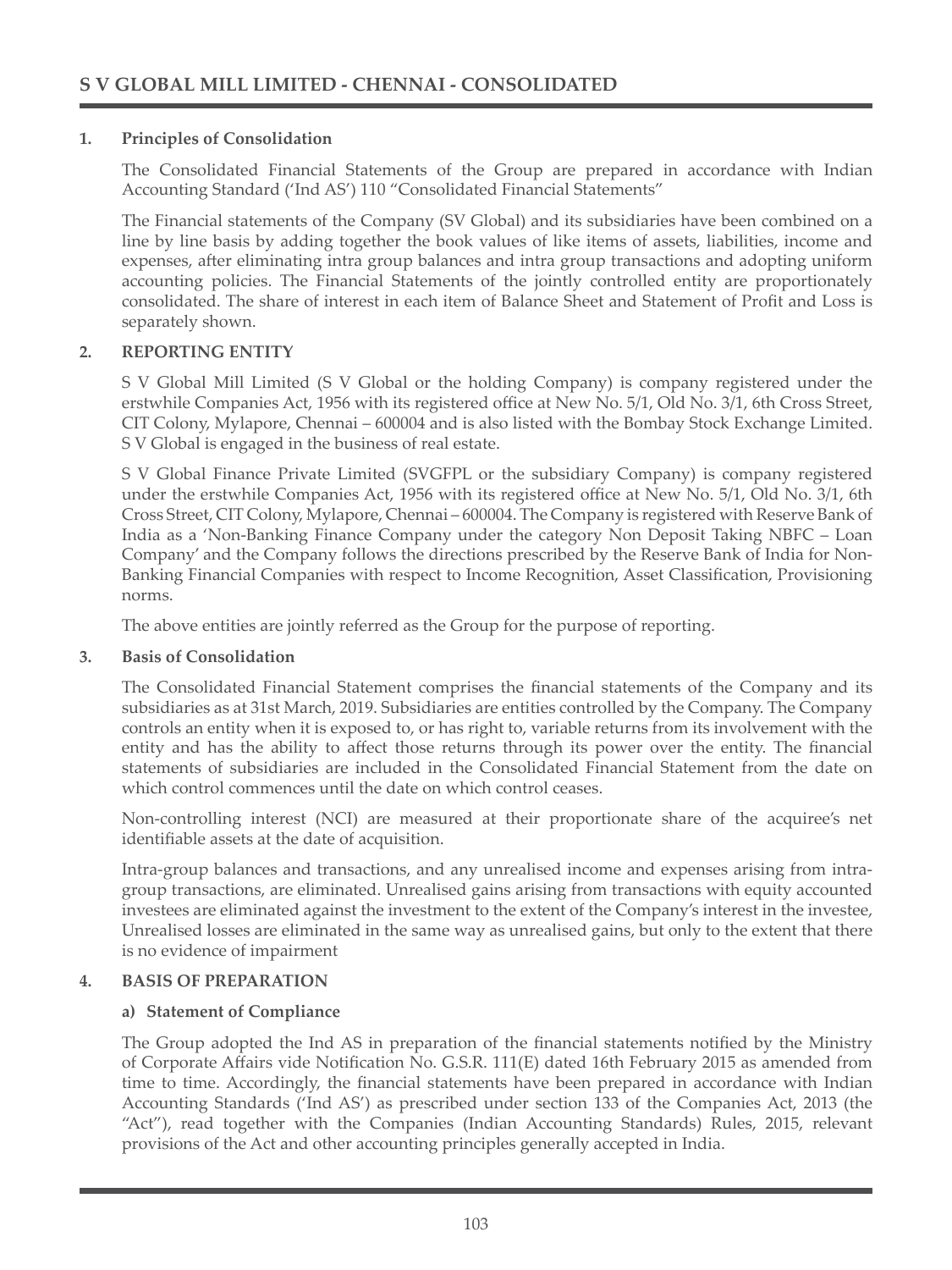## 1. Principles of Consolidation

The Consolidated Financial Statements of the Group are prepared in accordance with Indian Accounting Standard ('Ind AS') 110 "Consolidated Financial Statements"

The Financial statements of the Company (SV Global) and its subsidiaries have been combined on a line by line basis by adding together the book values of like items of assets, liabilities, income and expenses, after eliminating intra group balances and intra group transactions and adopting uniform accounting policies. The Financial Statements of the jointly controlled entity are proportionately consolidated. The share of interest in each item of Balance Sheet and Statement of Profit and Loss is separately shown.

## 2. REPORTING ENTITY

S V Global Mill Limited (S V Global or the holding Company) is company registered under the erstwhile Companies Act, 1956 with its registered office at New No. 5/1, Old No. 3/1, 6th Cross Street, CIT Colony, Mylapore, Chennai – 600004 and is also listed with the Bombay Stock Exchange Limited. S V Global is engaged in the business of real estate.

S V Global Finance Private Limited (SVGFPL or the subsidiary Company) is company registered under the erstwhile Companies Act, 1956 with its registered office at New No. 5/1, Old No. 3/1, 6th Cross Street, CIT Colony, Mylapore, Chennai – 600004. The Company is registered with Reserve Bank of India as a 'Non-Banking Finance Company under the category Non Deposit Taking NBFC – Loan Company' and the Company follows the directions prescribed by the Reserve Bank of India for Non-Banking Financial Companies with respect to Income Recognition, Asset Classification, Provisioning norms.

The above entities are jointly referred as the Group for the purpose of reporting.

## 3. Basis of Consolidation

The Consolidated Financial Statement comprises the financial statements of the Company and its subsidiaries as at 31st March, 2019. Subsidiaries are entities controlled by the Company. The Company controls an entity when it is exposed to, or has right to, variable returns from its involvement with the entity and has the ability to affect those returns through its power over the entity. The financial statements of subsidiaries are included in the Consolidated Financial Statement from the date on which control commences until the date on which control ceases.

Non-controlling interest (NCI) are measured at their proportionate share of the acquiree's net identifiable assets at the date of acquisition.

Intra-group balances and transactions, and any unrealised income and expenses arising from intra-group transactions, are eliminated. Unrealised gains arising from transactions with equity accounted investees are eliminated against the investment to the extent of the Company's interest in the investee, Unrealised losses are eliminated in the same way as unrealised gains, but only to the extent that there is no evidence of impairment

## 4. BASIS OF PREPARATION

### a) Statement of Compliance

The Group adopted the Ind AS in preparation of the financial statements notified by the Ministry of Corporate Affairs vide Notification No. G.S.R. 111(E) dated 16th February 2015 as amended from time to time. Accordingly, the financial statements have been prepared in accordance with Indian Accounting Standards ('Ind AS') as prescribed under section 133 of the Companies Act, 2013 (the "Act"), read together with the Companies (Indian Accounting Standards) Rules, 2015, relevant provisions of the Act and other accounting principles generally accepted in India.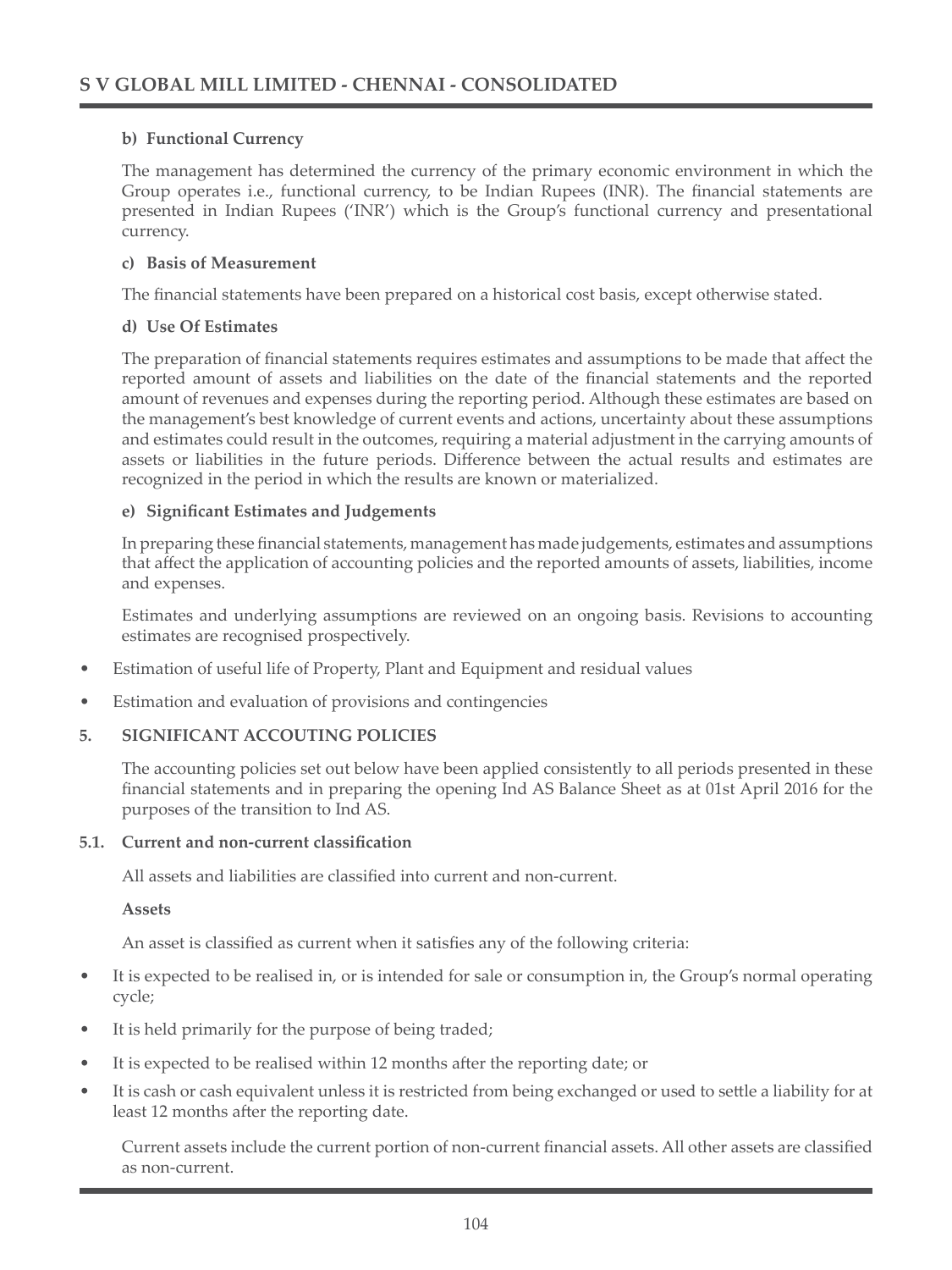**b) Functional Currency**

The management has determined the currency of the primary economic environment in which the Group operates i.e., functional currency, to be Indian Rupees (INR). The financial statements are presented in Indian Rupees ('INR') which is the Group's functional currency and presentational currency.

**c) Basis of Measurement**

The financial statements have been prepared on a historical cost basis, except otherwise stated.

**d) Use Of Estimates**

The preparation of financial statements requires estimates and assumptions to be made that affect the reported amount of assets and liabilities on the date of the financial statements and the reported amount of revenues and expenses during the reporting period. Although these estimates are based on the management's best knowledge of current events and actions, uncertainty about these assumptions and estimates could result in the outcomes, requiring a material adjustment in the carrying amounts of assets or liabilities in the future periods. Difference between the actual results and estimates are recognized in the period in which the results are known or materialized.

**e) Significant Estimates and Judgements**

In preparing these financial statements, management has made judgements, estimates and assumptions that affect the application of accounting policies and the reported amounts of assets, liabilities, income and expenses.

Estimates and underlying assumptions are reviewed on an ongoing basis. Revisions to accounting estimates are recognised prospectively.

- Estimation of useful life of Property, Plant and Equipment and residual values
- Estimation and evaluation of provisions and contingencies

## 5. SIGNIFICANT ACCOUTING POLICIES

The accounting policies set out below have been applied consistently to all periods presented in these financial statements and in preparing the opening Ind AS Balance Sheet as at 01st April 2016 for the purposes of the transition to Ind AS.

### 5.1. Current and non-current classification

All assets and liabilities are classified into current and non-current.

**Assets**

An asset is classified as current when it satisfies any of the following criteria:

- It is expected to be realised in, or is intended for sale or consumption in, the Group's normal operating cycle;
- It is held primarily for the purpose of being traded;
- It is expected to be realised within 12 months after the reporting date; or
- It is cash or cash equivalent unless it is restricted from being exchanged or used to settle a liability for at least 12 months after the reporting date.

Current assets include the current portion of non-current financial assets. All other assets are classified as non-current.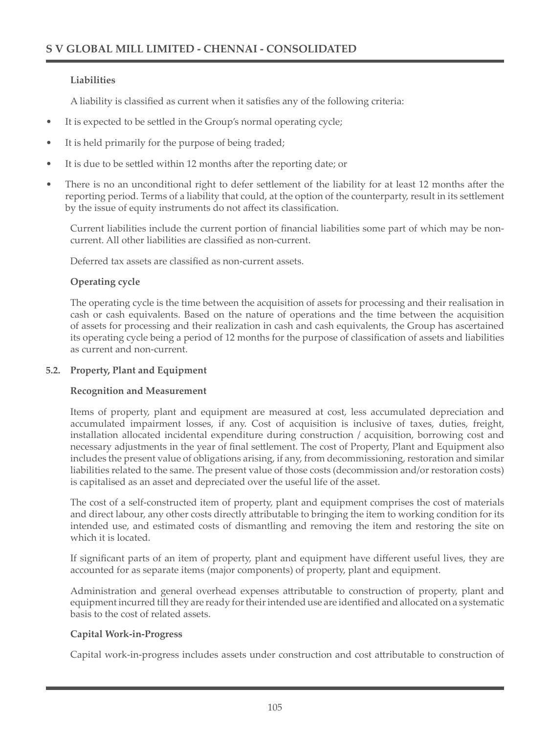**Liabilities**

A liability is classified as current when it satisfies any of the following criteria:

- It is expected to be settled in the Group's normal operating cycle;
- It is held primarily for the purpose of being traded;
- It is due to be settled within 12 months after the reporting date; or
- There is no an unconditional right to defer settlement of the liability for at least 12 months after the reporting period. Terms of a liability that could, at the option of the counterparty, result in its settlement by the issue of equity instruments do not affect its classification.

Current liabilities include the current portion of financial liabilities some part of which may be non-current. All other liabilities are classified as non-current.

Deferred tax assets are classified as non-current assets.

**Operating cycle**

The operating cycle is the time between the acquisition of assets for processing and their realisation in cash or cash equivalents. Based on the nature of operations and the time between the acquisition of assets for processing and their realization in cash and cash equivalents, the Group has ascertained its operating cycle being a period of 12 months for the purpose of classification of assets and liabilities as current and non-current.

**5.2. Property, Plant and Equipment**

**Recognition and Measurement**

Items of property, plant and equipment are measured at cost, less accumulated depreciation and accumulated impairment losses, if any. Cost of acquisition is inclusive of taxes, duties, freight, installation allocated incidental expenditure during construction / acquisition, borrowing cost and necessary adjustments in the year of final settlement. The cost of Property, Plant and Equipment also includes the present value of obligations arising, if any, from decommissioning, restoration and similar liabilities related to the same. The present value of those costs (decommission and/or restoration costs) is capitalised as an asset and depreciated over the useful life of the asset.

The cost of a self-constructed item of property, plant and equipment comprises the cost of materials and direct labour, any other costs directly attributable to bringing the item to working condition for its intended use, and estimated costs of dismantling and removing the item and restoring the site on which it is located.

If significant parts of an item of property, plant and equipment have different useful lives, they are accounted for as separate items (major components) of property, plant and equipment.

Administration and general overhead expenses attributable to construction of property, plant and equipment incurred till they are ready for their intended use are identified and allocated on a systematic basis to the cost of related assets.

**Capital Work-in-Progress**

Capital work-in-progress includes assets under construction and cost attributable to construction of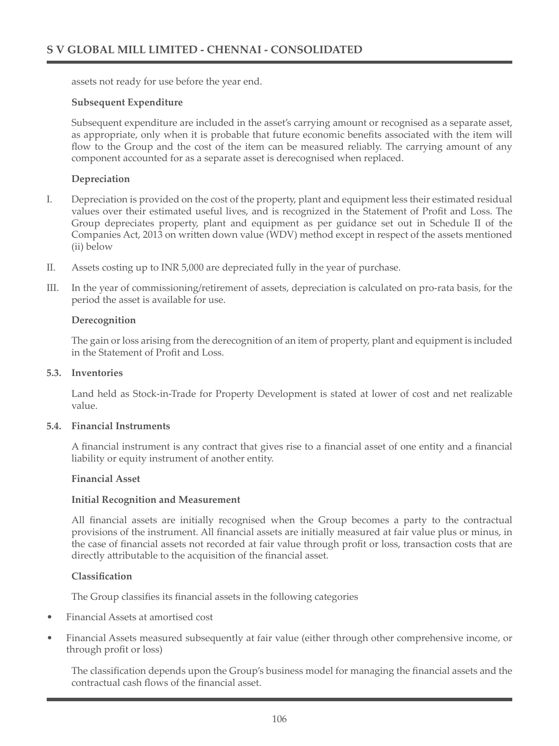assets not ready for use before the year end.

**Subsequent Expenditure**

Subsequent expenditure are included in the asset's carrying amount or recognised as a separate asset, as appropriate, only when it is probable that future economic benefits associated with the item will flow to the Group and the cost of the item can be measured reliably. The carrying amount of any component accounted for as a separate asset is derecognised when replaced.

**Depreciation**

I. Depreciation is provided on the cost of the property, plant and equipment less their estimated residual values over their estimated useful lives, and is recognized in the Statement of Profit and Loss. The Group depreciates property, plant and equipment as per guidance set out in Schedule II of the Companies Act, 2013 on written down value (WDV) method except in respect of the assets mentioned (ii) below

II. Assets costing up to INR 5,000 are depreciated fully in the year of purchase.

III. In the year of commissioning/retirement of assets, depreciation is calculated on pro-rata basis, for the period the asset is available for use.

**Derecognition**

The gain or loss arising from the derecognition of an item of property, plant and equipment is included in the Statement of Profit and Loss.

**5.3. Inventories**

Land held as Stock-in-Trade for Property Development is stated at lower of cost and net realizable value.

**5.4. Financial Instruments**

A financial instrument is any contract that gives rise to a financial asset of one entity and a financial liability or equity instrument of another entity.

**Financial Asset**

**Initial Recognition and Measurement**

All financial assets are initially recognised when the Group becomes a party to the contractual provisions of the instrument. All financial assets are initially measured at fair value plus or minus, in the case of financial assets not recorded at fair value through profit or loss, transaction costs that are directly attributable to the acquisition of the financial asset.

**Classification**

The Group classifies its financial assets in the following categories

- Financial Assets at amortised cost
- Financial Assets measured subsequently at fair value (either through other comprehensive income, or through profit or loss)

The classification depends upon the Group's business model for managing the financial assets and the contractual cash flows of the financial asset.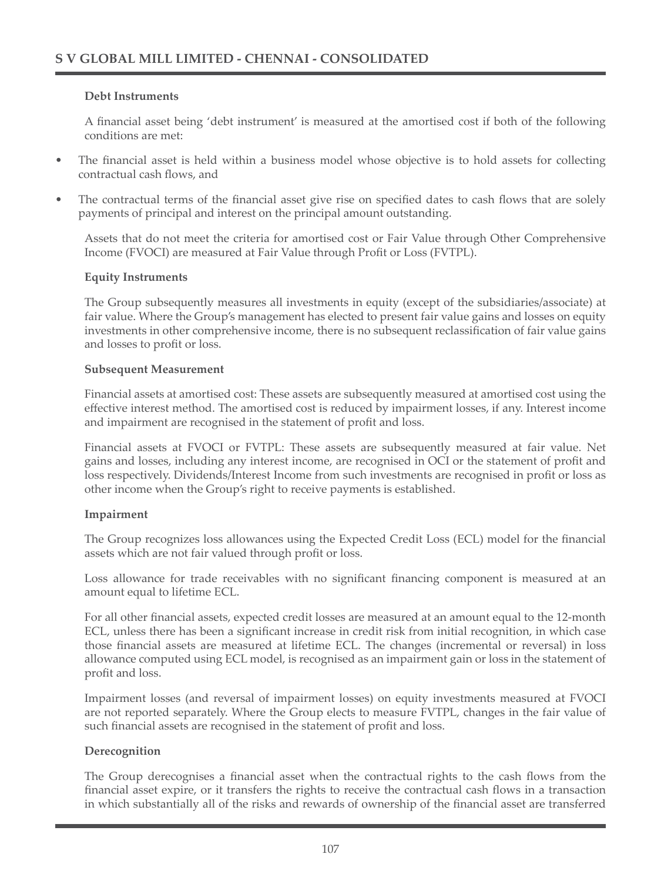**Debt Instruments**

A financial asset being 'debt instrument' is measured at the amortised cost if both of the following conditions are met:

- The financial asset is held within a business model whose objective is to hold assets for collecting contractual cash flows, and
- The contractual terms of the financial asset give rise on specified dates to cash flows that are solely payments of principal and interest on the principal amount outstanding.

Assets that do not meet the criteria for amortised cost or Fair Value through Other Comprehensive Income (FVOCI) are measured at Fair Value through Profit or Loss (FVTPL).

**Equity Instruments**

The Group subsequently measures all investments in equity (except of the subsidiaries/associate) at fair value. Where the Group's management has elected to present fair value gains and losses on equity investments in other comprehensive income, there is no subsequent reclassification of fair value gains and losses to profit or loss.

**Subsequent Measurement**

Financial assets at amortised cost: These assets are subsequently measured at amortised cost using the effective interest method. The amortised cost is reduced by impairment losses, if any. Interest income and impairment are recognised in the statement of profit and loss.

Financial assets at FVOCI or FVTPL: These assets are subsequently measured at fair value. Net gains and losses, including any interest income, are recognised in OCI or the statement of profit and loss respectively. Dividends/Interest Income from such investments are recognised in profit or loss as other income when the Group's right to receive payments is established.

**Impairment**

The Group recognizes loss allowances using the Expected Credit Loss (ECL) model for the financial assets which are not fair valued through profit or loss.

Loss allowance for trade receivables with no significant financing component is measured at an amount equal to lifetime ECL.

For all other financial assets, expected credit losses are measured at an amount equal to the 12-month ECL, unless there has been a significant increase in credit risk from initial recognition, in which case those financial assets are measured at lifetime ECL. The changes (incremental or reversal) in loss allowance computed using ECL model, is recognised as an impairment gain or loss in the statement of profit and loss.

Impairment losses (and reversal of impairment losses) on equity investments measured at FVOCI are not reported separately. Where the Group elects to measure FVTPL, changes in the fair value of such financial assets are recognised in the statement of profit and loss.

**Derecognition**

The Group derecognises a financial asset when the contractual rights to the cash flows from the financial asset expire, or it transfers the rights to receive the contractual cash flows in a transaction in which substantially all of the risks and rewards of ownership of the financial asset are transferred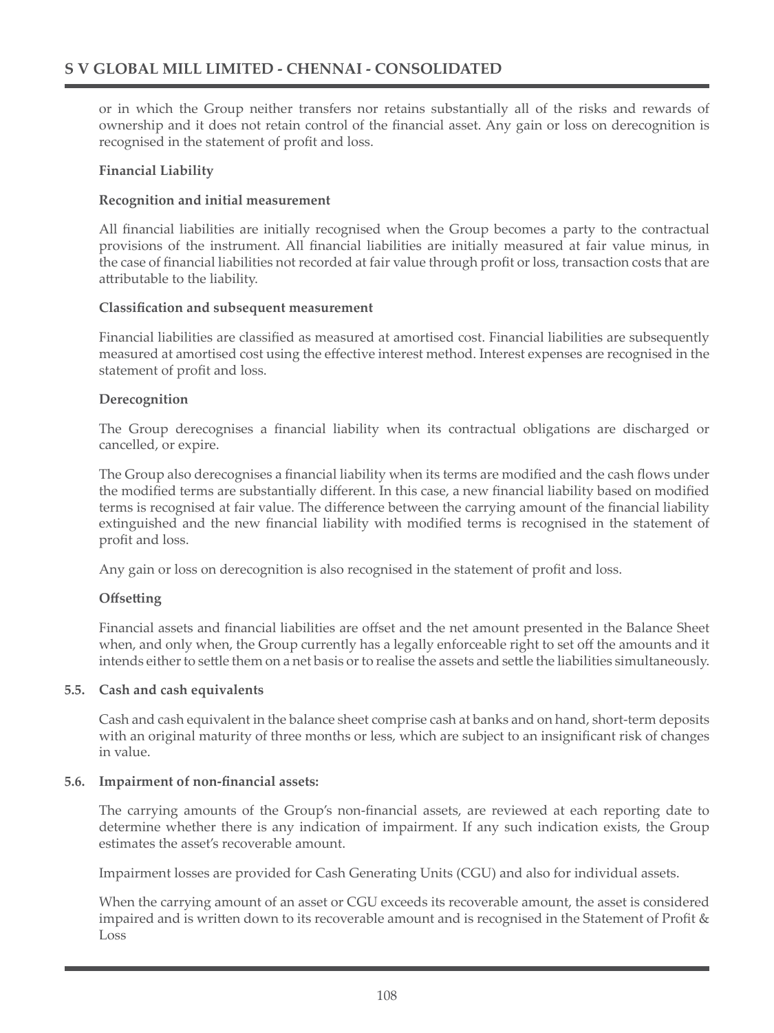or in which the Group neither transfers nor retains substantially all of the risks and rewards of ownership and it does not retain control of the financial asset. Any gain or loss on derecognition is recognised in the statement of profit and loss.

**Financial Liability**

**Recognition and initial measurement**

All financial liabilities are initially recognised when the Group becomes a party to the contractual provisions of the instrument. All financial liabilities are initially measured at fair value minus, in the case of financial liabilities not recorded at fair value through profit or loss, transaction costs that are attributable to the liability.

**Classification and subsequent measurement**

Financial liabilities are classified as measured at amortised cost. Financial liabilities are subsequently measured at amortised cost using the effective interest method. Interest expenses are recognised in the statement of profit and loss.

**Derecognition**

The Group derecognises a financial liability when its contractual obligations are discharged or cancelled, or expire.

The Group also derecognises a financial liability when its terms are modified and the cash flows under the modified terms are substantially different. In this case, a new financial liability based on modified terms is recognised at fair value. The difference between the carrying amount of the financial liability extinguished and the new financial liability with modified terms is recognised in the statement of profit and loss.

Any gain or loss on derecognition is also recognised in the statement of profit and loss.

**Offsetting**

Financial assets and financial liabilities are offset and the net amount presented in the Balance Sheet when, and only when, the Group currently has a legally enforceable right to set off the amounts and it intends either to settle them on a net basis or to realise the assets and settle the liabilities simultaneously.

### 5.5. Cash and cash equivalents

Cash and cash equivalent in the balance sheet comprise cash at banks and on hand, short-term deposits with an original maturity of three months or less, which are subject to an insignificant risk of changes in value.

### 5.6. Impairment of non-financial assets:

The carrying amounts of the Group's non-financial assets, are reviewed at each reporting date to determine whether there is any indication of impairment. If any such indication exists, the Group estimates the asset's recoverable amount.

Impairment losses are provided for Cash Generating Units (CGU) and also for individual assets.

When the carrying amount of an asset or CGU exceeds its recoverable amount, the asset is considered impaired and is written down to its recoverable amount and is recognised in the Statement of Profit & Loss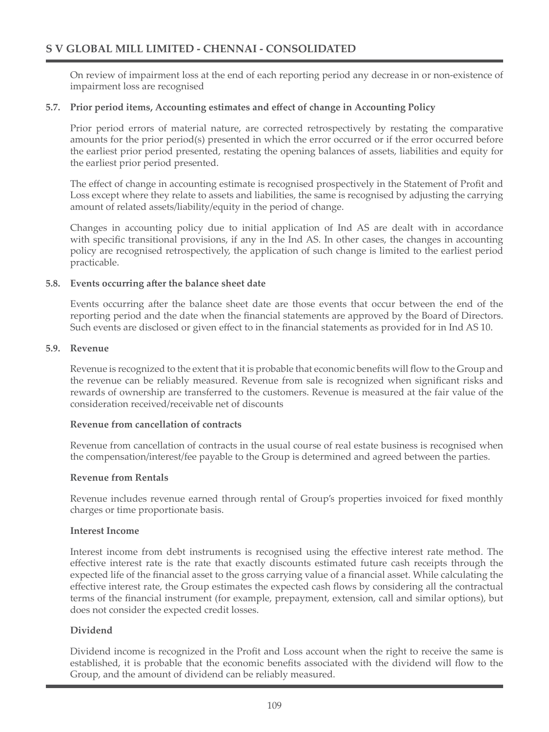On review of impairment loss at the end of each reporting period any decrease in or non-existence of impairment loss are recognised

### 5.7. Prior period items, Accounting estimates and effect of change in Accounting Policy

Prior period errors of material nature, are corrected retrospectively by restating the comparative amounts for the prior period(s) presented in which the error occurred or if the error occurred before the earliest prior period presented, restating the opening balances of assets, liabilities and equity for the earliest prior period presented.

The effect of change in accounting estimate is recognised prospectively in the Statement of Profit and Loss except where they relate to assets and liabilities, the same is recognised by adjusting the carrying amount of related assets/liability/equity in the period of change.

Changes in accounting policy due to initial application of Ind AS are dealt with in accordance with specific transitional provisions, if any in the Ind AS. In other cases, the changes in accounting policy are recognised retrospectively, the application of such change is limited to the earliest period practicable.

### 5.8. Events occurring after the balance sheet date

Events occurring after the balance sheet date are those events that occur between the end of the reporting period and the date when the financial statements are approved by the Board of Directors. Such events are disclosed or given effect to in the financial statements as provided for in Ind AS 10.

### 5.9. Revenue

Revenue is recognized to the extent that it is probable that economic benefits will flow to the Group and the revenue can be reliably measured. Revenue from sale is recognized when significant risks and rewards of ownership are transferred to the customers. Revenue is measured at the fair value of the consideration received/receivable net of discounts

**Revenue from cancellation of contracts**

Revenue from cancellation of contracts in the usual course of real estate business is recognised when the compensation/interest/fee payable to the Group is determined and agreed between the parties.

**Revenue from Rentals**

Revenue includes revenue earned through rental of Group's properties invoiced for fixed monthly charges or time proportionate basis.

**Interest Income**

Interest income from debt instruments is recognised using the effective interest rate method. The effective interest rate is the rate that exactly discounts estimated future cash receipts through the expected life of the financial asset to the gross carrying value of a financial asset. While calculating the effective interest rate, the Group estimates the expected cash flows by considering all the contractual terms of the financial instrument (for example, prepayment, extension, call and similar options), but does not consider the expected credit losses.

**Dividend**

Dividend income is recognized in the Profit and Loss account when the right to receive the same is established, it is probable that the economic benefits associated with the dividend will flow to the Group, and the amount of dividend can be reliably measured.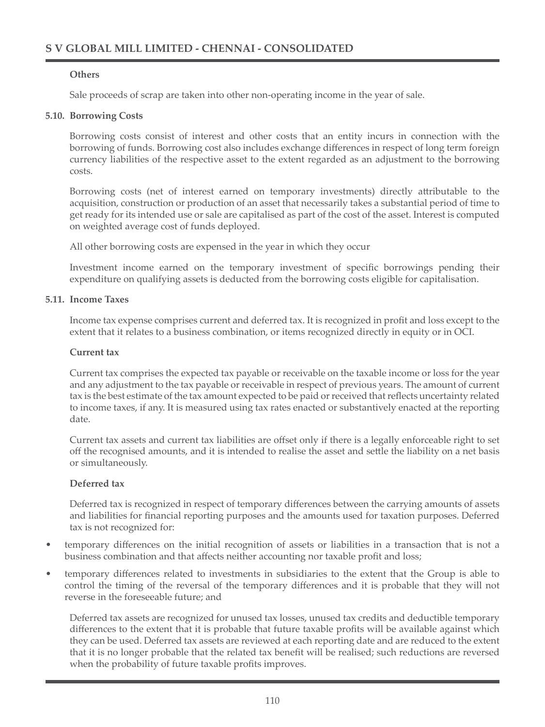**Others**

Sale proceeds of scrap are taken into other non-operating income in the year of sale.

### 5.10. Borrowing Costs

Borrowing costs consist of interest and other costs that an entity incurs in connection with the borrowing of funds. Borrowing cost also includes exchange differences in respect of long term foreign currency liabilities of the respective asset to the extent regarded as an adjustment to the borrowing costs.

Borrowing costs (net of interest earned on temporary investments) directly attributable to the acquisition, construction or production of an asset that necessarily takes a substantial period of time to get ready for its intended use or sale are capitalised as part of the cost of the asset. Interest is computed on weighted average cost of funds deployed.

All other borrowing costs are expensed in the year in which they occur

Investment income earned on the temporary investment of specific borrowings pending their expenditure on qualifying assets is deducted from the borrowing costs eligible for capitalisation.

### 5.11. Income Taxes

Income tax expense comprises current and deferred tax. It is recognized in profit and loss except to the extent that it relates to a business combination, or items recognized directly in equity or in OCI.

**Current tax**

Current tax comprises the expected tax payable or receivable on the taxable income or loss for the year and any adjustment to the tax payable or receivable in respect of previous years. The amount of current tax is the best estimate of the tax amount expected to be paid or received that reflects uncertainty related to income taxes, if any. It is measured using tax rates enacted or substantively enacted at the reporting date.

Current tax assets and current tax liabilities are offset only if there is a legally enforceable right to set off the recognised amounts, and it is intended to realise the asset and settle the liability on a net basis or simultaneously.

**Deferred tax**

Deferred tax is recognized in respect of temporary differences between the carrying amounts of assets and liabilities for financial reporting purposes and the amounts used for taxation purposes. Deferred tax is not recognized for:

- temporary differences on the initial recognition of assets or liabilities in a transaction that is not a business combination and that affects neither accounting nor taxable profit and loss;
- temporary differences related to investments in subsidiaries to the extent that the Group is able to control the timing of the reversal of the temporary differences and it is probable that they will not reverse in the foreseeable future; and

Deferred tax assets are recognized for unused tax losses, unused tax credits and deductible temporary differences to the extent that it is probable that future taxable profits will be available against which they can be used. Deferred tax assets are reviewed at each reporting date and are reduced to the extent that it is no longer probable that the related tax benefit will be realised; such reductions are reversed when the probability of future taxable profits improves.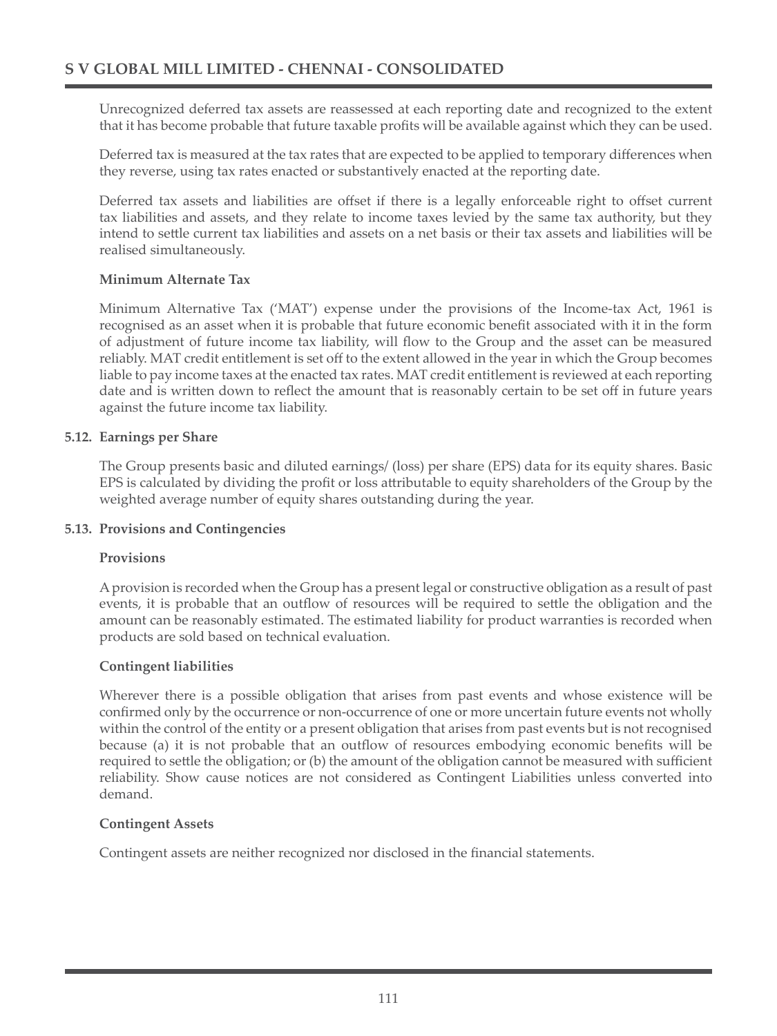Unrecognized deferred tax assets are reassessed at each reporting date and recognized to the extent that it has become probable that future taxable profits will be available against which they can be used.

Deferred tax is measured at the tax rates that are expected to be applied to temporary differences when they reverse, using tax rates enacted or substantively enacted at the reporting date.

Deferred tax assets and liabilities are offset if there is a legally enforceable right to offset current tax liabilities and assets, and they relate to income taxes levied by the same tax authority, but they intend to settle current tax liabilities and assets on a net basis or their tax assets and liabilities will be realised simultaneously.

**Minimum Alternate Tax**

Minimum Alternative Tax ('MAT') expense under the provisions of the Income-tax Act, 1961 is recognised as an asset when it is probable that future economic benefit associated with it in the form of adjustment of future income tax liability, will flow to the Group and the asset can be measured reliably. MAT credit entitlement is set off to the extent allowed in the year in which the Group becomes liable to pay income taxes at the enacted tax rates. MAT credit entitlement is reviewed at each reporting date and is written down to reflect the amount that is reasonably certain to be set off in future years against the future income tax liability.

**5.12. Earnings per Share**

The Group presents basic and diluted earnings/ (loss) per share (EPS) data for its equity shares. Basic EPS is calculated by dividing the profit or loss attributable to equity shareholders of the Group by the weighted average number of equity shares outstanding during the year.

**5.13. Provisions and Contingencies**

**Provisions**

A provision is recorded when the Group has a present legal or constructive obligation as a result of past events, it is probable that an outflow of resources will be required to settle the obligation and the amount can be reasonably estimated. The estimated liability for product warranties is recorded when products are sold based on technical evaluation.

**Contingent liabilities**

Wherever there is a possible obligation that arises from past events and whose existence will be confirmed only by the occurrence or non-occurrence of one or more uncertain future events not wholly within the control of the entity or a present obligation that arises from past events but is not recognised because (a) it is not probable that an outflow of resources embodying economic benefits will be required to settle the obligation; or (b) the amount of the obligation cannot be measured with sufficient reliability. Show cause notices are not considered as Contingent Liabilities unless converted into demand.

**Contingent Assets**

Contingent assets are neither recognized nor disclosed in the financial statements.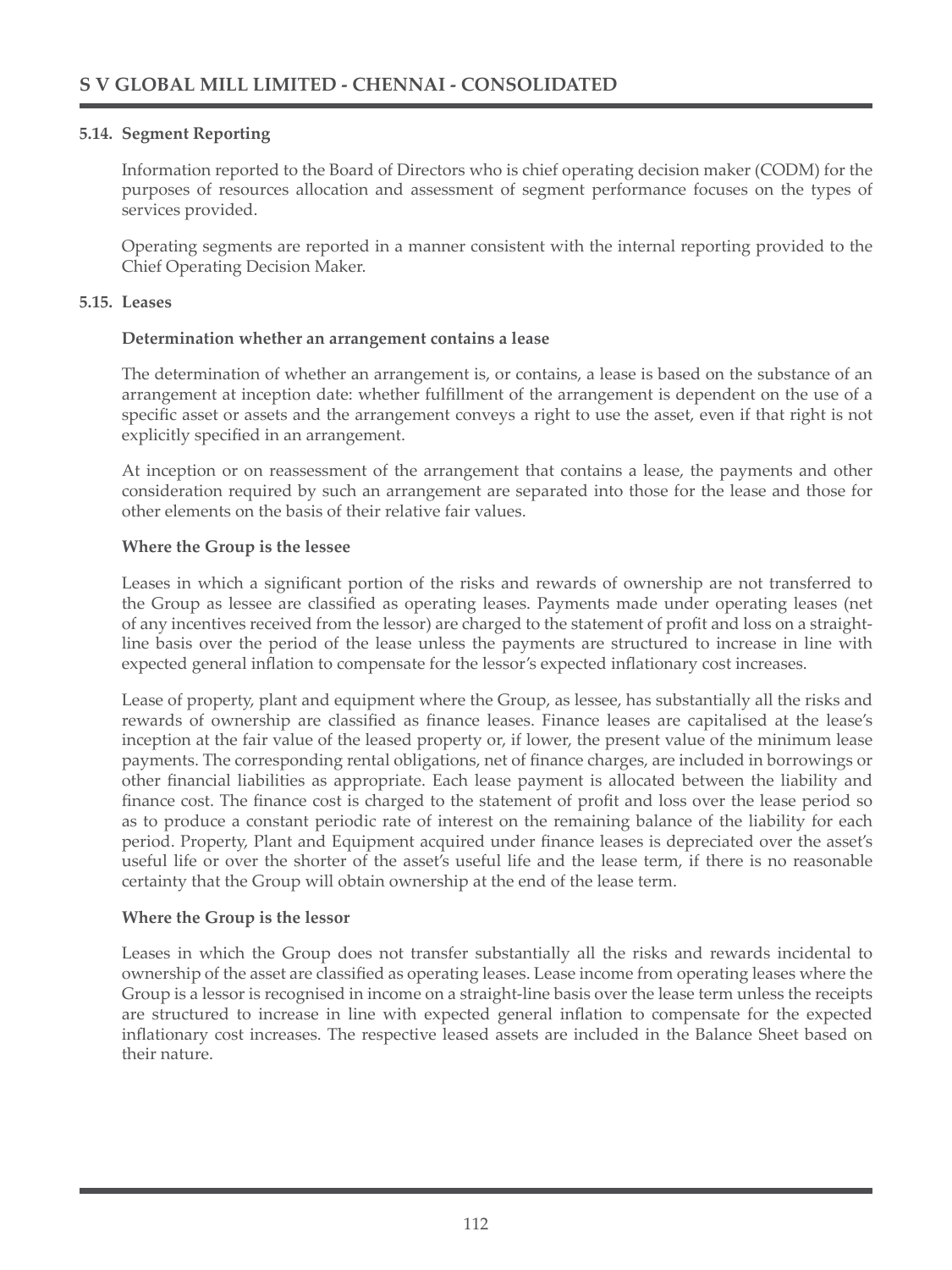### 5.14. Segment Reporting

Information reported to the Board of Directors who is chief operating decision maker (CODM) for the purposes of resources allocation and assessment of segment performance focuses on the types of services provided.

Operating segments are reported in a manner consistent with the internal reporting provided to the Chief Operating Decision Maker.

### 5.15. Leases

**Determination whether an arrangement contains a lease**

The determination of whether an arrangement is, or contains, a lease is based on the substance of an arrangement at inception date: whether fulfillment of the arrangement is dependent on the use of a specific asset or assets and the arrangement conveys a right to use the asset, even if that right is not explicitly specified in an arrangement.

At inception or on reassessment of the arrangement that contains a lease, the payments and other consideration required by such an arrangement are separated into those for the lease and those for other elements on the basis of their relative fair values.

**Where the Group is the lessee**

Leases in which a significant portion of the risks and rewards of ownership are not transferred to the Group as lessee are classified as operating leases. Payments made under operating leases (net of any incentives received from the lessor) are charged to the statement of profit and loss on a straight-line basis over the period of the lease unless the payments are structured to increase in line with expected general inflation to compensate for the lessor's expected inflationary cost increases.

Lease of property, plant and equipment where the Group, as lessee, has substantially all the risks and rewards of ownership are classified as finance leases. Finance leases are capitalised at the lease's inception at the fair value of the leased property or, if lower, the present value of the minimum lease payments. The corresponding rental obligations, net of finance charges, are included in borrowings or other financial liabilities as appropriate. Each lease payment is allocated between the liability and finance cost. The finance cost is charged to the statement of profit and loss over the lease period so as to produce a constant periodic rate of interest on the remaining balance of the liability for each period. Property, Plant and Equipment acquired under finance leases is depreciated over the asset's useful life or over the shorter of the asset's useful life and the lease term, if there is no reasonable certainty that the Group will obtain ownership at the end of the lease term.

**Where the Group is the lessor**

Leases in which the Group does not transfer substantially all the risks and rewards incidental to ownership of the asset are classified as operating leases. Lease income from operating leases where the Group is a lessor is recognised in income on a straight-line basis over the lease term unless the receipts are structured to increase in line with expected general inflation to compensate for the expected inflationary cost increases. The respective leased assets are included in the Balance Sheet based on their nature.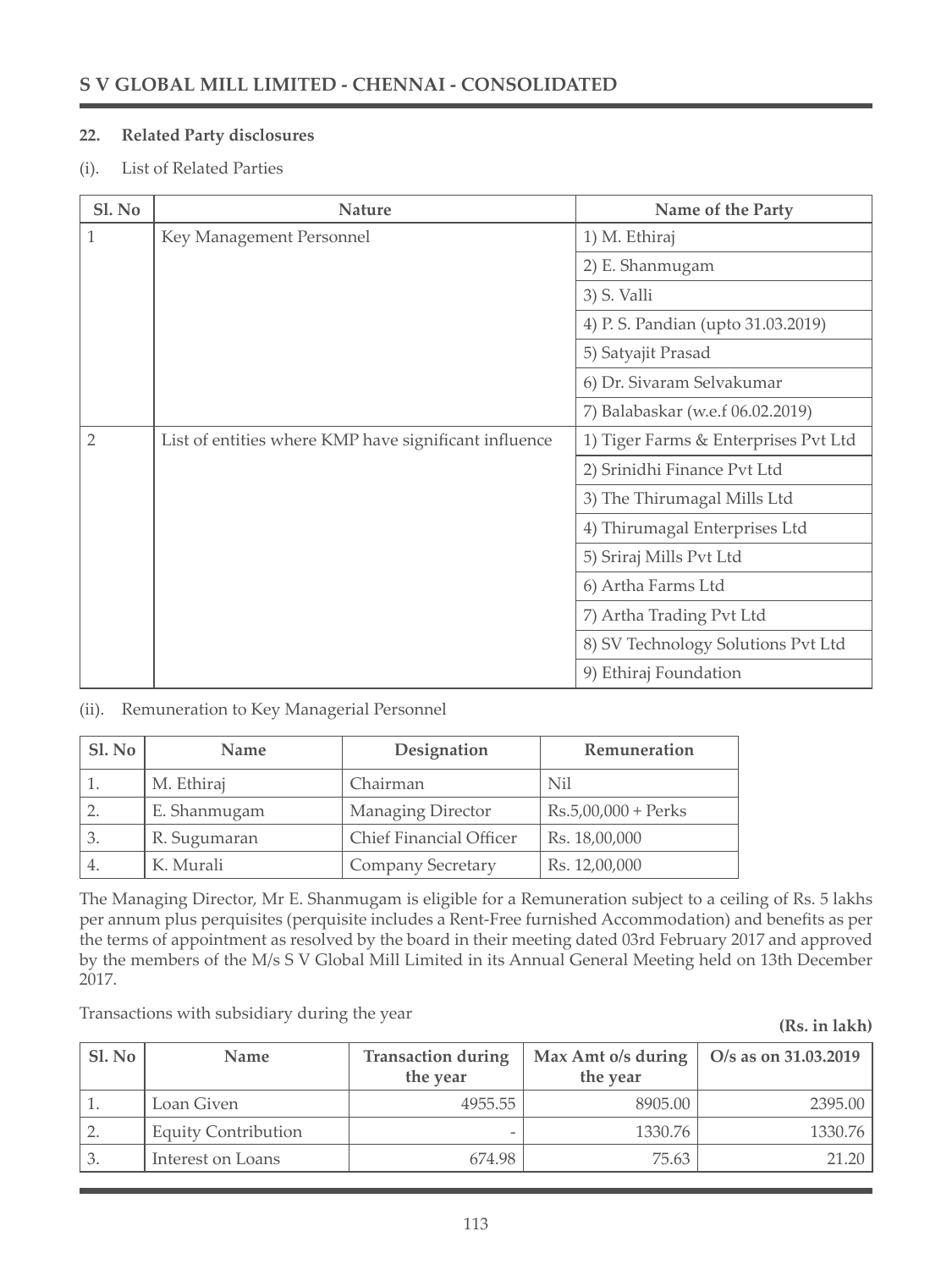## 22. Related Party disclosures

(i). List of Related Parties

| Sl. No | Nature | Name of the Party |
|---|---|---|
| 1 | Key Management Personnel | 1) M. Ethiraj |
| | | 2) E. Shanmugam |
| | | 3) S. Valli |
| | | 4) P. S. Pandian (upto 31.03.2019) |
| | | 5) Satyajit Prasad |
| | | 6) Dr. Sivaram Selvakumar |
| | | 7) Balabaskar (w.e.f 06.02.2019) |
| 2 | List of entities where KMP have significant influence | 1) Tiger Farms & Enterprises Pvt Ltd |
| | | 2) Srinidhi Finance Pvt Ltd |
| | | 3) The Thirumagal Mills Ltd |
| | | 4) Thirumagal Enterprises Ltd |
| | | 5) Sriraj Mills Pvt Ltd |
| | | 6) Artha Farms Ltd |
| | | 7) Artha Trading Pvt Ltd |
| | | 8) SV Technology Solutions Pvt Ltd |
| | | 9) Ethiraj Foundation |

(ii). Remuneration to Key Managerial Personnel

| Sl. No | Name | Designation | Remuneration |
|---|---|---|---|
| 1. | M. Ethiraj | Chairman | Nil |
| 2. | E. Shanmugam | Managing Director | Rs.5,00,000 + Perks |
| 3. | R. Sugumaran | Chief Financial Officer | Rs. 18,00,000 |
| 4. | K. Murali | Company Secretary | Rs. 12,00,000 |

The Managing Director, Mr E. Shanmugam is eligible for a Remuneration subject to a ceiling of Rs. 5 lakhs per annum plus perquisites (perquisite includes a Rent-Free furnished Accommodation) and benefits as per the terms of appointment as resolved by the board in their meeting dated 03rd February 2017 and approved by the members of the M/s S V Global Mill Limited in its Annual General Meeting held on 13th December 2017.

Transactions with subsidiary during the year

**(Rs. in lakh)**

| Sl. No | Name | Transaction during the year | Max Amt o/s during the year | O/s as on 31.03.2019 |
|---|---|---|---|---|
| 1. | Loan Given | 4955.55 | 8905.00 | 2395.00 |
| 2. | Equity Contribution | - | 1330.76 | 1330.76 |
| 3. | Interest on Loans | 674.98 | 75.63 | 21.20 |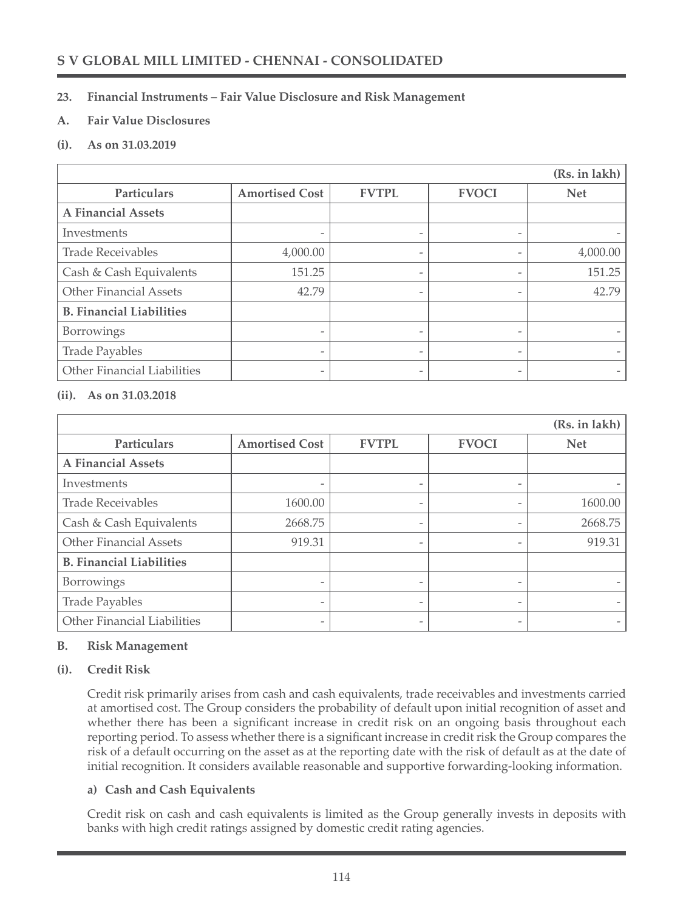## 23. Financial Instruments – Fair Value Disclosure and Risk Management

### A. Fair Value Disclosures

**(i). As on 31.03.2019**

(Rs. in lakh)

| Particulars | Amortised Cost | FVTPL | FVOCI | Net |
|---|---|---|---|---|
| **A Financial Assets** | | | | |
| Investments | - | - | - | - |
| Trade Receivables | 4,000.00 | - | - | 4,000.00 |
| Cash & Cash Equivalents | 151.25 | - | - | 151.25 |
| Other Financial Assets | 42.79 | - | - | 42.79 |
| **B. Financial Liabilities** | | | | |
| Borrowings | - | - | - | - |
| Trade Payables | - | - | - | - |
| Other Financial Liabilities | - | - | - | - |

**(ii). As on 31.03.2018**

(Rs. in lakh)

| Particulars | Amortised Cost | FVTPL | FVOCI | Net |
|---|---|---|---|---|
| **A Financial Assets** | | | | |
| Investments | - | - | - | - |
| Trade Receivables | 1600.00 | - | - | 1600.00 |
| Cash & Cash Equivalents | 2668.75 | - | - | 2668.75 |
| Other Financial Assets | 919.31 | - | - | 919.31 |
| **B. Financial Liabilities** | | | | |
| Borrowings | - | - | - | - |
| Trade Payables | - | - | - | - |
| Other Financial Liabilities | - | - | - | - |

### B. Risk Management

**(i). Credit Risk**

Credit risk primarily arises from cash and cash equivalents, trade receivables and investments carried at amortised cost. The Group considers the probability of default upon initial recognition of asset and whether there has been a significant increase in credit risk on an ongoing basis throughout each reporting period. To assess whether there is a significant increase in credit risk the Group compares the risk of a default occurring on the asset as at the reporting date with the risk of default as at the date of initial recognition. It considers available reasonable and supportive forwarding-looking information.

**a) Cash and Cash Equivalents**

Credit risk on cash and cash equivalents is limited as the Group generally invests in deposits with banks with high credit ratings assigned by domestic credit rating agencies.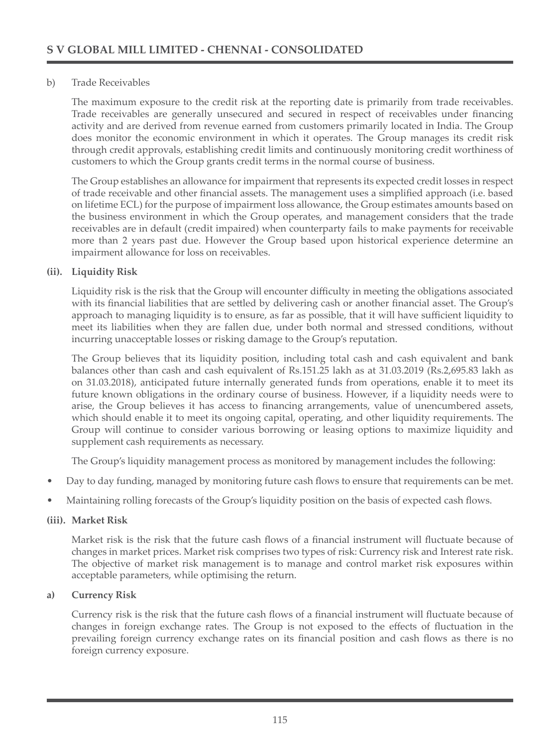b) Trade Receivables

The maximum exposure to the credit risk at the reporting date is primarily from trade receivables. Trade receivables are generally unsecured and secured in respect of receivables under financing activity and are derived from revenue earned from customers primarily located in India. The Group does monitor the economic environment in which it operates. The Group manages its credit risk through credit approvals, establishing credit limits and continuously monitoring credit worthiness of customers to which the Group grants credit terms in the normal course of business.

The Group establishes an allowance for impairment that represents its expected credit losses in respect of trade receivable and other financial assets. The management uses a simplified approach (i.e. based on lifetime ECL) for the purpose of impairment loss allowance, the Group estimates amounts based on the business environment in which the Group operates, and management considers that the trade receivables are in default (credit impaired) when counterparty fails to make payments for receivable more than 2 years past due. However the Group based upon historical experience determine an impairment allowance for loss on receivables.

**(ii). Liquidity Risk**

Liquidity risk is the risk that the Group will encounter difficulty in meeting the obligations associated with its financial liabilities that are settled by delivering cash or another financial asset. The Group's approach to managing liquidity is to ensure, as far as possible, that it will have sufficient liquidity to meet its liabilities when they are fallen due, under both normal and stressed conditions, without incurring unacceptable losses or risking damage to the Group's reputation.

The Group believes that its liquidity position, including total cash and cash equivalent and bank balances other than cash and cash equivalent of Rs.151.25 lakh as at 31.03.2019 (Rs.2,695.83 lakh as on 31.03.2018), anticipated future internally generated funds from operations, enable it to meet its future known obligations in the ordinary course of business. However, if a liquidity needs were to arise, the Group believes it has access to financing arrangements, value of unencumbered assets, which should enable it to meet its ongoing capital, operating, and other liquidity requirements. The Group will continue to consider various borrowing or leasing options to maximize liquidity and supplement cash requirements as necessary.

The Group's liquidity management process as monitored by management includes the following:

- Day to day funding, managed by monitoring future cash flows to ensure that requirements can be met.
- Maintaining rolling forecasts of the Group's liquidity position on the basis of expected cash flows.

**(iii). Market Risk**

Market risk is the risk that the future cash flows of a financial instrument will fluctuate because of changes in market prices. Market risk comprises two types of risk: Currency risk and Interest rate risk. The objective of market risk management is to manage and control market risk exposures within acceptable parameters, while optimising the return.

**a) Currency Risk**

Currency risk is the risk that the future cash flows of a financial instrument will fluctuate because of changes in foreign exchange rates. The Group is not exposed to the effects of fluctuation in the prevailing foreign currency exchange rates on its financial position and cash flows as there is no foreign currency exposure.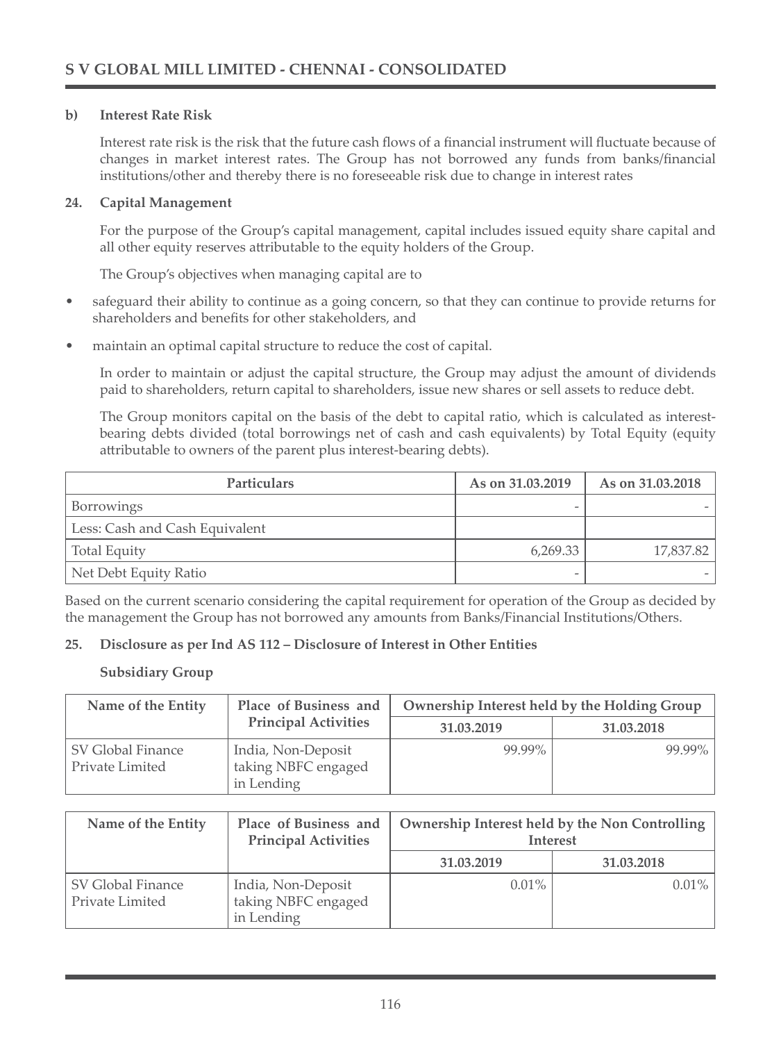**b) Interest Rate Risk**

Interest rate risk is the risk that the future cash flows of a financial instrument will fluctuate because of changes in market interest rates. The Group has not borrowed any funds from banks/financial institutions/other and thereby there is no foreseeable risk due to change in interest rates

**24. Capital Management**

For the purpose of the Group's capital management, capital includes issued equity share capital and all other equity reserves attributable to the equity holders of the Group.

The Group's objectives when managing capital are to

- safeguard their ability to continue as a going concern, so that they can continue to provide returns for shareholders and benefits for other stakeholders, and
- maintain an optimal capital structure to reduce the cost of capital.

In order to maintain or adjust the capital structure, the Group may adjust the amount of dividends paid to shareholders, return capital to shareholders, issue new shares or sell assets to reduce debt.

The Group monitors capital on the basis of the debt to capital ratio, which is calculated as interest-bearing debts divided (total borrowings net of cash and cash equivalents) by Total Equity (equity attributable to owners of the parent plus interest-bearing debts).

| Particulars | As on 31.03.2019 | As on 31.03.2018 |
|---|---|---|
| Borrowings | - | - |
| Less: Cash and Cash Equivalent | | |
| Total Equity | 6,269.33 | 17,837.82 |
| Net Debt Equity Ratio | - | - |

Based on the current scenario considering the capital requirement for operation of the Group as decided by the management the Group has not borrowed any amounts from Banks/Financial Institutions/Others.

**25. Disclosure as per Ind AS 112 – Disclosure of Interest in Other Entities**

**Subsidiary Group**

| Name of the Entity | Place of Business and Principal Activities | Ownership Interest held by the Holding Group | |
|---|---|---|---|
| | | 31.03.2019 | 31.03.2018 |
| SV Global Finance Private Limited | India, Non-Deposit taking NBFC engaged in Lending | 99.99% | 99.99% |

| Name of the Entity | Place of Business and Principal Activities | Ownership Interest held by the Non Controlling Interest | |
|---|---|---|---|
| | | 31.03.2019 | 31.03.2018 |
| SV Global Finance Private Limited | India, Non-Deposit taking NBFC engaged in Lending | 0.01% | 0.01% |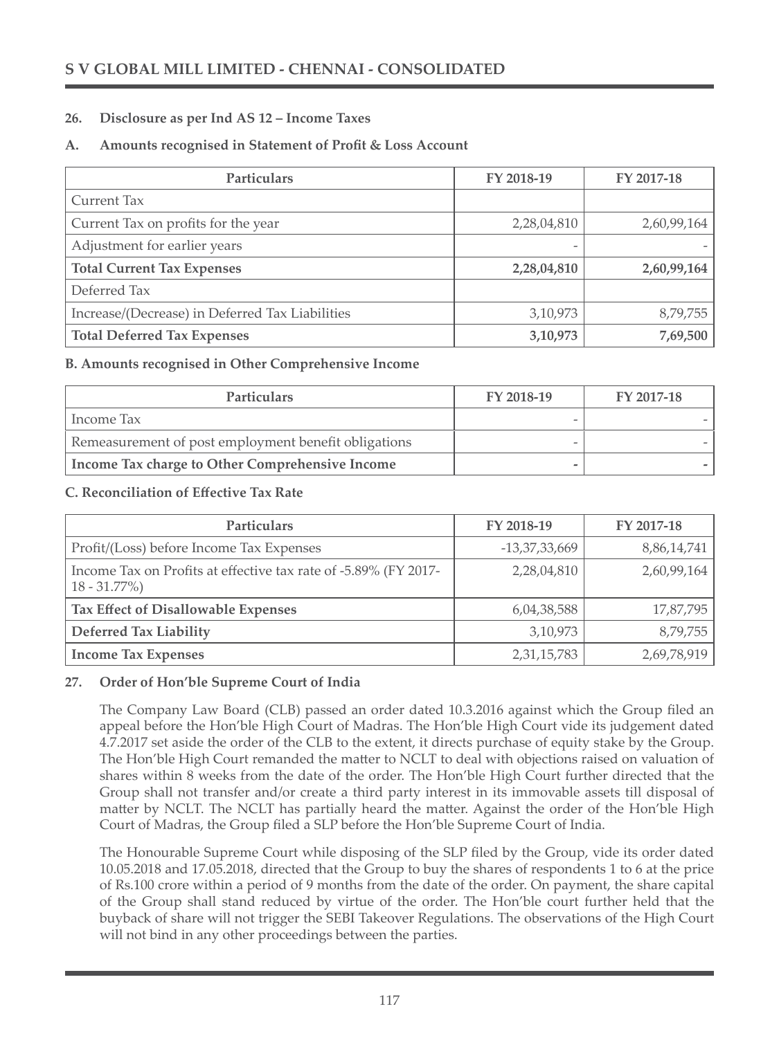## 26. Disclosure as per Ind AS 12 – Income Taxes

### A. Amounts recognised in Statement of Profit & Loss Account

| Particulars | FY 2018-19 | FY 2017-18 |
|---|---|---|
| Current Tax | | |
| Current Tax on profits for the year | 2,28,04,810 | 2,60,99,164 |
| Adjustment for earlier years | - | - |
| **Total Current Tax Expenses** | **2,28,04,810** | **2,60,99,164** |
| Deferred Tax | | |
| Increase/(Decrease) in Deferred Tax Liabilities | 3,10,973 | 8,79,755 |
| **Total Deferred Tax Expenses** | **3,10,973** | **7,69,500** |

### B. Amounts recognised in Other Comprehensive Income

| Particulars | FY 2018-19 | FY 2017-18 |
|---|---|---|
| Income Tax | - | - |
| Remeasurement of post employment benefit obligations | - | - |
| **Income Tax charge to Other Comprehensive Income** | **-** | **-** |

### C. Reconciliation of Effective Tax Rate

| Particulars | FY 2018-19 | FY 2017-18 |
|---|---|---|
| Profit/(Loss) before Income Tax Expenses | -13,37,33,669 | 8,86,14,741 |
| Income Tax on Profits at effective tax rate of -5.89% (FY 2017-18 - 31.77%) | 2,28,04,810 | 2,60,99,164 |
| **Tax Effect of Disallowable Expenses** | 6,04,38,588 | 17,87,795 |
| **Deferred Tax Liability** | 3,10,973 | 8,79,755 |
| **Income Tax Expenses** | 2,31,15,783 | 2,69,78,919 |

## 27. Order of Hon'ble Supreme Court of India

The Company Law Board (CLB) passed an order dated 10.3.2016 against which the Group filed an appeal before the Hon'ble High Court of Madras. The Hon'ble High Court vide its judgement dated 4.7.2017 set aside the order of the CLB to the extent, it directs purchase of equity stake by the Group. The Hon'ble High Court remanded the matter to NCLT to deal with objections raised on valuation of shares within 8 weeks from the date of the order. The Hon'ble High Court further directed that the Group shall not transfer and/or create a third party interest in its immovable assets till disposal of matter by NCLT. The NCLT has partially heard the matter. Against the order of the Hon'ble High Court of Madras, the Group filed a SLP before the Hon'ble Supreme Court of India.

The Honourable Supreme Court while disposing of the SLP filed by the Group, vide its order dated 10.05.2018 and 17.05.2018, directed that the Group to buy the shares of respondents 1 to 6 at the price of Rs.100 crore within a period of 9 months from the date of the order. On payment, the share capital of the Group shall stand reduced by virtue of the order. The Hon'ble court further held that the buyback of share will not trigger the SEBI Takeover Regulations. The observations of the High Court will not bind in any other proceedings between the parties.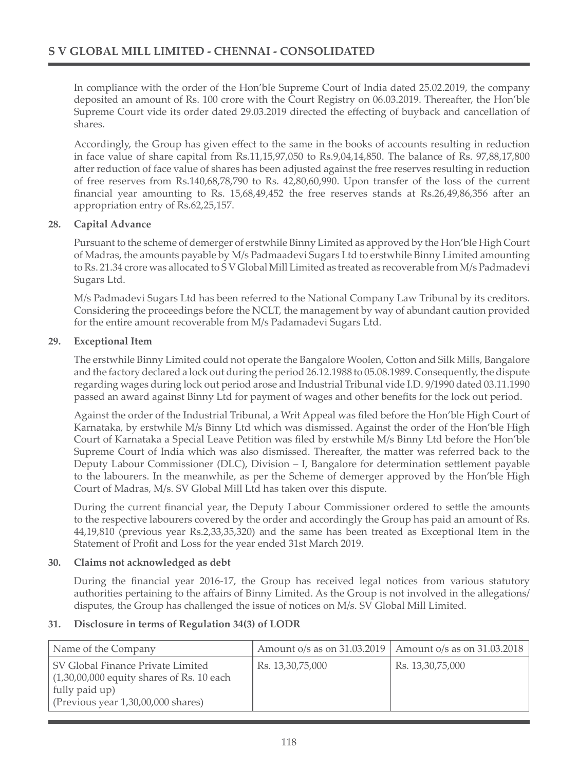In compliance with the order of the Hon'ble Supreme Court of India dated 25.02.2019, the company deposited an amount of Rs. 100 crore with the Court Registry on 06.03.2019. Thereafter, the Hon'ble Supreme Court vide its order dated 29.03.2019 directed the effecting of buyback and cancellation of shares.

Accordingly, the Group has given effect to the same in the books of accounts resulting in reduction in face value of share capital from Rs.11,15,97,050 to Rs.9,04,14,850. The balance of Rs. 97,88,17,800 after reduction of face value of shares has been adjusted against the free reserves resulting in reduction of free reserves from Rs.140,68,78,790 to Rs. 42,80,60,990. Upon transfer of the loss of the current financial year amounting to Rs. 15,68,49,452 the free reserves stands at Rs.26,49,86,356 after an appropriation entry of Rs.62,25,157.

## 28. Capital Advance

Pursuant to the scheme of demerger of erstwhile Binny Limited as approved by the Hon'ble High Court of Madras, the amounts payable by M/s Padmaadevi Sugars Ltd to erstwhile Binny Limited amounting to Rs. 21.34 crore was allocated to S V Global Mill Limited as treated as recoverable from M/s Padmadevi Sugars Ltd.

M/s Padmadevi Sugars Ltd has been referred to the National Company Law Tribunal by its creditors. Considering the proceedings before the NCLT, the management by way of abundant caution provided for the entire amount recoverable from M/s Padamadevi Sugars Ltd.

## 29. Exceptional Item

The erstwhile Binny Limited could not operate the Bangalore Woolen, Cotton and Silk Mills, Bangalore and the factory declared a lock out during the period 26.12.1988 to 05.08.1989. Consequently, the dispute regarding wages during lock out period arose and Industrial Tribunal vide I.D. 9/1990 dated 03.11.1990 passed an award against Binny Ltd for payment of wages and other benefits for the lock out period.

Against the order of the Industrial Tribunal, a Writ Appeal was filed before the Hon'ble High Court of Karnataka, by erstwhile M/s Binny Ltd which was dismissed. Against the order of the Hon'ble High Court of Karnataka a Special Leave Petition was filed by erstwhile M/s Binny Ltd before the Hon'ble Supreme Court of India which was also dismissed. Thereafter, the matter was referred back to the Deputy Labour Commissioner (DLC), Division – I, Bangalore for determination settlement payable to the labourers. In the meanwhile, as per the Scheme of demerger approved by the Hon'ble High Court of Madras, M/s. SV Global Mill Ltd has taken over this dispute.

During the current financial year, the Deputy Labour Commissioner ordered to settle the amounts to the respective labourers covered by the order and accordingly the Group has paid an amount of Rs. 44,19,810 (previous year Rs.2,33,35,320) and the same has been treated as Exceptional Item in the Statement of Profit and Loss for the year ended 31st March 2019.

## 30. Claims not acknowledged as debt

During the financial year 2016-17, the Group has received legal notices from various statutory authorities pertaining to the affairs of Binny Limited. As the Group is not involved in the allegations/ disputes, the Group has challenged the issue of notices on M/s. SV Global Mill Limited.

## 31. Disclosure in terms of Regulation 34(3) of LODR

| Name of the Company | Amount o/s as on 31.03.2019 | Amount o/s as on 31.03.2018 |
|---|---|---|
| SV Global Finance Private Limited (1,30,00,000 equity shares of Rs. 10 each fully paid up) (Previous year 1,30,00,000 shares) | Rs. 13,30,75,000 | Rs. 13,30,75,000 |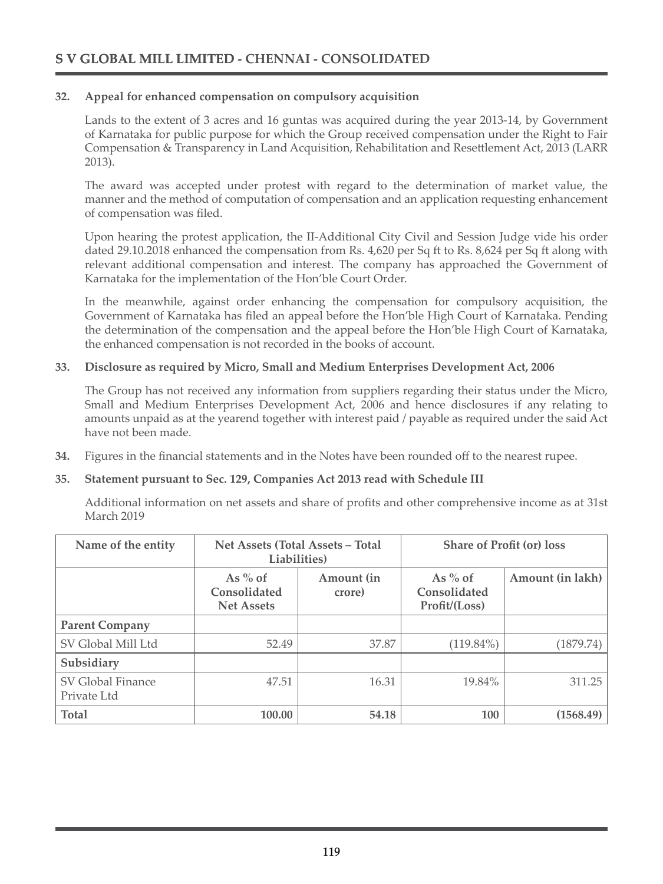### 32. Appeal for enhanced compensation on compulsory acquisition

Lands to the extent of 3 acres and 16 guntas was acquired during the year 2013-14, by Government of Karnataka for public purpose for which the Group received compensation under the Right to Fair Compensation & Transparency in Land Acquisition, Rehabilitation and Resettlement Act, 2013 (LARR 2013).

The award was accepted under protest with regard to the determination of market value, the manner and the method of computation of compensation and an application requesting enhancement of compensation was filed.

Upon hearing the protest application, the II-Additional City Civil and Session Judge vide his order dated 29.10.2018 enhanced the compensation from Rs. 4,620 per Sq ft to Rs. 8,624 per Sq ft along with relevant additional compensation and interest. The company has approached the Government of Karnataka for the implementation of the Hon'ble Court Order.

In the meanwhile, against order enhancing the compensation for compulsory acquisition, the Government of Karnataka has filed an appeal before the Hon'ble High Court of Karnataka. Pending the determination of the compensation and the appeal before the Hon'ble High Court of Karnataka, the enhanced compensation is not recorded in the books of account.

### 33. Disclosure as required by Micro, Small and Medium Enterprises Development Act, 2006

The Group has not received any information from suppliers regarding their status under the Micro, Small and Medium Enterprises Development Act, 2006 and hence disclosures if any relating to amounts unpaid as at the yearend together with interest paid / payable as required under the said Act have not been made.

**34.** Figures in the financial statements and in the Notes have been rounded off to the nearest rupee.

### 35. Statement pursuant to Sec. 129, Companies Act 2013 read with Schedule III

Additional information on net assets and share of profits and other comprehensive income as at 31st March 2019

| Name of the entity | Net Assets (Total Assets – Total Liabilities) | | Share of Profit (or) loss | |
|---|---|---|---|---|
| | As % of Consolidated Net Assets | Amount (in crore) | As % of Consolidated Profit/(Loss) | Amount (in lakh) |
| **Parent Company** | | | | |
| SV Global Mill Ltd | 52.49 | 37.87 | (119.84%) | (1879.74) |
| **Subsidiary** | | | | |
| SV Global Finance Private Ltd | 47.51 | 16.31 | 19.84% | 311.25 |
| **Total** | **100.00** | **54.18** | **100** | **(1568.49)** |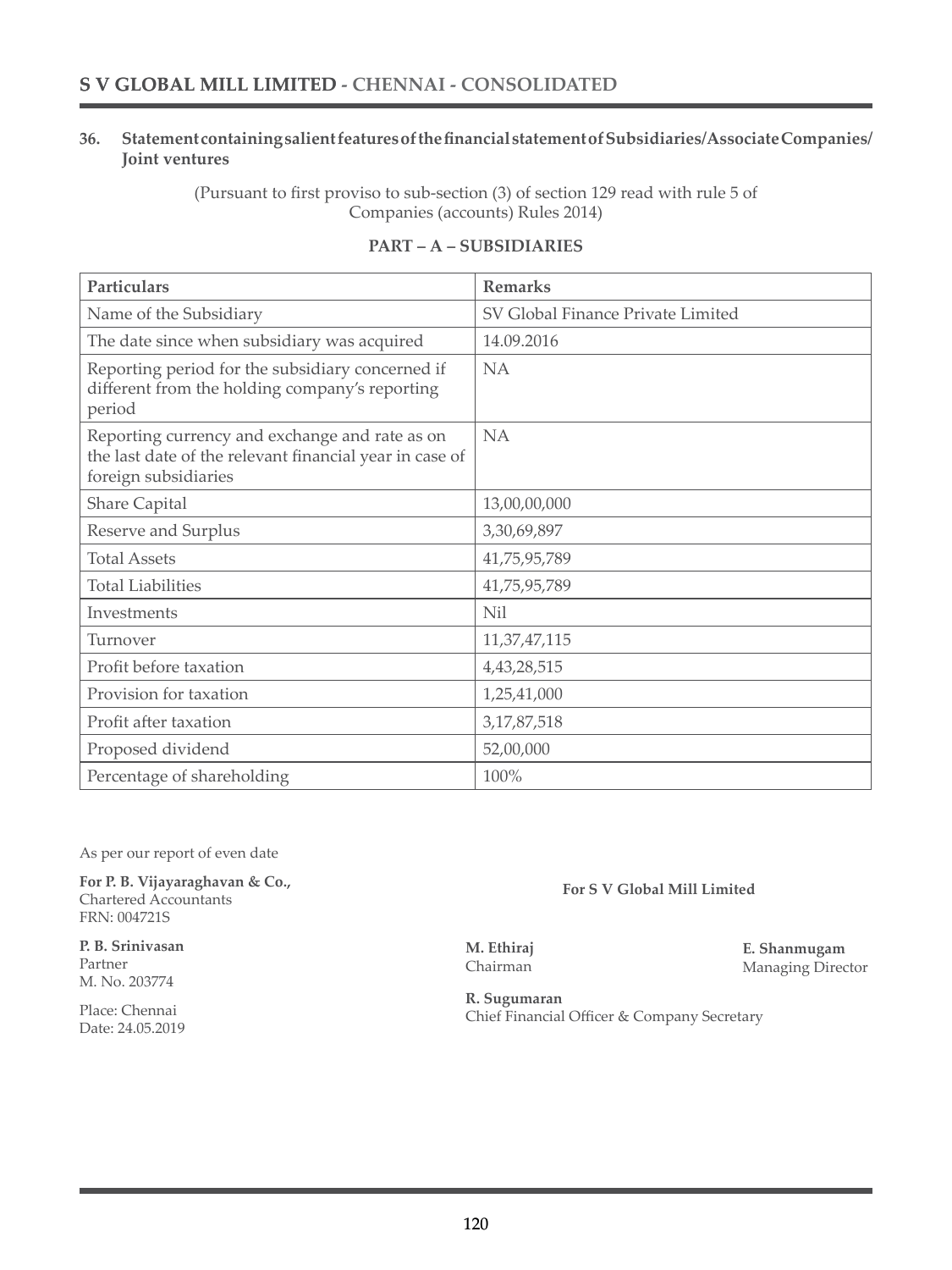## 36. Statement containing salient features of the financial statement of Subsidiaries/Associate Companies/ Joint ventures

(Pursuant to first proviso to sub-section (3) of section 129 read with rule 5 of Companies (accounts) Rules 2014)

### PART – A – SUBSIDIARIES

| Particulars | Remarks |
|---|---|
| Name of the Subsidiary | SV Global Finance Private Limited |
| The date since when subsidiary was acquired | 14.09.2016 |
| Reporting period for the subsidiary concerned if different from the holding company's reporting period | NA |
| Reporting currency and exchange and rate as on the last date of the relevant financial year in case of foreign subsidiaries | NA |
| Share Capital | 13,00,00,000 |
| Reserve and Surplus | 3,30,69,897 |
| Total Assets | 41,75,95,789 |
| Total Liabilities | 41,75,95,789 |
| Investments | Nil |
| Turnover | 11,37,47,115 |
| Profit before taxation | 4,43,28,515 |
| Provision for taxation | 1,25,41,000 |
| Profit after taxation | 3,17,87,518 |
| Proposed dividend | 52,00,000 |
| Percentage of shareholding | 100% |

As per our report of even date

**For P. B. Vijayaraghavan & Co.,**
Chartered Accountants
FRN: 004721S

**P. B. Srinivasan**
Partner
M. No. 203774

Place: Chennai
Date: 24.05.2019

**For S V Global Mill Limited**

**M. Ethiraj**
Chairman

**E. Shanmugam**
Managing Director

**R. Sugumaran**
Chief Financial Officer & Company Secretary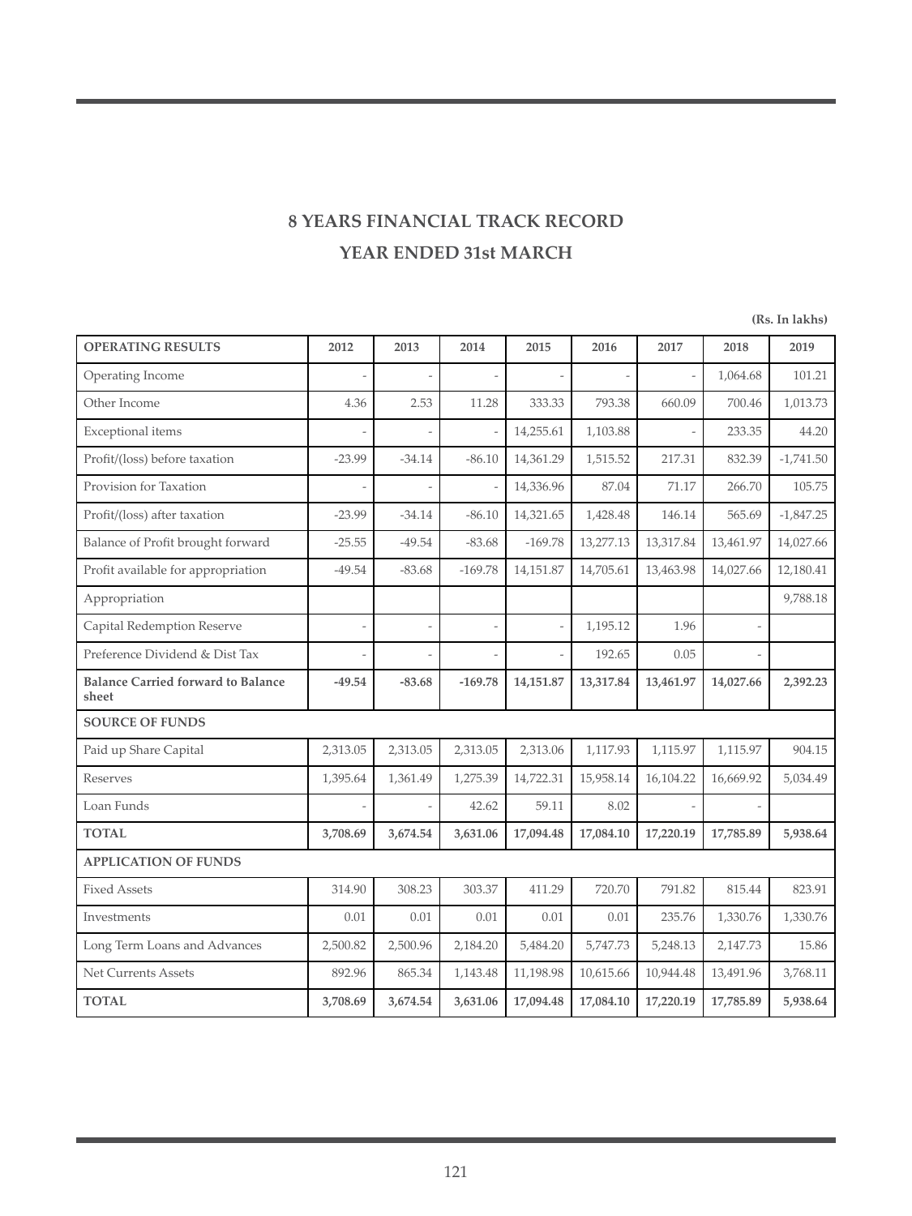# 8 YEARS FINANCIAL TRACK RECORD

## YEAR ENDED 31st MARCH

**(Rs. In lakhs)**

| OPERATING RESULTS | 2012 | 2013 | 2014 | 2015 | 2016 | 2017 | 2018 | 2019 |
|---|---|---|---|---|---|---|---|---|
| Operating Income | - | - | - | - | - | - | 1,064.68 | 101.21 |
| Other Income | 4.36 | 2.53 | 11.28 | 333.33 | 793.38 | 660.09 | 700.46 | 1,013.73 |
| Exceptional items | - | - | - | 14,255.61 | 1,103.88 | - | 233.35 | 44.20 |
| Profit/(loss) before taxation | -23.99 | -34.14 | -86.10 | 14,361.29 | 1,515.52 | 217.31 | 832.39 | -1,741.50 |
| Provision for Taxation | - | - | - | 14,336.96 | 87.04 | 71.17 | 266.70 | 105.75 |
| Profit/(loss) after taxation | -23.99 | -34.14 | -86.10 | 14,321.65 | 1,428.48 | 146.14 | 565.69 | -1,847.25 |
| Balance of Profit brought forward | -25.55 | -49.54 | -83.68 | -169.78 | 13,277.13 | 13,317.84 | 13,461.97 | 14,027.66 |
| Profit available for appropriation | -49.54 | -83.68 | -169.78 | 14,151.87 | 14,705.61 | 13,463.98 | 14,027.66 | 12,180.41 |
| Appropriation | | | | | | | | 9,788.18 |
| Capital Redemption Reserve | - | - | - | - | 1,195.12 | 1.96 | - | |
| Preference Dividend & Dist Tax | - | - | - | - | 192.65 | 0.05 | - | |
| **Balance Carried forward to Balance sheet** | **-49.54** | **-83.68** | **-169.78** | **14,151.87** | **13,317.84** | **13,461.97** | **14,027.66** | **2,392.23** |
| **SOURCE OF FUNDS** | | | | | | | | |
| Paid up Share Capital | 2,313.05 | 2,313.05 | 2,313.05 | 2,313.06 | 1,117.93 | 1,115.97 | 1,115.97 | 904.15 |
| Reserves | 1,395.64 | 1,361.49 | 1,275.39 | 14,722.31 | 15,958.14 | 16,104.22 | 16,669.92 | 5,034.49 |
| Loan Funds | - | - | 42.62 | 59.11 | 8.02 | - | - | |
| **TOTAL** | **3,708.69** | **3,674.54** | **3,631.06** | **17,094.48** | **17,084.10** | **17,220.19** | **17,785.89** | **5,938.64** |
| **APPLICATION OF FUNDS** | | | | | | | | |
| Fixed Assets | 314.90 | 308.23 | 303.37 | 411.29 | 720.70 | 791.82 | 815.44 | 823.91 |
| Investments | 0.01 | 0.01 | 0.01 | 0.01 | 0.01 | 235.76 | 1,330.76 | 1,330.76 |
| Long Term Loans and Advances | 2,500.82 | 2,500.96 | 2,184.20 | 5,484.20 | 5,747.73 | 5,248.13 | 2,147.73 | 15.86 |
| Net Currents Assets | 892.96 | 865.34 | 1,143.48 | 11,198.98 | 10,615.66 | 10,944.48 | 13,491.96 | 3,768.11 |
| **TOTAL** | **3,708.69** | **3,674.54** | **3,631.06** | **17,094.48** | **17,084.10** | **17,220.19** | **17,785.89** | **5,938.64** |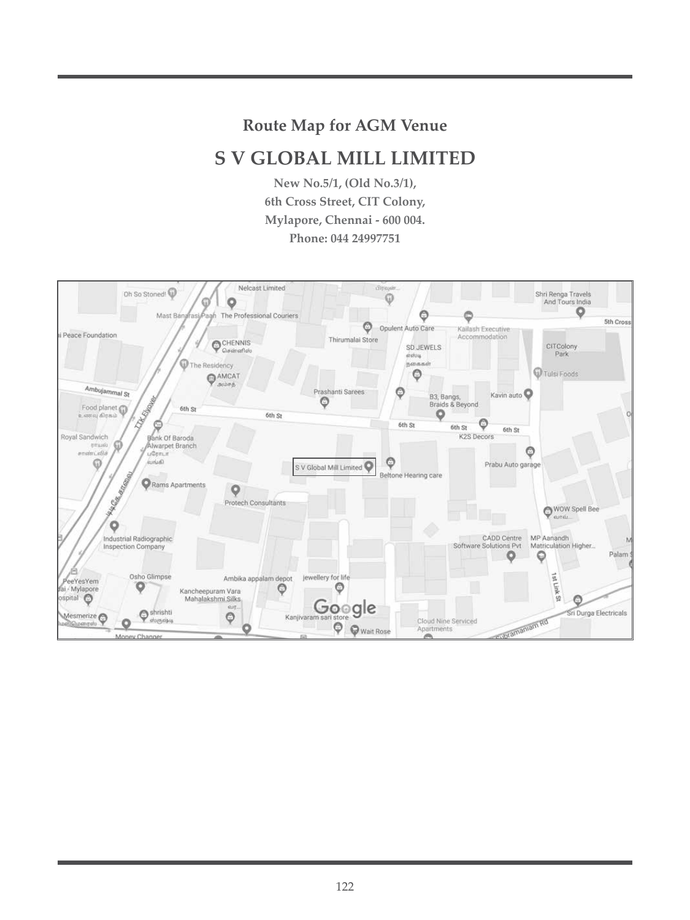## Route Map for AGM Venue

# S V GLOBAL MILL LIMITED

**New No.5/1, (Old No.3/1),**
**6th Cross Street, CIT Colony,**
**Mylapore, Chennai - 600 004.**
**Phone: 044 24997751**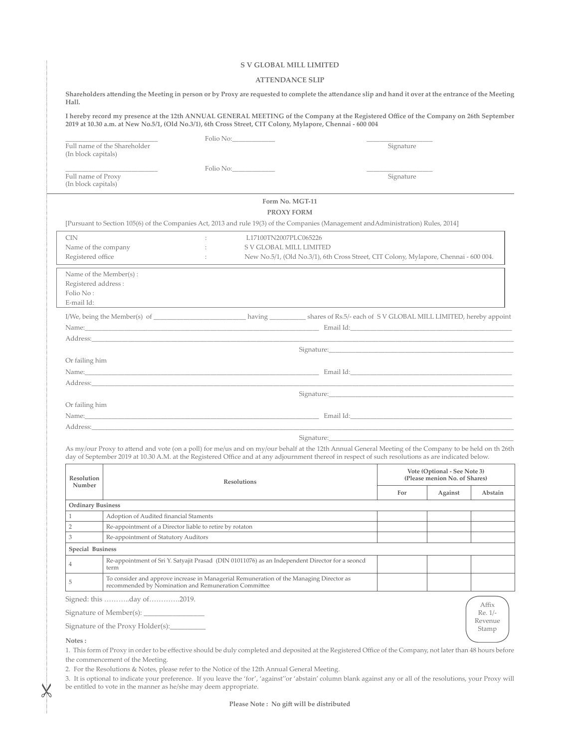# S V GLOBAL MILL LIMITED

## ATTENDANCE SLIP

**Shareholders attending the Meeting in person or by Proxy are requested to complete the attendance slip and hand it over at the entrance of the Meeting Hall.**

**I hereby record my presence at the 12th ANNUAL GENERAL MEETING of the Company at the Registered Office of the Company on 26th September 2019 at 10.30 a.m. at New No.5/1, (Old No.3/1), 6th Cross Street, CIT Colony, Mylapore, Chennai - 600 004**

____________________ Folio No:__________ ______________

Full name of the Shareholder (In block capitals) Signature

____________________ Folio No:__________ ______________

Full name of Proxy (In block capitals) Signature

---

**Form No. MGT-11**

**PROXY FORM**

[Pursuant to Section 105(6) of the Companies Act, 2013 and rule 19(3) of the Companies (Management andAdministration) Rules, 2014]

| | | |
|---|---|---|
| CIN | : | L17100TN2007PLC065226 |
| Name of the company | : | S V GLOBAL MILL LIMITED |
| Registered office | : | New No.5/1, (Old No.3/1), 6th Cross Street, CIT Colony, Mylapore, Chennai - 600 004. |

Name of the Member(s) :
Registered address :
Folio No :
E-mail Id:

I/We, being the Member(s) of ____________________ having __________ shares of Rs.5/- each of S V GLOBAL MILL LIMITED, hereby appoint

Name:______________________________ Email Id:______________________________

Address:____________________________________________________________

Signature:______________________________

Or failing him

Name:______________________________ Email Id:______________________________

Address:____________________________________________________________

Signature:______________________________

Or failing him

Name:______________________________ Email Id:______________________________

Address:____________________________________________________________

Signature:______________________________

As my/our Proxy to attend and vote (on a poll) for me/us and on my/our behalf at the 12th Annual General Meeting of the Company to be held on th 26th day of September 2019 at 10.30 A.M. at the Registered Office and at any adjournment thereof in respect of such resolutions as are indicated below.

| Resolution Number | Resolutions | Vote (Optional - See Note 3) (Please menion No. of Shares) | | |
|---|---|---|---|---|
| | | For | Against | Abstain |
| **Ordinary Business** | | | | |
| 1 | Adoption of Audited financial Staments | | | |
| 2 | Re-appointment of a Director liable to retire by rotaton | | | |
| 3 | Re-appointment of Statutory Auditors | | | |
| **Special Business** | | | | |
| 4 | Re-appointment of Sri Y. Satyajit Prasad (DIN 01011076) as an Independent Director for a seoncd term | | | |
| 5 | To consider and approve increase in Managerial Remuneration of the Managing Director as recommended by Nomination and Remuneration Committee | | | |

Signed: this ………..day of………….2019.

Signature of Member(s): ______________

Signature of the Proxy Holder(s):________

Affix Re. 1/- Revenue Stamp

**Notes :**

1. This form of Proxy in order to be effective should be duly completed and deposited at the Registered Office of the Company, not later than 48 hours before the commencement of the Meeting.
2. For the Resolutions & Notes, please refer to the Notice of the 12th Annual General Meeting.
3. It is optional to indicate your preference. If you leave the 'for', 'against''or 'abstain' column blank against any or all of the resolutions, your Proxy will be entitled to vote in the manner as he/she may deem appropriate.

**Please Note : No gift will be distributed**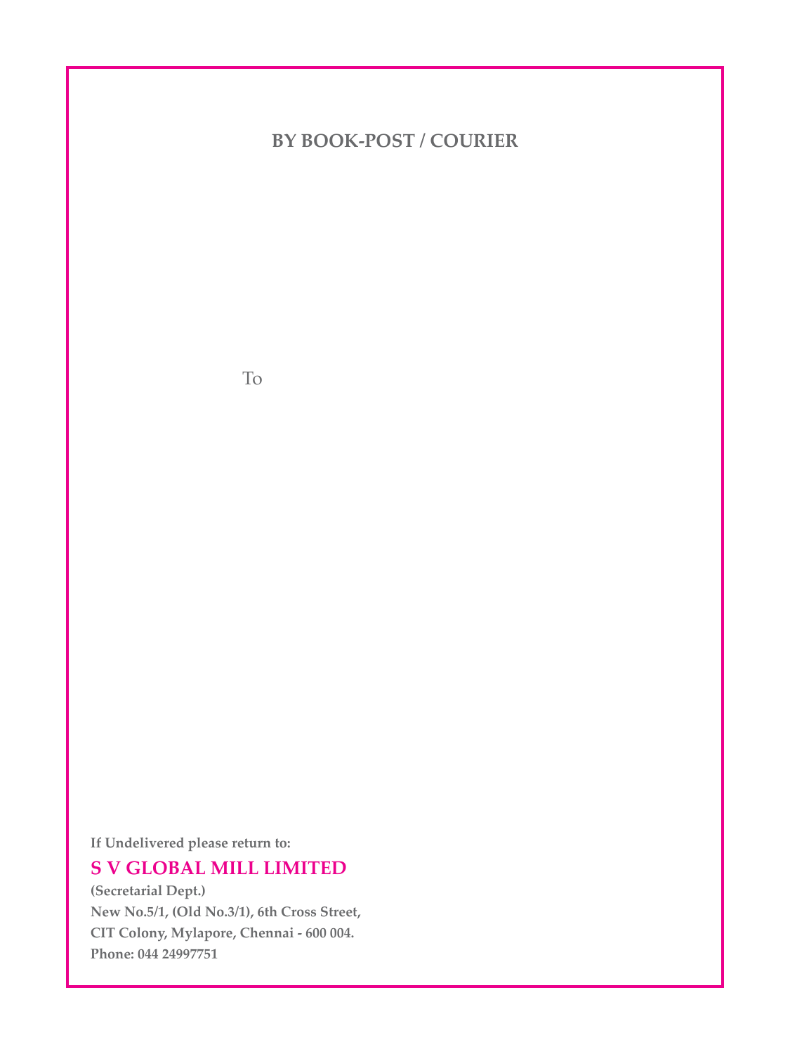**BY BOOK-POST / COURIER**

To

**If Undelivered please return to:**

**S V GLOBAL MILL LIMITED**

**(Secretarial Dept.)**
**New No.5/1, (Old No.3/1), 6th Cross Street,**
**CIT Colony, Mylapore, Chennai - 600 004.**
**Phone: 044 24997751**